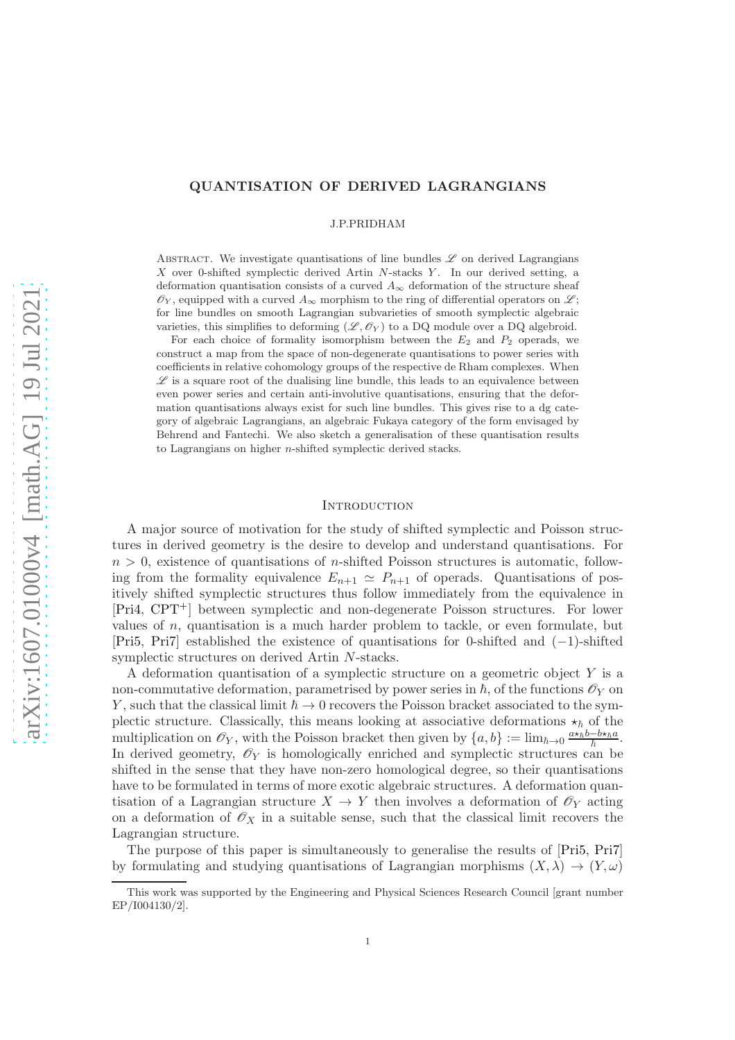# QUANTISATION OF DERIVED LAGRANGIANS

J.P.PRIDHAM

ABSTRACT. We investigate quantisations of line bundles $\mathscr{L}$ on derived Lagrangians $X$ over 0-shifted symplectic derived Artin $N$-stacks $Y$. In our derived setting, a deformation quantisation consists of a curved $A_\infty$ deformation of the structure sheaf $\mathscr{O}_Y$, equipped with a curved $A_\infty$ morphism to the ring of differential operators on $\mathscr{L}$; for line bundles on smooth Lagrangian subvarieties of smooth symplectic algebraic varieties, this simplifies to deforming $(\mathscr{L}, \mathscr{O}_Y)$ to a DQ module over a DQ algebroid.

For each choice of formality isomorphism between the $E_2$ and $P_2$ operads, we construct a map from the space of non-degenerate quantisations to power series with coefficients in relative cohomology groups of the respective de Rham complexes. When $\mathscr{L}$ is a square root of the dualising line bundle, this leads to an equivalence between even power series and certain anti-involutive quantisations, ensuring that the deformation quantisations always exist for such line bundles. This gives rise to a dg category of algebraic Lagrangians, an algebraic Fukaya category of the form envisaged by Behrend and Fantechi. We also sketch a generalisation of these quantisation results to Lagrangians on higher $n$-shifted symplectic derived stacks.

## INTRODUCTION

A major source of motivation for the study of shifted symplectic and Poisson structures in derived geometry is the desire to develop and understand quantisations. For $n > 0$, existence of quantisations of $n$-shifted Poisson structures is automatic, following from the formality equivalence $E_{n+1} \simeq P_{n+1}$ of operads. Quantisations of positively shifted symplectic structures thus follow immediately from the equivalence in [Pri4, CPT+] between symplectic and non-degenerate Poisson structures. For lower values of $n$, quantisation is a much harder problem to tackle, or even formulate, but [Pri5, Pri7] established the existence of quantisations for 0-shifted and $(-1)$-shifted symplectic structures on derived Artin $N$-stacks.

A deformation quantisation of a symplectic structure on a geometric object $Y$ is a non-commutative deformation, parametrised by power series in $\hbar$, of the functions $\mathscr{O}_Y$ on $Y$, such that the classical limit $\hbar \to 0$ recovers the Poisson bracket associated to the symplectic structure. Classically, this means looking at associative deformations $\star_\hbar$ of the multiplication on $\mathscr{O}_Y$, with the Poisson bracket then given by $\{a, b\} := \lim_{\hbar \to 0} \frac{a \star_\hbar b - b \star_\hbar a}{\hbar}$. In derived geometry, $\mathscr{O}_Y$ is homologically enriched and symplectic structures can be shifted in the sense that they have non-zero homological degree, so their quantisations have to be formulated in terms of more exotic algebraic structures. A deformation quantisation of a Lagrangian structure $X \to Y$ then involves a deformation of $\mathscr{O}_Y$ acting on a deformation of $\mathscr{O}_X$ in a suitable sense, such that the classical limit recovers the Lagrangian structure.

The purpose of this paper is simultaneously to generalise the results of [Pri5, Pri7] by formulating and studying quantisations of Lagrangian morphisms $(X, \lambda) \to (Y, \omega)$

---

This work was supported by the Engineering and Physical Sciences Research Council [grant number EP/I004130/2].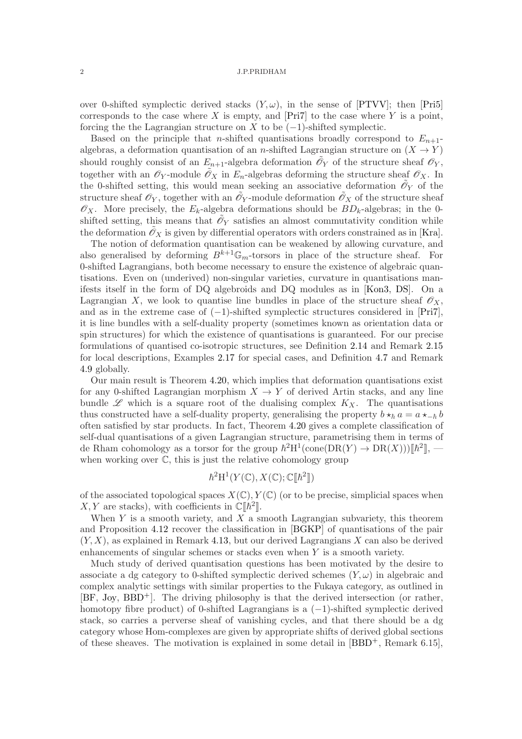over 0-shifted symplectic derived stacks $(Y, \omega)$, in the sense of [PTVV]; then [Pri5] corresponds to the case where $X$ is empty, and [Pri7] to the case where $Y$ is a point, forcing the the Lagrangian structure on $X$ to be $(-1)$-shifted symplectic.

Based on the principle that $n$-shifted quantisations broadly correspond to $E_{n+1}$-algebras, a deformation quantisation of an $n$-shifted Lagrangian structure on $(X \to Y)$ should roughly consist of an $E_{n+1}$-algebra deformation $\tilde{\mathscr{O}}_Y$ of the structure sheaf $\mathscr{O}_Y$, together with an $\mathscr{O}_Y$-module $\tilde{\mathscr{O}}_X$ in $E_n$-algebras deforming the structure sheaf $\mathscr{O}_X$. In the 0-shifted setting, this would mean seeking an associative deformation $\tilde{\mathscr{O}}_Y$ of the structure sheaf $\mathscr{O}_Y$, together with an $\tilde{\mathscr{O}}_Y$-module deformation $\tilde{\mathscr{O}}_X$ of the structure sheaf $\mathscr{O}_X$. More precisely, the $E_k$-algebra deformations should be $BD_k$-algebras; in the 0-shifted setting, this means that $\tilde{\mathscr{O}}_Y$ satisfies an almost commutativity condition while the deformation $\tilde{\mathscr{O}}_X$ is given by differential operators with orders constrained as in [Kra].

The notion of deformation quantisation can be weakened by allowing curvature, and also generalised by deforming $B^{k+1}\mathbb{G}_m$-torsors in place of the structure sheaf. For 0-shifted Lagrangians, both become necessary to ensure the existence of algebraic quantisations. Even on (underived) non-singular varieties, curvature in quantisations manifests itself in the form of DQ algebroids and DQ modules as in [Kon3, DS]. On a Lagrangian $X$, we look to quantise line bundles in place of the structure sheaf $\mathscr{O}_X$, and as in the extreme case of $(-1)$-shifted symplectic structures considered in [Pri7], it is line bundles with a self-duality property (sometimes known as orientation data or spin structures) for which the existence of quantisations is guaranteed. For our precise formulations of quantised co-isotropic structures, see Definition 2.14 and Remark 2.15 for local descriptions, Examples 2.17 for special cases, and Definition 4.7 and Remark 4.9 globally.

Our main result is Theorem 4.20, which implies that deformation quantisations exist for any 0-shifted Lagrangian morphism $X \to Y$ of derived Artin stacks, and any line bundle $\mathscr{L}$ which is a square root of the dualising complex $K_X$. The quantisations thus constructed have a self-duality property, generalising the property $b \star_\hbar a = a \star_{-\hbar} b$ often satisfied by star products. In fact, Theorem 4.20 gives a complete classification of self-dual quantisations of a given Lagrangian structure, parametrising them in terms of de Rham cohomology as a torsor for the group $\hbar^2\mathrm{H}^1(\mathrm{cone}(\mathrm{DR}(Y) \to \mathrm{DR}(X)))[\![\hbar^2]\!]$, — when working over $\mathbb{C}$, this is just the relative cohomology group

$$\hbar^2\mathrm{H}^1(Y(\mathbb{C}), X(\mathbb{C}); \mathbb{C}[\![\hbar^2]\!])$$

of the associated topological spaces $X(\mathbb{C}), Y(\mathbb{C})$ (or to be precise, simplicial spaces when $X, Y$ are stacks), with coefficients in $\mathbb{C}[\![\hbar^2]\!]$.

When $Y$ is a smooth variety, and $X$ a smooth Lagrangian subvariety, this theorem and Proposition 4.12 recover the classification in [BGKP] of quantisations of the pair $(Y, X)$, as explained in Remark 4.13, but our derived Lagrangians $X$ can also be derived enhancements of singular schemes or stacks even when $Y$ is a smooth variety.

Much study of derived quantisation questions has been motivated by the desire to associate a dg category to 0-shifted symplectic derived schemes $(Y, \omega)$ in algebraic and complex analytic settings with similar properties to the Fukaya category, as outlined in [BF, Joy, BBD+]. The driving philosophy is that the derived intersection (or rather, homotopy fibre product) of 0-shifted Lagrangians is a $(-1)$-shifted symplectic derived stack, so carries a perverse sheaf of vanishing cycles, and that there should be a dg category whose Hom-complexes are given by appropriate shifts of derived global sections of these sheaves. The motivation is explained in some detail in [BBD+, Remark 6.15],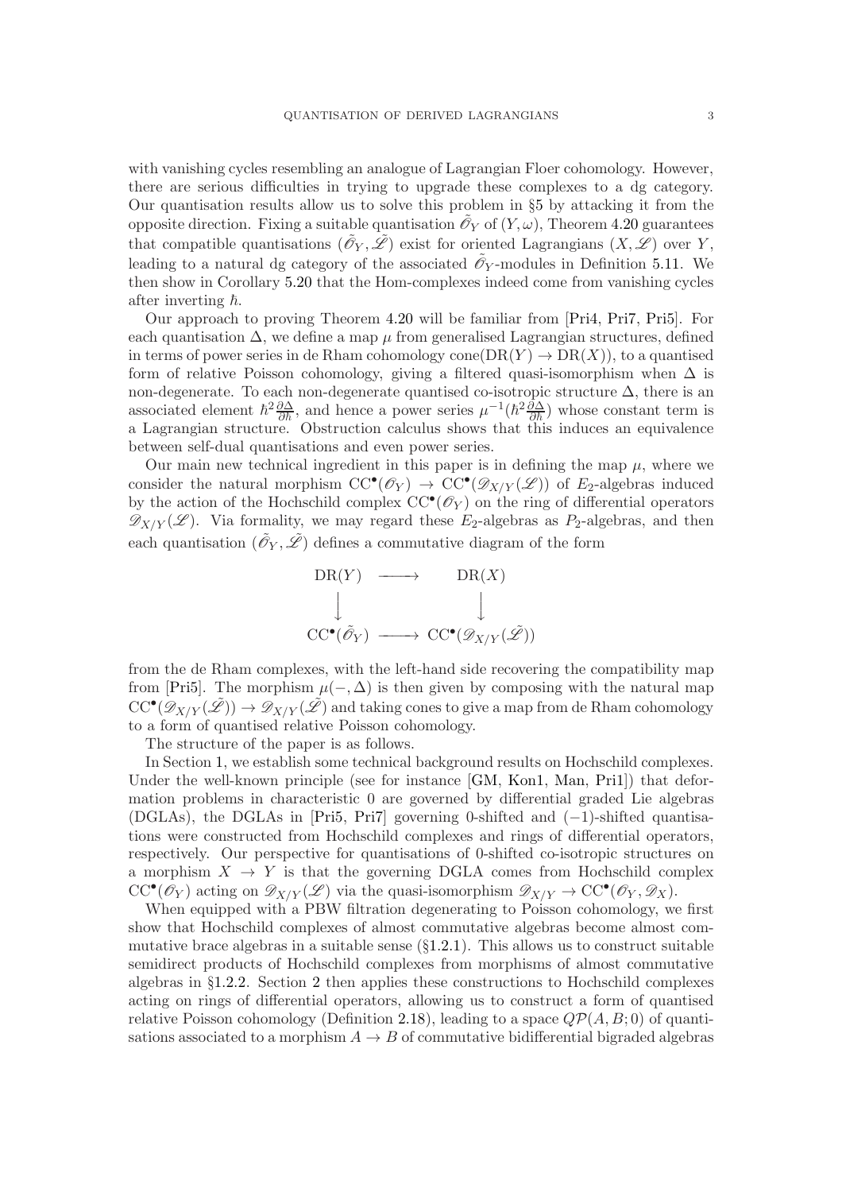with vanishing cycles resembling an analogue of Lagrangian Floer cohomology. However, there are serious difficulties in trying to upgrade these complexes to a dg category. Our quantisation results allow us to solve this problem in §5 by attacking it from the opposite direction. Fixing a suitable quantisation $\tilde{\mathscr{O}}_Y$ of $(Y,\omega)$, Theorem 4.20 guarantees that compatible quantisations $(\tilde{\mathscr{O}}_Y, \tilde{\mathscr{L}})$ exist for oriented Lagrangians $(X,\mathscr{L})$ over $Y$, leading to a natural dg category of the associated $\tilde{\mathscr{O}}_Y$-modules in Definition 5.11. We then show in Corollary 5.20 that the Hom-complexes indeed come from vanishing cycles after inverting $\hbar$.

Our approach to proving Theorem 4.20 will be familiar from [Pri4, Pri7, Pri5]. For each quantisation $\Delta$, we define a map $\mu$ from generalised Lagrangian structures, defined in terms of power series in de Rham cohomology $\mathrm{cone}(\mathrm{DR}(Y) \to \mathrm{DR}(X))$, to a quantised form of relative Poisson cohomology, giving a filtered quasi-isomorphism when $\Delta$ is non-degenerate. To each non-degenerate quantised co-isotropic structure $\Delta$, there is an associated element $\hbar^2 \frac{\partial \Delta}{\partial \hbar}$, and hence a power series $\mu^{-1}(\hbar^2 \frac{\partial \Delta}{\partial \hbar})$ whose constant term is a Lagrangian structure. Obstruction calculus shows that this induces an equivalence between self-dual quantisations and even power series.

Our main new technical ingredient in this paper is in defining the map $\mu$, where we consider the natural morphism $\mathrm{CC}^\bullet(\mathscr{O}_Y) \to \mathrm{CC}^\bullet(\mathscr{D}_{X/Y}(\mathscr{L}))$ of $E_2$-algebras induced by the action of the Hochschild complex $\mathrm{CC}^\bullet(\mathscr{O}_Y)$ on the ring of differential operators $\mathscr{D}_{X/Y}(\mathscr{L})$. Via formality, we may regard these $E_2$-algebras as $P_2$-algebras, and then each quantisation $(\tilde{\mathscr{O}}_Y, \tilde{\mathscr{L}})$ defines a commutative diagram of the form

$$
\begin{array}{ccc}
\mathrm{DR}(Y) & \longrightarrow & \mathrm{DR}(X) \\
\downarrow & & \downarrow \\
\mathrm{CC}^\bullet(\tilde{\mathscr{O}}_Y) & \longrightarrow & \mathrm{CC}^\bullet(\mathscr{D}_{X/Y}(\tilde{\mathscr{L}}))
\end{array}
$$

from the de Rham complexes, with the left-hand side recovering the compatibility map from [Pri5]. The morphism $\mu(-,\Delta)$ is then given by composing with the natural map $\mathrm{CC}^\bullet(\mathscr{D}_{X/Y}(\tilde{\mathscr{L}})) \to \mathscr{D}_{X/Y}(\tilde{\mathscr{L}})$ and taking cones to give a map from de Rham cohomology to a form of quantised relative Poisson cohomology.

The structure of the paper is as follows.

In Section 1, we establish some technical background results on Hochschild complexes. Under the well-known principle (see for instance [GM, Kon1, Man, Pri1]) that deformation problems in characteristic 0 are governed by differential graded Lie algebras (DGLAs), the DGLAs in [Pri5, Pri7] governing 0-shifted and $(-1)$-shifted quantisations were constructed from Hochschild complexes and rings of differential operators, respectively. Our perspective for quantisations of 0-shifted co-isotropic structures on a morphism $X \to Y$ is that the governing DGLA comes from Hochschild complex $\mathrm{CC}^\bullet(\mathscr{O}_Y)$ acting on $\mathscr{D}_{X/Y}(\mathscr{L})$ via the quasi-isomorphism $\mathscr{D}_{X/Y} \to \mathrm{CC}^\bullet(\mathscr{O}_Y, \mathscr{D}_X)$.

When equipped with a PBW filtration degenerating to Poisson cohomology, we first show that Hochschild complexes of almost commutative algebras become almost commutative brace algebras in a suitable sense (§1.2.1). This allows us to construct suitable semidirect products of Hochschild complexes from morphisms of almost commutative algebras in §1.2.2. Section 2 then applies these constructions to Hochschild complexes acting on rings of differential operators, allowing us to construct a form of quantised relative Poisson cohomology (Definition 2.18), leading to a space $Q\mathcal{P}(A,B;0)$ of quantisations associated to a morphism $A \to B$ of commutative bidifferential bigraded algebras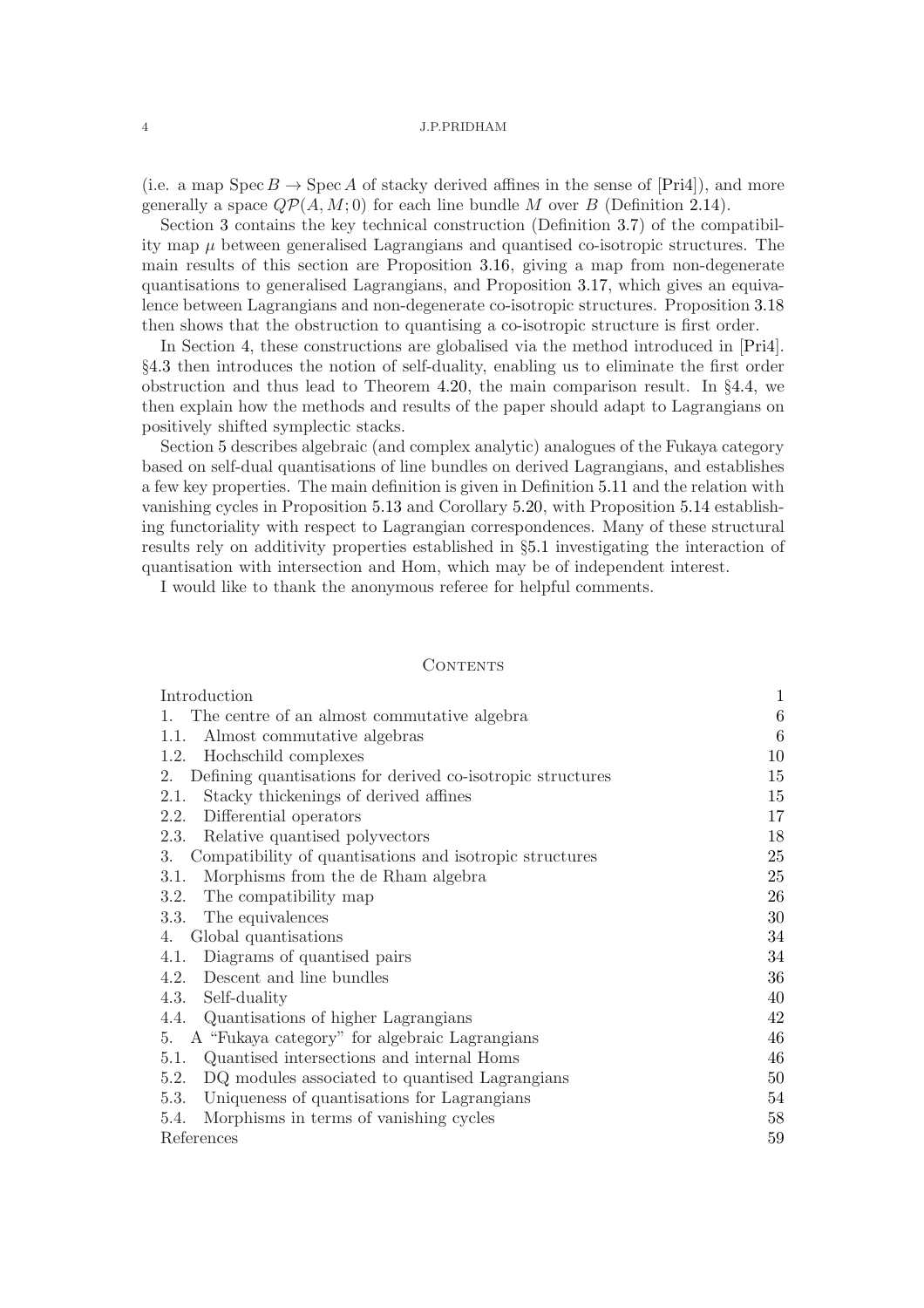(i.e. a map $\operatorname{Spec} B \to \operatorname{Spec} A$ of stacky derived affines in the sense of [Pri4]), and more generally a space $Q\mathcal{P}(A, M; 0)$ for each line bundle $M$ over $B$ (Definition 2.14).

Section 3 contains the key technical construction (Definition 3.7) of the compatibility map $\mu$ between generalised Lagrangians and quantised co-isotropic structures. The main results of this section are Proposition 3.16, giving a map from non-degenerate quantisations to generalised Lagrangians, and Proposition 3.17, which gives an equivalence between Lagrangians and non-degenerate co-isotropic structures. Proposition 3.18 then shows that the obstruction to quantising a co-isotropic structure is first order.

In Section 4, these constructions are globalised via the method introduced in [Pri4]. §4.3 then introduces the notion of self-duality, enabling us to eliminate the first order obstruction and thus lead to Theorem 4.20, the main comparison result. In §4.4, we then explain how the methods and results of the paper should adapt to Lagrangians on positively shifted symplectic stacks.

Section 5 describes algebraic (and complex analytic) analogues of the Fukaya category based on self-dual quantisations of line bundles on derived Lagrangians, and establishes a few key properties. The main definition is given in Definition 5.11 and the relation with vanishing cycles in Proposition 5.13 and Corollary 5.20, with Proposition 5.14 establishing functoriality with respect to Lagrangian correspondences. Many of these structural results rely on additivity properties established in §5.1 investigating the interaction of quantisation with intersection and Hom, which may be of independent interest.

I would like to thank the anonymous referee for helpful comments.

## Contents

| | |
|---|---|
| Introduction | 1 |
| 1. The centre of an almost commutative algebra | 6 |
| 1.1. Almost commutative algebras | 6 |
| 1.2. Hochschild complexes | 10 |
| 2. Defining quantisations for derived co-isotropic structures | 15 |
| 2.1. Stacky thickenings of derived affines | 15 |
| 2.2. Differential operators | 17 |
| 2.3. Relative quantised polyvectors | 18 |
| 3. Compatibility of quantisations and isotropic structures | 25 |
| 3.1. Morphisms from the de Rham algebra | 25 |
| 3.2. The compatibility map | 26 |
| 3.3. The equivalences | 30 |
| 4. Global quantisations | 34 |
| 4.1. Diagrams of quantised pairs | 34 |
| 4.2. Descent and line bundles | 36 |
| 4.3. Self-duality | 40 |
| 4.4. Quantisations of higher Lagrangians | 42 |
| 5. A "Fukaya category" for algebraic Lagrangians | 46 |
| 5.1. Quantised intersections and internal Homs | 46 |
| 5.2. DQ modules associated to quantised Lagrangians | 50 |
| 5.3. Uniqueness of quantisations for Lagrangians | 54 |
| 5.4. Morphisms in terms of vanishing cycles | 58 |
| References | 59 |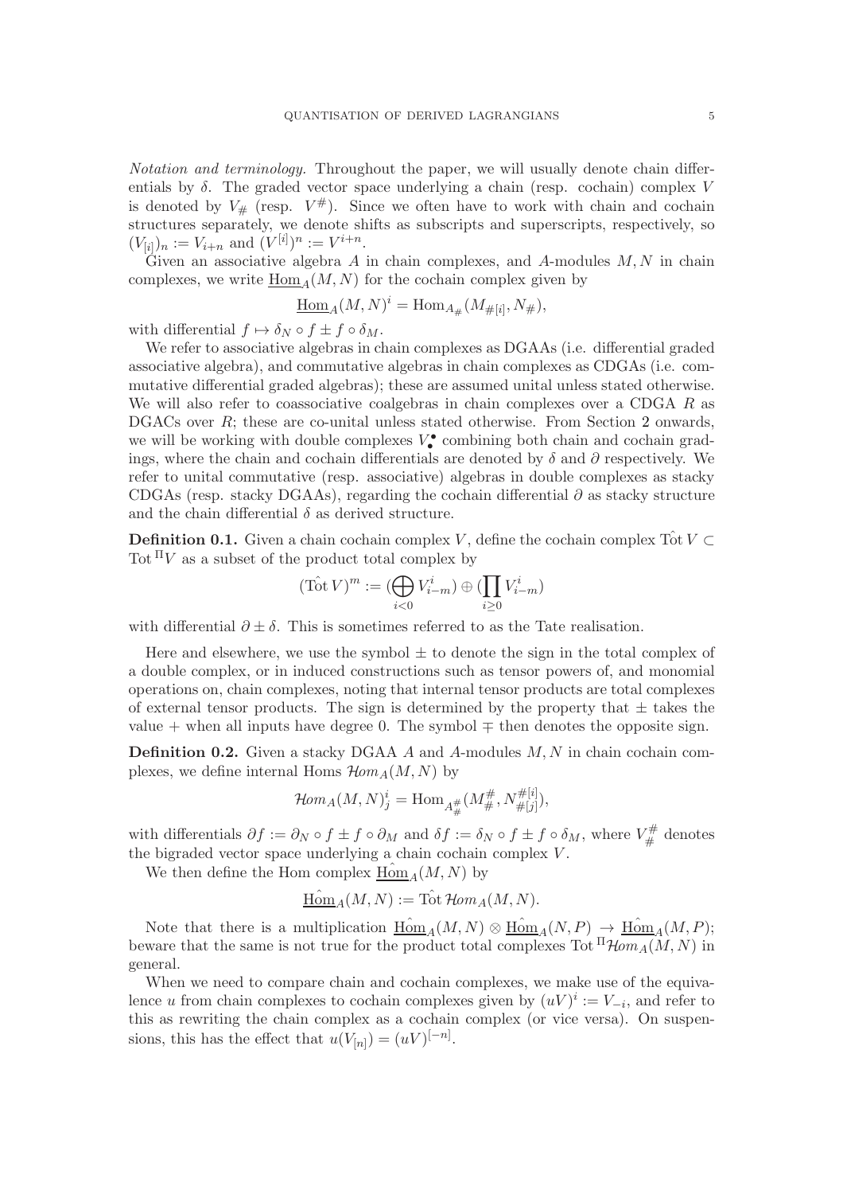*Notation and terminology.* Throughout the paper, we will usually denote chain differentials by $\delta$. The graded vector space underlying a chain (resp. cochain) complex $V$ is denoted by $V_\#$ (resp. $V^\#$). Since we often have to work with chain and cochain structures separately, we denote shifts as subscripts and superscripts, respectively, so $(V_{[i]})_n := V_{i+n}$ and $(V^{[i]})^n := V^{i+n}$.

Given an associative algebra $A$ in chain complexes, and $A$-modules $M, N$ in chain complexes, we write $\underline{\mathrm{Hom}}_A(M,N)$ for the cochain complex given by

$$\underline{\mathrm{Hom}}_A(M,N)^i = \mathrm{Hom}_{A_\#}(M_{\#[i]}, N_\#),$$

with differential $f \mapsto \delta_N \circ f \pm f \circ \delta_M$.

We refer to associative algebras in chain complexes as DGAAs (i.e. differential graded associative algebra), and commutative algebras in chain complexes as CDGAs (i.e. commutative differential graded algebras); these are assumed unital unless stated otherwise. We will also refer to coassociative coalgebras in chain complexes over a CDGA $R$ as DGACs over $R$; these are co-unital unless stated otherwise. From Section 2 onwards, we will be working with double complexes $V_\bullet^\bullet$ combining both chain and cochain gradings, where the chain and cochain differentials are denoted by $\delta$ and $\partial$ respectively. We refer to unital commutative (resp. associative) algebras in double complexes as stacky CDGAs (resp. stacky DGAAs), regarding the cochain differential $\partial$ as stacky structure and the chain differential $\delta$ as derived structure.

**Definition 0.1.** Given a chain cochain complex $V$, define the cochain complex $\hat{\mathrm{Tot}}\, V \subset \mathrm{Tot}^\Pi V$ as a subset of the product total complex by

$$(\hat{\mathrm{Tot}}\, V)^m := (\bigoplus_{i<0} V^i_{i-m}) \oplus (\prod_{i \geq 0} V^i_{i-m})$$

with differential $\partial \pm \delta$. This is sometimes referred to as the Tate realisation.

Here and elsewhere, we use the symbol $\pm$ to denote the sign in the total complex of a double complex, or in induced constructions such as tensor powers of, and monomial operations on, chain complexes, noting that internal tensor products are total complexes of external tensor products. The sign is determined by the property that $\pm$ takes the value $+$ when all inputs have degree 0. The symbol $\mp$ then denotes the opposite sign.

**Definition 0.2.** Given a stacky DGAA $A$ and $A$-modules $M, N$ in chain cochain complexes, we define internal Homs $\mathcal{H}om_A(M,N)$ by

$$\mathcal{H}om_A(M,N)^i_j = \mathrm{Hom}_{A^\#_\#}(M^\#_\#, N^{\#[i]}_{\#[j]}),$$

with differentials $\partial f := \partial_N \circ f \pm f \circ \partial_M$ and $\delta f := \delta_N \circ f \pm f \circ \delta_M$, where $V^\#_\#$ denotes the bigraded vector space underlying a chain cochain complex $V$.

We then define the Hom complex $\hat{\underline{\mathrm{Hom}}}_A(M,N)$ by

$$\hat{\underline{\mathrm{Hom}}}_A(M,N) := \hat{\mathrm{Tot}}\, \mathcal{H}om_A(M,N).$$

Note that there is a multiplication $\hat{\underline{\mathrm{Hom}}}_A(M,N) \otimes \hat{\underline{\mathrm{Hom}}}_A(N,P) \to \hat{\underline{\mathrm{Hom}}}_A(M,P)$; beware that the same is not true for the product total complexes $\mathrm{Tot}^\Pi \mathcal{H}om_A(M,N)$ in general.

When we need to compare chain and cochain complexes, we make use of the equivalence $u$ from chain complexes to cochain complexes given by $(uV)^i := V_{-i}$, and refer to this as rewriting the chain complex as a cochain complex (or vice versa). On suspensions, this has the effect that $u(V_{[n]}) = (uV)^{[-n]}$.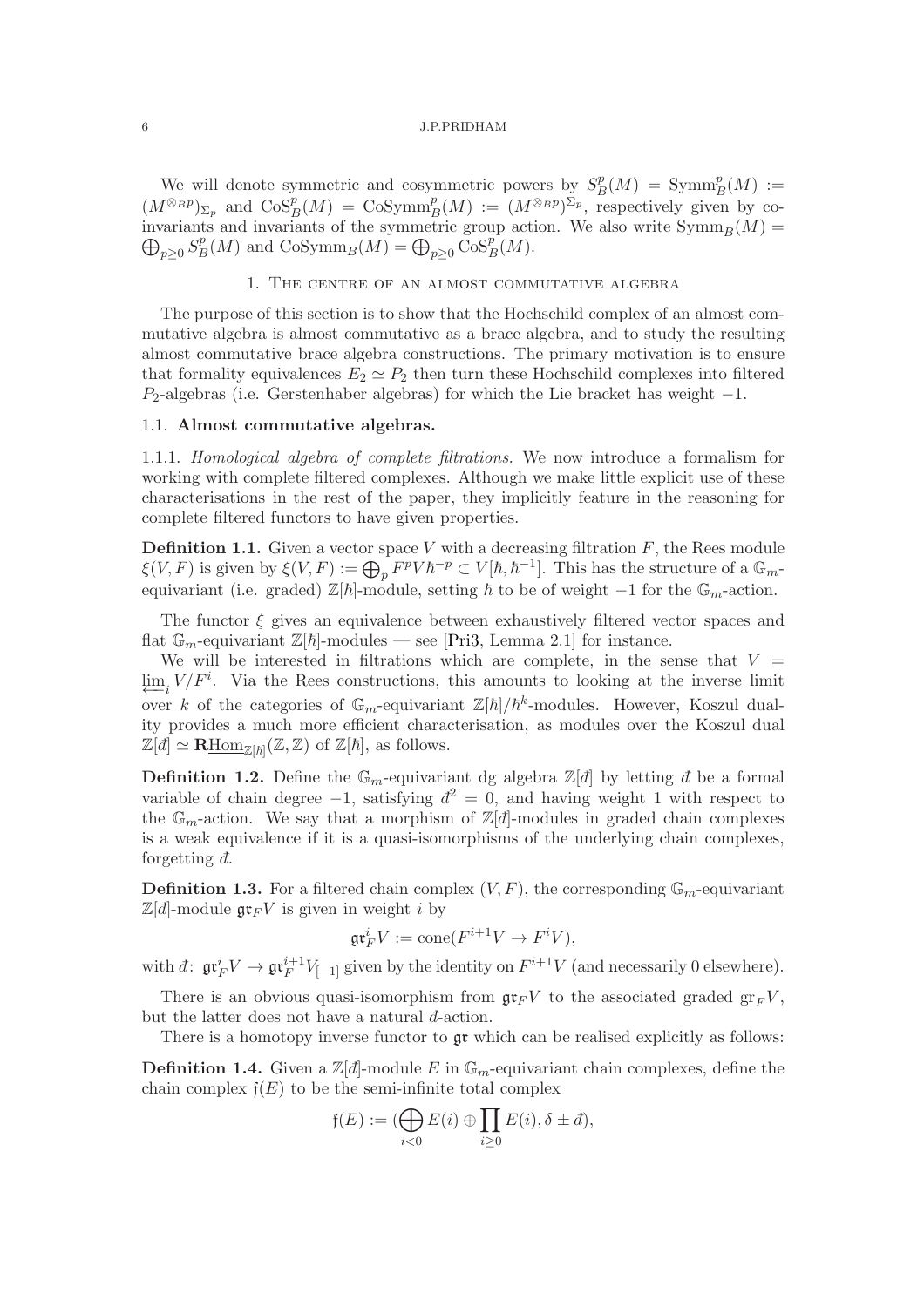We will denote symmetric and cosymmetric powers by $S^p_B(M) = \mathrm{Symm}^p_B(M) := (M^{\otimes_B p})_{\Sigma_p}$ and $\mathrm{CoS}^p_B(M) = \mathrm{CoSymm}^p_B(M) := (M^{\otimes_B p})^{\Sigma_p}$, respectively given by co-invariants and invariants of the symmetric group action. We also write $\mathrm{Symm}_B(M) = \bigoplus_{p\geq 0} S^p_B(M)$ and $\mathrm{CoSymm}_B(M) = \bigoplus_{p\geq 0} \mathrm{CoS}^p_B(M)$.

## 1. The centre of an almost commutative algebra

The purpose of this section is to show that the Hochschild complex of an almost commutative algebra is almost commutative as a brace algebra, and to study the resulting almost commutative brace algebra constructions. The primary motivation is to ensure that formality equivalences $E_2 \simeq P_2$ then turn these Hochschild complexes into filtered $P_2$-algebras (i.e. Gerstenhaber algebras) for which the Lie bracket has weight $-1$.

### 1.1. Almost commutative algebras.

1.1.1. *Homological algebra of complete filtrations.* We now introduce a formalism for working with complete filtered complexes. Although we make little explicit use of these characterisations in the rest of the paper, they implicitly feature in the reasoning for complete filtered functors to have given properties.

**Definition 1.1.** Given a vector space $V$ with a decreasing filtration $F$, the Rees module $\xi(V, F)$ is given by $\xi(V, F) := \bigoplus_p F^p V \hbar^{-p} \subset V[\hbar, \hbar^{-1}]$. This has the structure of a $\mathbb{G}_m$-equivariant (i.e. graded) $\mathbb{Z}[\hbar]$-module, setting $\hbar$ to be of weight $-1$ for the $\mathbb{G}_m$-action.

The functor $\xi$ gives an equivalence between exhaustively filtered vector spaces and flat $\mathbb{G}_m$-equivariant $\mathbb{Z}[\hbar]$-modules — see [Pri3, Lemma 2.1] for instance.

We will be interested in filtrations which are complete, in the sense that $V = \varprojlim_i V/F^i$. Via the Rees constructions, this amounts to looking at the inverse limit over $k$ of the categories of $\mathbb{G}_m$-equivariant $\mathbb{Z}[\hbar]/\hbar^k$-modules. However, Koszul duality provides a much more efficient characterisation, as modules over the Koszul dual $\mathbb{Z}[\text{đ}] \simeq \mathbf{R}\underline{\mathrm{Hom}}_{\mathbb{Z}[\hbar]}(\mathbb{Z}, \mathbb{Z})$ of $\mathbb{Z}[\hbar]$, as follows.

**Definition 1.2.** Define the $\mathbb{G}_m$-equivariant dg algebra $\mathbb{Z}[\text{đ}]$ by letting đ be a formal variable of chain degree $-1$, satisfying $\text{đ}^2 = 0$, and having weight 1 with respect to the $\mathbb{G}_m$-action. We say that a morphism of $\mathbb{Z}[\text{đ}]$-modules in graded chain complexes is a weak equivalence if it is a quasi-isomorphisms of the underlying chain complexes, forgetting đ.

**Definition 1.3.** For a filtered chain complex $(V, F)$, the corresponding $\mathbb{G}_m$-equivariant $\mathbb{Z}[\text{đ}]$-module $\mathfrak{gr}_F V$ is given in weight $i$ by

$$\mathfrak{gr}^i_F V := \mathrm{cone}(F^{i+1}V \to F^i V),$$

with $\text{đ}\colon \mathfrak{gr}^i_F V \to \mathfrak{gr}^{i+1}_F V_{[-1]}$ given by the identity on $F^{i+1}V$ (and necessarily 0 elsewhere).

There is an obvious quasi-isomorphism from $\mathfrak{gr}_F V$ to the associated graded $\mathrm{gr}_F V$, but the latter does not have a natural đ-action.

There is a homotopy inverse functor to $\mathfrak{gr}$ which can be realised explicitly as follows:

**Definition 1.4.** Given a $\mathbb{Z}[\text{đ}]$-module $E$ in $\mathbb{G}_m$-equivariant chain complexes, define the chain complex $\mathfrak{f}(E)$ to be the semi-infinite total complex

$$\mathfrak{f}(E) := (\bigoplus_{i<0} E(i) \oplus \prod_{i\geq 0} E(i), \delta \pm \text{đ}),$$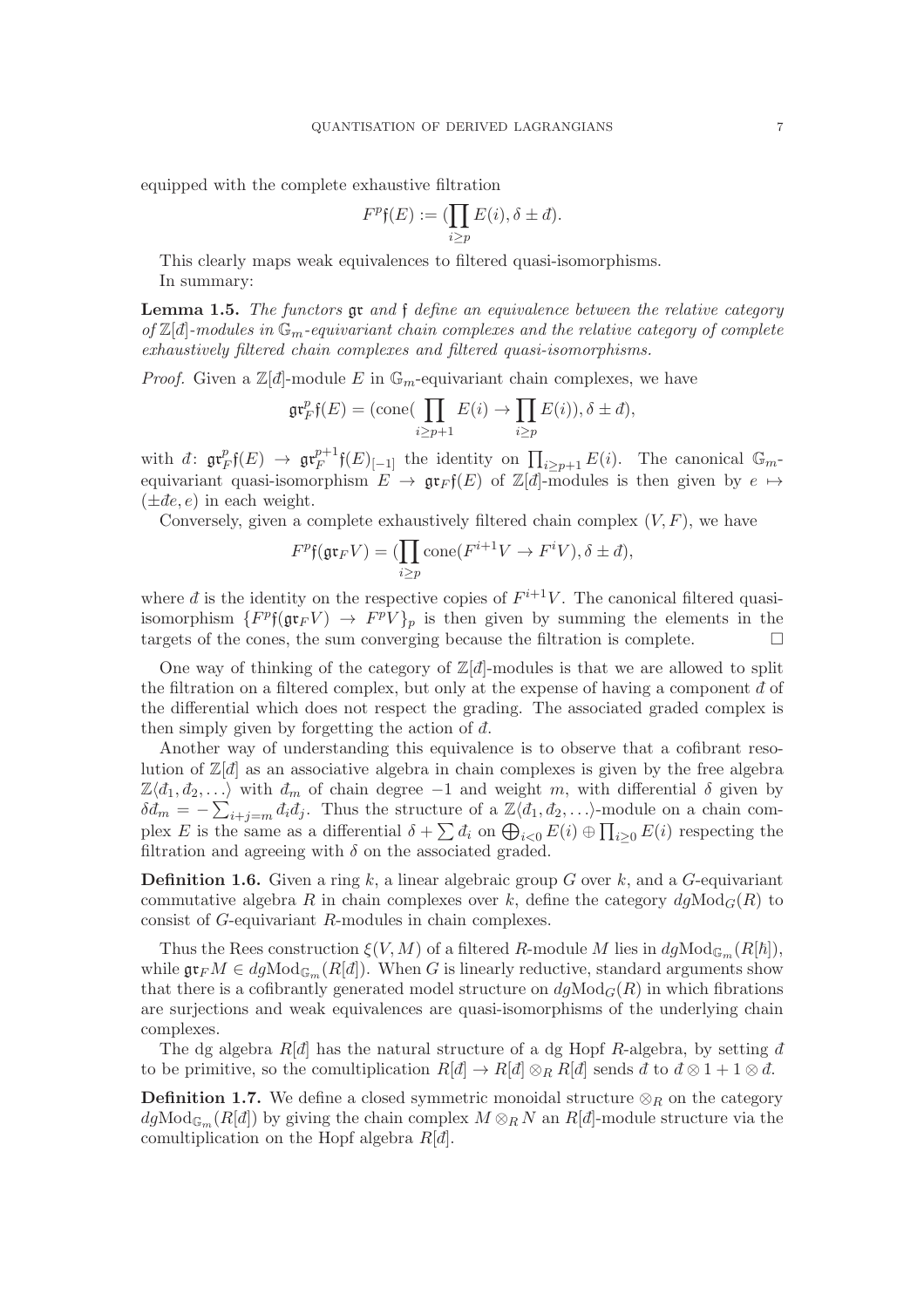equipped with the complete exhaustive filtration

$$F^p\mathfrak{f}(E) := (\prod_{i\geq p} E(i), \delta \pm \text{đ}).$$

This clearly maps weak equivalences to filtered quasi-isomorphisms.

In summary:

**Lemma 1.5.** *The functors $\mathfrak{gr}$ and $\mathfrak{f}$ define an equivalence between the relative category of $\mathbb{Z}[\text{đ}]$-modules in $\mathbb{G}_m$-equivariant chain complexes and the relative category of complete exhaustively filtered chain complexes and filtered quasi-isomorphisms.*

*Proof.* Given a $\mathbb{Z}[\text{đ}]$-module $E$ in $\mathbb{G}_m$-equivariant chain complexes, we have

$$\mathfrak{gr}^p_F\mathfrak{f}(E) = (\mathrm{cone}(\prod_{i\geq p+1} E(i) \to \prod_{i\geq p} E(i)), \delta \pm \text{đ}),$$

with $\text{đ}\colon \mathfrak{gr}^p_F\mathfrak{f}(E) \to \mathfrak{gr}^{p+1}_F\mathfrak{f}(E)_{[-1]}$ the identity on $\prod_{i\geq p+1} E(i)$. The canonical $\mathbb{G}_m$-equivariant quasi-isomorphism $E \to \mathfrak{gr}_F\mathfrak{f}(E)$ of $\mathbb{Z}[\text{đ}]$-modules is then given by $e \mapsto (\pm\text{đ}e, e)$ in each weight.

Conversely, given a complete exhaustively filtered chain complex $(V, F)$, we have

$$F^p\mathfrak{f}(\mathfrak{gr}_F V) = (\prod_{i\geq p} \mathrm{cone}(F^{i+1}V \to F^i V), \delta \pm \text{đ}),$$

where $\text{đ}$ is the identity on the respective copies of $F^{i+1}V$. The canonical filtered quasi-isomorphism $\{F^p\mathfrak{f}(\mathfrak{gr}_F V) \to F^p V\}_p$ is then given by summing the elements in the targets of the cones, the sum converging because the filtration is complete. $\square$

One way of thinking of the category of $\mathbb{Z}[\text{đ}]$-modules is that we are allowed to split the filtration on a filtered complex, but only at the expense of having a component $\text{đ}$ of the differential which does not respect the grading. The associated graded complex is then simply given by forgetting the action of $\text{đ}$.

Another way of understanding this equivalence is to observe that a cofibrant resolution of $\mathbb{Z}[\text{đ}]$ as an associative algebra in chain complexes is given by the free algebra $\mathbb{Z}\langle \text{đ}_1, \text{đ}_2, \ldots\rangle$ with $\text{đ}_m$ of chain degree $-1$ and weight $m$, with differential $\delta$ given by $\delta\text{đ}_m = -\sum_{i+j=m} \text{đ}_i\text{đ}_j$. Thus the structure of a $\mathbb{Z}\langle \text{đ}_1, \text{đ}_2, \ldots\rangle$-module on a chain complex $E$ is the same as a differential $\delta + \sum \text{đ}_i$ on $\bigoplus_{i<0} E(i) \oplus \prod_{i\geq 0} E(i)$ respecting the filtration and agreeing with $\delta$ on the associated graded.

**Definition 1.6.** Given a ring $k$, a linear algebraic group $G$ over $k$, and a $G$-equivariant commutative algebra $R$ in chain complexes over $k$, define the category $dg\mathrm{Mod}_G(R)$ to consist of $G$-equivariant $R$-modules in chain complexes.

Thus the Rees construction $\xi(V, M)$ of a filtered $R$-module $M$ lies in $dg\mathrm{Mod}_{\mathbb{G}_m}(R[\hbar])$, while $\mathfrak{gr}_F M \in dg\mathrm{Mod}_{\mathbb{G}_m}(R[\text{đ}])$. When $G$ is linearly reductive, standard arguments show that there is a cofibrantly generated model structure on $dg\mathrm{Mod}_G(R)$ in which fibrations are surjections and weak equivalences are quasi-isomorphisms of the underlying chain complexes.

The dg algebra $R[\text{đ}]$ has the natural structure of a dg Hopf $R$-algebra, by setting $\text{đ}$ to be primitive, so the comultiplication $R[\text{đ}] \to R[\text{đ}] \otimes_R R[\text{đ}]$ sends $\text{đ}$ to $\text{đ} \otimes 1 + 1 \otimes \text{đ}$.

**Definition 1.7.** We define a closed symmetric monoidal structure $\otimes_R$ on the category $dg\mathrm{Mod}_{\mathbb{G}_m}(R[\text{đ}])$ by giving the chain complex $M \otimes_R N$ an $R[\text{đ}]$-module structure via the comultiplication on the Hopf algebra $R[\text{đ}]$.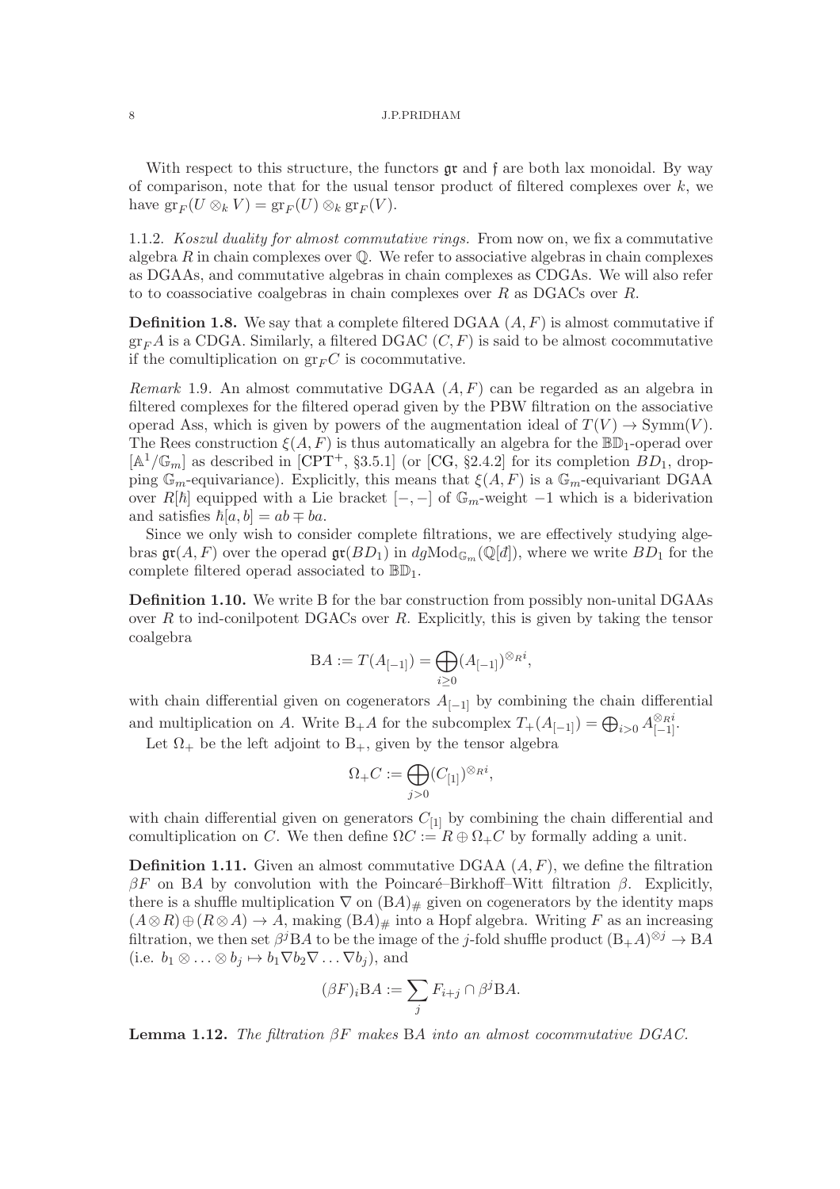With respect to this structure, the functors $\mathfrak{gr}$ and $\mathfrak{f}$ are both lax monoidal. By way of comparison, note that for the usual tensor product of filtered complexes over $k$, we have $\mathrm{gr}_F(U \otimes_k V) = \mathrm{gr}_F(U) \otimes_k \mathrm{gr}_F(V)$.

1.1.2. *Koszul duality for almost commutative rings.* From now on, we fix a commutative algebra $R$ in chain complexes over $\mathbb{Q}$. We refer to associative algebras in chain complexes as DGAAs, and commutative algebras in chain complexes as CDGAs. We will also refer to to coassociative coalgebras in chain complexes over $R$ as DGACs over $R$.

**Definition 1.8.** We say that a complete filtered DGAA $(A, F)$ is almost commutative if $\mathrm{gr}_F A$ is a CDGA. Similarly, a filtered DGAC $(C, F)$ is said to be almost cocommutative if the comultiplication on $\mathrm{gr}_F C$ is cocommutative.

*Remark* 1.9. An almost commutative DGAA $(A, F)$ can be regarded as an algebra in filtered complexes for the filtered operad given by the PBW filtration on the associative operad Ass, which is given by powers of the augmentation ideal of $T(V) \to \mathrm{Symm}(V)$. The Rees construction $\xi(A, F)$ is thus automatically an algebra for the $\mathbb{BD}_1$-operad over $[\mathbb{A}^1/\mathbb{G}_m]$ as described in [CPT+, §3.5.1] (or [CG, §2.4.2] for its completion $BD_1$, dropping $\mathbb{G}_m$-equivariance). Explicitly, this means that $\xi(A, F)$ is a $\mathbb{G}_m$-equivariant DGAA over $R[\hbar]$ equipped with a Lie bracket $[-,-]$ of $\mathbb{G}_m$-weight $-1$ which is a biderivation and satisfies $\hbar[a, b] = ab \mp ba$.

Since we only wish to consider complete filtrations, we are effectively studying algebras $\mathfrak{gr}(A, F)$ over the operad $\mathfrak{gr}(BD_1)$ in $dg\mathrm{Mod}_{\mathbb{G}_m}(\mathbb{Q}[\mathit{đ}])$, where we write $BD_1$ for the complete filtered operad associated to $\mathbb{BD}_1$.

**Definition 1.10.** We write B for the bar construction from possibly non-unital DGAAs over $R$ to ind-conilpotent DGACs over $R$. Explicitly, this is given by taking the tensor coalgebra

$$\mathrm{B}A := T(A_{[-1]}) = \bigoplus_{i \geq 0} (A_{[-1]})^{\otimes_R i},$$

with chain differential given on cogenerators $A_{[-1]}$ by combining the chain differential and multiplication on $A$. Write $\mathrm{B}_+A$ for the subcomplex $T_+(A_{[-1]}) = \bigoplus_{i>0} A_{[-1]}^{\otimes_R i}$.

Let $\Omega_+$ be the left adjoint to $\mathrm{B}_+$, given by the tensor algebra

$$\Omega_+ C := \bigoplus_{j>0} (C_{[1]})^{\otimes_R i},$$

with chain differential given on generators $C_{[1]}$ by combining the chain differential and comultiplication on $C$. We then define $\Omega C := R \oplus \Omega_+ C$ by formally adding a unit.

**Definition 1.11.** Given an almost commutative DGAA $(A, F)$, we define the filtration $\beta F$ on $\mathrm{B}A$ by convolution with the Poincaré–Birkhoff–Witt filtration $\beta$. Explicitly, there is a shuffle multiplication $\nabla$ on $(\mathrm{B}A)_\#$ given on cogenerators by the identity maps $(A \otimes R) \oplus (R \otimes A) \to A$, making $(\mathrm{B}A)_\#$ into a Hopf algebra. Writing $F$ as an increasing filtration, we then set $\beta^j \mathrm{B}A$ to be the image of the $j$-fold shuffle product $(\mathrm{B}_+A)^{\otimes j} \to \mathrm{B}A$ (i.e. $b_1 \otimes \ldots \otimes b_j \mapsto b_1 \nabla b_2 \nabla \ldots \nabla b_j$), and

$$(\beta F)_i \mathrm{B}A := \sum_j F_{i+j} \cap \beta^j \mathrm{B}A.$$

**Lemma 1.12.** *The filtration $\beta F$ makes* $\mathrm{B}A$ *into an almost cocommutative DGAC.*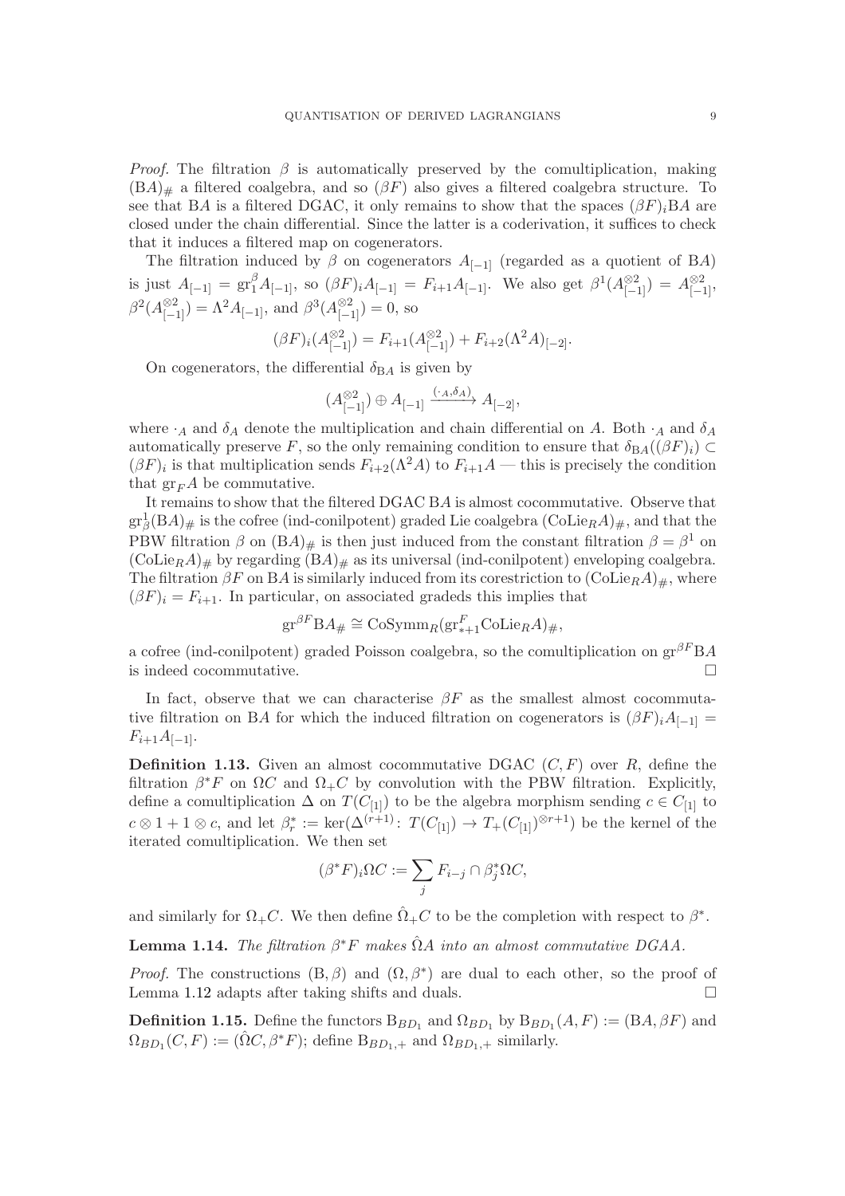*Proof.* The filtration $\beta$ is automatically preserved by the comultiplication, making $(\mathrm{B}A)_{\#}$ a filtered coalgebra, and so $(\beta F)$ also gives a filtered coalgebra structure. To see that $\mathrm{B}A$ is a filtered DGAC, it only remains to show that the spaces $(\beta F)_i \mathrm{B}A$ are closed under the chain differential. Since the latter is a coderivation, it suffices to check that it induces a filtered map on cogenerators.

The filtration induced by $\beta$ on cogenerators $A_{[-1]}$ (regarded as a quotient of $\mathrm{B}A$) is just $A_{[-1]} = \mathrm{gr}^{\beta}_1 A_{[-1]}$, so $(\beta F)_i A_{[-1]} = F_{i+1}A_{[-1]}$. We also get $\beta^1(A_{[-1]}^{\otimes 2}) = A_{[-1]}^{\otimes 2}$, $\beta^2(A_{[-1]}^{\otimes 2}) = \Lambda^2 A_{[-1]}$, and $\beta^3(A_{[-1]}^{\otimes 2}) = 0$, so

$$(\beta F)_i(A_{[-1]}^{\otimes 2}) = F_{i+1}(A_{[-1]}^{\otimes 2}) + F_{i+2}(\Lambda^2 A)_{[-2]}.$$

On cogenerators, the differential $\delta_{\mathrm{B}A}$ is given by

$$(A_{[-1]}^{\otimes 2}) \oplus A_{[-1]} \xrightarrow{(\cdot_A, \delta_A)} A_{[-2]},$$

where $\cdot_A$ and $\delta_A$ denote the multiplication and chain differential on $A$. Both $\cdot_A$ and $\delta_A$ automatically preserve $F$, so the only remaining condition to ensure that $\delta_{\mathrm{B}A}((\beta F)_i) \subset (\beta F)_i$ is that multiplication sends $F_{i+2}(\Lambda^2 A)$ to $F_{i+1}A$ — this is precisely the condition that $\mathrm{gr}_F A$ be commutative.

It remains to show that the filtered DGAC $\mathrm{B}A$ is almost cocommutative. Observe that $\mathrm{gr}^1_{\beta}(\mathrm{B}A)_{\#}$ is the cofree (ind-conilpotent) graded Lie coalgebra $(\mathrm{CoLie}_R A)_{\#}$, and that the PBW filtration $\beta$ on $(\mathrm{B}A)_{\#}$ is then just induced from the constant filtration $\beta = \beta^1$ on $(\mathrm{CoLie}_R A)_{\#}$ by regarding $(\mathrm{B}A)_{\#}$ as its universal (ind-conilpotent) enveloping coalgebra. The filtration $\beta F$ on $\mathrm{B}A$ is similarly induced from its corestriction to $(\mathrm{CoLie}_R A)_{\#}$, where $(\beta F)_i = F_{i+1}$. In particular, on associated gradeds this implies that

$$\mathrm{gr}^{\beta F}\mathrm{B}A_{\#} \cong \mathrm{CoSymm}_R(\mathrm{gr}^F_{*+1}\mathrm{CoLie}_R A)_{\#},$$

a cofree (ind-conilpotent) graded Poisson coalgebra, so the comultiplication on $\mathrm{gr}^{\beta F}\mathrm{B}A$ is indeed cocommutative. $\square$

In fact, observe that we can characterise $\beta F$ as the smallest almost cocommutative filtration on $\mathrm{B}A$ for which the induced filtration on cogenerators is $(\beta F)_i A_{[-1]} = F_{i+1}A_{[-1]}$.

**Definition 1.13.** Given an almost cocommutative DGAC $(C, F)$ over $R$, define the filtration $\beta^* F$ on $\Omega C$ and $\Omega_+ C$ by convolution with the PBW filtration. Explicitly, define a comultiplication $\Delta$ on $T(C_{[1]})$ to be the algebra morphism sending $c \in C_{[1]}$ to $c \otimes 1 + 1 \otimes c$, and let $\beta^*_r := \ker(\Delta^{(r+1)} \colon T(C_{[1]}) \to T_+(C_{[1]})^{\otimes r+1})$ be the kernel of the iterated comultiplication. We then set

$$(\beta^* F)_i \Omega C := \sum_j F_{i-j} \cap \beta^*_j \Omega C,$$

and similarly for $\Omega_+ C$. We then define $\hat{\Omega}_+ C$ to be the completion with respect to $\beta^*$.

**Lemma 1.14.** *The filtration $\beta^* F$ makes $\hat{\Omega} A$ into an almost commutative DGAA.*

*Proof.* The constructions $(\mathrm{B}, \beta)$ and $(\Omega, \beta^*)$ are dual to each other, so the proof of Lemma 1.12 adapts after taking shifts and duals. $\square$

**Definition 1.15.** Define the functors $\mathrm{B}_{BD_1}$ and $\Omega_{BD_1}$ by $\mathrm{B}_{BD_1}(A, F) := (\mathrm{B}A, \beta F)$ and $\Omega_{BD_1}(C, F) := (\hat{\Omega} C, \beta^* F)$; define $\mathrm{B}_{BD_1,+}$ and $\Omega_{BD_1,+}$ similarly.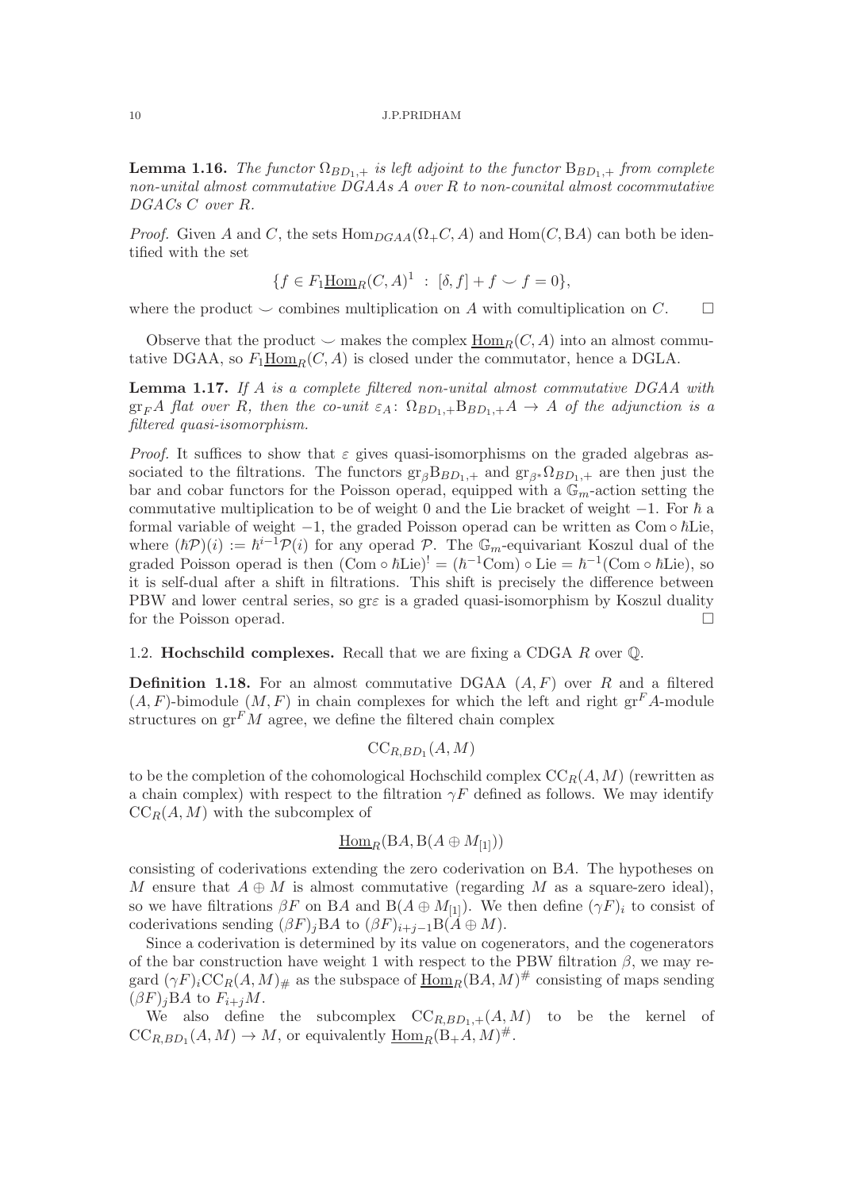**Lemma 1.16.** *The functor $\Omega_{BD_1,+}$ is left adjoint to the functor $\mathrm{B}_{BD_1,+}$ from complete non-unital almost commutative DGAAs $A$ over $R$ to non-counital almost cocommutative DGACs $C$ over $R$.*

*Proof.* Given $A$ and $C$, the sets $\mathrm{Hom}_{DGAA}(\Omega_+ C, A)$ and $\mathrm{Hom}(C, \mathrm{B}A)$ can both be identified with the set

$$\{f \in F_1 \underline{\mathrm{Hom}}_R(C, A)^1 \ : \ [\delta, f] + f \smile f = 0\},$$

where the product $\smile$ combines multiplication on $A$ with comultiplication on $C$. □

Observe that the product $\smile$ makes the complex $\underline{\mathrm{Hom}}_R(C, A)$ into an almost commutative DGAA, so $F_1 \underline{\mathrm{Hom}}_R(C, A)$ is closed under the commutator, hence a DGLA.

**Lemma 1.17.** *If $A$ is a complete filtered non-unital almost commutative DGAA with $\mathrm{gr}_F A$ flat over $R$, then the co-unit $\varepsilon_A \colon \Omega_{BD_1,+} \mathrm{B}_{BD_1,+} A \to A$ of the adjunction is a filtered quasi-isomorphism.*

*Proof.* It suffices to show that $\varepsilon$ gives quasi-isomorphisms on the graded algebras associated to the filtrations. The functors $\mathrm{gr}_\beta \mathrm{B}_{BD_1,+}$ and $\mathrm{gr}_{\beta^*} \Omega_{BD_1,+}$ are then just the bar and cobar functors for the Poisson operad, equipped with a $\mathbb{G}_m$-action setting the commutative multiplication to be of weight 0 and the Lie bracket of weight $-1$. For $\hbar$ a formal variable of weight $-1$, the graded Poisson operad can be written as $\mathrm{Com} \circ \hbar \mathrm{Lie}$, where $(\hbar \mathcal{P})(i) := \hbar^{i-1} \mathcal{P}(i)$ for any operad $\mathcal{P}$. The $\mathbb{G}_m$-equivariant Koszul dual of the graded Poisson operad is then $(\mathrm{Com} \circ \hbar \mathrm{Lie})^! = (\hbar^{-1} \mathrm{Com}) \circ \mathrm{Lie} = \hbar^{-1}(\mathrm{Com} \circ \hbar \mathrm{Lie})$, so it is self-dual after a shift in filtrations. This shift is precisely the difference between PBW and lower central series, so $\mathrm{gr}\varepsilon$ is a graded quasi-isomorphism by Koszul duality for the Poisson operad. □

## 1.2. Hochschild complexes.

Recall that we are fixing a CDGA $R$ over $\mathbb{Q}$.

**Definition 1.18.** For an almost commutative DGAA $(A, F)$ over $R$ and a filtered $(A, F)$-bimodule $(M, F)$ in chain complexes for which the left and right $\mathrm{gr}^F A$-module structures on $\mathrm{gr}^F M$ agree, we define the filtered chain complex

$$\mathrm{CC}_{R,BD_1}(A, M)$$

to be the completion of the cohomological Hochschild complex $\mathrm{CC}_R(A, M)$ (rewritten as a chain complex) with respect to the filtration $\gamma F$ defined as follows. We may identify $\mathrm{CC}_R(A, M)$ with the subcomplex of

$$\underline{\mathrm{Hom}}_R(\mathrm{B}A, \mathrm{B}(A \oplus M_{[1]}))$$

consisting of coderivations extending the zero coderivation on $\mathrm{B}A$. The hypotheses on $M$ ensure that $A \oplus M$ is almost commutative (regarding $M$ as a square-zero ideal), so we have filtrations $\beta F$ on $\mathrm{B}A$ and $\mathrm{B}(A \oplus M_{[1]})$. We then define $(\gamma F)_i$ to consist of coderivations sending $(\beta F)_j \mathrm{B}A$ to $(\beta F)_{i+j-1} \mathrm{B}(A \oplus M)$.

Since a coderivation is determined by its value on cogenerators, and the cogenerators of the bar construction have weight 1 with respect to the PBW filtration $\beta$, we may regard $(\gamma F)_i \mathrm{CC}_R(A, M)_\#$ as the subspace of $\underline{\mathrm{Hom}}_R(\mathrm{B}A, M)^\#$ consisting of maps sending $(\beta F)_j \mathrm{B}A$ to $F_{i+j} M$.

We also define the subcomplex $\mathrm{CC}_{R,BD_1,+}(A, M)$ to be the kernel of $\mathrm{CC}_{R,BD_1}(A, M) \to M$, or equivalently $\underline{\mathrm{Hom}}_R(\mathrm{B}_+ A, M)^\#$.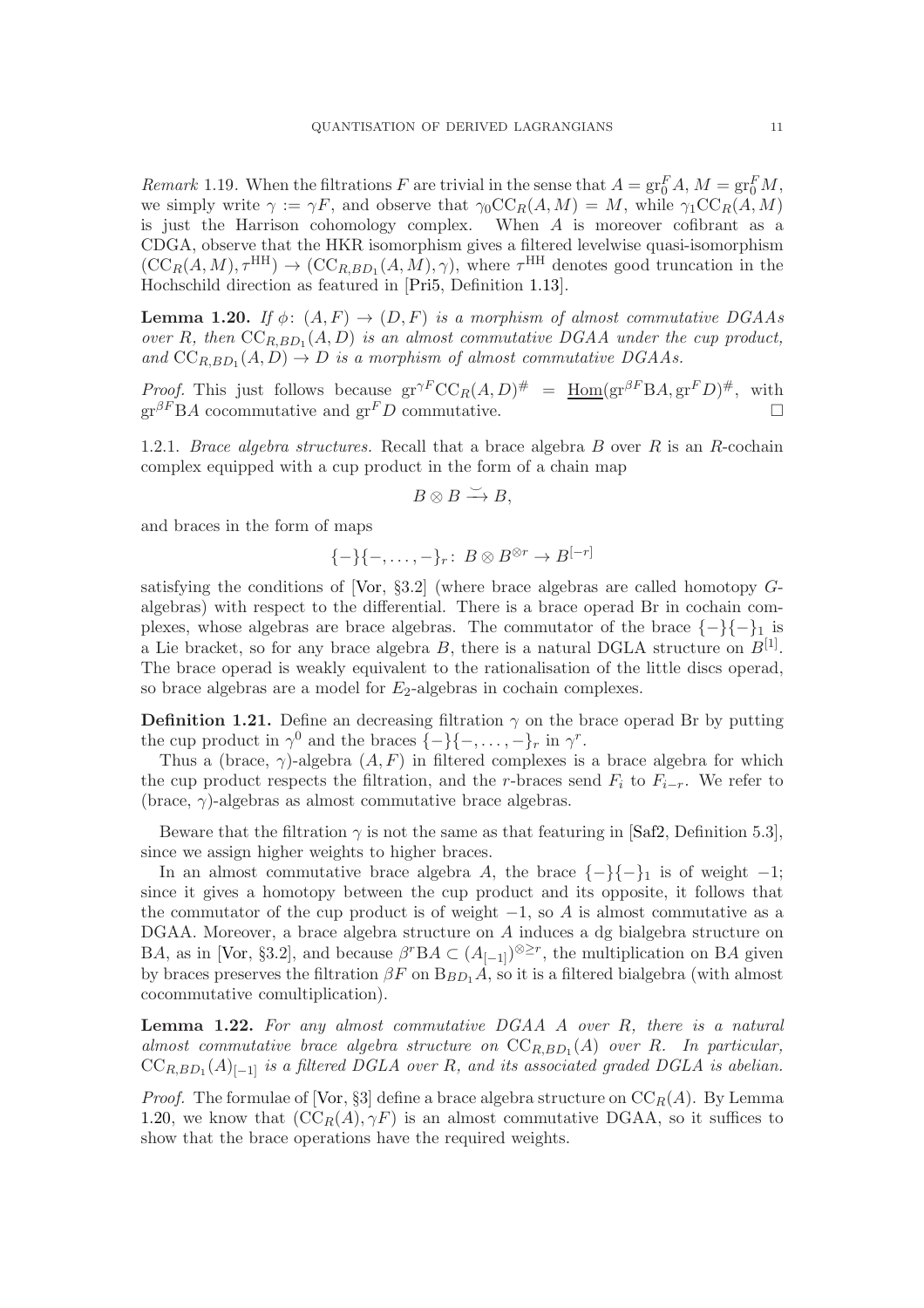*Remark* 1.19. When the filtrations $F$ are trivial in the sense that $A = \mathrm{gr}^F_0 A$, $M = \mathrm{gr}^F_0 M$, we simply write $\gamma := \gamma F$, and observe that $\gamma_0 \mathrm{CC}_R(A, M) = M$, while $\gamma_1 \mathrm{CC}_R(A, M)$ is just the Harrison cohomology complex. When $A$ is moreover cofibrant as a CDGA, observe that the HKR isomorphism gives a filtered levelwise quasi-isomorphism $(\mathrm{CC}_R(A, M), \tau^{\mathrm{HH}}) \to (\mathrm{CC}_{R,BD_1}(A, M), \gamma)$, where $\tau^{\mathrm{HH}}$ denotes good truncation in the Hochschild direction as featured in [Pri5, Definition 1.13].

**Lemma 1.20.** *If $\phi\colon (A, F) \to (D, F)$ is a morphism of almost commutative DGAAs over $R$, then $\mathrm{CC}_{R,BD_1}(A, D)$ is an almost commutative DGAA under the cup product, and $\mathrm{CC}_{R,BD_1}(A, D) \to D$ is a morphism of almost commutative DGAAs.*

*Proof.* This just follows because $\mathrm{gr}^{\gamma F} \mathrm{CC}_R(A, D)^{\#} = \underline{\mathrm{Hom}}(\mathrm{gr}^{\beta F} \mathrm{B}A, \mathrm{gr}^F D)^{\#}$, with $\mathrm{gr}^{\beta F} \mathrm{B}A$ cocommutative and $\mathrm{gr}^F D$ commutative. □

1.2.1. *Brace algebra structures.* Recall that a brace algebra $B$ over $R$ is an $R$-cochain complex equipped with a cup product in the form of a chain map

$$B \otimes B \xrightarrow{\smile} B,$$

and braces in the form of maps

$$\{-\}\{-, \ldots, -\}_r \colon B \otimes B^{\otimes r} \to B^{[-r]}$$

satisfying the conditions of [Vor, §3.2] (where brace algebras are called homotopy $G$-algebras) with respect to the differential. There is a brace operad Br in cochain complexes, whose algebras are brace algebras. The commutator of the brace $\{-\}\{-\}_1$ is a Lie bracket, so for any brace algebra $B$, there is a natural DGLA structure on $B^{[1]}$. The brace operad is weakly equivalent to the rationalisation of the little discs operad, so brace algebras are a model for $E_2$-algebras in cochain complexes.

**Definition 1.21.** Define an decreasing filtration $\gamma$ on the brace operad Br by putting the cup product in $\gamma^0$ and the braces $\{-\}\{-, \ldots, -\}_r$ in $\gamma^r$.

Thus a (brace, $\gamma$)-algebra $(A, F)$ in filtered complexes is a brace algebra for which the cup product respects the filtration, and the $r$-braces send $F_i$ to $F_{i-r}$. We refer to (brace, $\gamma$)-algebras as almost commutative brace algebras.

Beware that the filtration $\gamma$ is not the same as that featuring in [Saf2, Definition 5.3], since we assign higher weights to higher braces.

In an almost commutative brace algebra $A$, the brace $\{-\}\{-\}_1$ is of weight $-1$; since it gives a homotopy between the cup product and its opposite, it follows that the commutator of the cup product is of weight $-1$, so $A$ is almost commutative as a DGAA. Moreover, a brace algebra structure on $A$ induces a dg bialgebra structure on $\mathrm{B}A$, as in [Vor, §3.2], and because $\beta^r \mathrm{B}A \subset (A_{[-1]})^{\otimes \geq r}$, the multiplication on $\mathrm{B}A$ given by braces preserves the filtration $\beta F$ on $\mathrm{B}_{BD_1} A$, so it is a filtered bialgebra (with almost cocommutative comultiplication).

**Lemma 1.22.** *For any almost commutative DGAA $A$ over $R$, there is a natural almost commutative brace algebra structure on $\mathrm{CC}_{R,BD_1}(A)$ over $R$. In particular, $\mathrm{CC}_{R,BD_1}(A)_{[-1]}$ is a filtered DGLA over $R$, and its associated graded DGLA is abelian.*

*Proof.* The formulae of [Vor, §3] define a brace algebra structure on $\mathrm{CC}_R(A)$. By Lemma 1.20, we know that $(\mathrm{CC}_R(A), \gamma F)$ is an almost commutative DGAA, so it suffices to show that the brace operations have the required weights.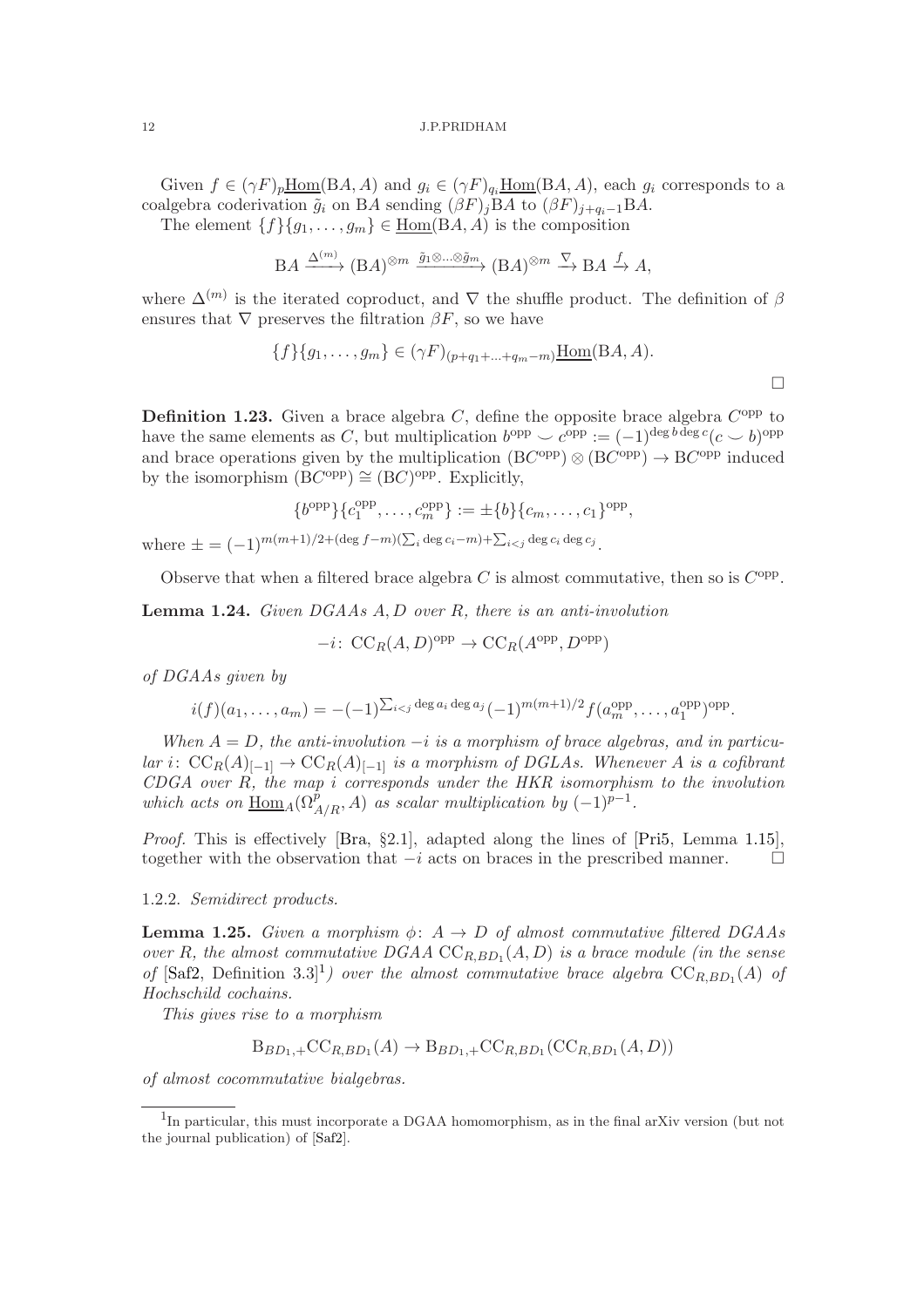Given $f \in (\gamma F)_p \underline{\mathrm{Hom}}(\mathrm{B}A, A)$ and $g_i \in (\gamma F)_{q_i} \underline{\mathrm{Hom}}(\mathrm{B}A, A)$, each $g_i$ corresponds to a coalgebra coderivation $\tilde{g}_i$ on $\mathrm{B}A$ sending $(\beta F)_j \mathrm{B}A$ to $(\beta F)_{j+q_i-1} \mathrm{B}A$.

The element $\{f\}\{g_1, \ldots, g_m\} \in \underline{\mathrm{Hom}}(\mathrm{B}A, A)$ is the composition

$$\mathrm{B}A \xrightarrow{\Delta^{(m)}} (\mathrm{B}A)^{\otimes m} \xrightarrow{\tilde{g}_1 \otimes \ldots \otimes \tilde{g}_m} (\mathrm{B}A)^{\otimes m} \xrightarrow{\nabla} \mathrm{B}A \xrightarrow{f} A,$$

where $\Delta^{(m)}$ is the iterated coproduct, and $\nabla$ the shuffle product. The definition of $\beta$ ensures that $\nabla$ preserves the filtration $\beta F$, so we have

$$\{f\}\{g_1, \ldots, g_m\} \in (\gamma F)_{(p+q_1+\ldots+q_m-m)} \underline{\mathrm{Hom}}(\mathrm{B}A, A).$$

$\square$

**Definition 1.23.** Given a brace algebra $C$, define the opposite brace algebra $C^{\mathrm{opp}}$ to have the same elements as $C$, but multiplication $b^{\mathrm{opp}} \smile c^{\mathrm{opp}} := (-1)^{\deg b \deg c}(c \smile b)^{\mathrm{opp}}$ and brace operations given by the multiplication $(\mathrm{B}C^{\mathrm{opp}}) \otimes (\mathrm{B}C^{\mathrm{opp}}) \to \mathrm{B}C^{\mathrm{opp}}$ induced by the isomorphism $(\mathrm{B}C^{\mathrm{opp}}) \cong (\mathrm{B}C)^{\mathrm{opp}}$. Explicitly,

$$\{b^{\mathrm{opp}}\}\{c_1^{\mathrm{opp}}, \ldots, c_m^{\mathrm{opp}}\} := \pm\{b\}\{c_m, \ldots, c_1\}^{\mathrm{opp}},$$

where $\pm = (-1)^{m(m+1)/2 + (\deg f - m)(\sum_i \deg c_i - m) + \sum_{i<j} \deg c_i \deg c_j}$.

Observe that when a filtered brace algebra $C$ is almost commutative, then so is $C^{\mathrm{opp}}$.

**Lemma 1.24.** *Given DGAAs $A, D$ over $R$, there is an anti-involution*

$$-i\colon \mathrm{CC}_R(A, D)^{\mathrm{opp}} \to \mathrm{CC}_R(A^{\mathrm{opp}}, D^{\mathrm{opp}})$$

*of DGAAs given by*

$$i(f)(a_1, \ldots, a_m) = -(-1)^{\sum_{i<j} \deg a_i \deg a_j}(-1)^{m(m+1)/2} f(a_m^{\mathrm{opp}}, \ldots, a_1^{\mathrm{opp}})^{\mathrm{opp}}.$$

*When $A = D$, the anti-involution $-i$ is a morphism of brace algebras, and in particular $i\colon \mathrm{CC}_R(A)_{[-1]} \to \mathrm{CC}_R(A)_{[-1]}$ is a morphism of DGLAs. Whenever $A$ is a cofibrant CDGA over $R$, the map $i$ corresponds under the HKR isomorphism to the involution which acts on $\underline{\mathrm{Hom}}_A(\Omega^p_{A/R}, A)$ as scalar multiplication by $(-1)^{p-1}$.*

*Proof.* This is effectively [Bra, §2.1], adapted along the lines of [Pri5, Lemma 1.15], together with the observation that $-i$ acts on braces in the prescribed manner. $\square$

1.2.2. *Semidirect products.*

**Lemma 1.25.** *Given a morphism $\phi\colon A \to D$ of almost commutative filtered DGAAs over $R$, the almost commutative DGAA $\mathrm{CC}_{R,BD_1}(A, D)$ is a brace module (in the sense of* [Saf2, Definition 3.3][1]*) over the almost commutative brace algebra $\mathrm{CC}_{R,BD_1}(A)$ of Hochschild cochains.*

*This gives rise to a morphism*

$$\mathrm{B}_{BD_1,+}\mathrm{CC}_{R,BD_1}(A) \to \mathrm{B}_{BD_1,+}\mathrm{CC}_{R,BD_1}(\mathrm{CC}_{R,BD_1}(A, D))$$

*of almost cocommutative bialgebras.*

[1] In particular, this must incorporate a DGAA homomorphism, as in the final arXiv version (but not the journal publication) of [Saf2].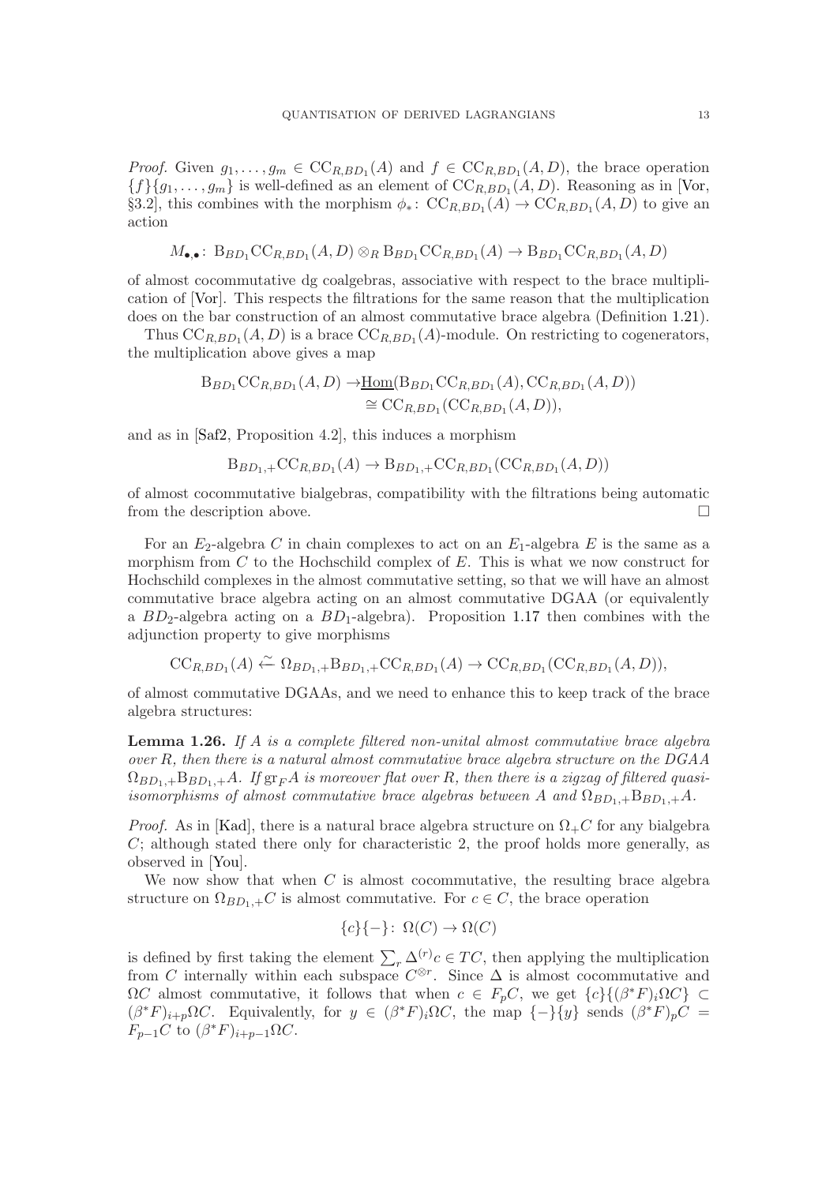*Proof.* Given $g_1, \ldots, g_m \in \mathrm{CC}_{R,BD_1}(A)$ and $f \in \mathrm{CC}_{R,BD_1}(A, D)$, the brace operation $\{f\}\{g_1, \ldots, g_m\}$ is well-defined as an element of $\mathrm{CC}_{R,BD_1}(A, D)$. Reasoning as in [Vor, §3.2], this combines with the morphism $\phi_* \colon \mathrm{CC}_{R,BD_1}(A) \to \mathrm{CC}_{R,BD_1}(A, D)$ to give an action

$$M_{\bullet,\bullet} \colon \mathrm{B}_{BD_1}\mathrm{CC}_{R,BD_1}(A, D) \otimes_R \mathrm{B}_{BD_1}\mathrm{CC}_{R,BD_1}(A) \to \mathrm{B}_{BD_1}\mathrm{CC}_{R,BD_1}(A, D)$$

of almost cocommutative dg coalgebras, associative with respect to the brace multiplication of [Vor]. This respects the filtrations for the same reason that the multiplication does on the bar construction of an almost commutative brace algebra (Definition 1.21).

Thus $\mathrm{CC}_{R,BD_1}(A, D)$ is a brace $\mathrm{CC}_{R,BD_1}(A)$-module. On restricting to cogenerators, the multiplication above gives a map

$$\begin{aligned}
\mathrm{B}_{BD_1}\mathrm{CC}_{R,BD_1}(A, D) \to& \underline{\mathrm{Hom}}(\mathrm{B}_{BD_1}\mathrm{CC}_{R,BD_1}(A), \mathrm{CC}_{R,BD_1}(A, D)) \\
&\cong \mathrm{CC}_{R,BD_1}(\mathrm{CC}_{R,BD_1}(A, D)),
\end{aligned}$$

and as in [Saf2, Proposition 4.2], this induces a morphism

$$\mathrm{B}_{BD_1,+}\mathrm{CC}_{R,BD_1}(A) \to \mathrm{B}_{BD_1,+}\mathrm{CC}_{R,BD_1}(\mathrm{CC}_{R,BD_1}(A, D))$$

of almost cocommutative bialgebras, compatibility with the filtrations being automatic from the description above. □

For an $E_2$-algebra $C$ in chain complexes to act on an $E_1$-algebra $E$ is the same as a morphism from $C$ to the Hochschild complex of $E$. This is what we now construct for Hochschild complexes in the almost commutative setting, so that we will have an almost commutative brace algebra acting on an almost commutative DGAA (or equivalently a $BD_2$-algebra acting on a $BD_1$-algebra). Proposition 1.17 then combines with the adjunction property to give morphisms

$$\mathrm{CC}_{R,BD_1}(A) \xleftarrow{\sim} \Omega_{BD_1,+}\mathrm{B}_{BD_1,+}\mathrm{CC}_{R,BD_1}(A) \to \mathrm{CC}_{R,BD_1}(\mathrm{CC}_{R,BD_1}(A, D)),$$

of almost commutative DGAAs, and we need to enhance this to keep track of the brace algebra structures:

**Lemma 1.26.** *If $A$ is a complete filtered non-unital almost commutative brace algebra over $R$, then there is a natural almost commutative brace algebra structure on the DGAA $\Omega_{BD_1,+}\mathrm{B}_{BD_1,+}A$. If $\mathrm{gr}_F A$ is moreover flat over $R$, then there is a zigzag of filtered quasi-isomorphisms of almost commutative brace algebras between $A$ and $\Omega_{BD_1,+}\mathrm{B}_{BD_1,+}A$.*

*Proof.* As in [Kad], there is a natural brace algebra structure on $\Omega_+ C$ for any bialgebra $C$; although stated there only for characteristic 2, the proof holds more generally, as observed in [You].

We now show that when $C$ is almost cocommutative, the resulting brace algebra structure on $\Omega_{BD_1,+}C$ is almost commutative. For $c \in C$, the brace operation

$$\{c\}\{-\} \colon \Omega(C) \to \Omega(C)$$

is defined by first taking the element $\sum_r \Delta^{(r)} c \in TC$, then applying the multiplication from $C$ internally within each subspace $C^{\otimes r}$. Since $\Delta$ is almost cocommutative and $\Omega C$ almost commutative, it follows that when $c \in F_p C$, we get $\{c\}\{(\beta^* F)_i \Omega C\} \subset (\beta^* F)_{i+p}\Omega C$. Equivalently, for $y \in (\beta^* F)_i \Omega C$, the map $\{-\}\{y\}$ sends $(\beta^* F)_p C = F_{p-1}C$ to $(\beta^* F)_{i+p-1}\Omega C$.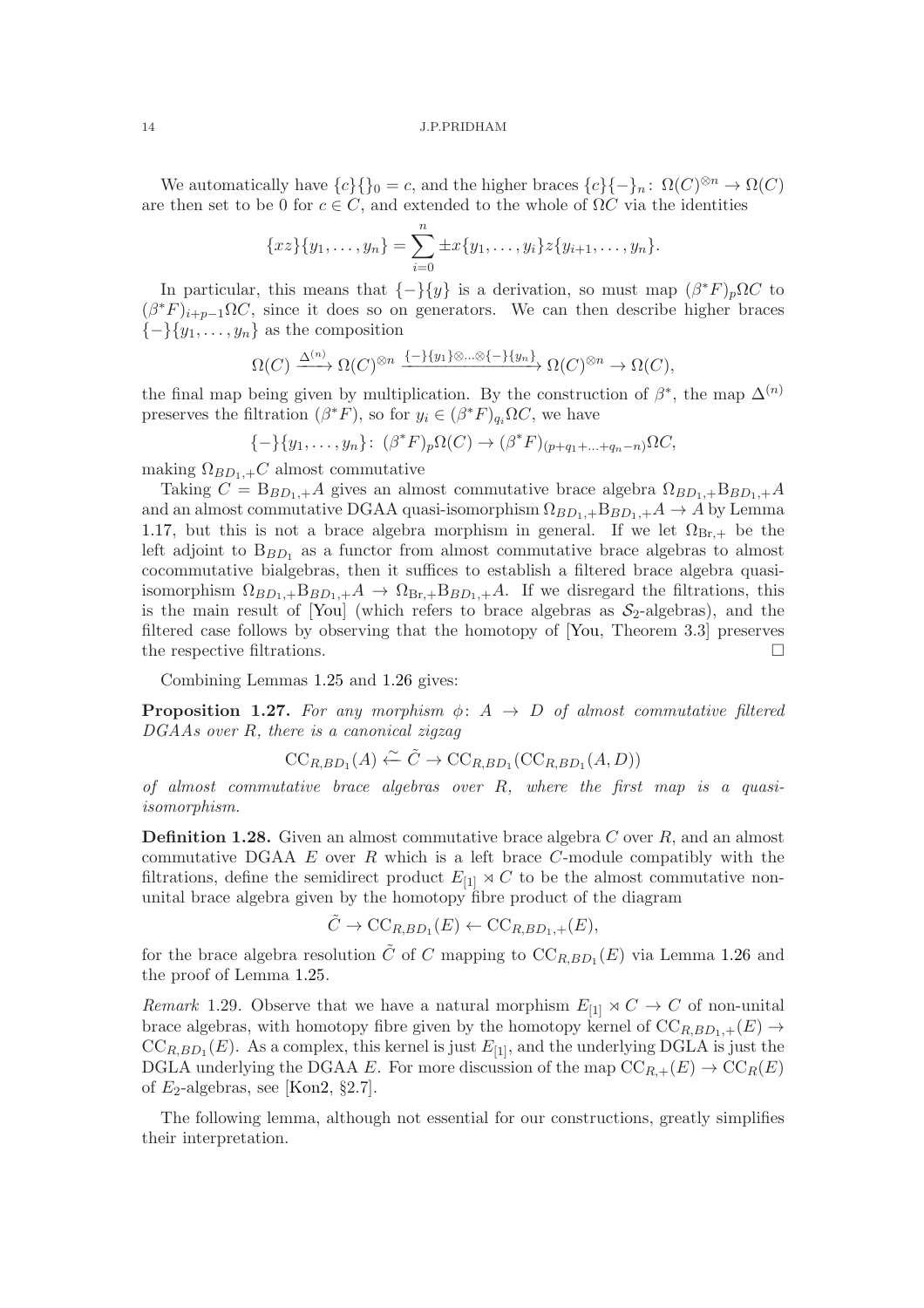We automatically have $\{c\}\{\}_0 = c$, and the higher braces $\{c\}\{-\}_n \colon \Omega(C)^{\otimes n} \to \Omega(C)$ are then set to be 0 for $c \in C$, and extended to the whole of $\Omega C$ via the identities

$$\{xz\}\{y_1, \ldots, y_n\} = \sum_{i=0}^{n} \pm x\{y_1, \ldots, y_i\} z\{y_{i+1}, \ldots, y_n\}.$$

In particular, this means that $\{-\}\{y\}$ is a derivation, so must map $(\beta^* F)_p \Omega C$ to $(\beta^* F)_{i+p-1}\Omega C$, since it does so on generators. We can then describe higher braces $\{-\}\{y_1, \ldots, y_n\}$ as the composition

$$\Omega(C) \xrightarrow{\Delta^{(n)}} \Omega(C)^{\otimes n} \xrightarrow{\{-\}\{y_1\} \otimes \ldots \otimes \{-\}\{y_n\}} \Omega(C)^{\otimes n} \to \Omega(C),$$

the final map being given by multiplication. By the construction of $\beta^*$, the map $\Delta^{(n)}$ preserves the filtration $(\beta^* F)$, so for $y_i \in (\beta^* F)_{q_i}\Omega C$, we have

$$\{-\}\{y_1, \ldots, y_n\} \colon (\beta^* F)_p \Omega(C) \to (\beta^* F)_{(p+q_1+\ldots+q_n-n)}\Omega C,$$

making $\Omega_{BD_1,+}C$ almost commutative

Taking $C = \mathrm{B}_{BD_1,+}A$ gives an almost commutative brace algebra $\Omega_{BD_1,+}\mathrm{B}_{BD_1,+}A$ and an almost commutative DGAA quasi-isomorphism $\Omega_{BD_1,+}\mathrm{B}_{BD_1,+}A \to A$ by Lemma 1.17, but this is not a brace algebra morphism in general. If we let $\Omega_{\mathrm{Br},+}$ be the left adjoint to $\mathrm{B}_{BD_1}$ as a functor from almost commutative brace algebras to almost cocommutative bialgebras, then it suffices to establish a filtered brace algebra quasi-isomorphism $\Omega_{BD_1,+}\mathrm{B}_{BD_1,+}A \to \Omega_{\mathrm{Br},+}\mathrm{B}_{BD_1,+}A$. If we disregard the filtrations, this is the main result of [You] (which refers to brace algebras as $\mathcal{S}_2$-algebras), and the filtered case follows by observing that the homotopy of [You, Theorem 3.3] preserves the respective filtrations. □

Combining Lemmas 1.25 and 1.26 gives:

**Proposition 1.27.** *For any morphism $\phi \colon A \to D$ of almost commutative filtered DGAAs over $R$, there is a canonical zigzag*

$$\mathrm{CC}_{R,BD_1}(A) \xleftarrow{\sim} \tilde{C} \to \mathrm{CC}_{R,BD_1}(\mathrm{CC}_{R,BD_1}(A, D))$$

*of almost commutative brace algebras over $R$, where the first map is a quasi-isomorphism.*

**Definition 1.28.** Given an almost commutative brace algebra $C$ over $R$, and an almost commutative DGAA $E$ over $R$ which is a left brace $C$-module compatibly with the filtrations, define the semidirect product $E_{[1]} \rtimes C$ to be the almost commutative non-unital brace algebra given by the homotopy fibre product of the diagram

$$\tilde{C} \to \mathrm{CC}_{R,BD_1}(E) \leftarrow \mathrm{CC}_{R,BD_1,+}(E),$$

for the brace algebra resolution $\tilde{C}$ of $C$ mapping to $\mathrm{CC}_{R,BD_1}(E)$ via Lemma 1.26 and the proof of Lemma 1.25.

*Remark* 1.29. Observe that we have a natural morphism $E_{[1]} \rtimes C \to C$ of non-unital brace algebras, with homotopy fibre given by the homotopy kernel of $\mathrm{CC}_{R,BD_1,+}(E) \to \mathrm{CC}_{R,BD_1}(E)$. As a complex, this kernel is just $E_{[1]}$, and the underlying DGLA is just the DGLA underlying the DGAA $E$. For more discussion of the map $\mathrm{CC}_{R,+}(E) \to \mathrm{CC}_R(E)$ of $E_2$-algebras, see [Kon2, §2.7].

The following lemma, although not essential for our constructions, greatly simplifies their interpretation.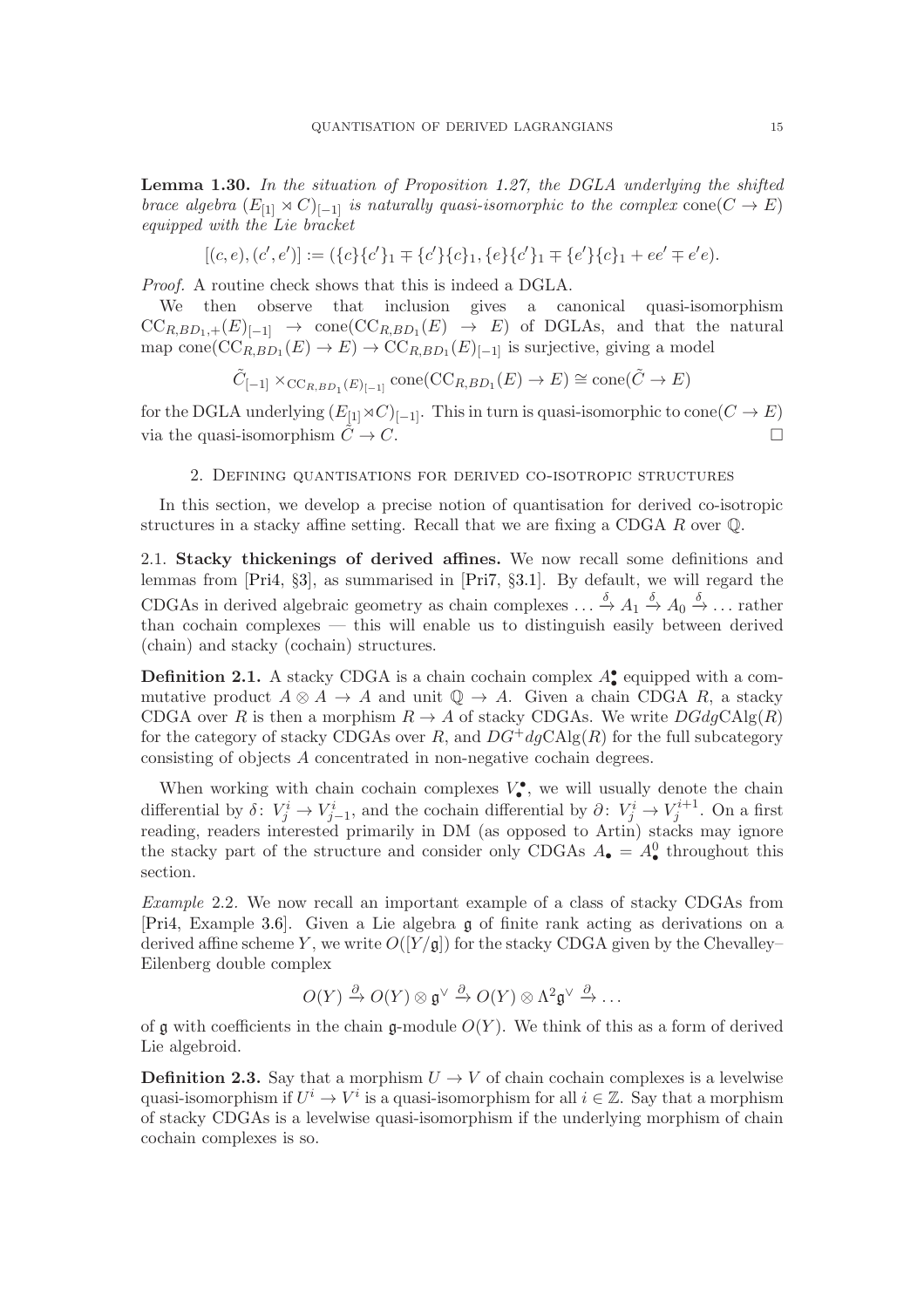**Lemma 1.30.** *In the situation of Proposition 1.27, the DGLA underlying the shifted brace algebra $(E_{[1]} \rtimes C)_{[-1]}$ is naturally quasi-isomorphic to the complex $\mathrm{cone}(C \to E)$ equipped with the Lie bracket*

$$[(c,e),(c',e')] := (\{c\}\{c'\}_1 \mp \{c'\}\{c\}_1, \{e\}\{c'\}_1 \mp \{e'\}\{c\}_1 + ee' \mp e'e).$$

*Proof.* A routine check shows that this is indeed a DGLA.

We then observe that inclusion gives a canonical quasi-isomorphism $\mathrm{CC}_{R,BD_1,+}(E)_{[-1]} \to \mathrm{cone}(\mathrm{CC}_{R,BD_1}(E) \to E)$ of DGLAs, and that the natural map $\mathrm{cone}(\mathrm{CC}_{R,BD_1}(E) \to E) \to \mathrm{CC}_{R,BD_1}(E)_{[-1]}$ is surjective, giving a model

$$\tilde{C}_{[-1]} \times_{\mathrm{CC}_{R,BD_1}(E)_{[-1]}} \mathrm{cone}(\mathrm{CC}_{R,BD_1}(E) \to E) \cong \mathrm{cone}(\tilde{C} \to E)$$

for the DGLA underlying $(E_{[1]} \rtimes C)_{[-1]}$. This in turn is quasi-isomorphic to $\mathrm{cone}(C \to E)$ via the quasi-isomorphism $\tilde{C} \to C$. $\square$

## 2. Defining quantisations for derived co-isotropic structures

In this section, we develop a precise notion of quantisation for derived co-isotropic structures in a stacky affine setting. Recall that we are fixing a CDGA $R$ over $\mathbb{Q}$.

### 2.1. Stacky thickenings of derived affines.

We now recall some definitions and lemmas from [Pri4, §3], as summarised in [Pri7, §3.1]. By default, we will regard the CDGAs in derived algebraic geometry as chain complexes $\ldots \xrightarrow{\delta} A_1 \xrightarrow{\delta} A_0 \xrightarrow{\delta} \ldots$ rather than cochain complexes — this will enable us to distinguish easily between derived (chain) and stacky (cochain) structures.

**Definition 2.1.** A stacky CDGA is a chain cochain complex $A^\bullet_\bullet$ equipped with a commutative product $A \otimes A \to A$ and unit $\mathbb{Q} \to A$. Given a chain CDGA $R$, a stacky CDGA over $R$ is then a morphism $R \to A$ of stacky CDGAs. We write $DGdg\mathrm{CAlg}(R)$ for the category of stacky CDGAs over $R$, and $DG^+dg\mathrm{CAlg}(R)$ for the full subcategory consisting of objects $A$ concentrated in non-negative cochain degrees.

When working with chain cochain complexes $V^\bullet_\bullet$, we will usually denote the chain differential by $\delta\colon V^i_j \to V^i_{j-1}$, and the cochain differential by $\partial\colon V^i_j \to V^{i+1}_j$. On a first reading, readers interested primarily in DM (as opposed to Artin) stacks may ignore the stacky part of the structure and consider only CDGAs $A_\bullet = A^0_\bullet$ throughout this section.

*Example* 2.2. We now recall an important example of a class of stacky CDGAs from [Pri4, Example 3.6]. Given a Lie algebra $\mathfrak{g}$ of finite rank acting as derivations on a derived affine scheme $Y$, we write $O([Y/\mathfrak{g}])$ for the stacky CDGA given by the Chevalley–Eilenberg double complex

$$O(Y) \xrightarrow{\partial} O(Y) \otimes \mathfrak{g}^\vee \xrightarrow{\partial} O(Y) \otimes \Lambda^2\mathfrak{g}^\vee \xrightarrow{\partial} \ldots$$

of $\mathfrak{g}$ with coefficients in the chain $\mathfrak{g}$-module $O(Y)$. We think of this as a form of derived Lie algebroid.

**Definition 2.3.** Say that a morphism $U \to V$ of chain cochain complexes is a levelwise quasi-isomorphism if $U^i \to V^i$ is a quasi-isomorphism for all $i \in \mathbb{Z}$. Say that a morphism of stacky CDGAs is a levelwise quasi-isomorphism if the underlying morphism of chain cochain complexes is so.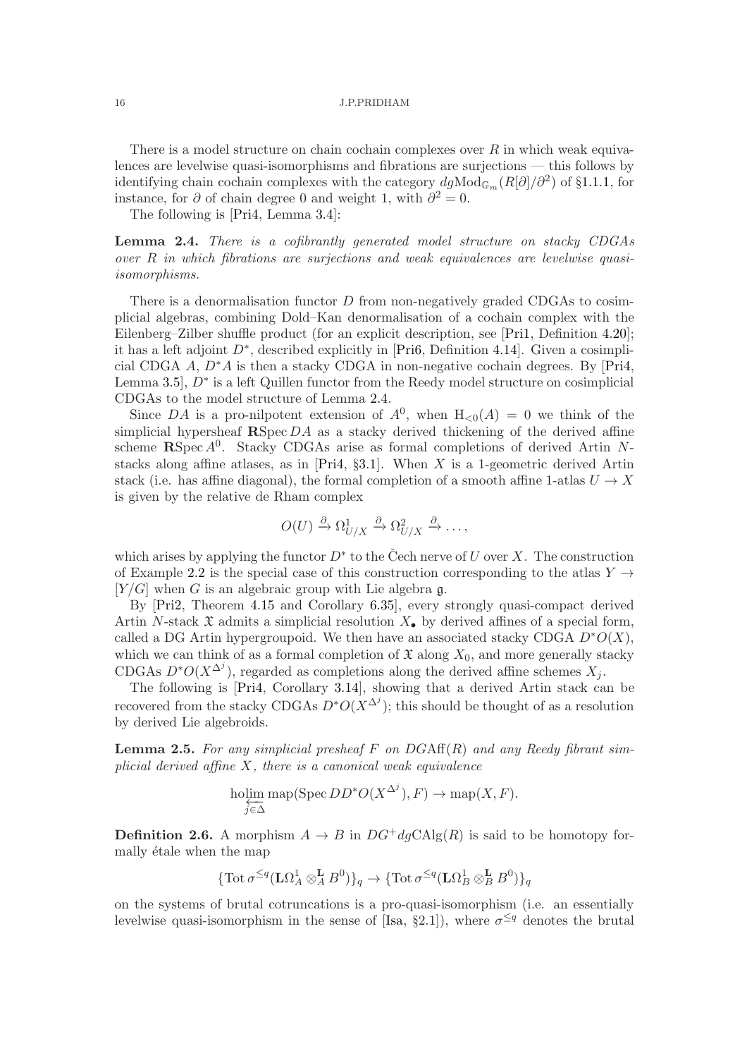There is a model structure on chain cochain complexes over $R$ in which weak equivalences are levelwise quasi-isomorphisms and fibrations are surjections — this follows by identifying chain cochain complexes with the category $dg\mathrm{Mod}_{\mathbb{G}_m}(R[\partial]/\partial^2)$ of §1.1.1, for instance, for $\partial$ of chain degree 0 and weight 1, with $\partial^2 = 0$.

The following is [Pri4, Lemma 3.4]:

**Lemma 2.4.** *There is a cofibrantly generated model structure on stacky CDGAs over $R$ in which fibrations are surjections and weak equivalences are levelwise quasi-isomorphisms.*

There is a denormalisation functor $D$ from non-negatively graded CDGAs to cosimplicial algebras, combining Dold–Kan denormalisation of a cochain complex with the Eilenberg–Zilber shuffle product (for an explicit description, see [Pri1, Definition 4.20]; it has a left adjoint $D^*$, described explicitly in [Pri6, Definition 4.14]. Given a cosimplicial CDGA $A$, $D^*A$ is then a stacky CDGA in non-negative cochain degrees. By [Pri4, Lemma 3.5], $D^*$ is a left Quillen functor from the Reedy model structure on cosimplicial CDGAs to the model structure of Lemma 2.4.

Since $DA$ is a pro-nilpotent extension of $A^0$, when $\mathrm{H}_{<0}(A) = 0$ we think of the simplicial hypersheaf $\mathbf{R}\mathrm{Spec}\, DA$ as a stacky derived thickening of the derived affine scheme $\mathbf{R}\mathrm{Spec}\, A^0$. Stacky CDGAs arise as formal completions of derived Artin $N$-stacks along affine atlases, as in [Pri4, §3.1]. When $X$ is a 1-geometric derived Artin stack (i.e. has affine diagonal), the formal completion of a smooth affine 1-atlas $U \to X$ is given by the relative de Rham complex

$$O(U) \xrightarrow{\partial} \Omega^1_{U/X} \xrightarrow{\partial} \Omega^2_{U/X} \xrightarrow{\partial} \ldots,$$

which arises by applying the functor $D^*$ to the Čech nerve of $U$ over $X$. The construction of Example 2.2 is the special case of this construction corresponding to the atlas $Y \to [Y/G]$ when $G$ is an algebraic group with Lie algebra $\mathfrak{g}$.

By [Pri2, Theorem 4.15 and Corollary 6.35], every strongly quasi-compact derived Artin $N$-stack $\mathfrak{X}$ admits a simplicial resolution $X_\bullet$ by derived affines of a special form, called a DG Artin hypergroupoid. We then have an associated stacky CDGA $D^*O(X)$, which we can think of as a formal completion of $\mathfrak{X}$ along $X_0$, and more generally stacky CDGAs $D^*O(X^{\Delta^j})$, regarded as completions along the derived affine schemes $X_j$.

The following is [Pri4, Corollary 3.14], showing that a derived Artin stack can be recovered from the stacky CDGAs $D^*O(X^{\Delta^j})$; this should be thought of as a resolution by derived Lie algebroids.

**Lemma 2.5.** *For any simplicial presheaf $F$ on $DG\mathrm{Aff}(R)$ and any Reedy fibrant simplicial derived affine $X$, there is a canonical weak equivalence*

$$\operatorname*{holim}_{\substack{\longleftarrow \\ j \in \Delta}} \mathrm{map}(\mathrm{Spec}\, DD^*O(X^{\Delta^j}), F) \to \mathrm{map}(X, F).$$

**Definition 2.6.** A morphism $A \to B$ in $DG^+dg\mathrm{CAlg}(R)$ is said to be homotopy formally étale when the map

$$\{\mathrm{Tot}\, \sigma^{\le q}(\mathbf{L}\Omega^1_A \otimes^{\mathbf{L}}_A B^0)\}_q \to \{\mathrm{Tot}\, \sigma^{\le q}(\mathbf{L}\Omega^1_B \otimes^{\mathbf{L}}_B B^0)\}_q$$

on the systems of brutal cotruncations is a pro-quasi-isomorphism (i.e. an essentially levelwise quasi-isomorphism in the sense of [Isa, §2.1]), where $\sigma^{\le q}$ denotes the brutal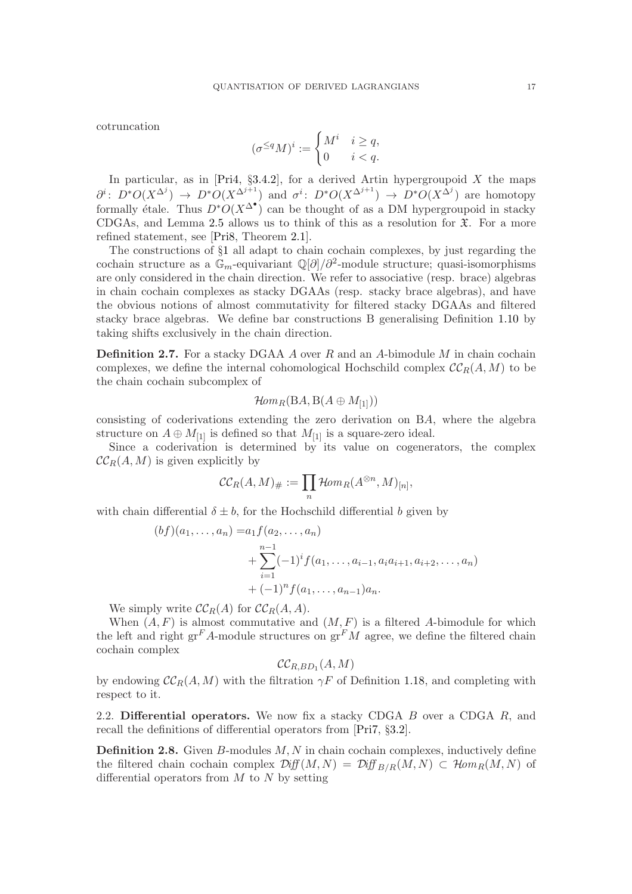cotruncation

$$(\sigma^{\leq q}M)^i := \begin{cases} M^i & i \geq q, \\ 0 & i < q. \end{cases}$$

In particular, as in [Pri4, §3.4.2], for a derived Artin hypergroupoid $X$ the maps $\partial^i \colon D^*O(X^{\Delta^j}) \to D^*O(X^{\Delta^{j+1}})$ and $\sigma^i \colon D^*O(X^{\Delta^{j+1}}) \to D^*O(X^{\Delta^j})$ are homotopy formally étale. Thus $D^*O(X^{\Delta^\bullet})$ can be thought of as a DM hypergroupoid in stacky CDGAs, and Lemma 2.5 allows us to think of this as a resolution for $\mathfrak{X}$. For a more refined statement, see [Pri8, Theorem 2.1].

The constructions of §1 all adapt to chain cochain complexes, by just regarding the cochain structure as a $\mathbb{G}_m$-equivariant $\mathbb{Q}[\partial]/\partial^2$-module structure; quasi-isomorphisms are only considered in the chain direction. We refer to associative (resp. brace) algebras in chain cochain complexes as stacky DGAAs (resp. stacky brace algebras), and have the obvious notions of almost commutativity for filtered stacky DGAAs and filtered stacky brace algebras. We define bar constructions B generalising Definition 1.10 by taking shifts exclusively in the chain direction.

**Definition 2.7.** For a stacky DGAA $A$ over $R$ and an $A$-bimodule $M$ in chain cochain complexes, we define the internal cohomological Hochschild complex $\mathcal{CC}_R(A, M)$ to be the chain cochain subcomplex of

$$\mathcal{H}om_R(\mathrm{B}A, \mathrm{B}(A \oplus M_{[1]}))$$

consisting of coderivations extending the zero derivation on B$A$, where the algebra structure on $A \oplus M_{[1]}$ is defined so that $M_{[1]}$ is a square-zero ideal.

Since a coderivation is determined by its value on cogenerators, the complex $\mathcal{CC}_R(A, M)$ is given explicitly by

$$\mathcal{CC}_R(A, M)_\# := \prod_n \mathcal{H}om_R(A^{\otimes n}, M)_{[n]},$$

with chain differential $\delta \pm b$, for the Hochschild differential $b$ given by

$$\begin{aligned}(bf)(a_1, \ldots, a_n) =& a_1 f(a_2, \ldots, a_n) \\ &+ \sum_{i=1}^{n-1} (-1)^i f(a_1, \ldots, a_{i-1}, a_i a_{i+1}, a_{i+2}, \ldots, a_n) \\ &+ (-1)^n f(a_1, \ldots, a_{n-1}) a_n.\end{aligned}$$

We simply write $\mathcal{CC}_R(A)$ for $\mathcal{CC}_R(A, A)$.

When $(A, F)$ is almost commutative and $(M, F)$ is a filtered $A$-bimodule for which the left and right $\mathrm{gr}^F A$-module structures on $\mathrm{gr}^F M$ agree, we define the filtered chain cochain complex

$$\mathcal{CC}_{R,BD_1}(A, M)$$

by endowing $\mathcal{CC}_R(A, M)$ with the filtration $\gamma F$ of Definition 1.18, and completing with respect to it.

## 2.2. Differential operators.

We now fix a stacky CDGA $B$ over a CDGA $R$, and recall the definitions of differential operators from [Pri7, §3.2].

**Definition 2.8.** Given $B$-modules $M, N$ in chain cochain complexes, inductively define the filtered chain cochain complex $\mathcal{D}\!\mathit{iff}(M, N) = \mathcal{D}\!\mathit{iff}_{B/R}(M, N) \subset \mathcal{H}om_R(M, N)$ of differential operators from $M$ to $N$ by setting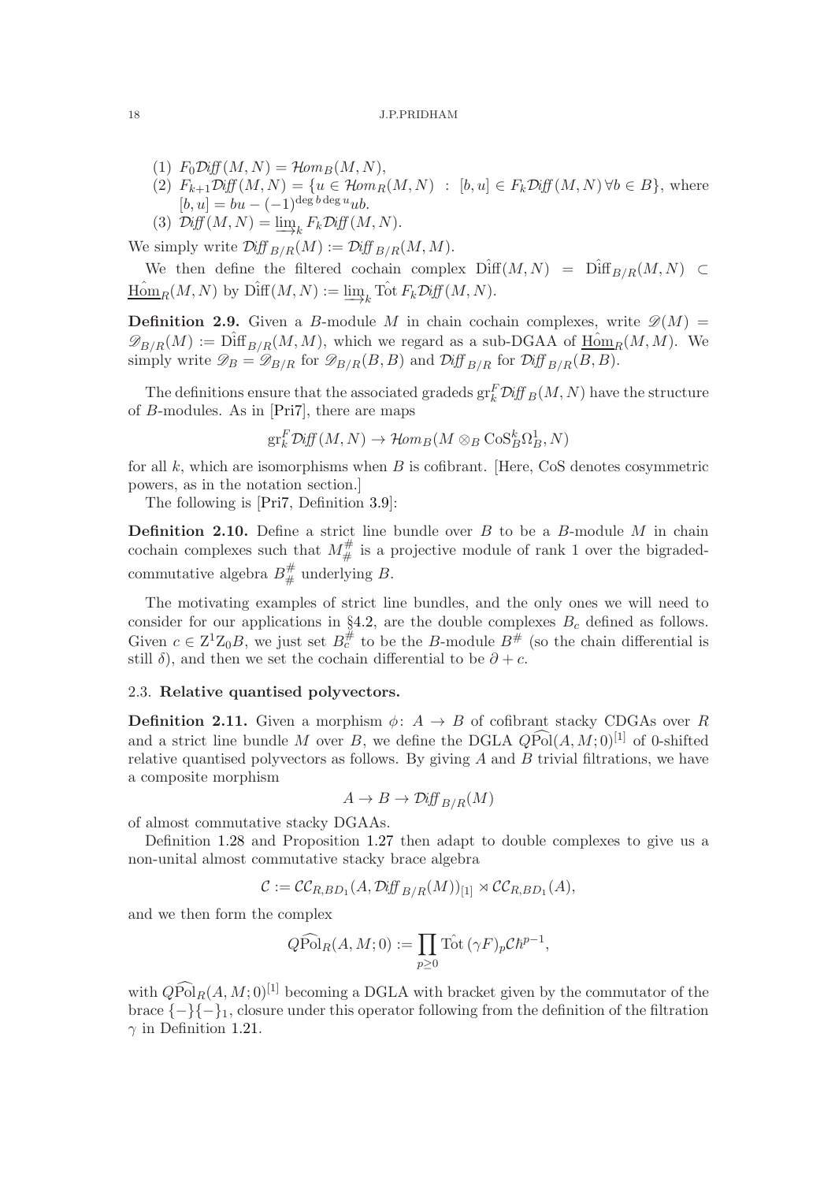(1) $F_0\mathcal{D}iff(M,N) = \mathcal{H}om_B(M,N)$,

(2) $F_{k+1}\mathcal{D}iff(M,N) = \{u \in \mathcal{H}om_R(M,N) \;:\; [b,u] \in F_k\mathcal{D}iff(M,N)\, \forall b \in B\}$, where $[b,u] = bu - (-1)^{\deg b \deg u} ub$.

(3) $\mathcal{D}iff(M,N) = \varinjlim_k F_k\mathcal{D}iff(M,N)$.

We simply write $\mathcal{D}iff_{B/R}(M) := \mathcal{D}iff_{B/R}(M,M)$.

We then define the filtered cochain complex $\hat{\mathrm{Diff}}(M,N) = \hat{\mathrm{Diff}}_{B/R}(M,N) \subset \underline{\hat{\mathrm{Hom}}}_R(M,N)$ by $\hat{\mathrm{Diff}}(M,N) := \varinjlim_k \hat{\mathrm{Tot}}\, F_k\mathcal{D}iff(M,N)$.

**Definition 2.9.** Given a $B$-module $M$ in chain cochain complexes, write $\mathscr{D}(M) = \mathscr{D}_{B/R}(M) := \hat{\mathrm{Diff}}_{B/R}(M,M)$, which we regard as a sub-DGAA of $\underline{\hat{\mathrm{Hom}}}_R(M,M)$. We simply write $\mathscr{D}_B = \mathscr{D}_{B/R}$ for $\mathscr{D}_{B/R}(B,B)$ and $\mathcal{D}iff_{B/R}$ for $\mathcal{D}iff_{B/R}(B,B)$.

The definitions ensure that the associated gradeds $\mathrm{gr}^F_k\mathcal{D}iff_B(M,N)$ have the structure of $B$-modules. As in [Pri7], there are maps

$$\mathrm{gr}^F_k\mathcal{D}iff(M,N) \to \mathcal{H}om_B(M \otimes_B \mathrm{CoS}^k_B\Omega^1_B, N)$$

for all $k$, which are isomorphisms when $B$ is cofibrant. [Here, CoS denotes cosymmetric powers, as in the notation section.]

The following is [Pri7, Definition 3.9]:

**Definition 2.10.** Define a strict line bundle over $B$ to be a $B$-module $M$ in chain cochain complexes such that $M^{\#}_{\#}$ is a projective module of rank 1 over the bigraded-commutative algebra $B^{\#}_{\#}$ underlying $B$.

The motivating examples of strict line bundles, and the only ones we will need to consider for our applications in §4.2, are the double complexes $B_c$ defined as follows. Given $c \in \mathrm{Z}^1\mathrm{Z}_0B$, we just set $B^{\#}_c$ to be the $B$-module $B^{\#}$ (so the chain differential is still $\delta$), and then we set the cochain differential to be $\partial + c$.

### 2.3. Relative quantised polyvectors.

**Definition 2.11.** Given a morphism $\phi\colon A \to B$ of cofibrant stacky CDGAs over $R$ and a strict line bundle $M$ over $B$, we define the DGLA $Q\widehat{\mathrm{Pol}}(A,M;0)^{[1]}$ of 0-shifted relative quantised polyvectors as follows. By giving $A$ and $B$ trivial filtrations, we have a composite morphism

$$A \to B \to \mathcal{D}iff_{B/R}(M)$$

of almost commutative stacky DGAAs.

Definition 1.28 and Proposition 1.27 then adapt to double complexes to give us a non-unital almost commutative stacky brace algebra

$$\mathcal{C} := \mathcal{CC}_{R,BD_1}(A, \mathcal{D}iff_{B/R}(M))_{[1]} \rtimes \mathcal{CC}_{R,BD_1}(A),$$

and we then form the complex

$$Q\widehat{\mathrm{Pol}}_R(A,M;0) := \prod_{p \geq 0} \hat{\mathrm{Tot}}\, (\gamma F)_p\mathcal{C}\hbar^{p-1},$$

with $Q\widehat{\mathrm{Pol}}_R(A,M;0)^{[1]}$ becoming a DGLA with bracket given by the commutator of the brace $\{-\}\{-\}_1$, closure under this operator following from the definition of the filtration $\gamma$ in Definition 1.21.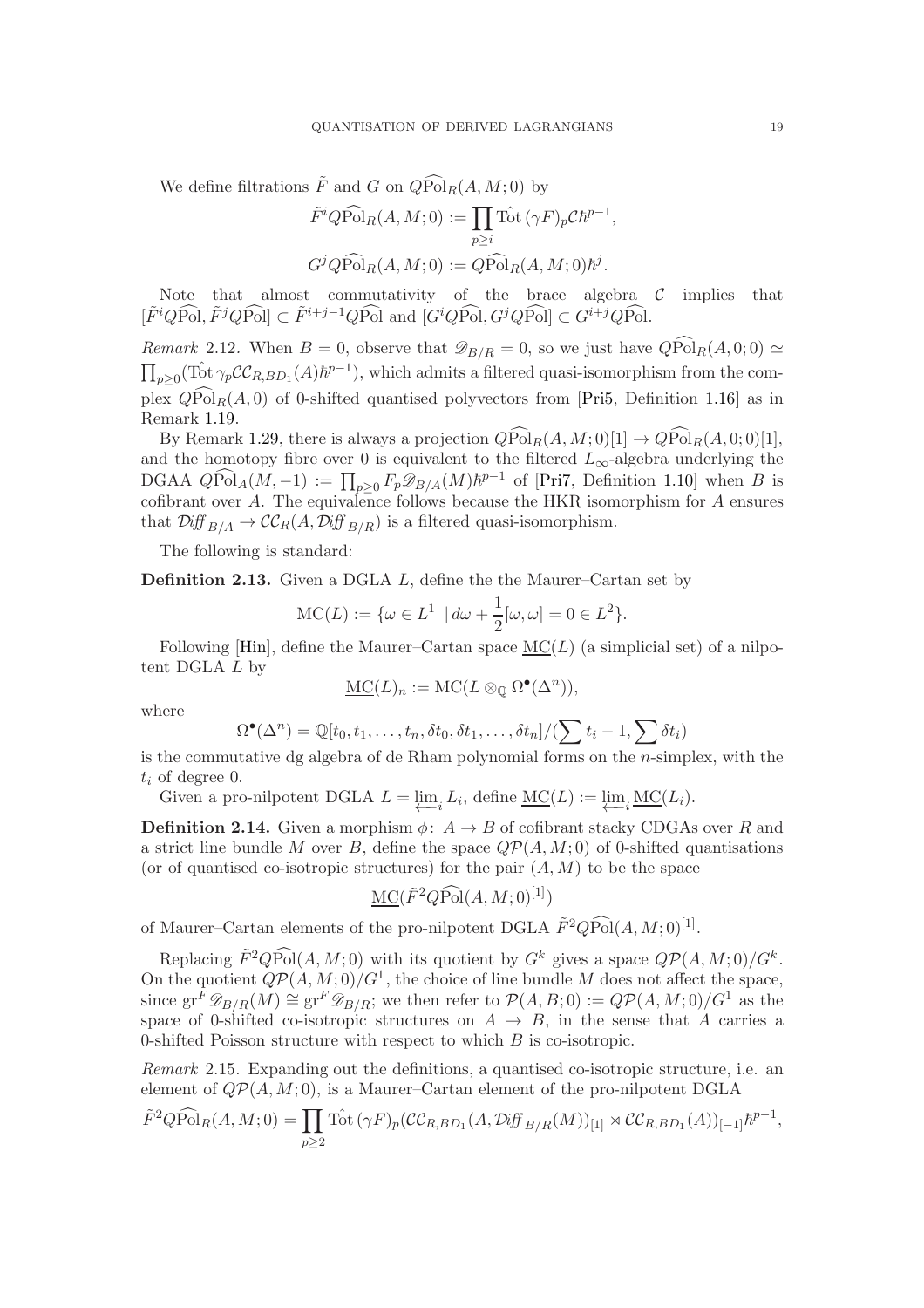We define filtrations $\tilde{F}$ and $G$ on $Q\widehat{\mathrm{Pol}}_R(A,M;0)$ by

$$\tilde{F}^i Q\widehat{\mathrm{Pol}}_R(A,M;0) := \prod_{p\geq i} \hat{\mathrm{Tot}}\,(\gamma F)_p \mathcal{C}\hbar^{p-1},$$

$$G^j Q\widehat{\mathrm{Pol}}_R(A,M;0) := Q\widehat{\mathrm{Pol}}_R(A,M;0)\hbar^j.$$

Note that almost commutativity of the brace algebra $\mathcal{C}$ implies that $[\tilde{F}^i Q\widehat{\mathrm{Pol}}, \tilde{F}^j Q\widehat{\mathrm{Pol}}] \subset \tilde{F}^{i+j-1}Q\widehat{\mathrm{Pol}}$ and $[G^i Q\widehat{\mathrm{Pol}}, G^j Q\widehat{\mathrm{Pol}}] \subset G^{i+j}Q\widehat{\mathrm{Pol}}$.

*Remark* 2.12. When $B=0$, observe that $\mathscr{D}_{B/R}=0$, so we just have $Q\widehat{\mathrm{Pol}}_R(A,0;0) \simeq \prod_{p\geq 0}(\hat{\mathrm{Tot}}\,\gamma_p \mathcal{CC}_{R,BD_1}(A)\hbar^{p-1})$, which admits a filtered quasi-isomorphism from the complex $Q\widehat{\mathrm{Pol}}_R(A,0)$ of 0-shifted quantised polyvectors from [Pri5, Definition 1.16] as in Remark 1.19.

By Remark 1.29, there is always a projection $Q\widehat{\mathrm{Pol}}_R(A,M;0)[1] \to Q\widehat{\mathrm{Pol}}_R(A,0;0)[1]$, and the homotopy fibre over 0 is equivalent to the filtered $L_\infty$-algebra underlying the DGAA $Q\widehat{\mathrm{Pol}}_A(M,-1) := \prod_{p\geq 0} F_p\mathscr{D}_{B/A}(M)\hbar^{p-1}$ of [Pri7, Definition 1.10] when $B$ is cofibrant over $A$. The equivalence follows because the HKR isomorphism for $A$ ensures that $\mathcal{D}\!\mathit{iff}_{B/A} \to \mathcal{CC}_R(A, \mathcal{D}\!\mathit{iff}_{B/R})$ is a filtered quasi-isomorphism.

The following is standard:

**Definition 2.13.** Given a DGLA $L$, define the the Maurer–Cartan set by

$$\mathrm{MC}(L) := \{\omega \in L^1 \ \mid d\omega + \frac{1}{2}[\omega,\omega] = 0 \in L^2\}.$$

Following [Hin], define the Maurer–Cartan space $\underline{\mathrm{MC}}(L)$ (a simplicial set) of a nilpotent DGLA $L$ by

$$\underline{\mathrm{MC}}(L)_n := \mathrm{MC}(L \otimes_{\mathbb{Q}} \Omega^\bullet(\Delta^n)),$$

where

$$\Omega^\bullet(\Delta^n) = \mathbb{Q}[t_0,t_1,\ldots,t_n,\delta t_0,\delta t_1,\ldots,\delta t_n]/(\sum t_i - 1, \sum \delta t_i)$$

is the commutative dg algebra of de Rham polynomial forms on the $n$-simplex, with the $t_i$ of degree 0.

Given a pro-nilpotent DGLA $L = \varprojlim_i L_i$, define $\underline{\mathrm{MC}}(L) := \varprojlim_i \underline{\mathrm{MC}}(L_i)$.

**Definition 2.14.** Given a morphism $\phi\colon A \to B$ of cofibrant stacky CDGAs over $R$ and a strict line bundle $M$ over $B$, define the space $Q\mathcal{P}(A,M;0)$ of 0-shifted quantisations (or of quantised co-isotropic structures) for the pair $(A,M)$ to be the space

$$\underline{\mathrm{MC}}(\tilde{F}^2 Q\widehat{\mathrm{Pol}}(A,M;0)^{[1]})$$

of Maurer–Cartan elements of the pro-nilpotent DGLA $\tilde{F}^2 Q\widehat{\mathrm{Pol}}(A,M;0)^{[1]}$.

Replacing $\tilde{F}^2 Q\widehat{\mathrm{Pol}}(A,M;0)$ with its quotient by $G^k$ gives a space $Q\mathcal{P}(A,M;0)/G^k$. On the quotient $Q\mathcal{P}(A,M;0)/G^1$, the choice of line bundle $M$ does not affect the space, since $\mathrm{gr}^F\mathscr{D}_{B/R}(M) \cong \mathrm{gr}^F\mathscr{D}_{B/R}$; we then refer to $\mathcal{P}(A,B;0) := Q\mathcal{P}(A,M;0)/G^1$ as the space of 0-shifted co-isotropic structures on $A \to B$, in the sense that $A$ carries a 0-shifted Poisson structure with respect to which $B$ is co-isotropic.

*Remark* 2.15. Expanding out the definitions, a quantised co-isotropic structure, i.e. an element of $Q\mathcal{P}(A,M;0)$, is a Maurer–Cartan element of the pro-nilpotent DGLA

$$\tilde{F}^2 Q\widehat{\mathrm{Pol}}_R(A,M;0) = \prod_{p\geq 2} \hat{\mathrm{Tot}}\,(\gamma F)_p(\mathcal{CC}_{R,BD_1}(A, \mathcal{D}\!\mathit{iff}_{B/R}(M))_{[1]} \rtimes \mathcal{CC}_{R,BD_1}(A))_{[-1]}\hbar^{p-1},$$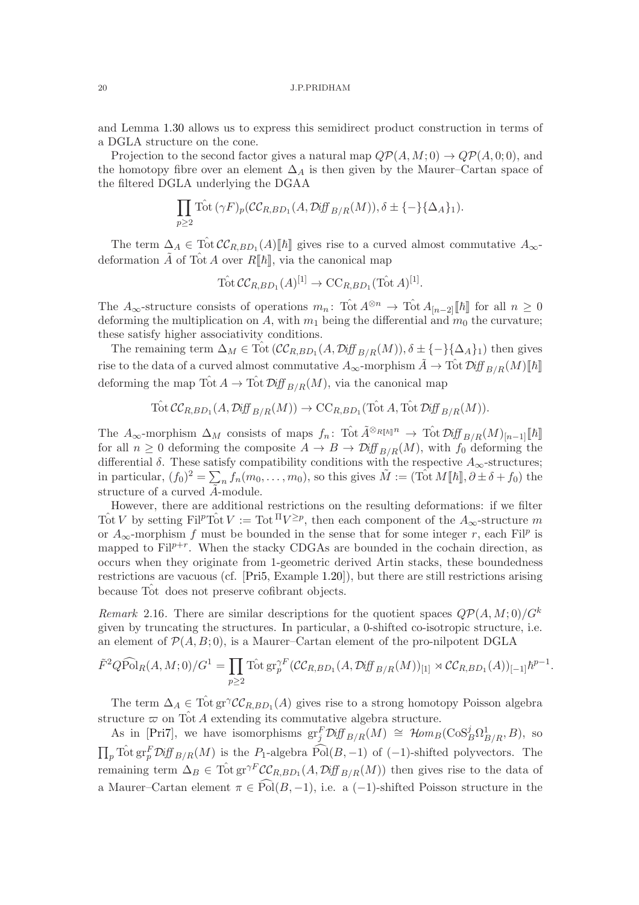and Lemma 1.30 allows us to express this semidirect product construction in terms of a DGLA structure on the cone.

Projection to the second factor gives a natural map $Q\mathcal{P}(A,M;0) \to Q\mathcal{P}(A,0;0)$, and the homotopy fibre over an element $\Delta_A$ is then given by the Maurer–Cartan space of the filtered DGLA underlying the DGAA

$$\prod_{p\geq 2} \hat{\mathrm{Tot}}\,(\gamma F)_p(\mathcal{CC}_{R,BD_1}(A,\mathcal{D}\!\mathit{iff}_{B/R}(M)),\delta \pm \{-\}\{\Delta_A\}_1).$$

The term $\Delta_A \in \hat{\mathrm{Tot}}\,\mathcal{CC}_{R,BD_1}(A)[\![\hbar]\!]$ gives rise to a curved almost commutative $A_\infty$-deformation $\tilde{A}$ of $\hat{\mathrm{Tot}}\,A$ over $R[\![\hbar]\!]$, via the canonical map

$$\hat{\mathrm{Tot}}\,\mathcal{CC}_{R,BD_1}(A)^{[1]} \to \mathrm{CC}_{R,BD_1}(\hat{\mathrm{Tot}}\,A)^{[1]}.$$

The $A_\infty$-structure consists of operations $m_n\colon \hat{\mathrm{Tot}}\,A^{\otimes n} \to \hat{\mathrm{Tot}}\,A_{[n-2]}[\![\hbar]\!]$ for all $n \geq 0$ deforming the multiplication on $A$, with $m_1$ being the differential and $m_0$ the curvature; these satisfy higher associativity conditions.

The remaining term $\Delta_M \in \hat{\mathrm{Tot}}\,(\mathcal{CC}_{R,BD_1}(A,\mathcal{D}\!\mathit{iff}_{B/R}(M)),\delta \pm \{-\}\{\Delta_A\}_1)$ then gives rise to the data of a curved almost commutative $A_\infty$-morphism $\tilde{A} \to \hat{\mathrm{Tot}}\,\mathcal{D}\!\mathit{iff}_{B/R}(M)[\![\hbar]\!]$ deforming the map $\hat{\mathrm{Tot}}\,A \to \hat{\mathrm{Tot}}\,\mathcal{D}\!\mathit{iff}_{B/R}(M)$, via the canonical map

$$\hat{\mathrm{Tot}}\,\mathcal{CC}_{R,BD_1}(A,\mathcal{D}\!\mathit{iff}_{B/R}(M)) \to \mathrm{CC}_{R,BD_1}(\hat{\mathrm{Tot}}\,A,\hat{\mathrm{Tot}}\,\mathcal{D}\!\mathit{iff}_{B/R}(M)).$$

The $A_\infty$-morphism $\Delta_M$ consists of maps $f_n\colon \hat{\mathrm{Tot}}\,\tilde{A}^{\otimes_{R[\![\hbar]\!]}n} \to \hat{\mathrm{Tot}}\,\mathcal{D}\!\mathit{iff}_{B/R}(M)_{[n-1]}[\![\hbar]\!]$ for all $n \geq 0$ deforming the composite $A \to B \to \mathcal{D}\!\mathit{iff}_{B/R}(M)$, with $f_0$ deforming the differential $\delta$. These satisfy compatibility conditions with the respective $A_\infty$-structures; in particular, $(f_0)^2 = \sum_n f_n(m_0,\ldots,m_0)$, so this gives $\tilde{M} := (\hat{\mathrm{Tot}}\,M[\![\hbar]\!],\partial \pm \delta + f_0)$ the structure of a curved $\tilde{A}$-module.

However, there are additional restrictions on the resulting deformations: if we filter $\hat{\mathrm{Tot}}\,V$ by setting $\mathrm{Fil}^p\hat{\mathrm{Tot}}\,V := \mathrm{Tot}^{\Pi}V^{\geq p}$, then each component of the $A_\infty$-structure $m$ or $A_\infty$-morphism $f$ must be bounded in the sense that for some integer $r$, each $\mathrm{Fil}^p$ is mapped to $\mathrm{Fil}^{p+r}$. When the stacky CDGAs are bounded in the cochain direction, as occurs when they originate from 1-geometric derived Artin stacks, these boundedness restrictions are vacuous (cf. [Pri5, Example 1.20]), but there are still restrictions arising because $\hat{\mathrm{Tot}}$ does not preserve cofibrant objects.

*Remark* 2.16. There are similar descriptions for the quotient spaces $Q\mathcal{P}(A,M;0)/G^k$ given by truncating the structures. In particular, a 0-shifted co-isotropic structure, i.e. an element of $\mathcal{P}(A,B;0)$, is a Maurer–Cartan element of the pro-nilpotent DGLA

$$\tilde{F}^2Q\widehat{\mathrm{Pol}}_R(A,M;0)/G^1 = \prod_{p\geq 2} \hat{\mathrm{Tot}}\,\mathrm{gr}^{\gamma F}_p(\mathcal{CC}_{R,BD_1}(A,\mathcal{D}\!\mathit{iff}_{B/R}(M))_{[1]} \rtimes \mathcal{CC}_{R,BD_1}(A))_{[-1]}\hbar^{p-1}.$$

The term $\Delta_A \in \hat{\mathrm{Tot}}\,\mathrm{gr}^{\gamma}\mathcal{CC}_{R,BD_1}(A)$ gives rise to a strong homotopy Poisson algebra structure $\varpi$ on $\hat{\mathrm{Tot}}\,A$ extending its commutative algebra structure.

As in [Pri7], we have isomorphisms $\mathrm{gr}^F_j\mathcal{D}\!\mathit{iff}_{B/R}(M) \cong \mathcal{H}\!\mathit{om}_B(\mathrm{CoS}^j_B\Omega^1_{B/R},B)$, so $\prod_p \hat{\mathrm{Tot}}\,\mathrm{gr}^F_p\mathcal{D}\!\mathit{iff}_{B/R}(M)$ is the $P_1$-algebra $\widehat{\mathrm{Pol}}(B,-1)$ of $(-1)$-shifted polyvectors. The remaining term $\Delta_B \in \hat{\mathrm{Tot}}\,\mathrm{gr}^{\gamma F}\mathcal{CC}_{R,BD_1}(A,\mathcal{D}\!\mathit{iff}_{B/R}(M))$ then gives rise to the data of a Maurer–Cartan element $\pi \in \widehat{\mathrm{Pol}}(B,-1)$, i.e. a $(-1)$-shifted Poisson structure in the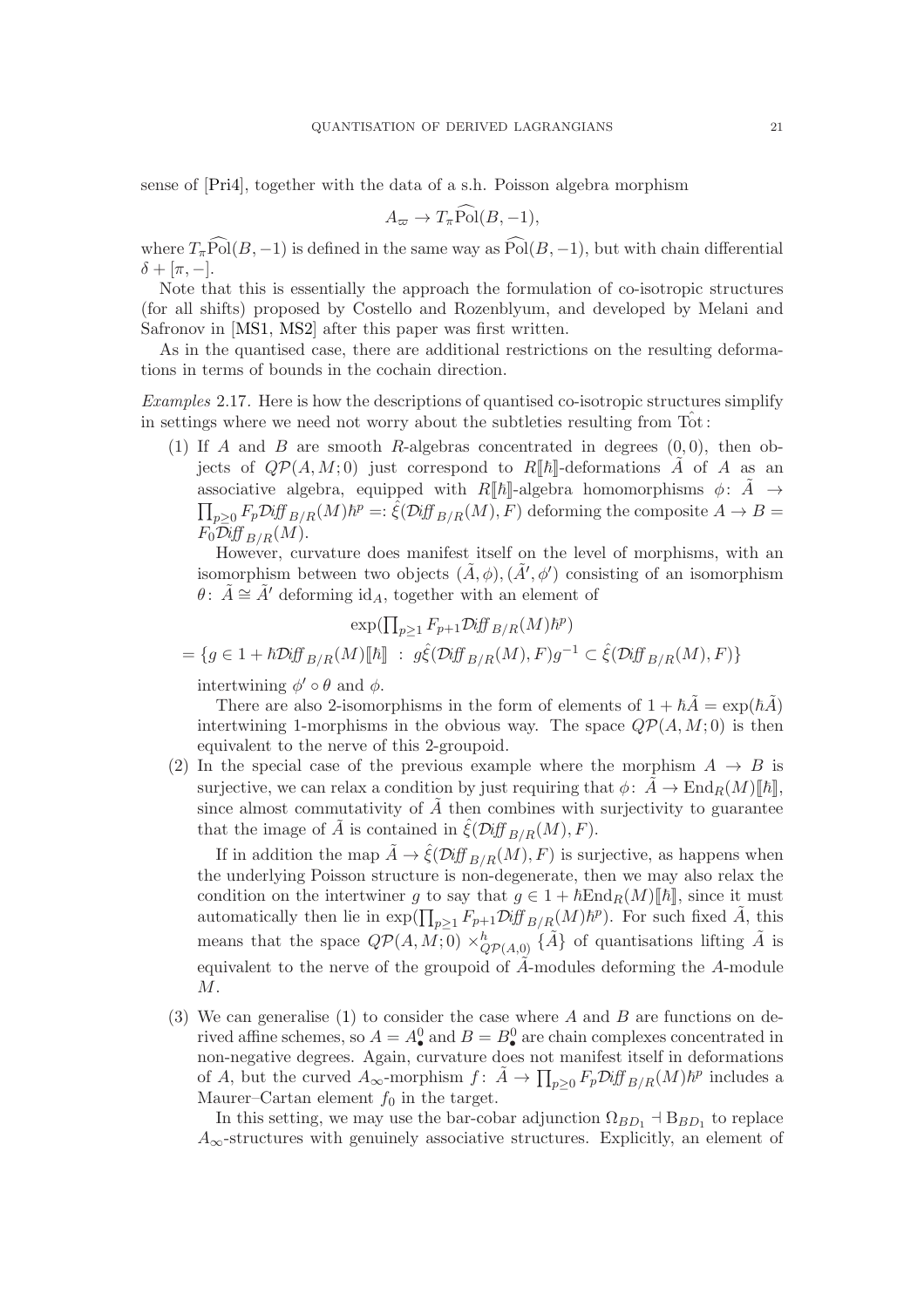sense of [**Pri4**], together with the data of a s.h. Poisson algebra morphism

$$A_{\varpi} \to T_{\pi}\widehat{\mathrm{Pol}}(B, -1),$$

where $T_{\pi}\widehat{\mathrm{Pol}}(B,-1)$ is defined in the same way as $\widehat{\mathrm{Pol}}(B,-1)$, but with chain differential $\delta + [\pi, -]$.

Note that this is essentially the approach the formulation of co-isotropic structures (for all shifts) proposed by Costello and Rozenblyum, and developed by Melani and Safronov in [**MS1, MS2**] after this paper was first written.

As in the quantised case, there are additional restrictions on the resulting deformations in terms of bounds in the cochain direction.

*Examples* 2.17. Here is how the descriptions of quantised co-isotropic structures simplify in settings where we need not worry about the subtleties resulting from $\hat{\mathrm{Tot}}$:

(1) If $A$ and $B$ are smooth $R$-algebras concentrated in degrees $(0,0)$, then objects of $Q\mathcal{P}(A, M; 0)$ just correspond to $R[\![\hbar]\!]$-deformations $\tilde{A}$ of $A$ as an associative algebra, equipped with $R[\![\hbar]\!]$-algebra homomorphisms $\phi\colon \tilde{A} \to \prod_{p\geq 0} F_p \mathcal{D}\mathit{iff}_{B/R}(M)\hbar^p =: \hat{\xi}(\mathcal{D}\mathit{iff}_{B/R}(M), F)$ deforming the composite $A \to B = F_0\mathcal{D}\mathit{iff}_{B/R}(M)$.

   However, curvature does manifest itself on the level of morphisms, with an isomorphism between two objects $(\tilde{A}, \phi), (\tilde{A}', \phi')$ consisting of an isomorphism $\theta\colon \tilde{A} \cong \tilde{A}'$ deforming $\mathrm{id}_A$, together with an element of

$$\begin{aligned} &\exp(\textstyle\prod_{p\geq 1} F_{p+1}\mathcal{D}\mathit{iff}_{B/R}(M)\hbar^p) \\ = &\{g \in 1 + \hbar\mathcal{D}\mathit{iff}_{B/R}(M)[\![\hbar]\!] \ : \ g\hat{\xi}(\mathcal{D}\mathit{iff}_{B/R}(M), F)g^{-1} \subset \hat{\xi}(\mathcal{D}\mathit{iff}_{B/R}(M), F)\} \end{aligned}$$

   intertwining $\phi' \circ \theta$ and $\phi$.

   There are also 2-isomorphisms in the form of elements of $1 + \hbar\tilde{A} = \exp(\hbar\tilde{A})$ intertwining 1-morphisms in the obvious way. The space $Q\mathcal{P}(A, M; 0)$ is then equivalent to the nerve of this 2-groupoid.

(2) In the special case of the previous example where the morphism $A \to B$ is surjective, we can relax a condition by just requiring that $\phi\colon \tilde{A} \to \mathrm{End}_R(M)[\![\hbar]\!]$, since almost commutativity of $\tilde{A}$ then combines with surjectivity to guarantee that the image of $\tilde{A}$ is contained in $\hat{\xi}(\mathcal{D}\mathit{iff}_{B/R}(M), F)$.

   If in addition the map $\tilde{A} \to \hat{\xi}(\mathcal{D}\mathit{iff}_{B/R}(M), F)$ is surjective, as happens when the underlying Poisson structure is non-degenerate, then we may also relax the condition on the intertwiner $g$ to say that $g \in 1 + \hbar\mathrm{End}_R(M)[\![\hbar]\!]$, since it must automatically then lie in $\exp(\prod_{p\geq 1} F_{p+1}\mathcal{D}\mathit{iff}_{B/R}(M)\hbar^p)$. For such fixed $\tilde{A}$, this means that the space $Q\mathcal{P}(A, M; 0) \times^h_{Q\mathcal{P}(A,0)} \{\tilde{A}\}$ of quantisations lifting $\tilde{A}$ is equivalent to the nerve of the groupoid of $\tilde{A}$-modules deforming the $A$-module $M$.

(3) We can generalise (1) to consider the case where $A$ and $B$ are functions on derived affine schemes, so $A = A^0_\bullet$ and $B = B^0_\bullet$ are chain complexes concentrated in non-negative degrees. Again, curvature does not manifest itself in deformations of $A$, but the curved $A_\infty$-morphism $f\colon \tilde{A} \to \prod_{p\geq 0} F_p\mathcal{D}\mathit{iff}_{B/R}(M)\hbar^p$ includes a Maurer–Cartan element $f_0$ in the target.

   In this setting, we may use the bar-cobar adjunction $\Omega_{BD_1} \dashv \mathrm{B}_{BD_1}$ to replace $A_\infty$-structures with genuinely associative structures. Explicitly, an element of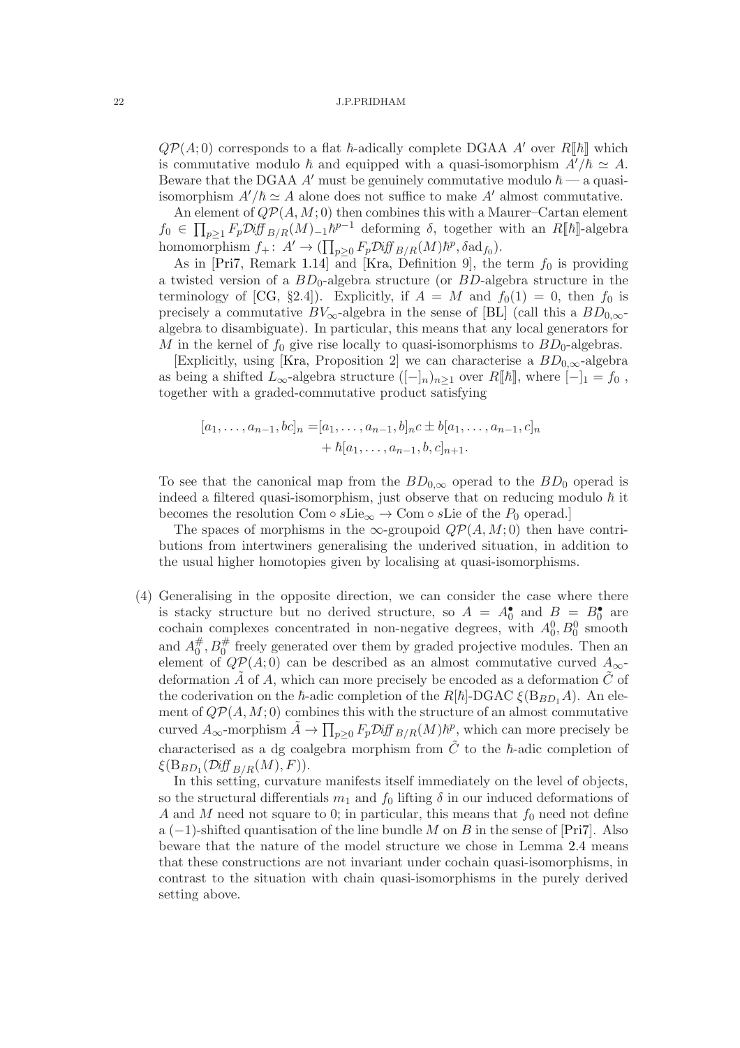$Q\mathcal{P}(A;0)$ corresponds to a flat $\hbar$-adically complete DGAA $A'$ over $R[\![\hbar]\!]$ which is commutative modulo $\hbar$ and equipped with a quasi-isomorphism $A'/\hbar \simeq A$. Beware that the DGAA $A'$ must be genuinely commutative modulo $\hbar$ — a quasi-isomorphism $A'/\hbar \simeq A$ alone does not suffice to make $A'$ almost commutative.

An element of $Q\mathcal{P}(A,M;0)$ then combines this with a Maurer–Cartan element $f_0 \in \prod_{p\geq 1} F_p\mathcal{D}\mathit{iff}_{B/R}(M)_{-1}\hbar^{p-1}$ deforming $\delta$, together with an $R[\![\hbar]\!]$-algebra homomorphism $f_+ \colon A' \to (\prod_{p\geq 0} F_p\mathcal{D}\mathit{iff}_{B/R}(M)\hbar^p, \delta\mathrm{ad}_{f_0})$.

As in [Pri7, Remark 1.14] and [Kra, Definition 9], the term $f_0$ is providing a twisted version of a $BD_0$-algebra structure (or $BD$-algebra structure in the terminology of [CG, §2.4]). Explicitly, if $A = M$ and $f_0(1) = 0$, then $f_0$ is precisely a commutative $BV_\infty$-algebra in the sense of [BL] (call this a $BD_{0,\infty}$-algebra to disambiguate). In particular, this means that any local generators for $M$ in the kernel of $f_0$ give rise locally to quasi-isomorphisms to $BD_0$-algebras.

[Explicitly, using [Kra, Proposition 2] we can characterise a $BD_{0,\infty}$-algebra as being a shifted $L_\infty$-algebra structure $([-]_n)_{n\geq 1}$ over $R[\![\hbar]\!]$, where $[-]_1 = f_0$ , together with a graded-commutative product satisfying

$$[a_1, \ldots, a_{n-1}, bc]_n = [a_1, \ldots, a_{n-1}, b]_n c \pm b[a_1, \ldots, a_{n-1}, c]_n + \hbar[a_1, \ldots, a_{n-1}, b, c]_{n+1}.$$

To see that the canonical map from the $BD_{0,\infty}$ operad to the $BD_0$ operad is indeed a filtered quasi-isomorphism, just observe that on reducing modulo $\hbar$ it becomes the resolution $\mathrm{Com} \circ s\mathrm{Lie}_\infty \to \mathrm{Com} \circ s\mathrm{Lie}$ of the $P_0$ operad.]

The spaces of morphisms in the $\infty$-groupoid $Q\mathcal{P}(A,M;0)$ then have contributions from intertwiners generalising the underived situation, in addition to the usual higher homotopies given by localising at quasi-isomorphisms.

(4) Generalising in the opposite direction, we can consider the case where there is stacky structure but no derived structure, so $A = A_0^\bullet$ and $B = B_0^\bullet$ are cochain complexes concentrated in non-negative degrees, with $A_0^0, B_0^0$ smooth and $A_0^\#, B_0^\#$ freely generated over them by graded projective modules. Then an element of $Q\mathcal{P}(A;0)$ can be described as an almost commutative curved $A_\infty$-deformation $\tilde{A}$ of $A$, which can more precisely be encoded as a deformation $\tilde{C}$ of the coderivation on the $\hbar$-adic completion of the $R[\hbar]$-DGAC $\xi(\mathrm{B}_{BD_1}A)$. An element of $Q\mathcal{P}(A,M;0)$ combines this with the structure of an almost commutative curved $A_\infty$-morphism $\tilde{A} \to \prod_{p\geq 0} F_p\mathcal{D}\mathit{iff}_{B/R}(M)\hbar^p$, which can more precisely be characterised as a dg coalgebra morphism from $\tilde{C}$ to the $\hbar$-adic completion of $\xi(\mathrm{B}_{BD_1}(\mathcal{D}\mathit{iff}_{B/R}(M), F))$.

In this setting, curvature manifests itself immediately on the level of objects, so the structural differentials $m_1$ and $f_0$ lifting $\delta$ in our induced deformations of $A$ and $M$ need not square to 0; in particular, this means that $f_0$ need not define a $(-1)$-shifted quantisation of the line bundle $M$ on $B$ in the sense of [Pri7]. Also beware that the nature of the model structure we chose in Lemma 2.4 means that these constructions are not invariant under cochain quasi-isomorphisms, in contrast to the situation with chain quasi-isomorphisms in the purely derived setting above.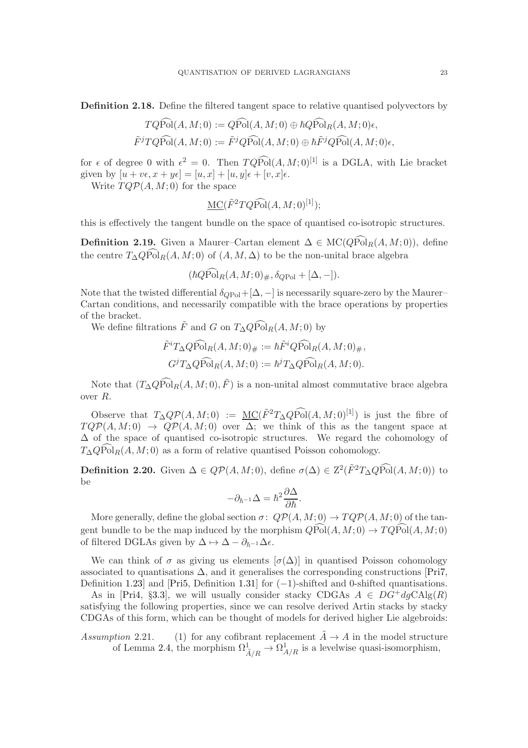**Definition 2.18.** Define the filtered tangent space to relative quantised polyvectors by

$$TQ\widehat{\mathrm{Pol}}(A,M;0) := Q\widehat{\mathrm{Pol}}(A,M;0) \oplus \hbar Q\widehat{\mathrm{Pol}}_R(A,M;0)\epsilon,$$
$$\tilde{F}^j TQ\widehat{\mathrm{Pol}}(A,M;0) := \tilde{F}^j Q\widehat{\mathrm{Pol}}(A,M;0) \oplus \hbar \tilde{F}^j Q\widehat{\mathrm{Pol}}(A,M;0)\epsilon,$$

for $\epsilon$ of degree 0 with $\epsilon^2 = 0$. Then $TQ\widehat{\mathrm{Pol}}(A,M;0)^{[1]}$ is a DGLA, with Lie bracket given by $[u + v\epsilon, x + y\epsilon] = [u,x] + [u,y]\epsilon + [v,x]\epsilon$.

Write $TQ\mathcal{P}(A,M;0)$ for the space

$$\underline{\mathrm{MC}}(\tilde{F}^2 TQ\widehat{\mathrm{Pol}}(A,M;0)^{[1]});$$

this is effectively the tangent bundle on the space of quantised co-isotropic structures.

**Definition 2.19.** Given a Maurer–Cartan element $\Delta \in \mathrm{MC}(Q\widehat{\mathrm{Pol}}_R(A,M;0))$, define the centre $T_\Delta Q\widehat{\mathrm{Pol}}_R(A,M;0)$ of $(A,M,\Delta)$ to be the non-unital brace algebra

$$(\hbar Q\widehat{\mathrm{Pol}}_R(A,M;0)_\#, \delta_{Q\mathrm{Pol}} + [\Delta, -]).$$

Note that the twisted differential $\delta_{Q\mathrm{Pol}} + [\Delta,-]$ is necessarily square-zero by the Maurer–Cartan conditions, and necessarily compatible with the brace operations by properties of the bracket.

We define filtrations $\tilde{F}$ and $G$ on $T_\Delta Q\widehat{\mathrm{Pol}}_R(A,M;0)$ by

$$\tilde{F}^i T_\Delta Q\widehat{\mathrm{Pol}}_R(A,M;0)_\# := \hbar \tilde{F}^i Q\widehat{\mathrm{Pol}}_R(A,M;0)_\#,$$
$$G^j T_\Delta Q\widehat{\mathrm{Pol}}_R(A,M;0) := \hbar^j T_\Delta Q\widehat{\mathrm{Pol}}_R(A,M;0).$$

Note that $(T_\Delta Q\widehat{\mathrm{Pol}}_R(A,M;0), \tilde{F})$ is a non-unital almost commutative brace algebra over $R$.

Observe that $T_\Delta Q\mathcal{P}(A,M;0) := \underline{\mathrm{MC}}(\tilde{F}^2 T_\Delta Q\widehat{\mathrm{Pol}}(A,M;0)^{[1]})$ is just the fibre of $TQ\mathcal{P}(A,M;0) \to Q\mathcal{P}(A,M;0)$ over $\Delta$; we think of this as the tangent space at $\Delta$ of the space of quantised co-isotropic structures. We regard the cohomology of $T_\Delta Q\widehat{\mathrm{Pol}}_R(A,M;0)$ as a form of relative quantised Poisson cohomology.

**Definition 2.20.** Given $\Delta \in Q\mathcal{P}(A,M;0)$, define $\sigma(\Delta) \in \mathrm{Z}^2(\tilde{F}^2 T_\Delta Q\widehat{\mathrm{Pol}}(A,M;0))$ to be

$$-\partial_{\hbar^{-1}}\Delta = \hbar^2 \frac{\partial \Delta}{\partial \hbar}.$$

More generally, define the global section $\sigma\colon Q\mathcal{P}(A,M;0) \to TQ\mathcal{P}(A,M;0)$ of the tangent bundle to be the map induced by the morphism $Q\widehat{\mathrm{Pol}}(A,M;0) \to TQ\widehat{\mathrm{Pol}}(A,M;0)$ of filtered DGLAs given by $\Delta \mapsto \Delta - \partial_{\hbar^{-1}}\Delta\epsilon$.

We can think of $\sigma$ as giving us elements $[\sigma(\Delta)]$ in quantised Poisson cohomology associated to quantisations $\Delta$, and it generalises the corresponding constructions [Pri7, Definition 1.23] and [Pri5, Definition 1.31] for $(-1)$-shifted and 0-shifted quantisations.

As in [Pri4, §3.3], we will usually consider stacky CDGAs $A \in DG^+dg\mathrm{CAlg}(R)$ satisfying the following properties, since we can resolve derived Artin stacks by stacky CDGAs of this form, which can be thought of models for derived higher Lie algebroids:

*Assumption* 2.21.
(1) for any cofibrant replacement $\tilde{A} \to A$ in the model structure of Lemma 2.4, the morphism $\Omega^1_{\tilde{A}/R} \to \Omega^1_{A/R}$ is a levelwise quasi-isomorphism,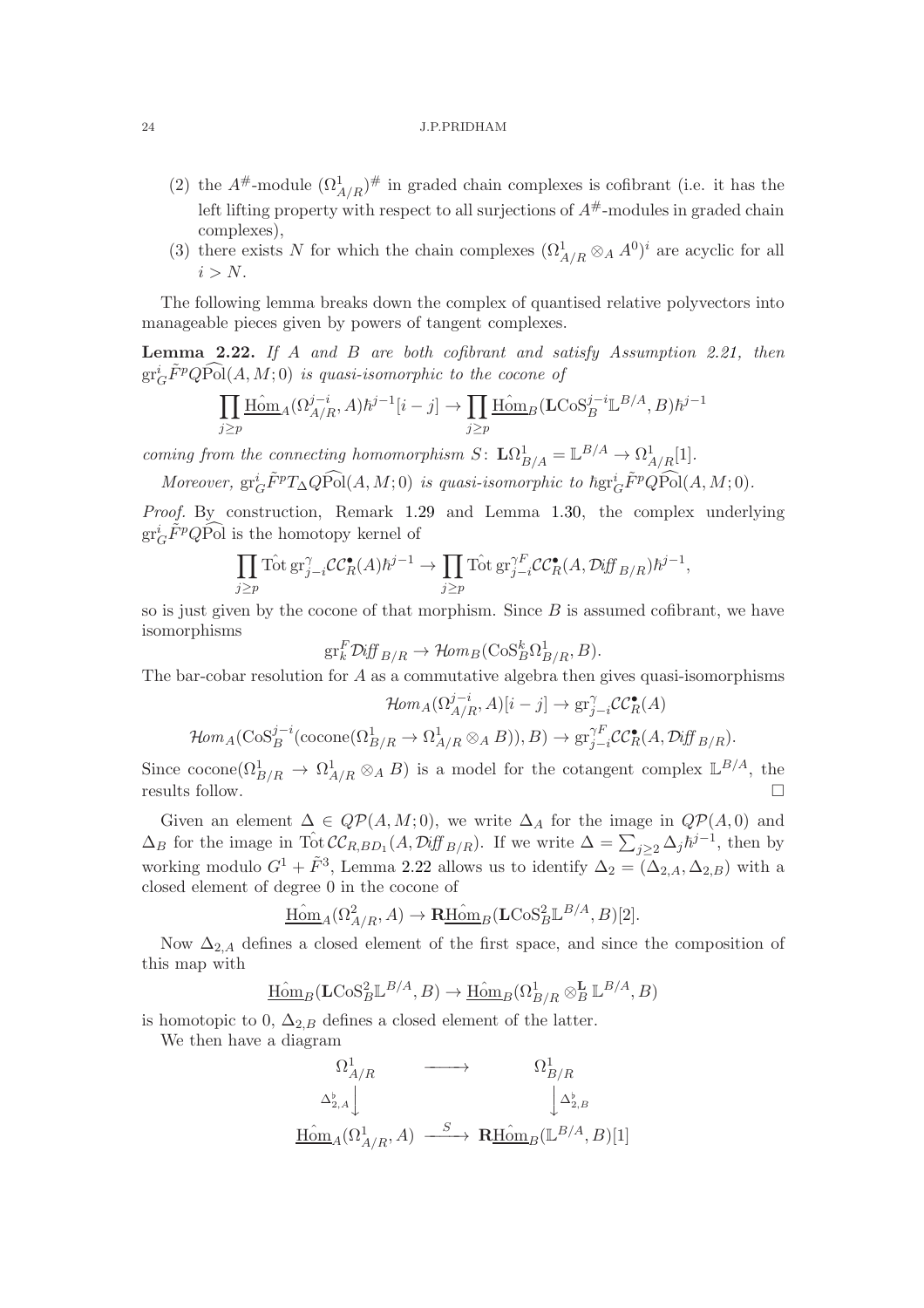(2) the $A^{\#}$-module $(\Omega^1_{A/R})^{\#}$ in graded chain complexes is cofibrant (i.e. it has the left lifting property with respect to all surjections of $A^{\#}$-modules in graded chain complexes),

(3) there exists $N$ for which the chain complexes $(\Omega^1_{A/R} \otimes_A A^0)^i$ are acyclic for all $i > N$.

The following lemma breaks down the complex of quantised relative polyvectors into manageable pieces given by powers of tangent complexes.

**Lemma 2.22.** *If $A$ and $B$ are both cofibrant and satisfy Assumption 2.21, then $\mathrm{gr}^i_G \tilde{F}^p Q\widehat{\mathrm{Pol}}(A, M; 0)$ is quasi-isomorphic to the cocone of*

$$\prod_{j \geq p} \underline{\hat{\mathrm{Hom}}}_A(\Omega^{j-i}_{A/R}, A)\hbar^{j-1}[i-j] \to \prod_{j \geq p} \underline{\hat{\mathrm{Hom}}}_B(\mathbf{L}\mathrm{CoS}^{j-i}_B \mathbb{L}^{B/A}, B)\hbar^{j-1}$$

*coming from the connecting homomorphism $S\colon \mathbf{L}\Omega^1_{B/A} = \mathbb{L}^{B/A} \to \Omega^1_{A/R}[1]$.*

*Moreover, $\mathrm{gr}^i_G \tilde{F}^p T_\Delta Q\widehat{\mathrm{Pol}}(A, M; 0)$ is quasi-isomorphic to $\hbar \mathrm{gr}^i_G \tilde{F}^p Q\widehat{\mathrm{Pol}}(A, M; 0)$.*

*Proof.* By construction, Remark 1.29 and Lemma 1.30, the complex underlying $\mathrm{gr}^i_G \tilde{F}^p Q\widehat{\mathrm{Pol}}$ is the homotopy kernel of

$$\prod_{j \geq p} \hat{\mathrm{Tot}}\, \mathrm{gr}^\gamma_{j-i} \mathcal{CC}^\bullet_R(A)\hbar^{j-1} \to \prod_{j \geq p} \hat{\mathrm{Tot}}\, \mathrm{gr}^{\gamma F}_{j-i} \mathcal{CC}^\bullet_R(A, \mathcal{D}\mathit{iff}_{B/R})\hbar^{j-1},$$

so is just given by the cocone of that morphism. Since $B$ is assumed cofibrant, we have isomorphisms

$$\mathrm{gr}^F_k \mathcal{D}\mathit{iff}_{B/R} \to \mathcal{H}\mathit{om}_B(\mathrm{CoS}^k_B \Omega^1_{B/R}, B).$$

The bar-cobar resolution for $A$ as a commutative algebra then gives quasi-isomorphisms

$$\mathcal{H}\mathit{om}_A(\Omega^{j-i}_{A/R}, A)[i-j] \to \mathrm{gr}^\gamma_{j-i} \mathcal{CC}^\bullet_R(A)$$

$$\mathcal{H}\mathit{om}_A(\mathrm{CoS}^{j-i}_B(\mathrm{cocone}(\Omega^1_{B/R} \to \Omega^1_{A/R} \otimes_A B)), B) \to \mathrm{gr}^{\gamma F}_{j-i} \mathcal{CC}^\bullet_R(A, \mathcal{D}\mathit{iff}_{B/R}).$$

Since $\mathrm{cocone}(\Omega^1_{B/R} \to \Omega^1_{A/R} \otimes_A B)$ is a model for the cotangent complex $\mathbb{L}^{B/A}$, the results follow. $\square$

Given an element $\Delta \in Q\mathcal{P}(A, M; 0)$, we write $\Delta_A$ for the image in $Q\mathcal{P}(A, 0)$ and $\Delta_B$ for the image in $\hat{\mathrm{Tot}}\, \mathcal{CC}_{R,BD_1}(A, \mathcal{D}\mathit{iff}_{B/R})$. If we write $\Delta = \sum_{j \geq 2} \Delta_j \hbar^{j-1}$, then by working modulo $G^1 + \tilde{F}^3$, Lemma 2.22 allows us to identify $\Delta_2 = (\Delta_{2,A}, \Delta_{2,B})$ with a closed element of degree 0 in the cocone of

$$\underline{\hat{\mathrm{Hom}}}_A(\Omega^2_{A/R}, A) \to \mathbf{R}\underline{\hat{\mathrm{Hom}}}_B(\mathbf{L}\mathrm{CoS}^2_B \mathbb{L}^{B/A}, B)[2].$$

Now $\Delta_{2,A}$ defines a closed element of the first space, and since the composition of this map with

$$\underline{\hat{\mathrm{Hom}}}_B(\mathbf{L}\mathrm{CoS}^2_B \mathbb{L}^{B/A}, B) \to \underline{\hat{\mathrm{Hom}}}_B(\Omega^1_{B/R} \otimes^{\mathbf{L}}_B \mathbb{L}^{B/A}, B)$$

is homotopic to 0, $\Delta_{2,B}$ defines a closed element of the latter.

We then have a diagram

$$\begin{array}{ccc}
\Omega^1_{A/R} & \longrightarrow & \Omega^1_{B/R} \\
{\scriptstyle \Delta^\flat_{2,A}} \big\downarrow & & \big\downarrow {\scriptstyle \Delta^\flat_{2,B}} \\
\underline{\hat{\mathrm{Hom}}}_A(\Omega^1_{A/R}, A) & \xrightarrow{S} & \mathbf{R}\underline{\hat{\mathrm{Hom}}}_B(\mathbb{L}^{B/A}, B)[1]
\end{array}$$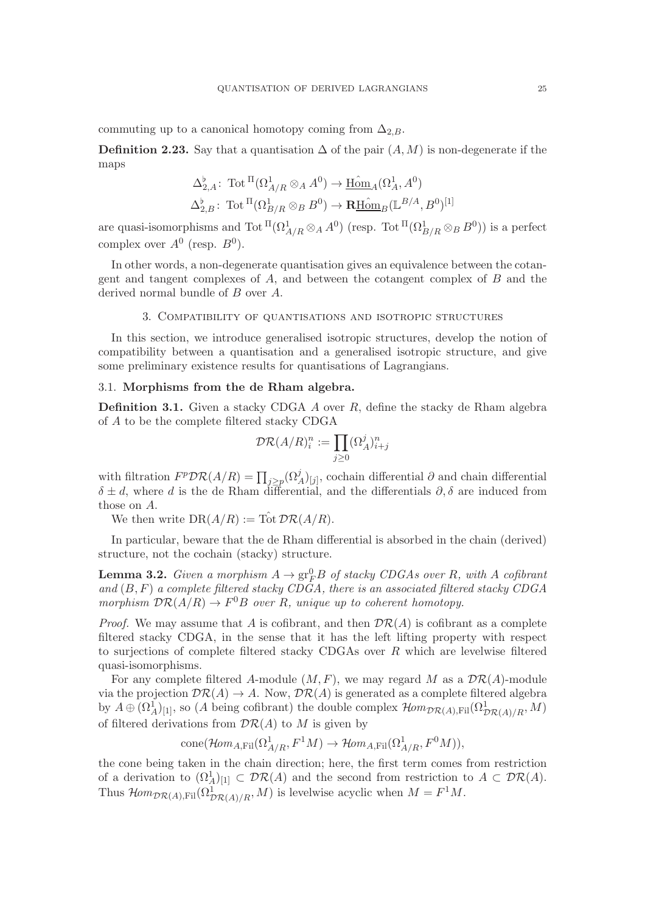commuting up to a canonical homotopy coming from $\Delta_{2,B}$.

**Definition 2.23.** Say that a quantisation $\Delta$ of the pair $(A, M)$ is non-degenerate if the maps

$$\Delta^\flat_{2,A} \colon \operatorname{Tot}^{\Pi}(\Omega^1_{A/R} \otimes_A A^0) \to \underline{\hat{\operatorname{Hom}}}_A(\Omega^1_A, A^0)$$
$$\Delta^\flat_{2,B} \colon \operatorname{Tot}^{\Pi}(\Omega^1_{B/R} \otimes_B B^0) \to \mathbf{R}\underline{\hat{\operatorname{Hom}}}_B(\mathbb{L}^{B/A}, B^0)^{[1]}$$

are quasi-isomorphisms and $\operatorname{Tot}^{\Pi}(\Omega^1_{A/R} \otimes_A A^0)$ (resp. $\operatorname{Tot}^{\Pi}(\Omega^1_{B/R} \otimes_B B^0)$) is a perfect complex over $A^0$ (resp. $B^0$).

In other words, a non-degenerate quantisation gives an equivalence between the cotangent and tangent complexes of $A$, and between the cotangent complex of $B$ and the derived normal bundle of $B$ over $A$.

## 3. Compatibility of quantisations and isotropic structures

In this section, we introduce generalised isotropic structures, develop the notion of compatibility between a quantisation and a generalised isotropic structure, and give some preliminary existence results for quantisations of Lagrangians.

### 3.1. Morphisms from the de Rham algebra.

**Definition 3.1.** Given a stacky CDGA $A$ over $R$, define the stacky de Rham algebra of $A$ to be the complete filtered stacky CDGA

$$\mathcal{DR}(A/R)^n_i := \prod_{j \geq 0} (\Omega^j_A)^n_{i+j}$$

with filtration $F^p\mathcal{DR}(A/R) = \prod_{j \geq p} (\Omega^j_A)_{[j]}$, cochain differential $\partial$ and chain differential $\delta \pm d$, where $d$ is the de Rham differential, and the differentials $\partial, \delta$ are induced from those on $A$.

We then write $\mathrm{DR}(A/R) := \hat{\operatorname{Tot}}\, \mathcal{DR}(A/R)$.

In particular, beware that the de Rham differential is absorbed in the chain (derived) structure, not the cochain (stacky) structure.

**Lemma 3.2.** *Given a morphism $A \to \operatorname{gr}^0_F B$ of stacky CDGAs over $R$, with $A$ cofibrant and $(B, F)$ a complete filtered stacky CDGA, there is an associated filtered stacky CDGA morphism $\mathcal{DR}(A/R) \to F^0 B$ over $R$, unique up to coherent homotopy.*

*Proof.* We may assume that $A$ is cofibrant, and then $\mathcal{DR}(A)$ is cofibrant as a complete filtered stacky CDGA, in the sense that it has the left lifting property with respect to surjections of complete filtered stacky CDGAs over $R$ which are levelwise filtered quasi-isomorphisms.

For any complete filtered $A$-module $(M, F)$, we may regard $M$ as a $\mathcal{DR}(A)$-module via the projection $\mathcal{DR}(A) \to A$. Now, $\mathcal{DR}(A)$ is generated as a complete filtered algebra by $A \oplus (\Omega^1_A)_{[1]}$, so ($A$ being cofibrant) the double complex $\mathcal{H}om_{\mathcal{DR}(A),\mathrm{Fil}}(\Omega^1_{\mathcal{DR}(A)/R}, M)$ of filtered derivations from $\mathcal{DR}(A)$ to $M$ is given by

$$\operatorname{cone}(\mathcal{H}om_{A,\mathrm{Fil}}(\Omega^1_{A/R}, F^1 M) \to \mathcal{H}om_{A,\mathrm{Fil}}(\Omega^1_{A/R}, F^0 M)),$$

the cone being taken in the chain direction; here, the first term comes from restriction of a derivation to $(\Omega^1_A)_{[1]} \subset \mathcal{DR}(A)$ and the second from restriction to $A \subset \mathcal{DR}(A)$. Thus $\mathcal{H}om_{\mathcal{DR}(A),\mathrm{Fil}}(\Omega^1_{\mathcal{DR}(A)/R}, M)$ is levelwise acyclic when $M = F^1 M$.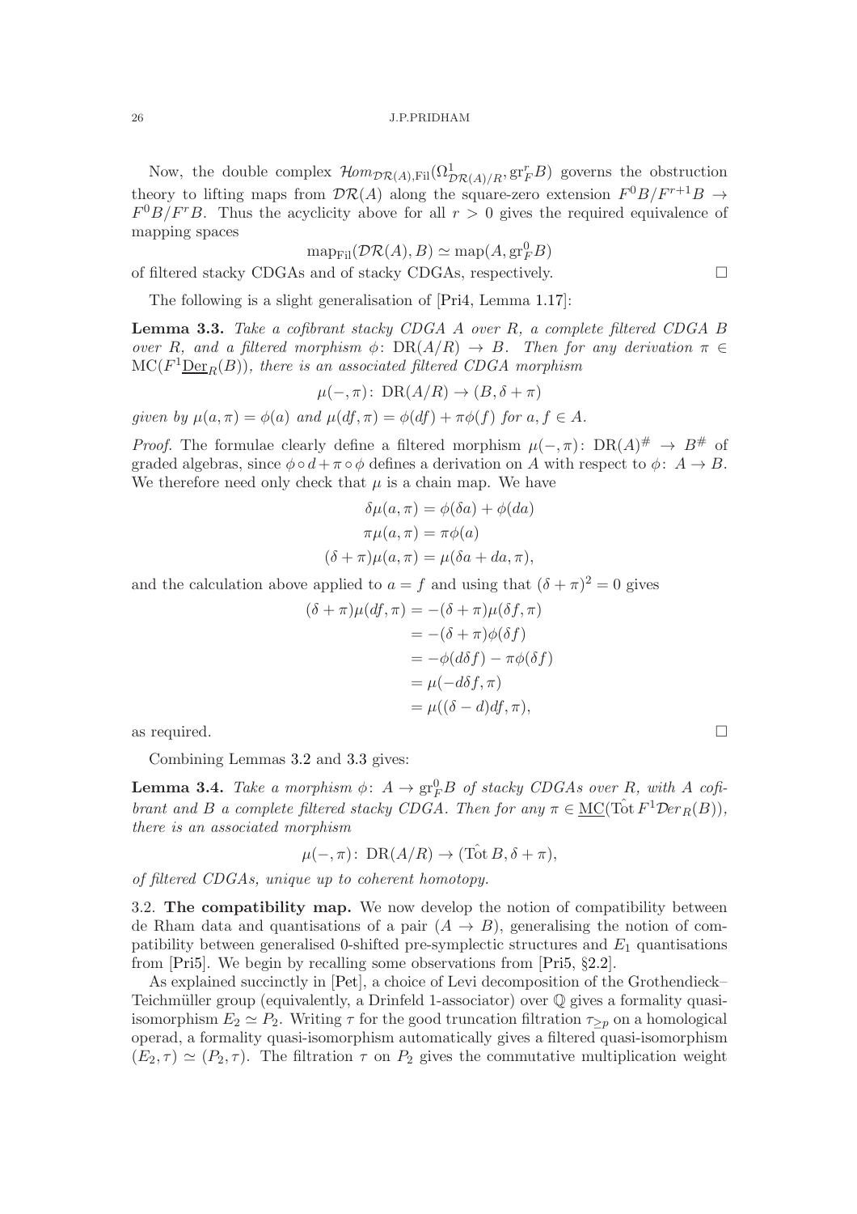Now, the double complex $\mathcal{H}om_{\mathcal{DR}(A),\mathrm{Fil}}(\Omega^1_{\mathcal{DR}(A)/R}, \mathrm{gr}^r_F B)$ governs the obstruction theory to lifting maps from $\mathcal{DR}(A)$ along the square-zero extension $F^0B/F^{r+1}B \to F^0B/F^rB$. Thus the acyclicity above for all $r > 0$ gives the required equivalence of mapping spaces

$$\mathrm{map}_{\mathrm{Fil}}(\mathcal{DR}(A), B) \simeq \mathrm{map}(A, \mathrm{gr}^0_F B)$$

of filtered stacky CDGAs and of stacky CDGAs, respectively. □

The following is a slight generalisation of [Pri4, Lemma 1.17]:

**Lemma 3.3.** *Take a cofibrant stacky CDGA $A$ over $R$, a complete filtered CDGA $B$ over $R$, and a filtered morphism $\phi\colon \mathrm{DR}(A/R) \to B$. Then for any derivation $\pi \in \mathrm{MC}(F^1\underline{\mathrm{Der}}_R(B))$, there is an associated filtered CDGA morphism*

$$\mu(-,\pi)\colon \mathrm{DR}(A/R) \to (B, \delta + \pi)$$

*given by $\mu(a,\pi) = \phi(a)$ and $\mu(df,\pi) = \phi(df) + \pi\phi(f)$ for $a, f \in A$.*

*Proof.* The formulae clearly define a filtered morphism $\mu(-,\pi)\colon \mathrm{DR}(A)^\# \to B^\#$ of graded algebras, since $\phi \circ d + \pi \circ \phi$ defines a derivation on $A$ with respect to $\phi\colon A \to B$. We therefore need only check that $\mu$ is a chain map. We have

$$\begin{aligned}
\delta\mu(a,\pi) &= \phi(\delta a) + \phi(da)\\
\pi\mu(a,\pi) &= \pi\phi(a)\\
(\delta+\pi)\mu(a,\pi) &= \mu(\delta a + da, \pi),
\end{aligned}$$

and the calculation above applied to $a = f$ and using that $(\delta+\pi)^2 = 0$ gives

$$\begin{aligned}
(\delta+\pi)\mu(df,\pi) &= -(\delta+\pi)\mu(\delta f,\pi)\\
&= -(\delta+\pi)\phi(\delta f)\\
&= -\phi(d\delta f) - \pi\phi(\delta f)\\
&= \mu(-d\delta f, \pi)\\
&= \mu((\delta - d)df, \pi),
\end{aligned}$$

as required. □

Combining Lemmas 3.2 and 3.3 gives:

**Lemma 3.4.** *Take a morphism $\phi\colon A \to \mathrm{gr}^0_F B$ of stacky CDGAs over $R$, with $A$ cofibrant and $B$ a complete filtered stacky CDGA. Then for any $\pi \in \underline{\mathrm{MC}}(\hat{\mathrm{Tot}}\, F^1\mathcal{D}er_R(B))$, there is an associated morphism*

$$\mu(-,\pi)\colon \mathrm{DR}(A/R) \to (\hat{\mathrm{Tot}}\, B, \delta + \pi),$$

*of filtered CDGAs, unique up to coherent homotopy.*

### 3.2. The compatibility map.

We now develop the notion of compatibility between de Rham data and quantisations of a pair $(A \to B)$, generalising the notion of compatibility between generalised 0-shifted pre-symplectic structures and $E_1$ quantisations from [Pri5]. We begin by recalling some observations from [Pri5, §2.2].

As explained succinctly in [Pet], a choice of Levi decomposition of the Grothendieck–Teichmüller group (equivalently, a Drinfeld 1-associator) over $\mathbb{Q}$ gives a formality quasi-isomorphism $E_2 \simeq P_2$. Writing $\tau$ for the good truncation filtration $\tau_{\geq p}$ on a homological operad, a formality quasi-isomorphism automatically gives a filtered quasi-isomorphism $(E_2, \tau) \simeq (P_2, \tau)$. The filtration $\tau$ on $P_2$ gives the commutative multiplication weight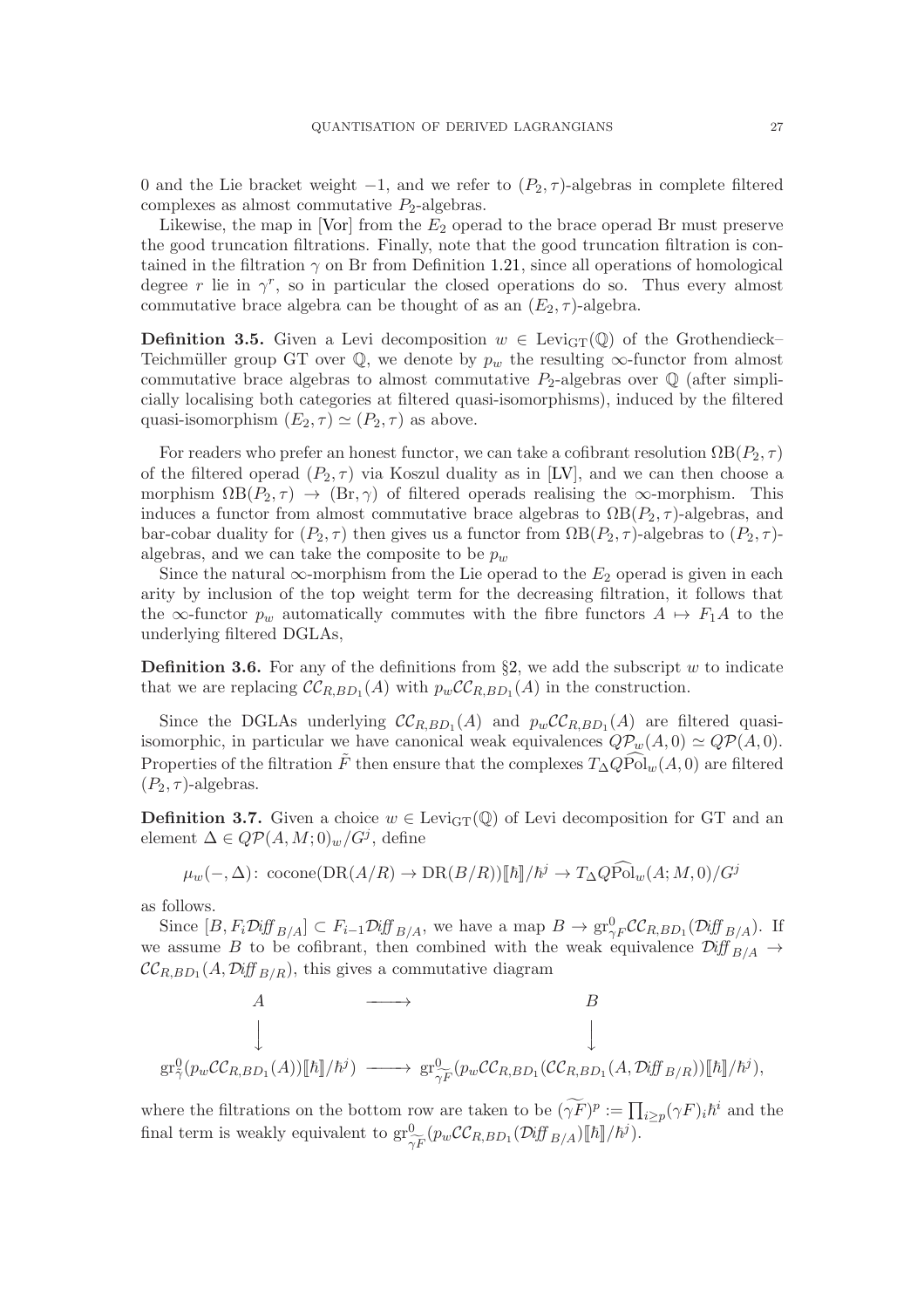0 and the Lie bracket weight $-1$, and we refer to $(P_2, \tau)$-algebras in complete filtered complexes as almost commutative $P_2$-algebras.

Likewise, the map in [Vor] from the $E_2$ operad to the brace operad Br must preserve the good truncation filtrations. Finally, note that the good truncation filtration is contained in the filtration $\gamma$ on Br from Definition 1.21, since all operations of homological degree $r$ lie in $\gamma^r$, so in particular the closed operations do so. Thus every almost commutative brace algebra can be thought of as an $(E_2, \tau)$-algebra.

**Definition 3.5.** Given a Levi decomposition $w \in \mathrm{Levi}_{\mathrm{GT}}(\mathbb{Q})$ of the Grothendieck–Teichmüller group GT over $\mathbb{Q}$, we denote by $p_w$ the resulting $\infty$-functor from almost commutative brace algebras to almost commutative $P_2$-algebras over $\mathbb{Q}$ (after simplicially localising both categories at filtered quasi-isomorphisms), induced by the filtered quasi-isomorphism $(E_2, \tau) \simeq (P_2, \tau)$ as above.

For readers who prefer an honest functor, we can take a cofibrant resolution $\Omega \mathrm{B}(P_2, \tau)$ of the filtered operad $(P_2, \tau)$ via Koszul duality as in [LV], and we can then choose a morphism $\Omega \mathrm{B}(P_2, \tau) \to (\mathrm{Br}, \gamma)$ of filtered operads realising the $\infty$-morphism. This induces a functor from almost commutative brace algebras to $\Omega \mathrm{B}(P_2, \tau)$-algebras, and bar-cobar duality for $(P_2, \tau)$ then gives us a functor from $\Omega \mathrm{B}(P_2, \tau)$-algebras to $(P_2, \tau)$-algebras, and we can take the composite to be $p_w$

Since the natural $\infty$-morphism from the Lie operad to the $E_2$ operad is given in each arity by inclusion of the top weight term for the decreasing filtration, it follows that the $\infty$-functor $p_w$ automatically commutes with the fibre functors $A \mapsto F_1 A$ to the underlying filtered DGLAs,

**Definition 3.6.** For any of the definitions from §2, we add the subscript $w$ to indicate that we are replacing $\mathcal{CC}_{R,BD_1}(A)$ with $p_w \mathcal{CC}_{R,BD_1}(A)$ in the construction.

Since the DGLAs underlying $\mathcal{CC}_{R,BD_1}(A)$ and $p_w \mathcal{CC}_{R,BD_1}(A)$ are filtered quasi-isomorphic, in particular we have canonical weak equivalences $Q\mathcal{P}_w(A, 0) \simeq Q\mathcal{P}(A, 0)$. Properties of the filtration $\tilde{F}$ then ensure that the complexes $T_\Delta Q\widehat{\mathrm{Pol}}_w(A, 0)$ are filtered $(P_2, \tau)$-algebras.

**Definition 3.7.** Given a choice $w \in \mathrm{Levi}_{\mathrm{GT}}(\mathbb{Q})$ of Levi decomposition for GT and an element $\Delta \in Q\mathcal{P}(A, M; 0)_w / G^j$, define

$$\mu_w(-, \Delta) \colon \operatorname{cocone}(\mathrm{DR}(A/R) \to \mathrm{DR}(B/R))[\![\hbar]\!]/\hbar^j \to T_\Delta Q\widehat{\mathrm{Pol}}_w(A; M, 0)/G^j$$

as follows.

Since $[B, F_i \mathcal{D}\mathit{iff}_{B/A}] \subset F_{i-1} \mathcal{D}\mathit{iff}_{B/A}$, we have a map $B \to \mathrm{gr}^0_{\gamma F} \mathcal{CC}_{R,BD_1}(\mathcal{D}\mathit{iff}_{B/A})$. If we assume $B$ to be cofibrant, then combined with the weak equivalence $\mathcal{D}\mathit{iff}_{B/A} \to \mathcal{CC}_{R,BD_1}(A, \mathcal{D}\mathit{iff}_{B/R})$, this gives a commutative diagram

$$\begin{array}{ccc} A & \longrightarrow & B \\ \downarrow & & \downarrow \\ \mathrm{gr}^0_{\tilde{\gamma}}(p_w \mathcal{CC}_{R,BD_1}(A))[\![\hbar]\!]/\hbar^j) & \longrightarrow & \mathrm{gr}^0_{\widetilde{\gamma F}}(p_w \mathcal{CC}_{R,BD_1}(\mathcal{CC}_{R,BD_1}(A, \mathcal{D}\mathit{iff}_{B/R}))[\![\hbar]\!]/\hbar^j), \end{array}$$

where the filtrations on the bottom row are taken to be $(\widetilde{\gamma F})^p := \prod_{i \geq p} (\gamma F)_i \hbar^i$ and the final term is weakly equivalent to $\mathrm{gr}^0_{\widetilde{\gamma F}}(p_w \mathcal{CC}_{R,BD_1}(\mathcal{D}\mathit{iff}_{B/A})[\![\hbar]\!]/\hbar^j)$.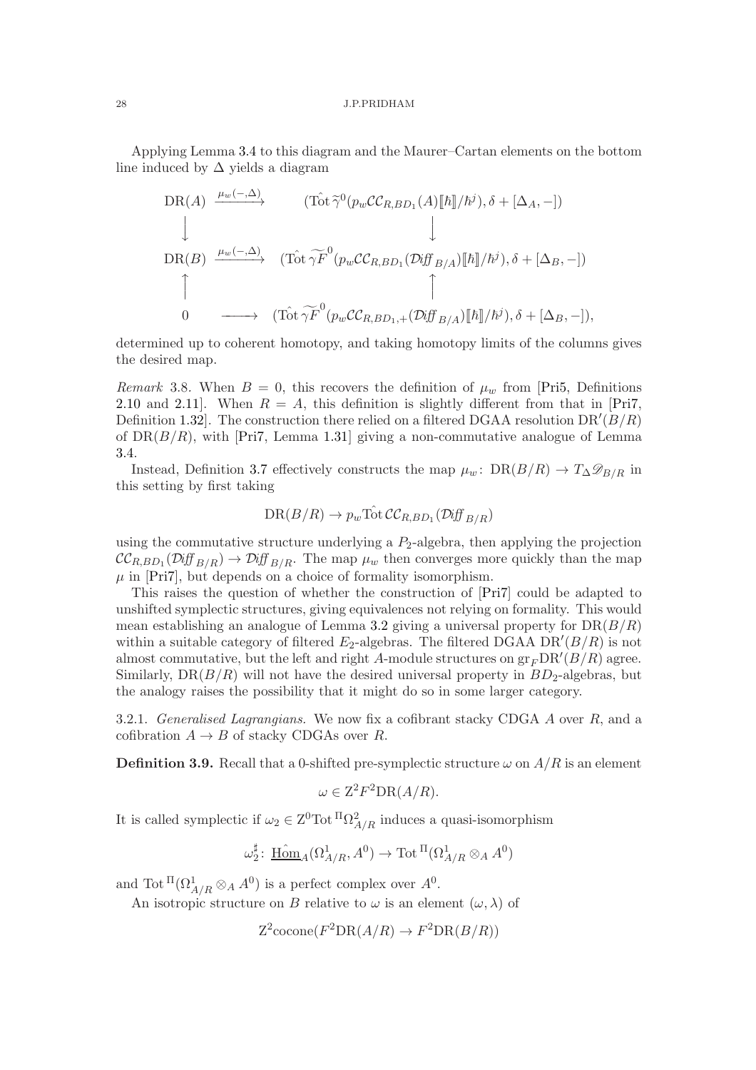Applying Lemma 3.4 to this diagram and the Maurer–Cartan elements on the bottom line induced by $\Delta$ yields a diagram

$$
\begin{array}{ccc}
\mathrm{DR}(A) & \xrightarrow{\mu_w(-,\Delta)} & (\hat{\mathrm{Tot}}\, \widetilde{\gamma}^0(p_w\mathcal{CC}_{R,BD_1}(A)[\![\hbar]\!]/\hbar^j), \delta + [\Delta_A, -]) \\
\downarrow & & \downarrow \\
\mathrm{DR}(B) & \xrightarrow{\mu_w(-,\Delta)} & (\hat{\mathrm{Tot}}\, \widetilde{\gamma F}^0(p_w\mathcal{CC}_{R,BD_1}(\mathcal{D}\!\mathit{iff}_{B/A})[\![\hbar]\!]/\hbar^j), \delta + [\Delta_B, -]) \\
\uparrow & & \uparrow \\
0 & \longrightarrow & (\hat{\mathrm{Tot}}\, \widetilde{\gamma F}^0(p_w\mathcal{CC}_{R,BD_1,+}(\mathcal{D}\!\mathit{iff}_{B/A})[\![\hbar]\!]/\hbar^j), \delta + [\Delta_B, -]),
\end{array}
$$

determined up to coherent homotopy, and taking homotopy limits of the columns gives the desired map.

*Remark* 3.8. When $B = 0$, this recovers the definition of $\mu_w$ from [Pri5, Definitions 2.10 and 2.11]. When $R = A$, this definition is slightly different from that in [Pri7, Definition 1.32]. The construction there relied on a filtered DGAA resolution $\mathrm{DR}'(B/R)$ of $\mathrm{DR}(B/R)$, with [Pri7, Lemma 1.31] giving a non-commutative analogue of Lemma 3.4.

Instead, Definition 3.7 effectively constructs the map $\mu_w \colon \mathrm{DR}(B/R) \to T_\Delta \mathscr{D}_{B/R}$ in this setting by first taking

$$\mathrm{DR}(B/R) \to p_w \hat{\mathrm{Tot}}\, \mathcal{CC}_{R,BD_1}(\mathcal{D}\!\mathit{iff}_{B/R})$$

using the commutative structure underlying a $P_2$-algebra, then applying the projection $\mathcal{CC}_{R,BD_1}(\mathcal{D}\!\mathit{iff}_{B/R}) \to \mathcal{D}\!\mathit{iff}_{B/R}$. The map $\mu_w$ then converges more quickly than the map $\mu$ in [Pri7], but depends on a choice of formality isomorphism.

This raises the question of whether the construction of [Pri7] could be adapted to unshifted symplectic structures, giving equivalences not relying on formality. This would mean establishing an analogue of Lemma 3.2 giving a universal property for $\mathrm{DR}(B/R)$ within a suitable category of filtered $E_2$-algebras. The filtered DGAA $\mathrm{DR}'(B/R)$ is not almost commutative, but the left and right $A$-module structures on $\mathrm{gr}_F \mathrm{DR}'(B/R)$ agree. Similarly, $\mathrm{DR}(B/R)$ will not have the desired universal property in $BD_2$-algebras, but the analogy raises the possibility that it might do so in some larger category.

3.2.1. *Generalised Lagrangians.* We now fix a cofibrant stacky CDGA $A$ over $R$, and a cofibration $A \to B$ of stacky CDGAs over $R$.

**Definition 3.9.** Recall that a 0-shifted pre-symplectic structure $\omega$ on $A/R$ is an element

$$\omega \in \mathrm{Z}^2 F^2 \mathrm{DR}(A/R).$$

It is called symplectic if $\omega_2 \in \mathrm{Z}^0 \mathrm{Tot}^{\Pi} \Omega^2_{A/R}$ induces a quasi-isomorphism

$$\omega_2^\sharp \colon \underline{\hat{\mathrm{Hom}}}_A(\Omega^1_{A/R}, A^0) \to \mathrm{Tot}^{\Pi}(\Omega^1_{A/R} \otimes_A A^0)$$

and $\mathrm{Tot}^{\Pi}(\Omega^1_{A/R} \otimes_A A^0)$ is a perfect complex over $A^0$.

An isotropic structure on $B$ relative to $\omega$ is an element $(\omega, \lambda)$ of

$$\mathrm{Z}^2 \mathrm{cocone}(F^2 \mathrm{DR}(A/R) \to F^2 \mathrm{DR}(B/R))$$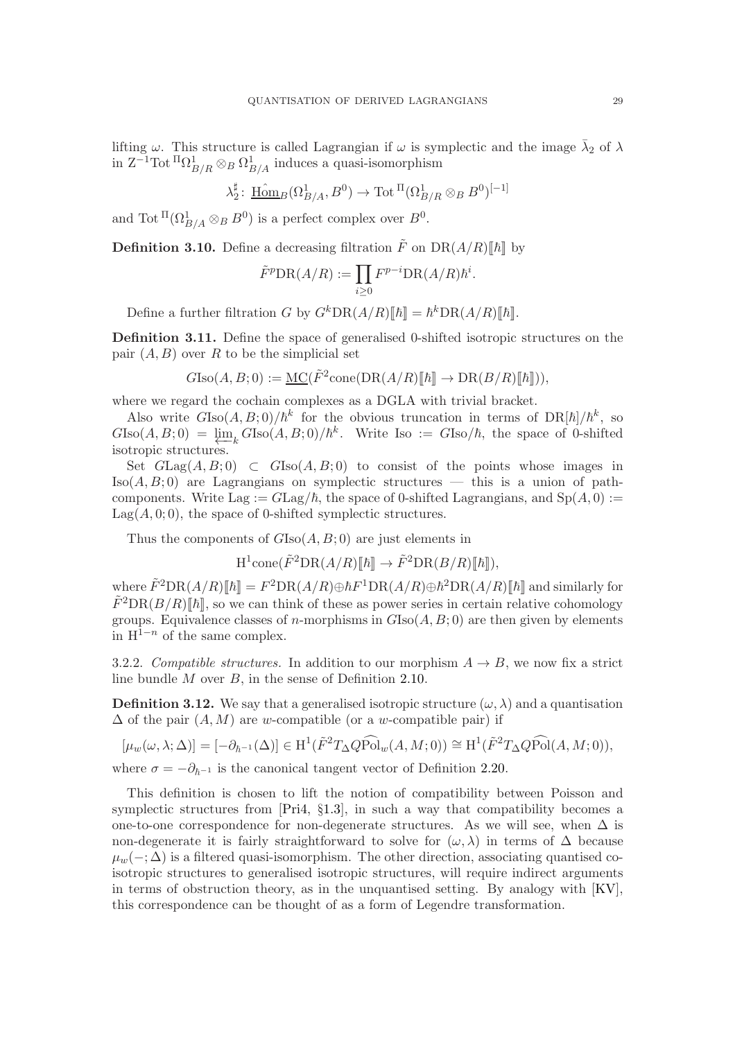lifting $\omega$. This structure is called Lagrangian if $\omega$ is symplectic and the image $\bar{\lambda}_2$ of $\lambda$ in $\mathrm{Z}^{-1}\mathrm{Tot}^{\Pi}\Omega^1_{B/R}\otimes_B \Omega^1_{B/A}$ induces a quasi-isomorphism

$$\lambda_2^\sharp \colon \underline{\mathrm{H\hat{o}m}}_B(\Omega^1_{B/A}, B^0) \to \mathrm{Tot}^{\Pi}(\Omega^1_{B/R}\otimes_B B^0)^{[-1]}$$

and $\mathrm{Tot}^{\Pi}(\Omega^1_{B/A}\otimes_B B^0)$ is a perfect complex over $B^0$.

**Definition 3.10.** Define a decreasing filtration $\tilde{F}$ on $\mathrm{DR}(A/R)[\![\hbar]\!]$ by

$$\tilde{F}^p\mathrm{DR}(A/R) := \prod_{i\geq 0} F^{p-i}\mathrm{DR}(A/R)\hbar^i.$$

Define a further filtration $G$ by $G^k\mathrm{DR}(A/R)[\![\hbar]\!] = \hbar^k\mathrm{DR}(A/R)[\![\hbar]\!]$.

**Definition 3.11.** Define the space of generalised 0-shifted isotropic structures on the pair $(A, B)$ over $R$ to be the simplicial set

$$G\mathrm{Iso}(A, B; 0) := \underline{\mathrm{MC}}(\tilde{F}^2\mathrm{cone}(\mathrm{DR}(A/R)[\![\hbar]\!] \to \mathrm{DR}(B/R)[\![\hbar]\!])),$$

where we regard the cochain complexes as a DGLA with trivial bracket.

Also write $G\mathrm{Iso}(A, B; 0)/\hbar^k$ for the obvious truncation in terms of $\mathrm{DR}[\hbar]/\hbar^k$, so $G\mathrm{Iso}(A, B; 0) = \varprojlim_k G\mathrm{Iso}(A, B; 0)/\hbar^k$. Write $\mathrm{Iso} := G\mathrm{Iso}/\hbar$, the space of 0-shifted isotropic structures.

Set $G\mathrm{Lag}(A, B; 0) \subset G\mathrm{Iso}(A, B; 0)$ to consist of the points whose images in $\mathrm{Iso}(A, B; 0)$ are Lagrangians on symplectic structures — this is a union of path-components. Write $\mathrm{Lag} := G\mathrm{Lag}/\hbar$, the space of 0-shifted Lagrangians, and $\mathrm{Sp}(A, 0) := \mathrm{Lag}(A, 0; 0)$, the space of 0-shifted symplectic structures.

Thus the components of $G\mathrm{Iso}(A, B; 0)$ are just elements in

$$\mathrm{H}^1\mathrm{cone}(\tilde{F}^2\mathrm{DR}(A/R)[\![\hbar]\!] \to \tilde{F}^2\mathrm{DR}(B/R)[\![\hbar]\!]),$$

where $\tilde{F}^2\mathrm{DR}(A/R)[\![\hbar]\!] = F^2\mathrm{DR}(A/R)\oplus\hbar F^1\mathrm{DR}(A/R)\oplus\hbar^2\mathrm{DR}(A/R)[\![\hbar]\!]$ and similarly for $\tilde{F}^2\mathrm{DR}(B/R)[\![\hbar]\!]$, so we can think of these as power series in certain relative cohomology groups. Equivalence classes of $n$-morphisms in $G\mathrm{Iso}(A, B; 0)$ are then given by elements in $\mathrm{H}^{1-n}$ of the same complex.

3.2.2. *Compatible structures.* In addition to our morphism $A \to B$, we now fix a strict line bundle $M$ over $B$, in the sense of Definition 2.10.

**Definition 3.12.** We say that a generalised isotropic structure $(\omega, \lambda)$ and a quantisation $\Delta$ of the pair $(A, M)$ are $w$-compatible (or a $w$-compatible pair) if

$$[\mu_w(\omega, \lambda; \Delta)] = [-\partial_{\hbar^{-1}}(\Delta)] \in \mathrm{H}^1(\tilde{F}^2T_\Delta Q\widehat{\mathrm{Pol}}_w(A, M; 0)) \cong \mathrm{H}^1(\tilde{F}^2T_\Delta Q\widehat{\mathrm{Pol}}(A, M; 0)),$$

where $\sigma = -\partial_{\hbar^{-1}}$ is the canonical tangent vector of Definition 2.20.

This definition is chosen to lift the notion of compatibility between Poisson and symplectic structures from [Pri4, §1.3], in such a way that compatibility becomes a one-to-one correspondence for non-degenerate structures. As we will see, when $\Delta$ is non-degenerate it is fairly straightforward to solve for $(\omega, \lambda)$ in terms of $\Delta$ because $\mu_w(-; \Delta)$ is a filtered quasi-isomorphism. The other direction, associating quantised co-isotropic structures to generalised isotropic structures, will require indirect arguments in terms of obstruction theory, as in the unquantised setting. By analogy with [KV], this correspondence can be thought of as a form of Legendre transformation.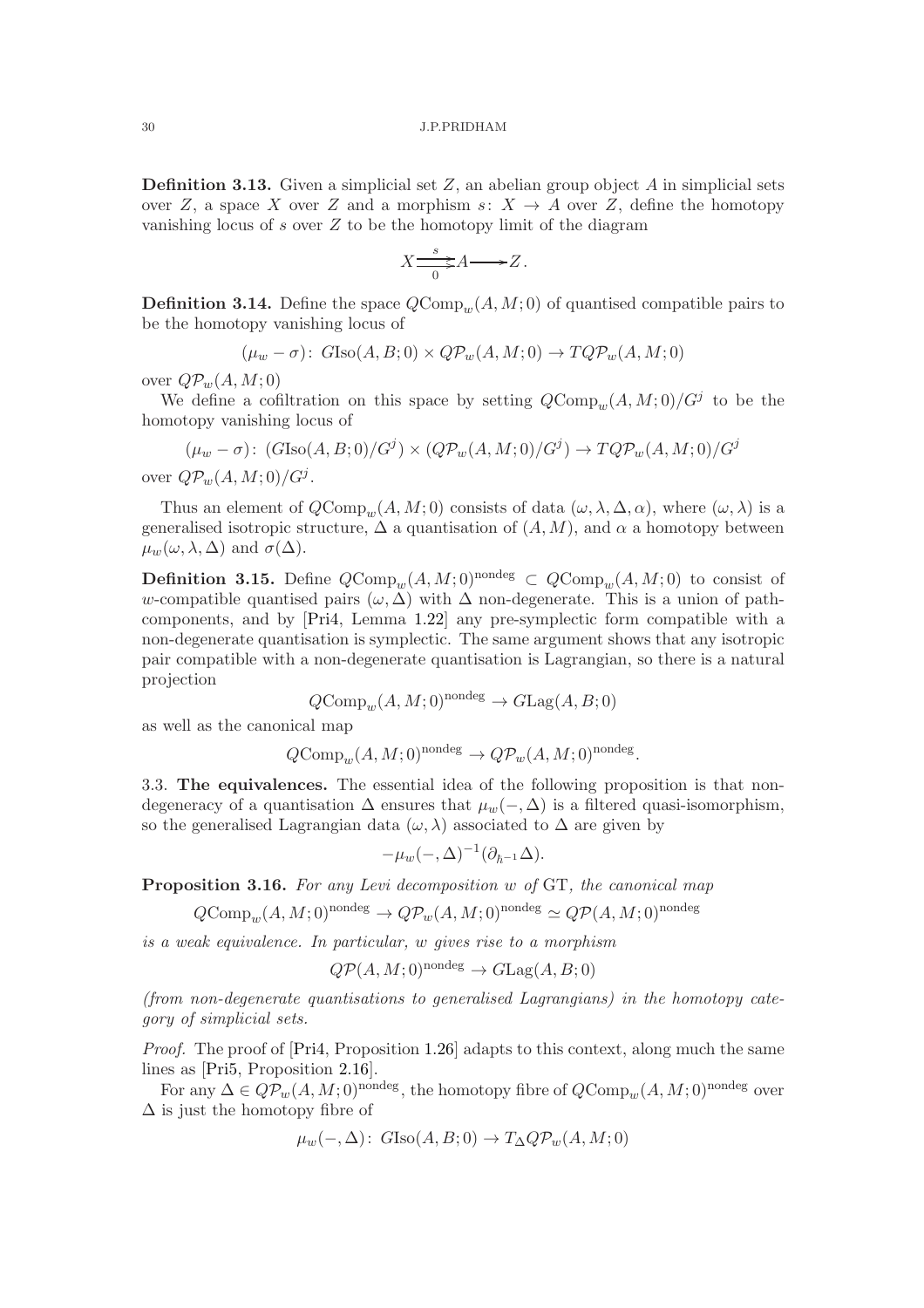**Definition 3.13.** Given a simplicial set $Z$, an abelian group object $A$ in simplicial sets over $Z$, a space $X$ over $Z$ and a morphism $s\colon X \to A$ over $Z$, define the homotopy vanishing locus of $s$ over $Z$ to be the homotopy limit of the diagram

$$X \underset{0}{\overset{s}{\rightrightarrows}} A \longrightarrow Z.$$

**Definition 3.14.** Define the space $Q\mathrm{Comp}_w(A, M; 0)$ of quantised compatible pairs to be the homotopy vanishing locus of

$$(\mu_w - \sigma)\colon \; G\mathrm{Iso}(A, B; 0) \times Q\mathcal{P}_w(A, M; 0) \to TQ\mathcal{P}_w(A, M; 0)$$

over $Q\mathcal{P}_w(A, M; 0)$

We define a cofiltration on this space by setting $Q\mathrm{Comp}_w(A, M; 0)/G^j$ to be the homotopy vanishing locus of

$$(\mu_w - \sigma)\colon \; (G\mathrm{Iso}(A, B; 0)/G^j) \times (Q\mathcal{P}_w(A, M; 0)/G^j) \to TQ\mathcal{P}_w(A, M; 0)/G^j$$

over $Q\mathcal{P}_w(A, M; 0)/G^j$.

Thus an element of $Q\mathrm{Comp}_w(A, M; 0)$ consists of data $(\omega, \lambda, \Delta, \alpha)$, where $(\omega, \lambda)$ is a generalised isotropic structure, $\Delta$ a quantisation of $(A, M)$, and $\alpha$ a homotopy between $\mu_w(\omega, \lambda, \Delta)$ and $\sigma(\Delta)$.

**Definition 3.15.** Define $Q\mathrm{Comp}_w(A, M; 0)^{\mathrm{nondeg}} \subset Q\mathrm{Comp}_w(A, M; 0)$ to consist of $w$-compatible quantised pairs $(\omega, \Delta)$ with $\Delta$ non-degenerate. This is a union of path-components, and by [Pri4, Lemma 1.22] any pre-symplectic form compatible with a non-degenerate quantisation is symplectic. The same argument shows that any isotropic pair compatible with a non-degenerate quantisation is Lagrangian, so there is a natural projection

$$Q\mathrm{Comp}_w(A, M; 0)^{\mathrm{nondeg}} \to G\mathrm{Lag}(A, B; 0)$$

as well as the canonical map

$$Q\mathrm{Comp}_w(A, M; 0)^{\mathrm{nondeg}} \to Q\mathcal{P}_w(A, M; 0)^{\mathrm{nondeg}}.$$

## 3.3. The equivalences.

The essential idea of the following proposition is that non-degeneracy of a quantisation $\Delta$ ensures that $\mu_w(-, \Delta)$ is a filtered quasi-isomorphism, so the generalised Lagrangian data $(\omega, \lambda)$ associated to $\Delta$ are given by

$$-\mu_w(-, \Delta)^{-1}(\partial_{\hbar^{-1}}\Delta).$$

**Proposition 3.16.** *For any Levi decomposition $w$ of* GT*, the canonical map*

$$Q\mathrm{Comp}_w(A, M; 0)^{\mathrm{nondeg}} \to Q\mathcal{P}_w(A, M; 0)^{\mathrm{nondeg}} \simeq Q\mathcal{P}(A, M; 0)^{\mathrm{nondeg}}$$

*is a weak equivalence. In particular, $w$ gives rise to a morphism*

$$Q\mathcal{P}(A, M; 0)^{\mathrm{nondeg}} \to G\mathrm{Lag}(A, B; 0)$$

*(from non-degenerate quantisations to generalised Lagrangians) in the homotopy category of simplicial sets.*

*Proof.* The proof of [Pri4, Proposition 1.26] adapts to this context, along much the same lines as [Pri5, Proposition 2.16].

For any $\Delta \in Q\mathcal{P}_w(A, M; 0)^{\mathrm{nondeg}}$, the homotopy fibre of $Q\mathrm{Comp}_w(A, M; 0)^{\mathrm{nondeg}}$ over $\Delta$ is just the homotopy fibre of

$$\mu_w(-, \Delta)\colon \; G\mathrm{Iso}(A, B; 0) \to T_\Delta Q\mathcal{P}_w(A, M; 0)$$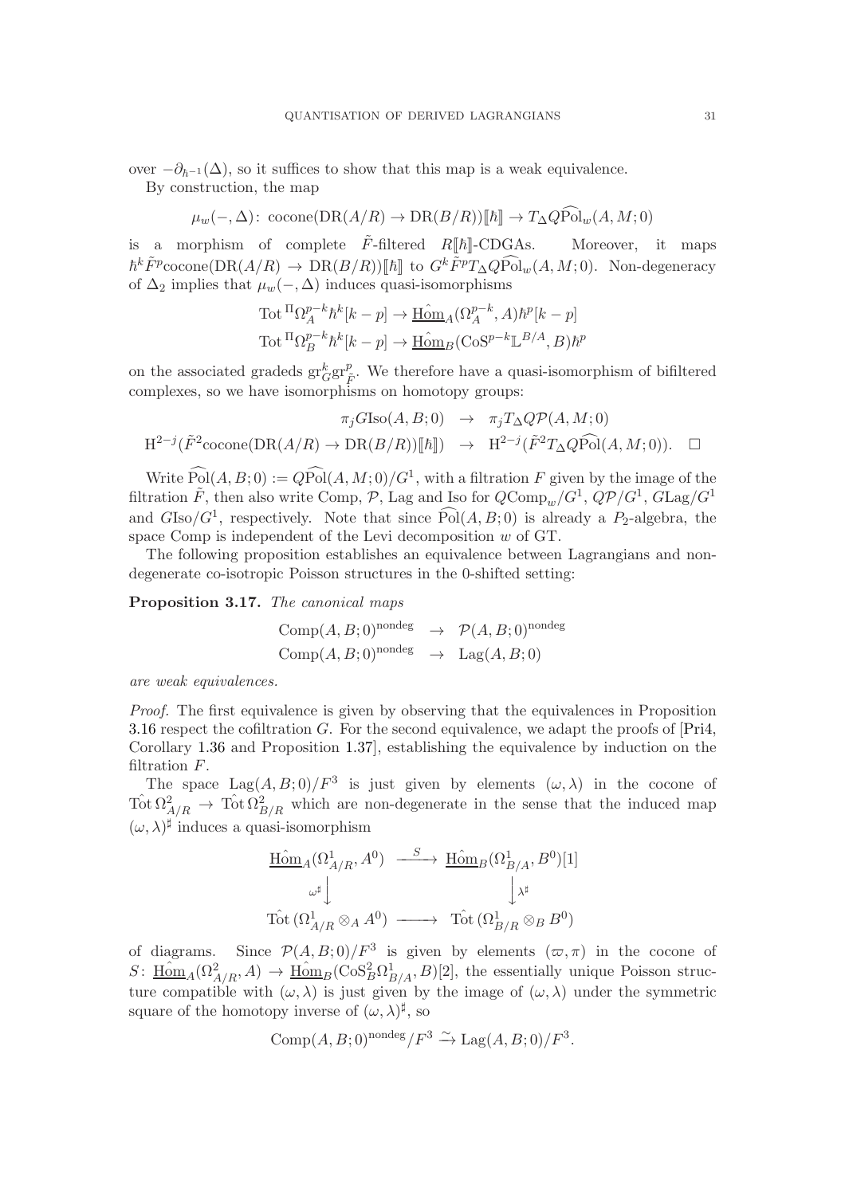over $-\partial_{\hbar^{-1}}(\Delta)$, so it suffices to show that this map is a weak equivalence.

By construction, the map

$$\mu_w(-,\Delta)\colon \mathrm{cocone}(\mathrm{DR}(A/R)\to \mathrm{DR}(B/R))[\![\hbar]\!] \to T_\Delta Q\widehat{\mathrm{Pol}}_w(A,M;0)$$

is a morphism of complete $\tilde{F}$-filtered $R[\![\hbar]\!]$-CDGAs. Moreover, it maps $\hbar^k\tilde{F}^p\mathrm{cocone}(\mathrm{DR}(A/R)\to \mathrm{DR}(B/R))[\![\hbar]\!]$ to $G^k\tilde{F}^pT_\Delta Q\widehat{\mathrm{Pol}}_w(A,M;0)$. Non-degeneracy of $\Delta_2$ implies that $\mu_w(-,\Delta)$ induces quasi-isomorphisms

$$\begin{aligned}
\mathrm{Tot}^{\Pi}\Omega_A^{p-k}\hbar^k[k-p] &\to \underline{\hat{\mathrm{Hom}}}_A(\Omega_A^{p-k},A)\hbar^p[k-p]\\
\mathrm{Tot}^{\Pi}\Omega_B^{p-k}\hbar^k[k-p] &\to \underline{\hat{\mathrm{Hom}}}_B(\mathrm{CoS}^{p-k}\mathbb{L}^{B/A},B)\hbar^p
\end{aligned}$$

on the associated gradeds $\mathrm{gr}_G^k\mathrm{gr}_{\tilde{F}}^p$. We therefore have a quasi-isomorphism of bifiltered complexes, so we have isomorphisms on homotopy groups:

$$\begin{aligned}
\pi_jG\mathrm{Iso}(A,B;0) &\to \pi_jT_\Delta Q\mathcal{P}(A,M;0)\\
\mathrm{H}^{2-j}(\tilde{F}^2\mathrm{cocone}(\mathrm{DR}(A/R)\to \mathrm{DR}(B/R))[\![\hbar]\!]) &\to \mathrm{H}^{2-j}(\tilde{F}^2T_\Delta Q\widehat{\mathrm{Pol}}(A,M;0)). \qquad \square
\end{aligned}$$

Write $\widehat{\mathrm{Pol}}(A,B;0) := Q\widehat{\mathrm{Pol}}(A,M;0)/G^1$, with a filtration $F$ given by the image of the filtration $\tilde{F}$, then also write Comp, $\mathcal{P}$, Lag and Iso for $Q\mathrm{Comp}_w/G^1$, $Q\mathcal{P}/G^1$, $G\mathrm{Lag}/G^1$ and $G\mathrm{Iso}/G^1$, respectively. Note that since $\widehat{\mathrm{Pol}}(A,B;0)$ is already a $P_2$-algebra, the space Comp is independent of the Levi decomposition $w$ of GT.

The following proposition establishes an equivalence between Lagrangians and non-degenerate co-isotropic Poisson structures in the 0-shifted setting:

**Proposition 3.17.** *The canonical maps*

$$\begin{aligned}
\mathrm{Comp}(A,B;0)^{\mathrm{nondeg}} &\to \mathcal{P}(A,B;0)^{\mathrm{nondeg}}\\
\mathrm{Comp}(A,B;0)^{\mathrm{nondeg}} &\to \mathrm{Lag}(A,B;0)
\end{aligned}$$

*are weak equivalences.*

*Proof.* The first equivalence is given by observing that the equivalences in Proposition 3.16 respect the cofiltration $G$. For the second equivalence, we adapt the proofs of [Pri4, Corollary 1.36 and Proposition 1.37], establishing the equivalence by induction on the filtration $F$.

The space $\mathrm{Lag}(A,B;0)/F^3$ is just given by elements $(\omega,\lambda)$ in the cocone of $\hat{\mathrm{Tot}}\,\Omega^2_{A/R}\to \hat{\mathrm{Tot}}\,\Omega^2_{B/R}$ which are non-degenerate in the sense that the induced map $(\omega,\lambda)^\sharp$ induces a quasi-isomorphism

$$\begin{array}{ccc}
\underline{\hat{\mathrm{Hom}}}_A(\Omega^1_{A/R},A^0) & \xrightarrow{S} & \underline{\hat{\mathrm{Hom}}}_B(\Omega^1_{B/A},B^0)[1]\\
\downarrow{\scriptstyle\omega^\sharp} & & \downarrow{\scriptstyle\lambda^\sharp}\\
\hat{\mathrm{Tot}}\,(\Omega^1_{A/R}\otimes_A A^0) & \longrightarrow & \hat{\mathrm{Tot}}\,(\Omega^1_{B/R}\otimes_B B^0)
\end{array}$$

of diagrams. Since $\mathcal{P}(A,B;0)/F^3$ is given by elements $(\varpi,\pi)$ in the cocone of $S\colon \underline{\hat{\mathrm{Hom}}}_A(\Omega^2_{A/R},A)\to \underline{\hat{\mathrm{Hom}}}_B(\mathrm{CoS}^2_B\Omega^1_{B/A},B)[2]$, the essentially unique Poisson structure compatible with $(\omega,\lambda)$ is just given by the image of $(\omega,\lambda)$ under the symmetric square of the homotopy inverse of $(\omega,\lambda)^\sharp$, so

$$\mathrm{Comp}(A,B;0)^{\mathrm{nondeg}}/F^3 \xrightarrow{\sim} \mathrm{Lag}(A,B;0)/F^3.$$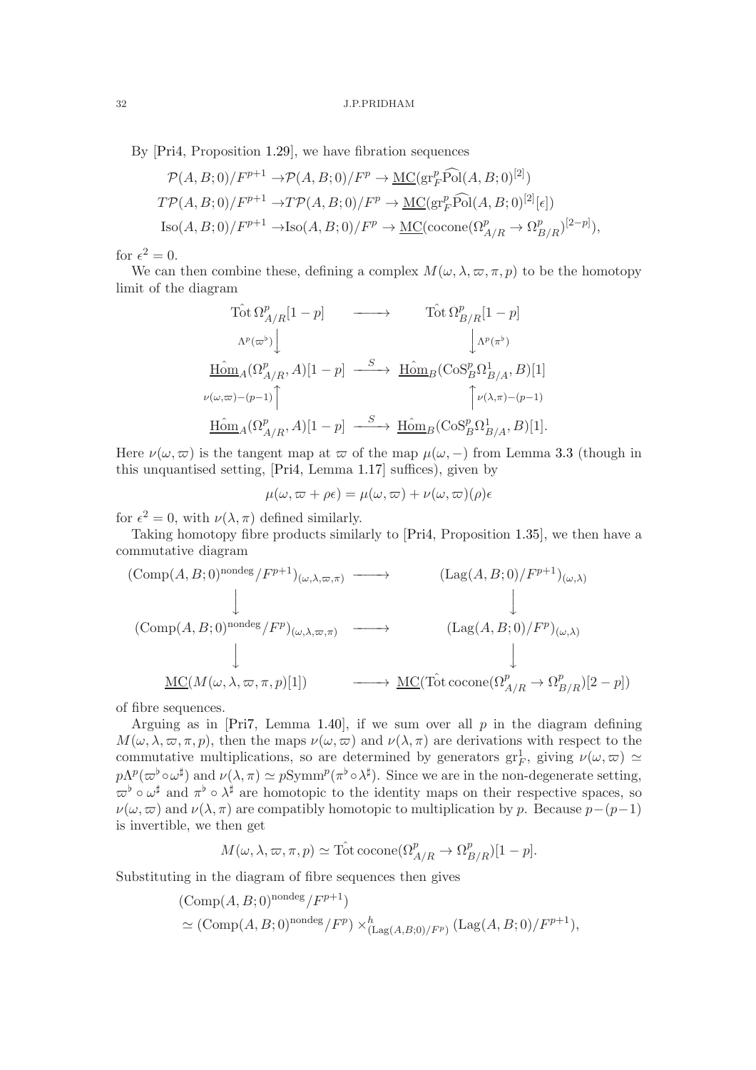By [Pri4, Proposition 1.29], we have fibration sequences

$$\begin{aligned}
\mathcal{P}(A,B;0)/F^{p+1} &\to \mathcal{P}(A,B;0)/F^{p} \to \underline{\mathrm{MC}}(\mathrm{gr}^p_F\widehat{\mathrm{Pol}}(A,B;0)^{[2]})\\
T\mathcal{P}(A,B;0)/F^{p+1} &\to T\mathcal{P}(A,B;0)/F^{p} \to \underline{\mathrm{MC}}(\mathrm{gr}^p_F\widehat{\mathrm{Pol}}(A,B;0)^{[2]}[\epsilon])\\
\mathrm{Iso}(A,B;0)/F^{p+1} &\to \mathrm{Iso}(A,B;0)/F^{p} \to \underline{\mathrm{MC}}(\mathrm{cocone}(\Omega^p_{A/R} \to \Omega^p_{B/R})^{[2-p]}),
\end{aligned}$$

for $\epsilon^2 = 0$.

We can then combine these, defining a complex $M(\omega,\lambda,\varpi,\pi,p)$ to be the homotopy limit of the diagram

$$\begin{array}{ccc}
\hat{\mathrm{Tot}}\,\Omega^p_{A/R}[1-p] & \longrightarrow & \hat{\mathrm{Tot}}\,\Omega^p_{B/R}[1-p]\\
{\scriptstyle \Lambda^p(\varpi^\flat)}\downarrow & & \downarrow{\scriptstyle \Lambda^p(\pi^\flat)}\\
\underline{\hat{\mathrm{Hom}}}_A(\Omega^p_{A/R},A)[1-p] & \xrightarrow{S} & \underline{\hat{\mathrm{Hom}}}_B(\mathrm{CoS}^p_B\Omega^1_{B/A},B)[1]\\
{\scriptstyle \nu(\omega,\varpi)-(p-1)}\uparrow & & \uparrow{\scriptstyle \nu(\lambda,\pi)-(p-1)}\\
\underline{\hat{\mathrm{Hom}}}_A(\Omega^p_{A/R},A)[1-p] & \xrightarrow{S} & \underline{\hat{\mathrm{Hom}}}_B(\mathrm{CoS}^p_B\Omega^1_{B/A},B)[1].
\end{array}$$

Here $\nu(\omega,\varpi)$ is the tangent map at $\varpi$ of the map $\mu(\omega,-)$ from Lemma 3.3 (though in this unquantised setting, [Pri4, Lemma 1.17] suffices), given by

$$\mu(\omega,\varpi+\rho\epsilon) = \mu(\omega,\varpi) + \nu(\omega,\varpi)(\rho)\epsilon$$

for $\epsilon^2 = 0$, with $\nu(\lambda,\pi)$ defined similarly.

Taking homotopy fibre products similarly to [Pri4, Proposition 1.35], we then have a commutative diagram

$$\begin{array}{ccc}
(\mathrm{Comp}(A,B;0)^{\mathrm{nondeg}}/F^{p+1})_{(\omega,\lambda,\varpi,\pi)} & \longrightarrow & (\mathrm{Lag}(A,B;0)/F^{p+1})_{(\omega,\lambda)}\\
\downarrow & & \downarrow\\
(\mathrm{Comp}(A,B;0)^{\mathrm{nondeg}}/F^{p})_{(\omega,\lambda,\varpi,\pi)} & \longrightarrow & (\mathrm{Lag}(A,B;0)/F^{p})_{(\omega,\lambda)}\\
\downarrow & & \downarrow\\
\underline{\mathrm{MC}}(M(\omega,\lambda,\varpi,\pi,p)[1]) & \longrightarrow & \underline{\mathrm{MC}}(\hat{\mathrm{Tot}}\,\mathrm{cocone}(\Omega^p_{A/R}\to\Omega^p_{B/R})[2-p])
\end{array}$$

of fibre sequences.

Arguing as in [Pri7, Lemma 1.40], if we sum over all $p$ in the diagram defining $M(\omega,\lambda,\varpi,\pi,p)$, then the maps $\nu(\omega,\varpi)$ and $\nu(\lambda,\pi)$ are derivations with respect to the commutative multiplications, so are determined by generators $\mathrm{gr}^1_F$, giving $\nu(\omega,\varpi) \simeq p\Lambda^p(\varpi^\flat\circ\omega^\sharp)$ and $\nu(\lambda,\pi)\simeq p\mathrm{Symm}^p(\pi^\flat\circ\lambda^\sharp)$. Since we are in the non-degenerate setting, $\varpi^\flat\circ\omega^\sharp$ and $\pi^\flat\circ\lambda^\sharp$ are homotopic to the identity maps on their respective spaces, so $\nu(\omega,\varpi)$ and $\nu(\lambda,\pi)$ are compatibly homotopic to multiplication by $p$. Because $p-(p-1)$ is invertible, we then get

$$M(\omega,\lambda,\varpi,\pi,p)\simeq \hat{\mathrm{Tot}}\,\mathrm{cocone}(\Omega^p_{A/R}\to\Omega^p_{B/R})[1-p].$$

Substituting in the diagram of fibre sequences then gives

$$\begin{aligned}
&(\mathrm{Comp}(A,B;0)^{\mathrm{nondeg}}/F^{p+1})\\
&\simeq (\mathrm{Comp}(A,B;0)^{\mathrm{nondeg}}/F^{p})\times^h_{(\mathrm{Lag}(A,B;0)/F^p)}(\mathrm{Lag}(A,B;0)/F^{p+1}),
\end{aligned}$$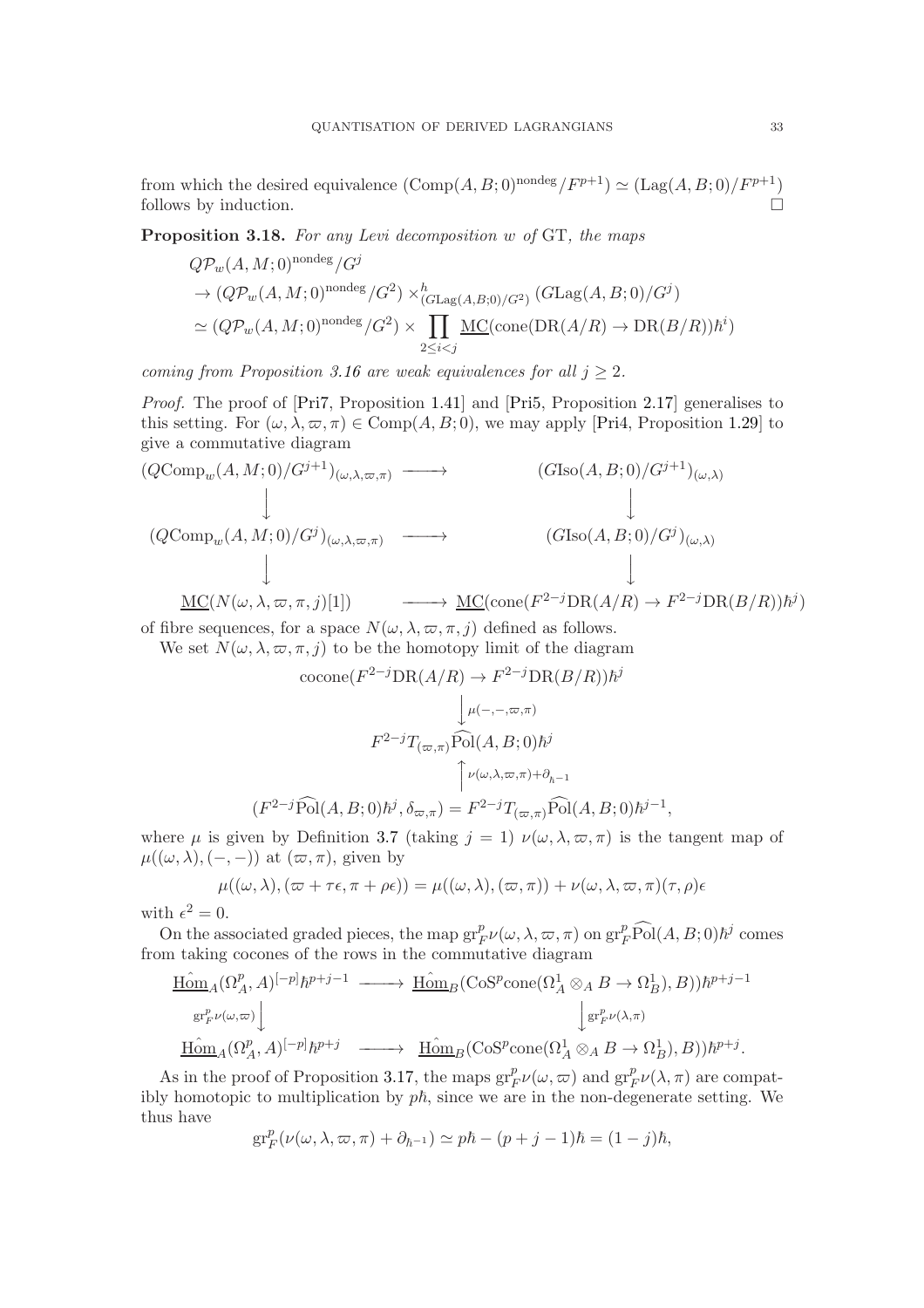from which the desired equivalence $(\mathrm{Comp}(A,B;0)^{\mathrm{nondeg}}/F^{p+1}) \simeq (\mathrm{Lag}(A,B;0)/F^{p+1})$ follows by induction. $\square$

**Proposition 3.18.** *For any Levi decomposition $w$ of* GT*, the maps*

$$
\begin{aligned}
&Q\mathcal{P}_w(A,M;0)^{\mathrm{nondeg}}/G^j \\
&\to (Q\mathcal{P}_w(A,M;0)^{\mathrm{nondeg}}/G^2) \times^h_{(G\mathrm{Lag}(A,B;0)/G^2)} (G\mathrm{Lag}(A,B;0)/G^j) \\
&\simeq (Q\mathcal{P}_w(A,M;0)^{\mathrm{nondeg}}/G^2) \times \prod_{2\le i<j} \underline{\mathrm{MC}}(\mathrm{cone}(\mathrm{DR}(A/R)\to \mathrm{DR}(B/R))\hbar^i)
\end{aligned}
$$

*coming from Proposition 3.16 are weak equivalences for all $j \geq 2$.*

*Proof.* The proof of [Pri7, Proposition 1.41] and [Pri5, Proposition 2.17] generalises to this setting. For $(\omega,\lambda,\varpi,\pi) \in \mathrm{Comp}(A,B;0)$, we may apply [Pri4, Proposition 1.29] to give a commutative diagram

$$
\begin{array}{ccc}
(Q\mathrm{Comp}_w(A,M;0)/G^{j+1})_{(\omega,\lambda,\varpi,\pi)} & \longrightarrow & (G\mathrm{Iso}(A,B;0)/G^{j+1})_{(\omega,\lambda)} \\
\downarrow & & \downarrow \\
(Q\mathrm{Comp}_w(A,M;0)/G^{j})_{(\omega,\lambda,\varpi,\pi)} & \longrightarrow & (G\mathrm{Iso}(A,B;0)/G^{j})_{(\omega,\lambda)} \\
\downarrow & & \downarrow \\
\underline{\mathrm{MC}}(N(\omega,\lambda,\varpi,\pi,j)[1]) & \longrightarrow & \underline{\mathrm{MC}}(\mathrm{cone}(F^{2-j}\mathrm{DR}(A/R)\to F^{2-j}\mathrm{DR}(B/R))\hbar^j)
\end{array}
$$

of fibre sequences, for a space $N(\omega,\lambda,\varpi,\pi,j)$ defined as follows.

We set $N(\omega,\lambda,\varpi,\pi,j)$ to be the homotopy limit of the diagram

$$
\begin{array}{c}
\mathrm{cocone}(F^{2-j}\mathrm{DR}(A/R)\to F^{2-j}\mathrm{DR}(B/R))\hbar^j \\
\Big\downarrow \mu(-,-,\varpi,\pi) \\
F^{2-j}T_{(\varpi,\pi)}\widehat{\mathrm{Pol}}(A,B;0)\hbar^j \\
\Big\uparrow \nu(\omega,\lambda,\varpi,\pi)+\partial_{\hbar^{-1}} \\
(F^{2-j}\widehat{\mathrm{Pol}}(A,B;0)\hbar^j, \delta_{\varpi,\pi}) = F^{2-j}T_{(\varpi,\pi)}\widehat{\mathrm{Pol}}(A,B;0)\hbar^{j-1},
\end{array}
$$

where $\mu$ is given by Definition 3.7 (taking $j=1$) $\nu(\omega,\lambda,\varpi,\pi)$ is the tangent map of $\mu((\omega,\lambda),(-,-))$ at $(\varpi,\pi)$, given by

$$
\mu((\omega,\lambda),(\varpi+\tau\epsilon,\pi+\rho\epsilon)) = \mu((\omega,\lambda),(\varpi,\pi)) + \nu(\omega,\lambda,\varpi,\pi)(\tau,\rho)\epsilon
$$

with $\epsilon^2 = 0$.

On the associated graded pieces, the map $\mathrm{gr}^p_F\nu(\omega,\lambda,\varpi,\pi)$ on $\mathrm{gr}^p_F\widehat{\mathrm{Pol}}(A,B;0)\hbar^j$ comes from taking cocones of the rows in the commutative diagram

$$
\begin{array}{ccc}
\underline{\hat{\mathrm{Hom}}}_A(\Omega^p_A,A)^{[-p]}\hbar^{p+j-1} & \longrightarrow & \underline{\hat{\mathrm{Hom}}}_B(\mathrm{CoS}^p\mathrm{cone}(\Omega^1_A\otimes_A B\to\Omega^1_B),B))\hbar^{p+j-1} \\
\Big\downarrow {\scriptstyle \mathrm{gr}^p_F\nu(\omega,\varpi)} & & \Big\downarrow {\scriptstyle \mathrm{gr}^p_F\nu(\lambda,\pi)} \\
\underline{\hat{\mathrm{Hom}}}_A(\Omega^p_A,A)^{[-p]}\hbar^{p+j} & \longrightarrow & \underline{\hat{\mathrm{Hom}}}_B(\mathrm{CoS}^p\mathrm{cone}(\Omega^1_A\otimes_A B\to\Omega^1_B),B))\hbar^{p+j}.
\end{array}
$$

As in the proof of Proposition 3.17, the maps $\mathrm{gr}^p_F\nu(\omega,\varpi)$ and $\mathrm{gr}^p_F\nu(\lambda,\pi)$ are compatibly homotopic to multiplication by $p\hbar$, since we are in the non-degenerate setting. We thus have

$$
\mathrm{gr}^p_F(\nu(\omega,\lambda,\varpi,\pi)+\partial_{\hbar^{-1}}) \simeq p\hbar - (p+j-1)\hbar = (1-j)\hbar,
$$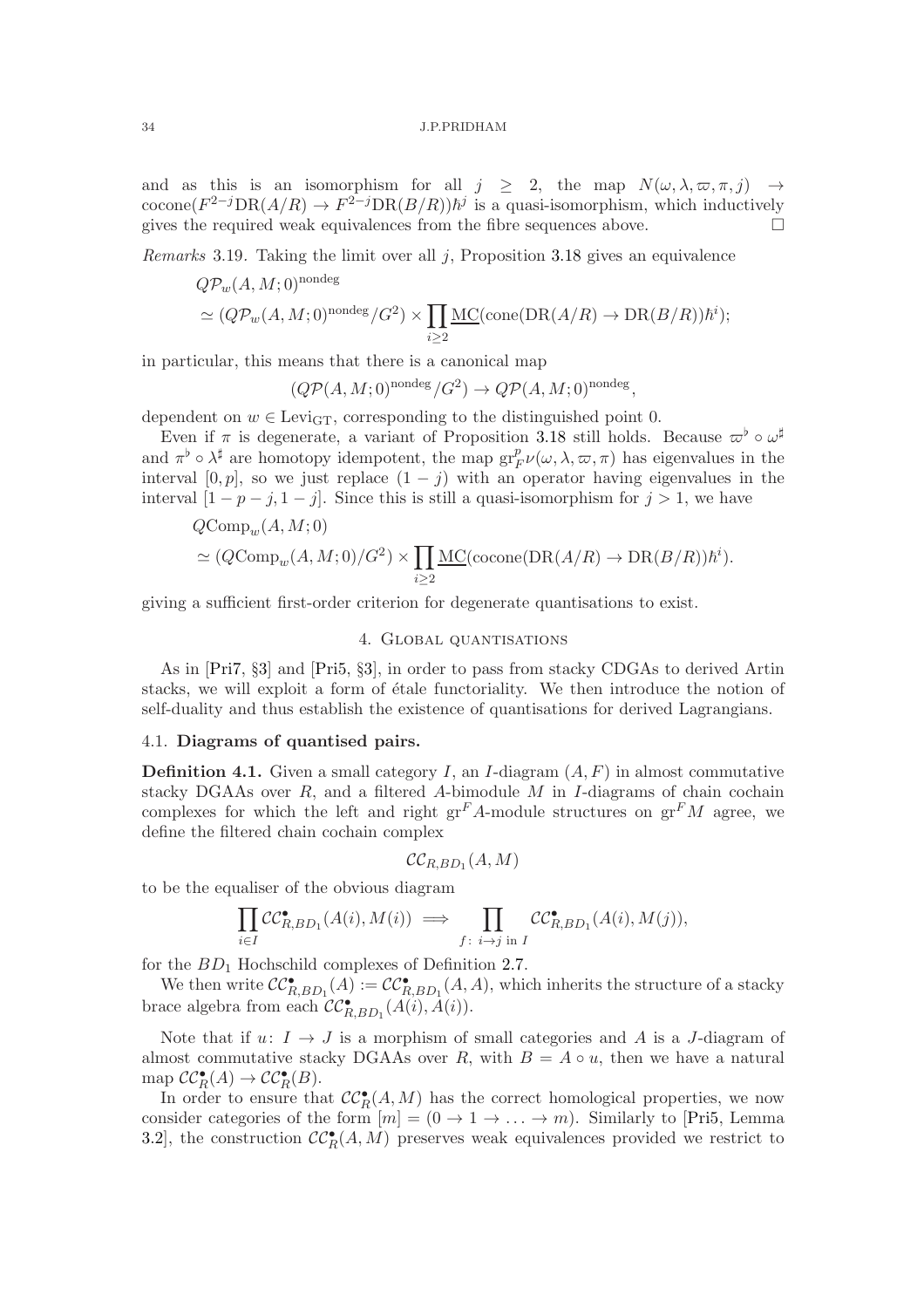and as this is an isomorphism for all $j \geq 2$, the map $N(\omega, \lambda, \varpi, \pi, j) \to \mathrm{cocone}(F^{2-j}\mathrm{DR}(A/R) \to F^{2-j}\mathrm{DR}(B/R))\hbar^j$ is a quasi-isomorphism, which inductively gives the required weak equivalences from the fibre sequences above. □

*Remarks* 3.19. Taking the limit over all $j$, Proposition 3.18 gives an equivalence

$$
\begin{aligned}
&Q\mathcal{P}_w(A, M; 0)^{\mathrm{nondeg}} \\
&\simeq (Q\mathcal{P}_w(A, M; 0)^{\mathrm{nondeg}}/G^2) \times \prod_{i \geq 2} \underline{\mathrm{MC}}(\mathrm{cone}(\mathrm{DR}(A/R) \to \mathrm{DR}(B/R))\hbar^i);
\end{aligned}
$$

in particular, this means that there is a canonical map

$$
(Q\mathcal{P}(A, M; 0)^{\mathrm{nondeg}}/G^2) \to Q\mathcal{P}(A, M; 0)^{\mathrm{nondeg}},
$$

dependent on $w \in \mathrm{Levi}_{\mathrm{GT}}$, corresponding to the distinguished point 0.

Even if $\pi$ is degenerate, a variant of Proposition 3.18 still holds. Because $\varpi^\flat \circ \omega^\sharp$ and $\pi^\flat \circ \lambda^\sharp$ are homotopy idempotent, the map $\mathrm{gr}_F^p \nu(\omega, \lambda, \varpi, \pi)$ has eigenvalues in the interval $[0, p]$, so we just replace $(1 - j)$ with an operator having eigenvalues in the interval $[1 - p - j, 1 - j]$. Since this is still a quasi-isomorphism for $j > 1$, we have

$$
\begin{aligned}
&Q\mathrm{Comp}_w(A, M; 0) \\
&\simeq (Q\mathrm{Comp}_w(A, M; 0)/G^2) \times \prod_{i \geq 2} \underline{\mathrm{MC}}(\mathrm{cocone}(\mathrm{DR}(A/R) \to \mathrm{DR}(B/R))\hbar^i).
\end{aligned}
$$

giving a sufficient first-order criterion for degenerate quantisations to exist.

## 4. Global quantisations

As in [Pri7, §3] and [Pri5, §3], in order to pass from stacky CDGAs to derived Artin stacks, we will exploit a form of étale functoriality. We then introduce the notion of self-duality and thus establish the existence of quantisations for derived Lagrangians.

### 4.1. Diagrams of quantised pairs.

**Definition 4.1.** Given a small category $I$, an $I$-diagram $(A, F)$ in almost commutative stacky DGAAs over $R$, and a filtered $A$-bimodule $M$ in $I$-diagrams of chain cochain complexes for which the left and right $\mathrm{gr}^F A$-module structures on $\mathrm{gr}^F M$ agree, we define the filtered chain cochain complex

$$
\mathcal{CC}_{R,BD_1}(A, M)
$$

to be the equaliser of the obvious diagram

$$
\prod_{i \in I} \mathcal{CC}^\bullet_{R,BD_1}(A(i), M(i)) \implies \prod_{f\colon\ i \to j \text{ in } I} \mathcal{CC}^\bullet_{R,BD_1}(A(i), M(j)),
$$

for the $BD_1$ Hochschild complexes of Definition 2.7.

We then write $\mathcal{CC}^\bullet_{R,BD_1}(A) := \mathcal{CC}^\bullet_{R,BD_1}(A, A)$, which inherits the structure of a stacky brace algebra from each $\mathcal{CC}^\bullet_{R,BD_1}(A(i), A(i))$.

Note that if $u\colon I \to J$ is a morphism of small categories and $A$ is a $J$-diagram of almost commutative stacky DGAAs over $R$, with $B = A \circ u$, then we have a natural map $\mathcal{CC}^\bullet_R(A) \to \mathcal{CC}^\bullet_R(B)$.

In order to ensure that $\mathcal{CC}^\bullet_R(A, M)$ has the correct homological properties, we now consider categories of the form $[m] = (0 \to 1 \to \ldots \to m)$. Similarly to [Pri5, Lemma 3.2], the construction $\mathcal{CC}^\bullet_R(A, M)$ preserves weak equivalences provided we restrict to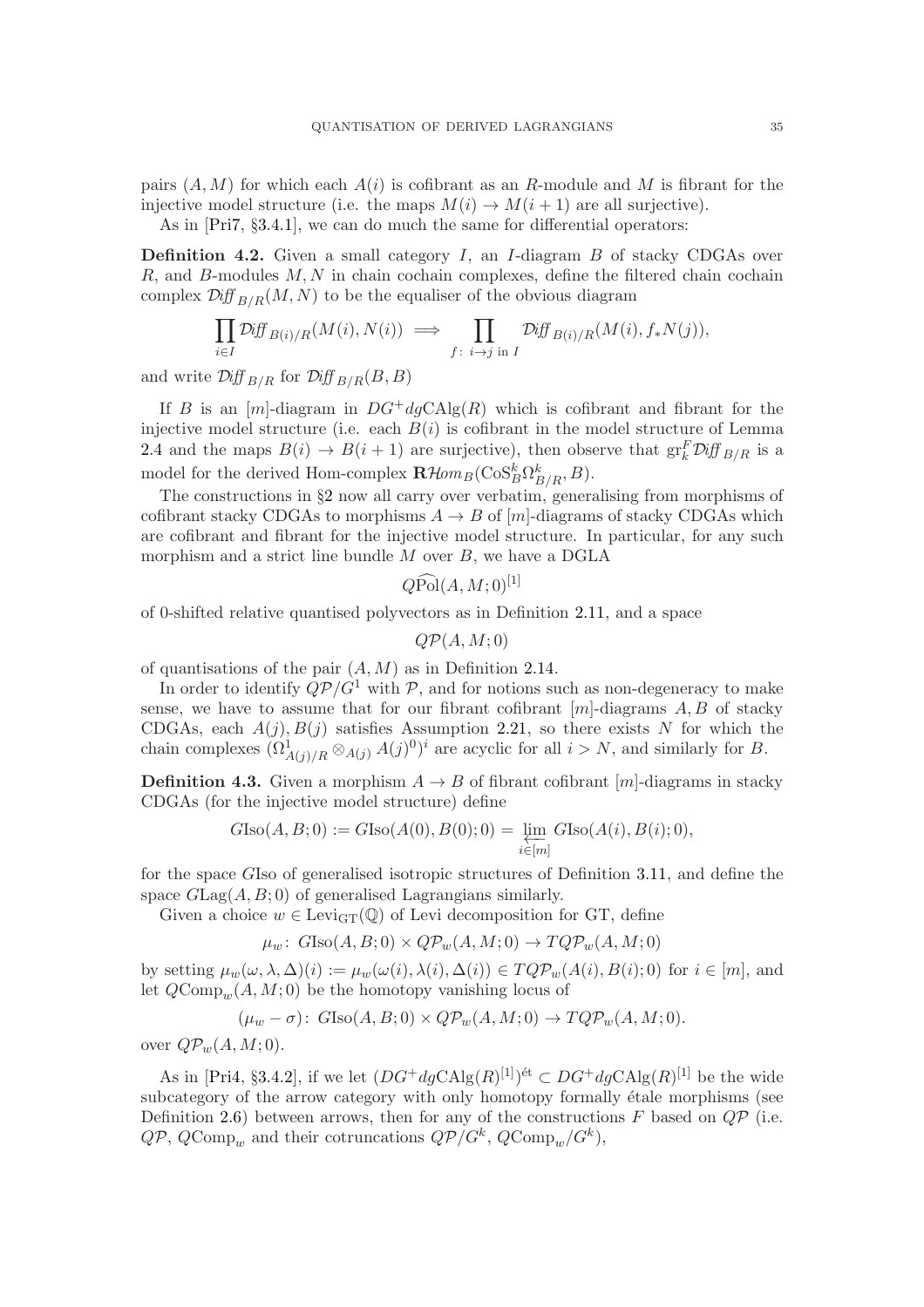pairs $(A, M)$ for which each $A(i)$ is cofibrant as an $R$-module and $M$ is fibrant for the injective model structure (i.e. the maps $M(i) \to M(i+1)$ are all surjective).

As in [Pri7, §3.4.1], we can do much the same for differential operators:

**Definition 4.2.** Given a small category $I$, an $I$-diagram $B$ of stacky CDGAs over $R$, and $B$-modules $M, N$ in chain cochain complexes, define the filtered chain cochain complex $\mathcal{D}\!\mathit{iff}_{B/R}(M, N)$ to be the equaliser of the obvious diagram

$$\prod_{i \in I} \mathcal{D}\!\mathit{iff}_{B(i)/R}(M(i), N(i)) \implies \prod_{f: \, i \to j \text{ in } I} \mathcal{D}\!\mathit{iff}_{B(i)/R}(M(i), f_*N(j)),$$

and write $\mathcal{D}\!\mathit{iff}_{B/R}$ for $\mathcal{D}\!\mathit{iff}_{B/R}(B, B)$

If $B$ is an $[m]$-diagram in $DG^+dg\mathrm{CAlg}(R)$ which is cofibrant and fibrant for the injective model structure (i.e. each $B(i)$ is cofibrant in the model structure of Lemma 2.4 and the maps $B(i) \to B(i+1)$ are surjective), then observe that $\mathrm{gr}^F_k \mathcal{D}\!\mathit{iff}_{B/R}$ is a model for the derived Hom-complex $\mathbf{R}\mathcal{H}om_B(\mathrm{CoS}^k_B \Omega^k_{B/R}, B)$.

The constructions in §2 now all carry over verbatim, generalising from morphisms of cofibrant stacky CDGAs to morphisms $A \to B$ of $[m]$-diagrams of stacky CDGAs which are cofibrant and fibrant for the injective model structure. In particular, for any such morphism and a strict line bundle $M$ over $B$, we have a DGLA

$$Q\widehat{\mathrm{Pol}}(A, M; 0)^{[1]}$$

of 0-shifted relative quantised polyvectors as in Definition 2.11, and a space

$$Q\mathcal{P}(A, M; 0)$$

of quantisations of the pair $(A, M)$ as in Definition 2.14.

In order to identify $Q\mathcal{P}/G^1$ with $\mathcal{P}$, and for notions such as non-degeneracy to make sense, we have to assume that for our fibrant cofibrant $[m]$-diagrams $A, B$ of stacky CDGAs, each $A(j), B(j)$ satisfies Assumption 2.21, so there exists $N$ for which the chain complexes $(\Omega^1_{A(j)/R} \otimes_{A(j)} A(j)^0)^i$ are acyclic for all $i > N$, and similarly for $B$.

**Definition 4.3.** Given a morphism $A \to B$ of fibrant cofibrant $[m]$-diagrams in stacky CDGAs (for the injective model structure) define

$$G\mathrm{Iso}(A, B; 0) := G\mathrm{Iso}(A(0), B(0); 0) = \varprojlim_{i \in [m]} G\mathrm{Iso}(A(i), B(i); 0),$$

for the space $G\mathrm{Iso}$ of generalised isotropic structures of Definition 3.11, and define the space $G\mathrm{Lag}(A, B; 0)$ of generalised Lagrangians similarly.

Given a choice $w \in \mathrm{Levi}_{\mathrm{GT}}(\mathbb{Q})$ of Levi decomposition for GT, define

$$\mu_w \colon G\mathrm{Iso}(A, B; 0) \times Q\mathcal{P}_w(A, M; 0) \to TQ\mathcal{P}_w(A, M; 0)$$

by setting $\mu_w(\omega, \lambda, \Delta)(i) := \mu_w(\omega(i), \lambda(i), \Delta(i)) \in TQ\mathcal{P}_w(A(i), B(i); 0)$ for $i \in [m]$, and let $Q\mathrm{Comp}_w(A, M; 0)$ be the homotopy vanishing locus of

$$(\mu_w - \sigma) \colon G\mathrm{Iso}(A, B; 0) \times Q\mathcal{P}_w(A, M; 0) \to TQ\mathcal{P}_w(A, M; 0).$$

over $Q\mathcal{P}_w(A, M; 0)$.

As in [Pri4, §3.4.2], if we let $(DG^+dg\mathrm{CAlg}(R)^{[1]})^{\text{ét}} \subset DG^+dg\mathrm{CAlg}(R)^{[1]}$ be the wide subcategory of the arrow category with only homotopy formally étale morphisms (see Definition 2.6) between arrows, then for any of the constructions $F$ based on $Q\mathcal{P}$ (i.e. $Q\mathcal{P}$, $Q\mathrm{Comp}_w$ and their cotruncations $Q\mathcal{P}/G^k$, $Q\mathrm{Comp}_w/G^k$),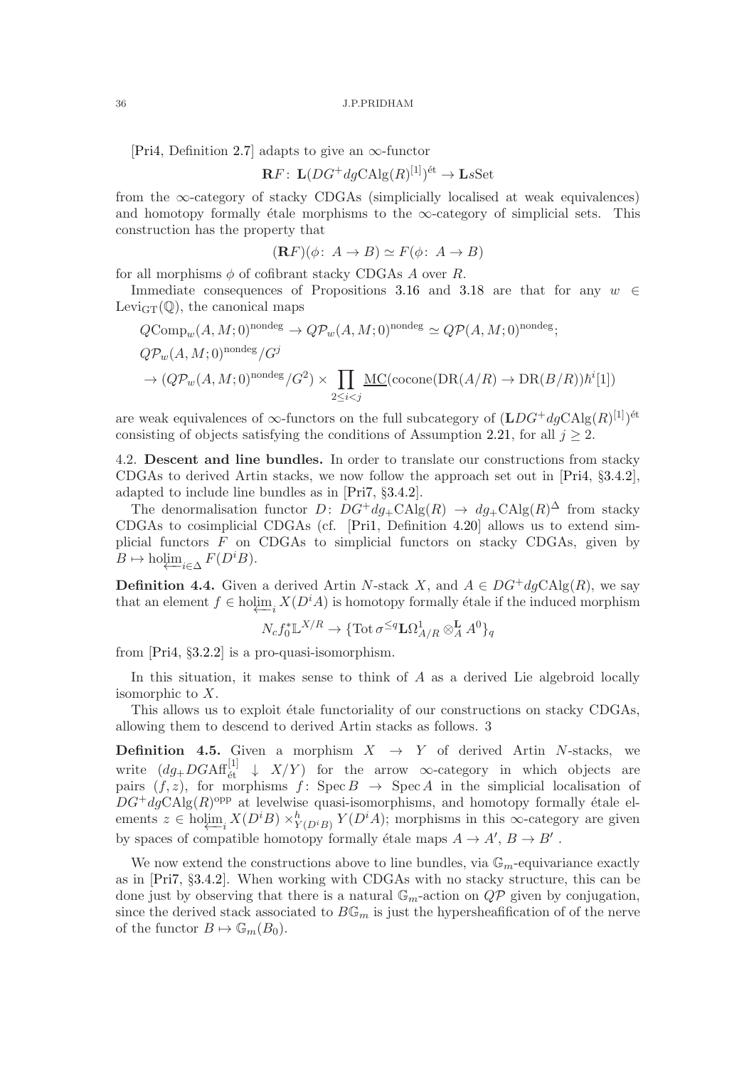[Pri4, Definition 2.7] adapts to give an $\infty$-functor

$$\mathbf{R}F\colon \mathbf{L}(DG^+dg\mathrm{CAlg}(R)^{[1]})^{\text{ét}} \to \mathbf{L}s\mathrm{Set}$$

from the $\infty$-category of stacky CDGAs (simplicially localised at weak equivalences) and homotopy formally étale morphisms to the $\infty$-category of simplicial sets. This construction has the property that

$$(\mathbf{R}F)(\phi\colon A \to B) \simeq F(\phi\colon A \to B)$$

for all morphisms $\phi$ of cofibrant stacky CDGAs $A$ over $R$.

Immediate consequences of Propositions 3.16 and 3.18 are that for any $w \in \mathrm{Levi}_{\mathrm{GT}}(\mathbb{Q})$, the canonical maps

$$\begin{aligned}
&Q\mathrm{Comp}_w(A, M; 0)^{\mathrm{nondeg}} \to Q\mathcal{P}_w(A, M; 0)^{\mathrm{nondeg}} \simeq Q\mathcal{P}(A, M; 0)^{\mathrm{nondeg}};\\
&Q\mathcal{P}_w(A, M; 0)^{\mathrm{nondeg}}/G^j\\
&\to (Q\mathcal{P}_w(A, M; 0)^{\mathrm{nondeg}}/G^2) \times \prod_{2\le i<j} \underline{\mathrm{MC}}(\mathrm{cocone}(\mathrm{DR}(A/R) \to \mathrm{DR}(B/R))\hbar^i[1])
\end{aligned}$$

are weak equivalences of $\infty$-functors on the full subcategory of $(\mathbf{L}DG^+dg\mathrm{CAlg}(R)^{[1]})^{\text{ét}}$ consisting of objects satisfying the conditions of Assumption 2.21, for all $j \ge 2$.

## 4.2. Descent and line bundles.

In order to translate our constructions from stacky CDGAs to derived Artin stacks, we now follow the approach set out in [Pri4, §3.4.2], adapted to include line bundles as in [Pri7, §3.4.2].

The denormalisation functor $D\colon DG^+dg_+\mathrm{CAlg}(R) \to dg_+\mathrm{CAlg}(R)^{\Delta}$ from stacky CDGAs to cosimplicial CDGAs (cf. [Pri1, Definition 4.20] allows us to extend simplicial functors $F$ on CDGAs to simplicial functors on stacky CDGAs, given by $B \mapsto \mathrm{ho}\varprojlim_{i\in\Delta} F(D^iB)$.

**Definition 4.4.** Given a derived Artin $N$-stack $X$, and $A \in DG^+dg\mathrm{CAlg}(R)$, we say that an element $f \in \mathrm{ho}\varprojlim_i X(D^iA)$ is homotopy formally étale if the induced morphism

$$N_c f_0^*\mathbb{L}^{X/R} \to \{\mathrm{Tot}\,\sigma^{\le q}\mathbf{L}\Omega^1_{A/R} \otimes^{\mathbf{L}}_A A^0\}_q$$

from [Pri4, §3.2.2] is a pro-quasi-isomorphism.

In this situation, it makes sense to think of $A$ as a derived Lie algebroid locally isomorphic to $X$.

This allows us to exploit étale functoriality of our constructions on stacky CDGAs, allowing them to descend to derived Artin stacks as follows. 3

**Definition 4.5.** Given a morphism $X \to Y$ of derived Artin $N$-stacks, we write $(dg_+DG\mathrm{Aff}^{[1]}_{\text{ét}} \downarrow X/Y)$ for the arrow $\infty$-category in which objects are pairs $(f, z)$, for morphisms $f\colon \mathrm{Spec}\, B \to \mathrm{Spec}\, A$ in the simplicial localisation of $DG^+dg\mathrm{CAlg}(R)^{\mathrm{opp}}$ at levelwise quasi-isomorphisms, and homotopy formally étale elements $z \in \mathrm{ho}\varprojlim_i X(D^iB) \times^h_{Y(D^iB)} Y(D^iA)$; morphisms in this $\infty$-category are given by spaces of compatible homotopy formally étale maps $A \to A'$, $B \to B'$.

We now extend the constructions above to line bundles, via $\mathbb{G}_m$-equivariance exactly as in [Pri7, §3.4.2]. When working with CDGAs with no stacky structure, this can be done just by observing that there is a natural $\mathbb{G}_m$-action on $Q\mathcal{P}$ given by conjugation, since the derived stack associated to $B\mathbb{G}_m$ is just the hypersheafification of of the nerve of the functor $B \mapsto \mathbb{G}_m(B_0)$.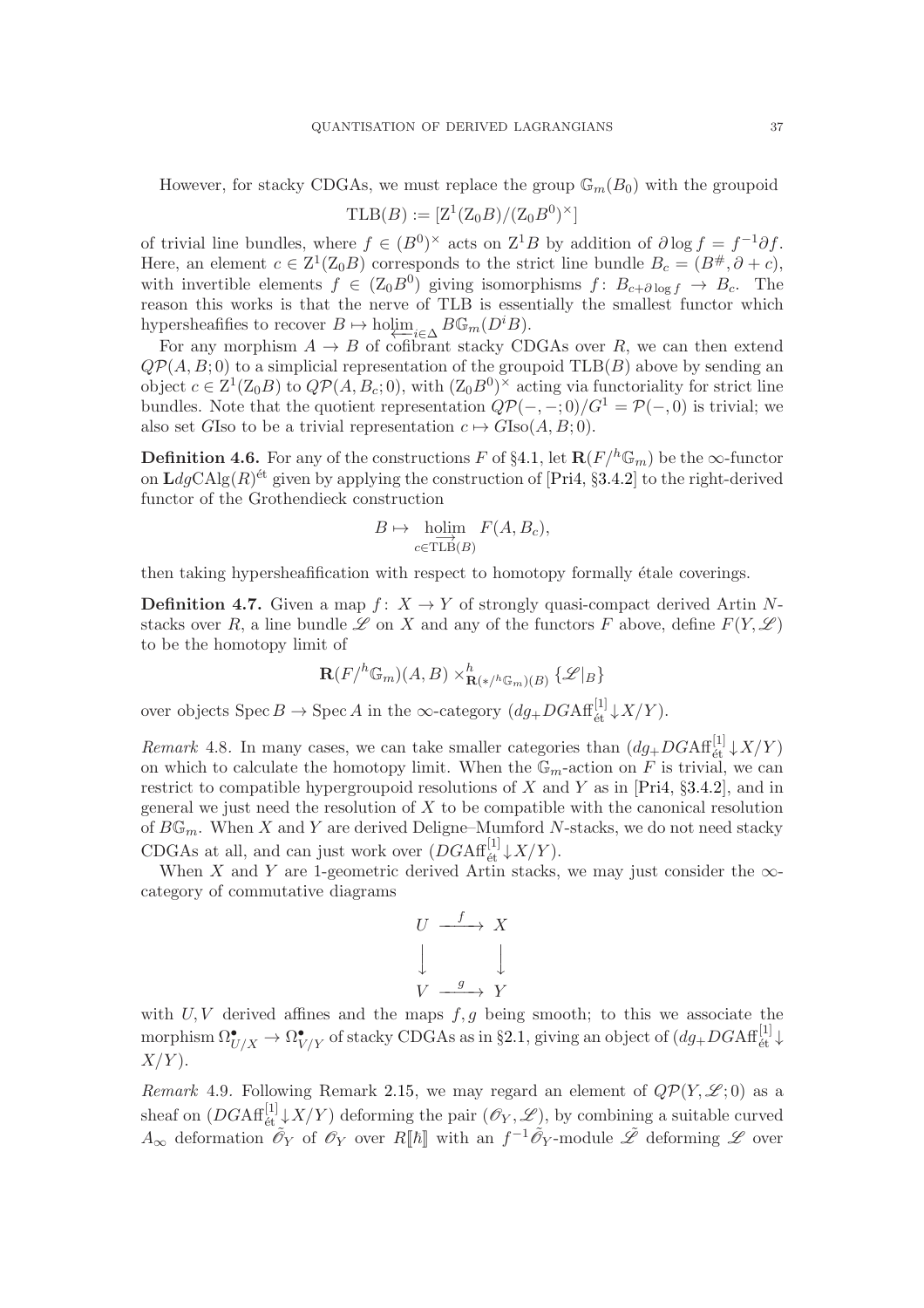However, for stacky CDGAs, we must replace the group $\mathbb{G}_m(B_0)$ with the groupoid

$$\mathrm{TLB}(B) := [\mathrm{Z}^1(\mathrm{Z}_0 B)/(\mathrm{Z}_0 B^0)^\times]$$

of trivial line bundles, where $f \in (B^0)^\times$ acts on $\mathrm{Z}^1 B$ by addition of $\partial \log f = f^{-1}\partial f$. Here, an element $c \in \mathrm{Z}^1(\mathrm{Z}_0 B)$ corresponds to the strict line bundle $B_c = (B^\#, \partial + c)$, with invertible elements $f \in (\mathrm{Z}_0 B^0)$ giving isomorphisms $f \colon B_{c+\partial \log f} \to B_c$. The reason this works is that the nerve of TLB is essentially the smallest functor which hypersheafifies to recover $B \mapsto \operatorname{holim}_{\longleftarrow i \in \Delta} B\mathbb{G}_m(D^i B)$.

For any morphism $A \to B$ of cofibrant stacky CDGAs over $R$, we can then extend $Q\mathcal{P}(A, B; 0)$ to a simplicial representation of the groupoid $\mathrm{TLB}(B)$ above by sending an object $c \in \mathrm{Z}^1(\mathrm{Z}_0 B)$ to $Q\mathcal{P}(A, B_c; 0)$, with $(\mathrm{Z}_0 B^0)^\times$ acting via functoriality for strict line bundles. Note that the quotient representation $Q\mathcal{P}(-,-;0)/G^1 = \mathcal{P}(-,0)$ is trivial; we also set $G\mathrm{Iso}$ to be a trivial representation $c \mapsto G\mathrm{Iso}(A, B; 0)$.

**Definition 4.6.** For any of the constructions $F$ of §4.1, let $\mathbf{R}(F/^h\mathbb{G}_m)$ be the $\infty$-functor on $\mathbf{L}dg\mathrm{CAlg}(R)^{\text{ét}}$ given by applying the construction of [Pri4, §3.4.2] to the right-derived functor of the Grothendieck construction

$$B \mapsto \operatorname*{holim}_{\substack{\longrightarrow \\ c \in \mathrm{TLB}(B)}} F(A, B_c),$$

then taking hypersheafification with respect to homotopy formally étale coverings.

**Definition 4.7.** Given a map $f \colon X \to Y$ of strongly quasi-compact derived Artin $N$-stacks over $R$, a line bundle $\mathscr{L}$ on $X$ and any of the functors $F$ above, define $F(Y, \mathscr{L})$ to be the homotopy limit of

$$\mathbf{R}(F/^h\mathbb{G}_m)(A, B) \times^h_{\mathbf{R}(*/^h\mathbb{G}_m)(B)} \{\mathscr{L}|_B\}$$

over objects $\operatorname{Spec} B \to \operatorname{Spec} A$ in the $\infty$-category $(dg_+ DG\mathrm{Aff}^{[1]}_{\text{ét}} \downarrow X/Y)$.

*Remark* 4.8. In many cases, we can take smaller categories than $(dg_+ DG\mathrm{Aff}^{[1]}_{\text{ét}} \downarrow X/Y)$ on which to calculate the homotopy limit. When the $\mathbb{G}_m$-action on $F$ is trivial, we can restrict to compatible hypergroupoid resolutions of $X$ and $Y$ as in [Pri4, §3.4.2], and in general we just need the resolution of $X$ to be compatible with the canonical resolution of $B\mathbb{G}_m$. When $X$ and $Y$ are derived Deligne–Mumford $N$-stacks, we do not need stacky CDGAs at all, and can just work over $(DG\mathrm{Aff}^{[1]}_{\text{ét}} \downarrow X/Y)$.

When $X$ and $Y$ are 1-geometric derived Artin stacks, we may just consider the $\infty$-category of commutative diagrams

$$\begin{array}{ccc} U & \xrightarrow{f} & X \\ \big\downarrow & & \big\downarrow \\ V & \xrightarrow{g} & Y \end{array}$$

with $U, V$ derived affines and the maps $f, g$ being smooth; to this we associate the morphism $\Omega^\bullet_{U/X} \to \Omega^\bullet_{V/Y}$ of stacky CDGAs as in §2.1, giving an object of $(dg_+ DG\mathrm{Aff}^{[1]}_{\text{ét}} \downarrow X/Y)$.

*Remark* 4.9. Following Remark 2.15, we may regard an element of $Q\mathcal{P}(Y, \mathscr{L}; 0)$ as a sheaf on $(DG\mathrm{Aff}^{[1]}_{\text{ét}} \downarrow X/Y)$ deforming the pair $(\mathscr{O}_Y, \mathscr{L})$, by combining a suitable curved $A_\infty$ deformation $\tilde{\mathscr{O}}_Y$ of $\mathscr{O}_Y$ over $R[\![\hbar]\!]$ with an $f^{-1}\tilde{\mathscr{O}}_Y$-module $\tilde{\mathscr{L}}$ deforming $\mathscr{L}$ over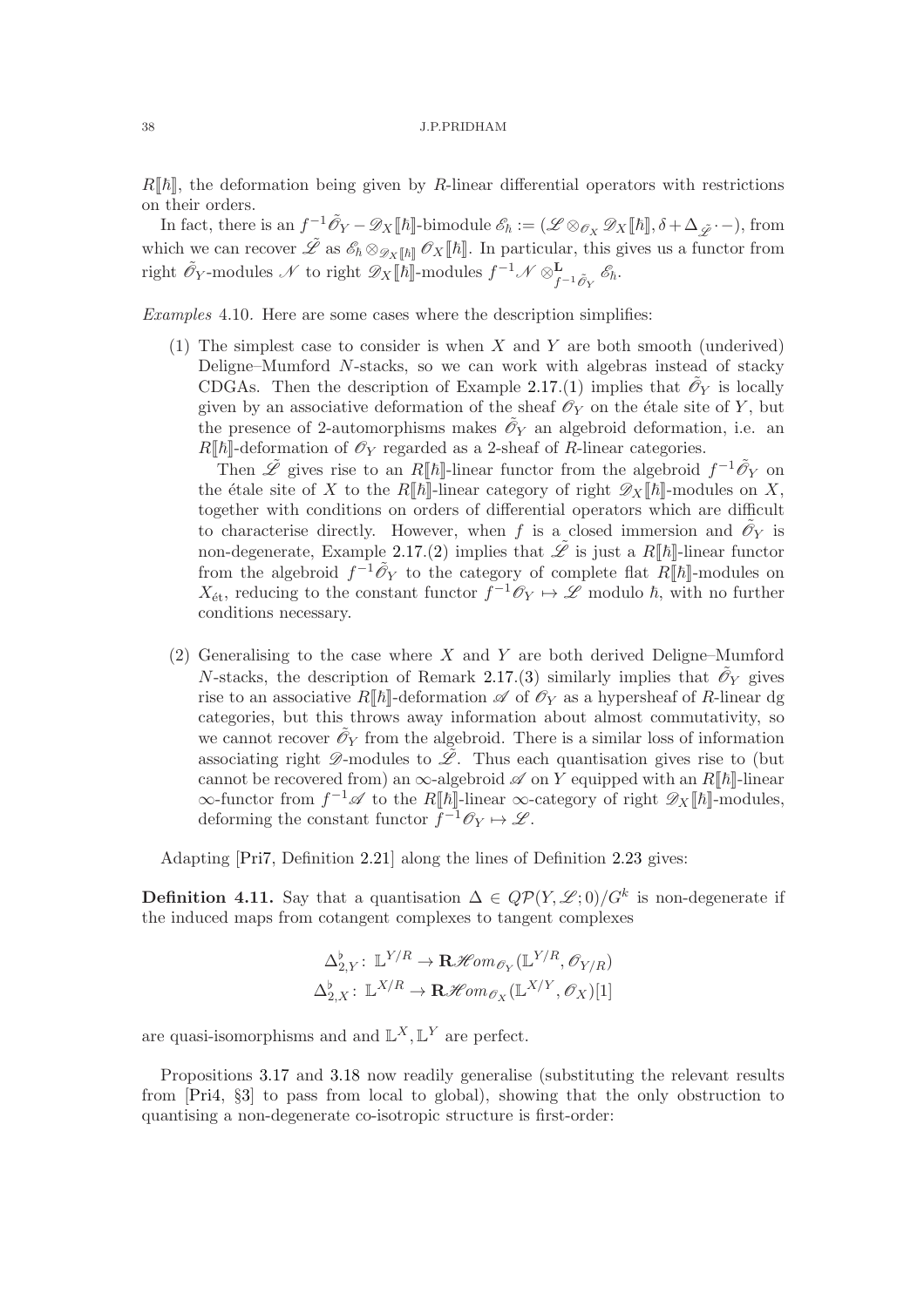$R[\![\hbar]\!]$, the deformation being given by $R$-linear differential operators with restrictions on their orders.

In fact, there is an $f^{-1}\tilde{\mathscr{O}}_Y - \mathscr{D}_X[\![\hbar]\!]$-bimodule $\mathscr{E}_\hbar := (\mathscr{L} \otimes_{\mathscr{O}_X} \mathscr{D}_X[\![\hbar]\!], \delta + \Delta_{\tilde{\mathscr{L}}} \cdot -)$, from which we can recover $\tilde{\mathscr{L}}$ as $\mathscr{E}_\hbar \otimes_{\mathscr{D}_X[\![\hbar]\!]} \mathscr{O}_X[\![\hbar]\!]$. In particular, this gives us a functor from right $\tilde{\mathscr{O}}_Y$-modules $\mathscr{N}$ to right $\mathscr{D}_X[\![\hbar]\!]$-modules $f^{-1}\mathscr{N} \otimes^{\mathbf{L}}_{f^{-1}\tilde{\mathscr{O}}_Y} \mathscr{E}_\hbar$.

*Examples* 4.10. Here are some cases where the description simplifies:

(1) The simplest case to consider is when $X$ and $Y$ are both smooth (underived) Deligne–Mumford $N$-stacks, so we can work with algebras instead of stacky CDGAs. Then the description of Example 2.17.(1) implies that $\tilde{\mathscr{O}}_Y$ is locally given by an associative deformation of the sheaf $\mathscr{O}_Y$ on the étale site of $Y$, but the presence of 2-automorphisms makes $\tilde{\mathscr{O}}_Y$ an algebroid deformation, i.e. an $R[\![\hbar]\!]$-deformation of $\mathscr{O}_Y$ regarded as a 2-sheaf of $R$-linear categories.

Then $\tilde{\mathscr{L}}$ gives rise to an $R[\![\hbar]\!]$-linear functor from the algebroid $f^{-1}\tilde{\mathscr{O}}_Y$ on the étale site of $X$ to the $R[\![\hbar]\!]$-linear category of right $\mathscr{D}_X[\![\hbar]\!]$-modules on $X$, together with conditions on orders of differential operators which are difficult to characterise directly. However, when $f$ is a closed immersion and $\tilde{\mathscr{O}}_Y$ is non-degenerate, Example 2.17.(2) implies that $\tilde{\mathscr{L}}$ is just a $R[\![\hbar]\!]$-linear functor from the algebroid $f^{-1}\tilde{\mathscr{O}}_Y$ to the category of complete flat $R[\![\hbar]\!]$-modules on $X_{\text{ét}}$, reducing to the constant functor $f^{-1}\mathscr{O}_Y \mapsto \mathscr{L}$ modulo $\hbar$, with no further conditions necessary.

(2) Generalising to the case where $X$ and $Y$ are both derived Deligne–Mumford $N$-stacks, the description of Remark 2.17.(3) similarly implies that $\tilde{\mathscr{O}}_Y$ gives rise to an associative $R[\![\hbar]\!]$-deformation $\mathscr{A}$ of $\mathscr{O}_Y$ as a hypersheaf of $R$-linear dg categories, but this throws away information about almost commutativity, so we cannot recover $\tilde{\mathscr{O}}_Y$ from the algebroid. There is a similar loss of information associating right $\mathscr{D}$-modules to $\tilde{\mathscr{L}}$. Thus each quantisation gives rise to (but cannot be recovered from) an $\infty$-algebroid $\mathscr{A}$ on $Y$ equipped with an $R[\![\hbar]\!]$-linear $\infty$-functor from $f^{-1}\mathscr{A}$ to the $R[\![\hbar]\!]$-linear $\infty$-category of right $\mathscr{D}_X[\![\hbar]\!]$-modules, deforming the constant functor $f^{-1}\mathscr{O}_Y \mapsto \mathscr{L}$.

Adapting [Pri7, Definition 2.21] along the lines of Definition 2.23 gives:

**Definition 4.11.** Say that a quantisation $\Delta \in Q\mathcal{P}(Y, \mathscr{L}; 0)/G^k$ is non-degenerate if the induced maps from cotangent complexes to tangent complexes

$$\Delta^\flat_{2,Y} \colon \mathbb{L}^{Y/R} \to \mathbf{R}\mathscr{H}om_{\mathscr{O}_Y}(\mathbb{L}^{Y/R}, \mathscr{O}_{Y/R})$$
$$\Delta^\flat_{2,X} \colon \mathbb{L}^{X/R} \to \mathbf{R}\mathscr{H}om_{\mathscr{O}_X}(\mathbb{L}^{X/Y}, \mathscr{O}_X)[1]$$

are quasi-isomorphisms and and $\mathbb{L}^X, \mathbb{L}^Y$ are perfect.

Propositions 3.17 and 3.18 now readily generalise (substituting the relevant results from [Pri4, §3] to pass from local to global), showing that the only obstruction to quantising a non-degenerate co-isotropic structure is first-order: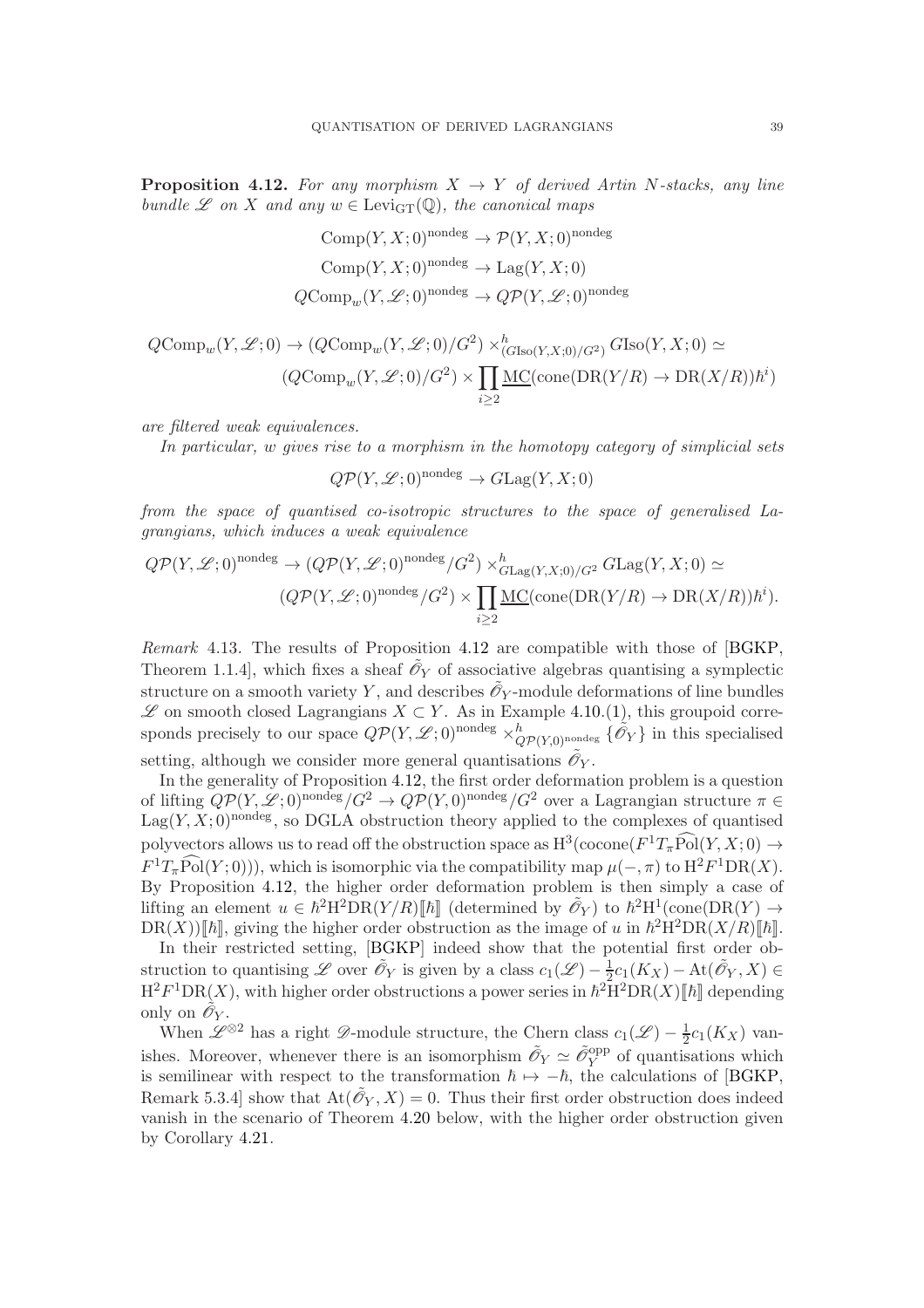**Proposition 4.12.** *For any morphism $X \to Y$ of derived Artin $N$-stacks, any line bundle $\mathscr{L}$ on $X$ and any $w \in \mathrm{Levi}_{\mathrm{GT}}(\mathbb{Q})$, the canonical maps*

$$\mathrm{Comp}(Y, X; 0)^{\mathrm{nondeg}} \to \mathcal{P}(Y, X; 0)^{\mathrm{nondeg}}$$
$$\mathrm{Comp}(Y, X; 0)^{\mathrm{nondeg}} \to \mathrm{Lag}(Y, X; 0)$$
$$Q\mathrm{Comp}_w(Y, \mathscr{L}; 0)^{\mathrm{nondeg}} \to Q\mathcal{P}(Y, \mathscr{L}; 0)^{\mathrm{nondeg}}$$

$$Q\mathrm{Comp}_w(Y, \mathscr{L}; 0) \to (Q\mathrm{Comp}_w(Y, \mathscr{L}; 0)/G^2) \times^h_{(G\mathrm{Iso}(Y,X;0)/G^2)} G\mathrm{Iso}(Y, X; 0) \simeq$$
$$(Q\mathrm{Comp}_w(Y, \mathscr{L}; 0)/G^2) \times \prod_{i \geq 2} \underline{\mathrm{MC}}(\mathrm{cone}(\mathrm{DR}(Y/R) \to \mathrm{DR}(X/R))\hbar^i)$$

*are filtered weak equivalences.*

*In particular, $w$ gives rise to a morphism in the homotopy category of simplicial sets*

$$Q\mathcal{P}(Y, \mathscr{L}; 0)^{\mathrm{nondeg}} \to G\mathrm{Lag}(Y, X; 0)$$

*from the space of quantised co-isotropic structures to the space of generalised Lagrangians, which induces a weak equivalence*

$$Q\mathcal{P}(Y, \mathscr{L}; 0)^{\mathrm{nondeg}} \to (Q\mathcal{P}(Y, \mathscr{L}; 0)^{\mathrm{nondeg}}/G^2) \times^h_{G\mathrm{Lag}(Y,X;0)/G^2} G\mathrm{Lag}(Y, X; 0) \simeq$$
$$(Q\mathcal{P}(Y, \mathscr{L}; 0)^{\mathrm{nondeg}}/G^2) \times \prod_{i \geq 2} \underline{\mathrm{MC}}(\mathrm{cone}(\mathrm{DR}(Y/R) \to \mathrm{DR}(X/R))\hbar^i).$$

*Remark* 4.13. The results of Proposition 4.12 are compatible with those of [BGKP, Theorem 1.1.4], which fixes a sheaf $\tilde{\mathscr{O}}_Y$ of associative algebras quantising a symplectic structure on a smooth variety $Y$, and describes $\tilde{\mathscr{O}}_Y$-module deformations of line bundles $\mathscr{L}$ on smooth closed Lagrangians $X \subset Y$. As in Example 4.10.(1), this groupoid corresponds precisely to our space $Q\mathcal{P}(Y, \mathscr{L}; 0)^{\mathrm{nondeg}} \times^h_{Q\mathcal{P}(Y,0)^{\mathrm{nondeg}}} \{\tilde{\mathscr{O}}_Y\}$ in this specialised setting, although we consider more general quantisations $\tilde{\mathscr{O}}_Y$.

In the generality of Proposition 4.12, the first order deformation problem is a question of lifting $Q\mathcal{P}(Y, \mathscr{L}; 0)^{\mathrm{nondeg}}/G^2 \to Q\mathcal{P}(Y, 0)^{\mathrm{nondeg}}/G^2$ over a Lagrangian structure $\pi \in \mathrm{Lag}(Y, X; 0)^{\mathrm{nondeg}}$, so DGLA obstruction theory applied to the complexes of quantised polyvectors allows us to read off the obstruction space as $\mathrm{H}^3(\mathrm{cocone}(F^1 T_\pi \widehat{\mathrm{Pol}}(Y, X; 0) \to F^1 T_\pi \widehat{\mathrm{Pol}}(Y; 0)))$, which is isomorphic via the compatibility map $\mu(-, \pi)$ to $\mathrm{H}^2 F^1 \mathrm{DR}(X)$. By Proposition 4.12, the higher order deformation problem is then simply a case of lifting an element $u \in \hbar^2 \mathrm{H}^2 \mathrm{DR}(Y/R)[\![\hbar]\!]$ (determined by $\tilde{\mathscr{O}}_Y$) to $\hbar^2 \mathrm{H}^1(\mathrm{cone}(\mathrm{DR}(Y) \to \mathrm{DR}(X))[\![\hbar]\!]$, giving the higher order obstruction as the image of $u$ in $\hbar^2 \mathrm{H}^2 \mathrm{DR}(X/R)[\![\hbar]\!]$.

In their restricted setting, [BGKP] indeed show that the potential first order obstruction to quantising $\mathscr{L}$ over $\tilde{\mathscr{O}}_Y$ is given by a class $c_1(\mathscr{L}) - \frac{1}{2}c_1(K_X) - \mathrm{At}(\tilde{\mathscr{O}}_Y, X) \in \mathrm{H}^2 F^1 \mathrm{DR}(X)$, with higher order obstructions a power series in $\hbar^2 \mathrm{H}^2 \mathrm{DR}(X)[\![\hbar]\!]$ depending only on $\tilde{\mathscr{O}}_Y$.

When $\mathscr{L}^{\otimes 2}$ has a right $\mathscr{D}$-module structure, the Chern class $c_1(\mathscr{L}) - \frac{1}{2}c_1(K_X)$ vanishes. Moreover, whenever there is an isomorphism $\tilde{\mathscr{O}}_Y \simeq \tilde{\mathscr{O}}_Y^{\mathrm{opp}}$ of quantisations which is semilinear with respect to the transformation $\hbar \mapsto -\hbar$, the calculations of [BGKP, Remark 5.3.4] show that $\mathrm{At}(\tilde{\mathscr{O}}_Y, X) = 0$. Thus their first order obstruction does indeed vanish in the scenario of Theorem 4.20 below, with the higher order obstruction given by Corollary 4.21.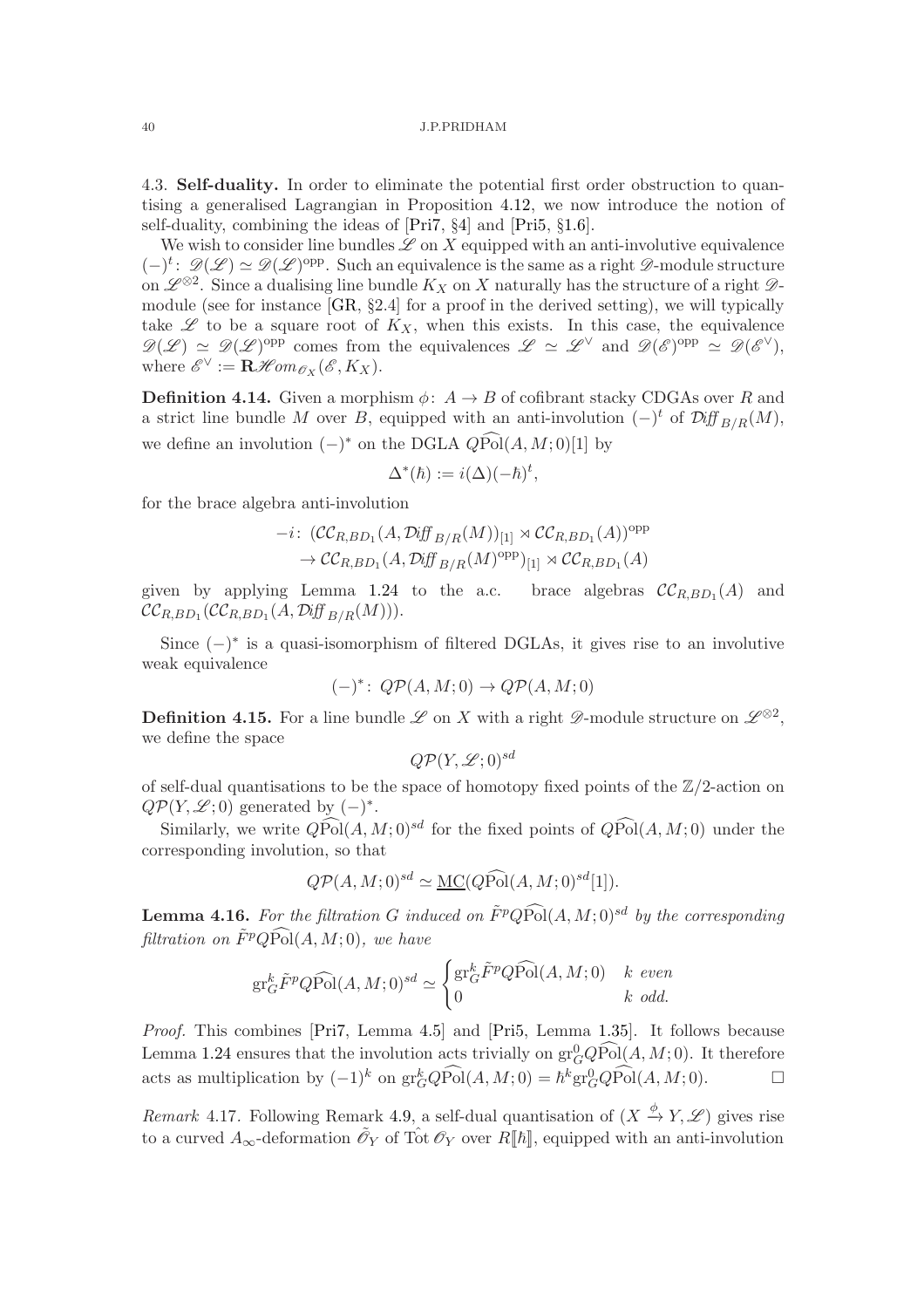4.3. **Self-duality.** In order to eliminate the potential first order obstruction to quantising a generalised Lagrangian in Proposition 4.12, we now introduce the notion of self-duality, combining the ideas of [Pri7, §4] and [Pri5, §1.6].

We wish to consider line bundles $\mathscr{L}$ on $X$ equipped with an anti-involutive equivalence $(-)^t\colon \mathscr{D}(\mathscr{L}) \simeq \mathscr{D}(\mathscr{L})^{\mathrm{opp}}$. Such an equivalence is the same as a right $\mathscr{D}$-module structure on $\mathscr{L}^{\otimes 2}$. Since a dualising line bundle $K_X$ on $X$ naturally has the structure of a right $\mathscr{D}$-module (see for instance [GR, §2.4] for a proof in the derived setting), we will typically take $\mathscr{L}$ to be a square root of $K_X$, when this exists. In this case, the equivalence $\mathscr{D}(\mathscr{L}) \simeq \mathscr{D}(\mathscr{L})^{\mathrm{opp}}$ comes from the equivalences $\mathscr{L} \simeq \mathscr{L}^\vee$ and $\mathscr{D}(\mathscr{E})^{\mathrm{opp}} \simeq \mathscr{D}(\mathscr{E}^\vee)$, where $\mathscr{E}^\vee := \mathbf{R}\mathscr{H}om_{\mathscr{O}_X}(\mathscr{E}, K_X)$.

**Definition 4.14.** Given a morphism $\phi\colon A \to B$ of cofibrant stacky CDGAs over $R$ and a strict line bundle $M$ over $B$, equipped with an anti-involution $(-)^t$ of $\mathcal{D}\mathit{iff}_{B/R}(M)$, we define an involution $(-)^*$ on the DGLA $Q\widehat{\mathrm{Pol}}(A, M; 0)[1]$ by

$$\Delta^*(\hbar) := i(\Delta)(-\hbar)^t,$$

for the brace algebra anti-involution

$$\begin{aligned}-i\colon\ &(\mathcal{CC}_{R,BD_1}(A, \mathcal{D}\mathit{iff}_{B/R}(M))_{[1]} \rtimes \mathcal{CC}_{R,BD_1}(A))^{\mathrm{opp}}\\ &\to \mathcal{CC}_{R,BD_1}(A, \mathcal{D}\mathit{iff}_{B/R}(M)^{\mathrm{opp}})_{[1]} \rtimes \mathcal{CC}_{R,BD_1}(A)\end{aligned}$$

given by applying Lemma 1.24 to the a.c. brace algebras $\mathcal{CC}_{R,BD_1}(A)$ and $\mathcal{CC}_{R,BD_1}(\mathcal{CC}_{R,BD_1}(A, \mathcal{D}\mathit{iff}_{B/R}(M)))$.

Since $(-)^*$ is a quasi-isomorphism of filtered DGLAs, it gives rise to an involutive weak equivalence

$$(-)^*\colon Q\mathcal{P}(A, M; 0) \to Q\mathcal{P}(A, M; 0)$$

**Definition 4.15.** For a line bundle $\mathscr{L}$ on $X$ with a right $\mathscr{D}$-module structure on $\mathscr{L}^{\otimes 2}$, we define the space

$$Q\mathcal{P}(Y, \mathscr{L}; 0)^{sd}$$

of self-dual quantisations to be the space of homotopy fixed points of the $\mathbb{Z}/2$-action on $Q\mathcal{P}(Y, \mathscr{L}; 0)$ generated by $(-)^*$.

Similarly, we write $Q\widehat{\mathrm{Pol}}(A, M; 0)^{sd}$ for the fixed points of $Q\widehat{\mathrm{Pol}}(A, M; 0)$ under the corresponding involution, so that

$$Q\mathcal{P}(A, M; 0)^{sd} \simeq \underline{\mathrm{MC}}(Q\widehat{\mathrm{Pol}}(A, M; 0)^{sd}[1]).$$

**Lemma 4.16.** *For the filtration $G$ induced on $\tilde{F}^p Q\widehat{\mathrm{Pol}}(A, M; 0)^{sd}$ by the corresponding filtration on $\tilde{F}^p Q\widehat{\mathrm{Pol}}(A, M; 0)$, we have*

$$\mathrm{gr}_G^k \tilde{F}^p Q\widehat{\mathrm{Pol}}(A, M; 0)^{sd} \simeq \begin{cases} \mathrm{gr}_G^k \tilde{F}^p Q\widehat{\mathrm{Pol}}(A, M; 0) & k \text{ even} \\ 0 & k \text{ odd.} \end{cases}$$

*Proof.* This combines [Pri7, Lemma 4.5] and [Pri5, Lemma 1.35]. It follows because Lemma 1.24 ensures that the involution acts trivially on $\mathrm{gr}_G^0 Q\widehat{\mathrm{Pol}}(A, M; 0)$. It therefore acts as multiplication by $(-1)^k$ on $\mathrm{gr}_G^k Q\widehat{\mathrm{Pol}}(A, M; 0) = \hbar^k \mathrm{gr}_G^0 Q\widehat{\mathrm{Pol}}(A, M; 0)$. □

*Remark* 4.17. Following Remark 4.9, a self-dual quantisation of $(X \xrightarrow{\phi} Y, \mathscr{L})$ gives rise to a curved $A_\infty$-deformation $\tilde{\mathscr{O}}_Y$ of $\hat{\mathrm{Tot}}\, \mathscr{O}_Y$ over $R[\![\hbar]\!]$, equipped with an anti-involution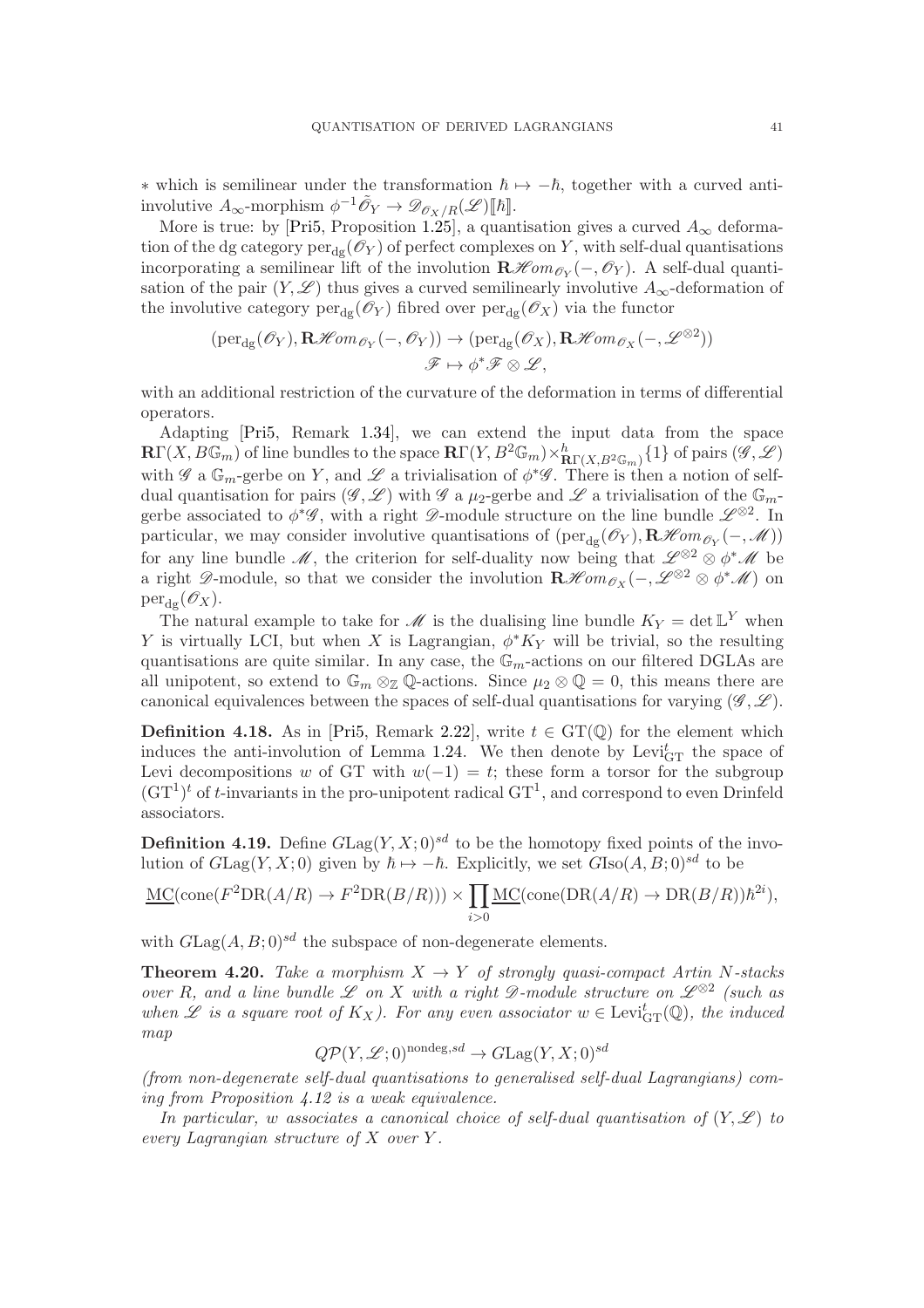$*$ which is semilinear under the transformation $\hbar \mapsto -\hbar$, together with a curved anti-involutive $A_\infty$-morphism $\phi^{-1}\tilde{\mathscr{O}}_Y \to \mathscr{D}_{\mathscr{O}_X/R}(\mathscr{L})[\![\hbar]\!]$.

More is true: by [Pri5, Proposition 1.25], a quantisation gives a curved $A_\infty$ deformation of the dg category $\mathrm{per}_{\mathrm{dg}}(\mathscr{O}_Y)$ of perfect complexes on $Y$, with self-dual quantisations incorporating a semilinear lift of the involution $\mathbf{R}\mathscr{H}om_{\mathscr{O}_Y}(-,\mathscr{O}_Y)$. A self-dual quantisation of the pair $(Y,\mathscr{L})$ thus gives a curved semilinearly involutive $A_\infty$-deformation of the involutive category $\mathrm{per}_{\mathrm{dg}}(\mathscr{O}_Y)$ fibred over $\mathrm{per}_{\mathrm{dg}}(\mathscr{O}_X)$ via the functor

$$
\begin{aligned}
(\mathrm{per}_{\mathrm{dg}}(\mathscr{O}_Y), \mathbf{R}\mathscr{H}om_{\mathscr{O}_Y}(-,\mathscr{O}_Y)) &\to (\mathrm{per}_{\mathrm{dg}}(\mathscr{O}_X), \mathbf{R}\mathscr{H}om_{\mathscr{O}_X}(-,\mathscr{L}^{\otimes 2}))\\
\mathscr{F} &\mapsto \phi^*\mathscr{F}\otimes\mathscr{L},
\end{aligned}
$$

with an additional restriction of the curvature of the deformation in terms of differential operators.

Adapting [Pri5, Remark 1.34], we can extend the input data from the space $\mathbf{R}\Gamma(X, B\mathbb{G}_m)$ of line bundles to the space $\mathbf{R}\Gamma(Y, B^2\mathbb{G}_m)\times^h_{\mathbf{R}\Gamma(X,B^2\mathbb{G}_m)}\{1\}$ of pairs $(\mathscr{G},\mathscr{L})$ with $\mathscr{G}$ a $\mathbb{G}_m$-gerbe on $Y$, and $\mathscr{L}$ a trivialisation of $\phi^*\mathscr{G}$. There is then a notion of self-dual quantisation for pairs $(\mathscr{G},\mathscr{L})$ with $\mathscr{G}$ a $\mu_2$-gerbe and $\mathscr{L}$ a trivialisation of the $\mathbb{G}_m$-gerbe associated to $\phi^*\mathscr{G}$, with a right $\mathscr{D}$-module structure on the line bundle $\mathscr{L}^{\otimes 2}$. In particular, we may consider involutive quantisations of $(\mathrm{per}_{\mathrm{dg}}(\mathscr{O}_Y), \mathbf{R}\mathscr{H}om_{\mathscr{O}_Y}(-,\mathscr{M}))$ for any line bundle $\mathscr{M}$, the criterion for self-duality now being that $\mathscr{L}^{\otimes 2}\otimes\phi^*\mathscr{M}$ be a right $\mathscr{D}$-module, so that we consider the involution $\mathbf{R}\mathscr{H}om_{\mathscr{O}_X}(-,\mathscr{L}^{\otimes 2}\otimes\phi^*\mathscr{M})$ on $\mathrm{per}_{\mathrm{dg}}(\mathscr{O}_X)$.

The natural example to take for $\mathscr{M}$ is the dualising line bundle $K_Y = \det\mathbb{L}^Y$ when $Y$ is virtually LCI, but when $X$ is Lagrangian, $\phi^*K_Y$ will be trivial, so the resulting quantisations are quite similar. In any case, the $\mathbb{G}_m$-actions on our filtered DGLAs are all unipotent, so extend to $\mathbb{G}_m\otimes_{\mathbb{Z}}\mathbb{Q}$-actions. Since $\mu_2\otimes\mathbb{Q}=0$, this means there are canonical equivalences between the spaces of self-dual quantisations for varying $(\mathscr{G},\mathscr{L})$.

**Definition 4.18.** As in [Pri5, Remark 2.22], write $t\in\mathrm{GT}(\mathbb{Q})$ for the element which induces the anti-involution of Lemma 1.24. We then denote by $\mathrm{Levi}^t_{\mathrm{GT}}$ the space of Levi decompositions $w$ of GT with $w(-1)=t$; these form a torsor for the subgroup $(\mathrm{GT}^1)^t$ of $t$-invariants in the pro-unipotent radical $\mathrm{GT}^1$, and correspond to even Drinfeld associators.

**Definition 4.19.** Define $G\mathrm{Lag}(Y,X;0)^{sd}$ to be the homotopy fixed points of the involution of $G\mathrm{Lag}(Y,X;0)$ given by $\hbar\mapsto-\hbar$. Explicitly, we set $G\mathrm{Iso}(A,B;0)^{sd}$ to be

$$
\underline{\mathrm{MC}}(\mathrm{cone}(F^2\mathrm{DR}(A/R)\to F^2\mathrm{DR}(B/R)))\times\prod_{i>0}\underline{\mathrm{MC}}(\mathrm{cone}(\mathrm{DR}(A/R)\to\mathrm{DR}(B/R))\hbar^{2i}),
$$

with $G\mathrm{Lag}(A,B;0)^{sd}$ the subspace of non-degenerate elements.

**Theorem 4.20.** *Take a morphism $X\to Y$ of strongly quasi-compact Artin $N$-stacks over $R$, and a line bundle $\mathscr{L}$ on $X$ with a right $\mathscr{D}$-module structure on $\mathscr{L}^{\otimes 2}$ (such as when $\mathscr{L}$ is a square root of $K_X$). For any even associator $w\in\mathrm{Levi}^t_{\mathrm{GT}}(\mathbb{Q})$, the induced map*

$$
Q\mathcal{P}(Y,\mathscr{L};0)^{\mathrm{nondeg},sd}\to G\mathrm{Lag}(Y,X;0)^{sd}
$$

*(from non-degenerate self-dual quantisations to generalised self-dual Lagrangians) coming from Proposition 4.12 is a weak equivalence.*

*In particular, $w$ associates a canonical choice of self-dual quantisation of $(Y,\mathscr{L})$ to every Lagrangian structure of $X$ over $Y$.*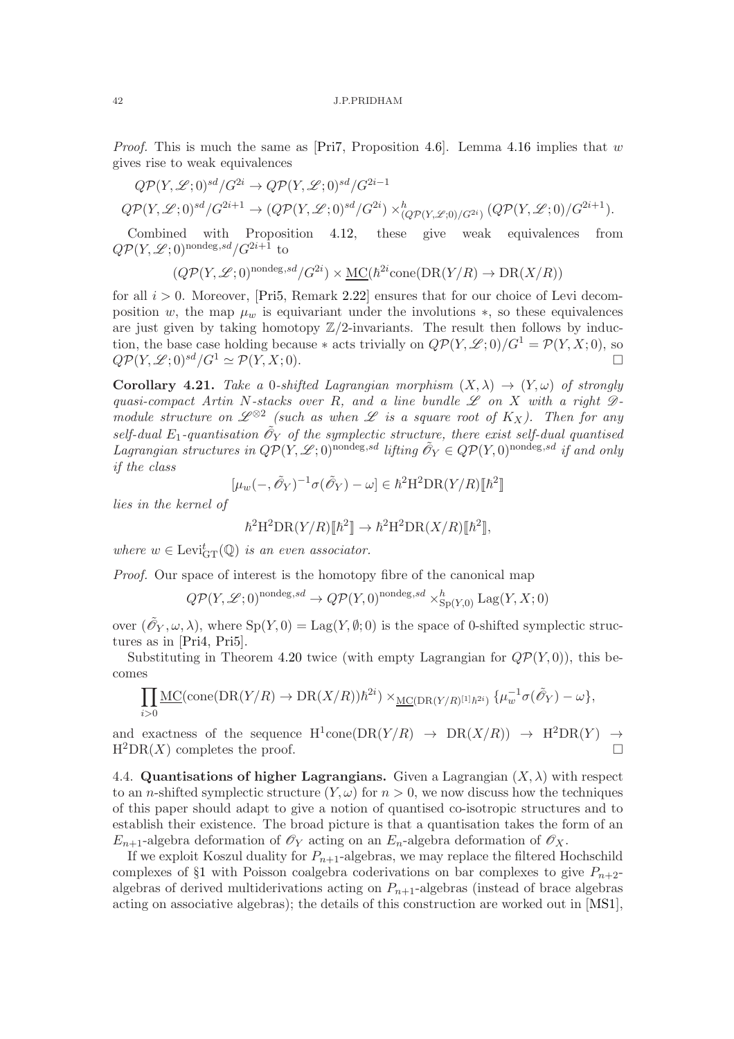*Proof.* This is much the same as [Pri7, Proposition 4.6]. Lemma 4.16 implies that $w$ gives rise to weak equivalences

$$Q\mathcal{P}(Y,\mathscr{L};0)^{sd}/G^{2i} \to Q\mathcal{P}(Y,\mathscr{L};0)^{sd}/G^{2i-1}$$
$$Q\mathcal{P}(Y,\mathscr{L};0)^{sd}/G^{2i+1} \to (Q\mathcal{P}(Y,\mathscr{L};0)^{sd}/G^{2i}) \times^h_{(Q\mathcal{P}(Y,\mathscr{L};0)/G^{2i})} (Q\mathcal{P}(Y,\mathscr{L};0)/G^{2i+1}).$$

Combined with Proposition 4.12, these give weak equivalences from $Q\mathcal{P}(Y,\mathscr{L};0)^{\mathrm{nondeg},sd}/G^{2i+1}$ to

$$(Q\mathcal{P}(Y,\mathscr{L};0)^{\mathrm{nondeg},sd}/G^{2i}) \times \underline{\mathrm{MC}}(\hbar^{2i}\mathrm{cone}(\mathrm{DR}(Y/R) \to \mathrm{DR}(X/R))$$

for all $i > 0$. Moreover, [Pri5, Remark 2.22] ensures that for our choice of Levi decomposition $w$, the map $\mu_w$ is equivariant under the involutions $*$, so these equivalences are just given by taking homotopy $\mathbb{Z}/2$-invariants. The result then follows by induction, the base case holding because $*$ acts trivially on $Q\mathcal{P}(Y,\mathscr{L};0)/G^1 = \mathcal{P}(Y,X;0)$, so $Q\mathcal{P}(Y,\mathscr{L};0)^{sd}/G^1 \simeq \mathcal{P}(Y,X;0)$. □

**Corollary 4.21.** *Take a 0-shifted Lagrangian morphism $(X,\lambda) \to (Y,\omega)$ of strongly quasi-compact Artin $N$-stacks over $R$, and a line bundle $\mathscr{L}$ on $X$ with a right $\mathscr{D}$-module structure on $\mathscr{L}^{\otimes 2}$ (such as when $\mathscr{L}$ is a square root of $K_X$). Then for any self-dual $E_1$-quantisation $\tilde{\mathscr{O}}_Y$ of the symplectic structure, there exist self-dual quantised Lagrangian structures in $Q\mathcal{P}(Y,\mathscr{L};0)^{\mathrm{nondeg},sd}$ lifting $\tilde{\mathscr{O}}_Y \in Q\mathcal{P}(Y,0)^{\mathrm{nondeg},sd}$ if and only if the class*

$$[\mu_w(-,\tilde{\mathscr{O}}_Y)^{-1}\sigma(\tilde{\mathscr{O}}_Y) - \omega] \in \hbar^2\mathrm{H}^2\mathrm{DR}(Y/R)[\![\hbar^2]\!]$$

*lies in the kernel of*

$$\hbar^2\mathrm{H}^2\mathrm{DR}(Y/R)[\![\hbar^2]\!] \to \hbar^2\mathrm{H}^2\mathrm{DR}(X/R)[\![\hbar^2]\!],$$

*where $w \in \mathrm{Levi}^t_{\mathrm{GT}}(\mathbb{Q})$ is an even associator.*

*Proof.* Our space of interest is the homotopy fibre of the canonical map

$$Q\mathcal{P}(Y,\mathscr{L};0)^{\mathrm{nondeg},sd} \to Q\mathcal{P}(Y,0)^{\mathrm{nondeg},sd} \times^h_{\mathrm{Sp}(Y,0)} \mathrm{Lag}(Y,X;0)$$

over $(\tilde{\mathscr{O}}_Y,\omega,\lambda)$, where $\mathrm{Sp}(Y,0) = \mathrm{Lag}(Y,\emptyset;0)$ is the space of 0-shifted symplectic structures as in [Pri4, Pri5].

Substituting in Theorem 4.20 twice (with empty Lagrangian for $Q\mathcal{P}(Y,0)$), this becomes

$$\prod_{i>0} \underline{\mathrm{MC}}(\mathrm{cone}(\mathrm{DR}(Y/R) \to \mathrm{DR}(X/R))\hbar^{2i}) \times_{\underline{\mathrm{MC}}(\mathrm{DR}(Y/R)^{[1]}\hbar^{2i})} \{\mu_w^{-1}\sigma(\tilde{\mathscr{O}}_Y) - \omega\},$$

and exactness of the sequence $\mathrm{H}^1\mathrm{cone}(\mathrm{DR}(Y/R) \to \mathrm{DR}(X/R)) \to \mathrm{H}^2\mathrm{DR}(Y) \to \mathrm{H}^2\mathrm{DR}(X)$ completes the proof. □

4.4. **Quantisations of higher Lagrangians.** Given a Lagrangian $(X,\lambda)$ with respect to an $n$-shifted symplectic structure $(Y,\omega)$ for $n > 0$, we now discuss how the techniques of this paper should adapt to give a notion of quantised co-isotropic structures and to establish their existence. The broad picture is that a quantisation takes the form of an $E_{n+1}$-algebra deformation of $\mathscr{O}_Y$ acting on an $E_n$-algebra deformation of $\mathscr{O}_X$.

If we exploit Koszul duality for $P_{n+1}$-algebras, we may replace the filtered Hochschild complexes of §1 with Poisson coalgebra coderivations on bar complexes to give $P_{n+2}$-algebras of derived multiderivations acting on $P_{n+1}$-algebras (instead of brace algebras acting on associative algebras); the details of this construction are worked out in [MS1],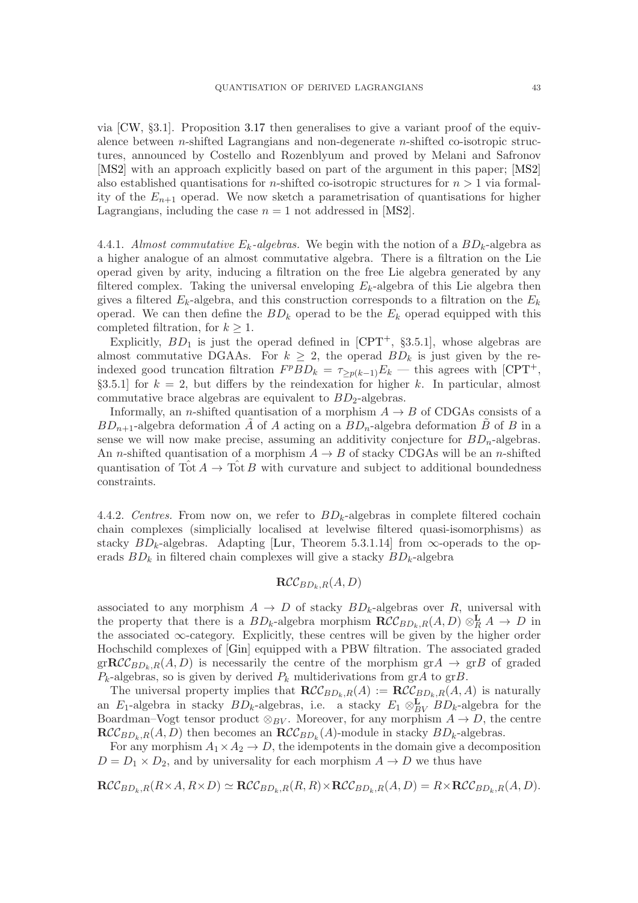via [CW, §3.1]. Proposition 3.17 then generalises to give a variant proof of the equivalence between $n$-shifted Lagrangians and non-degenerate $n$-shifted co-isotropic structures, announced by Costello and Rozenblyum and proved by Melani and Safronov [MS2] with an approach explicitly based on part of the argument in this paper; [MS2] also established quantisations for $n$-shifted co-isotropic structures for $n > 1$ via formality of the $E_{n+1}$ operad. We now sketch a parametrisation of quantisations for higher Lagrangians, including the case $n = 1$ not addressed in [MS2].

4.4.1. *Almost commutative $E_k$-algebras.* We begin with the notion of a $BD_k$-algebra as a higher analogue of an almost commutative algebra. There is a filtration on the Lie operad given by arity, inducing a filtration on the free Lie algebra generated by any filtered complex. Taking the universal enveloping $E_k$-algebra of this Lie algebra then gives a filtered $E_k$-algebra, and this construction corresponds to a filtration on the $E_k$ operad. We can then define the $BD_k$ operad to be the $E_k$ operad equipped with this completed filtration, for $k \geq 1$.

Explicitly, $BD_1$ is just the operad defined in [CPT$^+$, §3.5.1], whose algebras are almost commutative DGAAs. For $k \geq 2$, the operad $BD_k$ is just given by the re-indexed good truncation filtration $F^pBD_k = \tau_{\geq p(k-1)}E_k$ — this agrees with [CPT$^+$, §3.5.1] for $k = 2$, but differs by the reindexation for higher $k$. In particular, almost commutative brace algebras are equivalent to $BD_2$-algebras.

Informally, an $n$-shifted quantisation of a morphism $A \to B$ of CDGAs consists of a $BD_{n+1}$-algebra deformation $\tilde{A}$ of $A$ acting on a $BD_n$-algebra deformation $\tilde{B}$ of $B$ in a sense we will now make precise, assuming an additivity conjecture for $BD_n$-algebras. An $n$-shifted quantisation of a morphism $A \to B$ of stacky CDGAs will be an $n$-shifted quantisation of $\hat{\mathrm{Tot}}\, A \to \hat{\mathrm{Tot}}\, B$ with curvature and subject to additional boundedness constraints.

4.4.2. *Centres.* From now on, we refer to $BD_k$-algebras in complete filtered cochain chain complexes (simplicially localised at levelwise filtered quasi-isomorphisms) as stacky $BD_k$-algebras. Adapting [Lur, Theorem 5.3.1.14] from $\infty$-operads to the operads $BD_k$ in filtered chain complexes will give a stacky $BD_k$-algebra

$$\mathbf{R}\mathcal{CC}_{BD_k,R}(A, D)$$

associated to any morphism $A \to D$ of stacky $BD_k$-algebras over $R$, universal with the property that there is a $BD_k$-algebra morphism $\mathbf{R}\mathcal{CC}_{BD_k,R}(A, D) \otimes^{\mathbf{L}}_R A \to D$ in the associated $\infty$-category. Explicitly, these centres will be given by the higher order Hochschild complexes of [Gin] equipped with a PBW filtration. The associated graded $\mathrm{gr}\mathbf{R}\mathcal{CC}_{BD_k,R}(A, D)$ is necessarily the centre of the morphism $\mathrm{gr}A \to \mathrm{gr}B$ of graded $P_k$-algebras, so is given by derived $P_k$ multiderivations from $\mathrm{gr}A$ to $\mathrm{gr}B$.

The universal property implies that $\mathbf{R}\mathcal{CC}_{BD_k,R}(A) := \mathbf{R}\mathcal{CC}_{BD_k,R}(A, A)$ is naturally an $E_1$-algebra in stacky $BD_k$-algebras, i.e. a stacky $E_1 \otimes^{\mathbf{L}}_{BV} BD_k$-algebra for the Boardman–Vogt tensor product $\otimes_{BV}$. Moreover, for any morphism $A \to D$, the centre $\mathbf{R}\mathcal{CC}_{BD_k,R}(A, D)$ then becomes an $\mathbf{R}\mathcal{CC}_{BD_k}(A)$-module in stacky $BD_k$-algebras.

For any morphism $A_1 \times A_2 \to D$, the idempotents in the domain give a decomposition $D = D_1 \times D_2$, and by universality for each morphism $A \to D$ we thus have

$$\mathbf{R}\mathcal{CC}_{BD_k,R}(R\times A, R\times D) \simeq \mathbf{R}\mathcal{CC}_{BD_k,R}(R, R)\times\mathbf{R}\mathcal{CC}_{BD_k,R}(A, D) = R\times\mathbf{R}\mathcal{CC}_{BD_k,R}(A, D).$$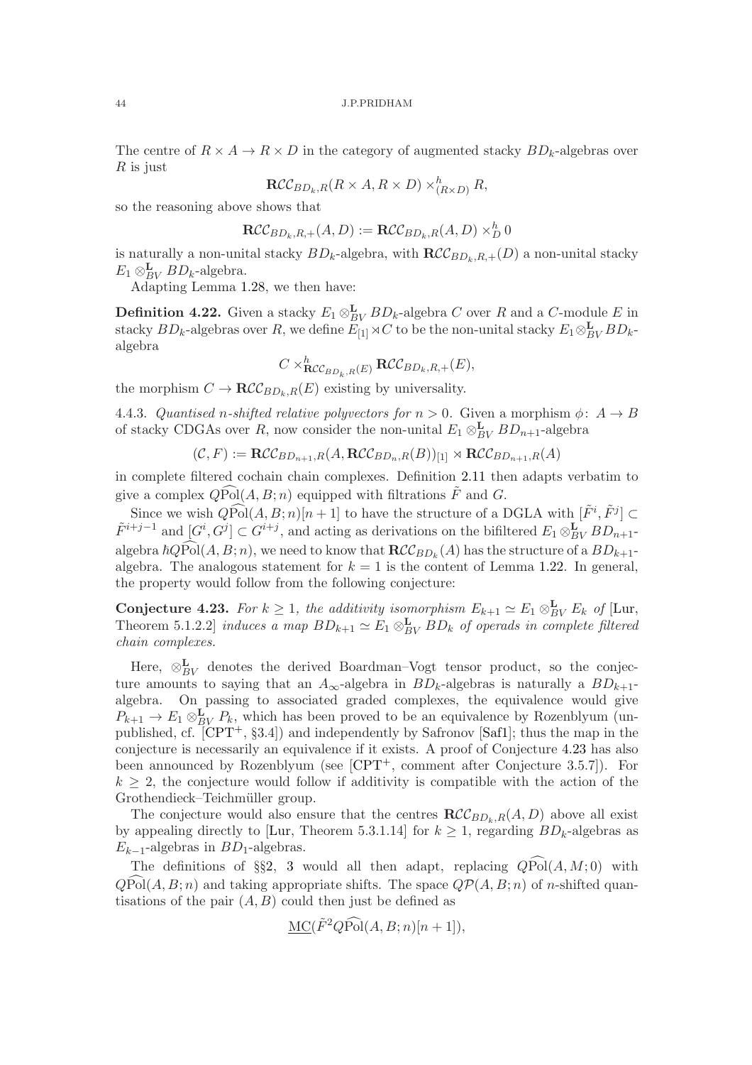The centre of $R \times A \to R \times D$ in the category of augmented stacky $BD_k$-algebras over $R$ is just

$$\mathbf{R}\mathcal{CC}_{BD_k,R}(R \times A, R \times D) \times^h_{(R \times D)} R,$$

so the reasoning above shows that

$$\mathbf{R}\mathcal{CC}_{BD_k,R,+}(A,D) := \mathbf{R}\mathcal{CC}_{BD_k,R}(A,D) \times^h_D 0$$

is naturally a non-unital stacky $BD_k$-algebra, with $\mathbf{R}\mathcal{CC}_{BD_k,R,+}(D)$ a non-unital stacky $E_1 \otimes^{\mathbf{L}}_{BV} BD_k$-algebra.

Adapting Lemma 1.28, we then have:

**Definition 4.22.** Given a stacky $E_1 \otimes^{\mathbf{L}}_{BV} BD_k$-algebra $C$ over $R$ and a $C$-module $E$ in stacky $BD_k$-algebras over $R$, we define $E_{[1]} \rtimes C$ to be the non-unital stacky $E_1 \otimes^{\mathbf{L}}_{BV} BD_k$-algebra

$$C \times^h_{\mathbf{R}\mathcal{CC}_{BD_k,R}(E)} \mathbf{R}\mathcal{CC}_{BD_k,R,+}(E),$$

the morphism $C \to \mathbf{R}\mathcal{CC}_{BD_k,R}(E)$ existing by universality.

4.4.3. *Quantised n-shifted relative polyvectors for $n > 0$.* Given a morphism $\phi \colon A \to B$ of stacky CDGAs over $R$, now consider the non-unital $E_1 \otimes^{\mathbf{L}}_{BV} BD_{n+1}$-algebra

$$(\mathcal{C}, F) := \mathbf{R}\mathcal{CC}_{BD_{n+1},R}(A, \mathbf{R}\mathcal{CC}_{BD_n,R}(B))_{[1]} \rtimes \mathbf{R}\mathcal{CC}_{BD_{n+1},R}(A)$$

in complete filtered cochain chain complexes. Definition 2.11 then adapts verbatim to give a complex $Q\widehat{\mathrm{Pol}}(A,B;n)$ equipped with filtrations $\tilde{F}$ and $G$.

Since we wish $Q\widehat{\mathrm{Pol}}(A,B;n)[n+1]$ to have the structure of a DGLA with $[\tilde{F}^i, \tilde{F}^j] \subset \tilde{F}^{i+j-1}$ and $[G^i, G^j] \subset G^{i+j}$, and acting as derivations on the bifiltered $E_1 \otimes^{\mathbf{L}}_{BV} BD_{n+1}$-algebra $\hbar Q\widehat{\mathrm{Pol}}(A,B;n)$, we need to know that $\mathbf{R}\mathcal{CC}_{BD_k}(A)$ has the structure of a $BD_{k+1}$-algebra. The analogous statement for $k = 1$ is the content of Lemma 1.22. In general, the property would follow from the following conjecture:

**Conjecture 4.23.** *For $k \geq 1$, the additivity isomorphism $E_{k+1} \simeq E_1 \otimes^{\mathbf{L}}_{BV} E_k$ of* [Lur, Theorem 5.1.2.2] *induces a map $BD_{k+1} \simeq E_1 \otimes^{\mathbf{L}}_{BV} BD_k$ of operads in complete filtered chain complexes.*

Here, $\otimes^{\mathbf{L}}_{BV}$ denotes the derived Boardman–Vogt tensor product, so the conjecture amounts to saying that an $A_\infty$-algebra in $BD_k$-algebras is naturally a $BD_{k+1}$-algebra. On passing to associated graded complexes, the equivalence would give $P_{k+1} \to E_1 \otimes^{\mathbf{L}}_{BV} P_k$, which has been proved to be an equivalence by Rozenblyum (unpublished, cf. [CPT+, §3.4]) and independently by Safronov [Saf1]; thus the map in the conjecture is necessarily an equivalence if it exists. A proof of Conjecture 4.23 has also been announced by Rozenblyum (see [CPT+, comment after Conjecture 3.5.7]). For $k \geq 2$, the conjecture would follow if additivity is compatible with the action of the Grothendieck–Teichmüller group.

The conjecture would also ensure that the centres $\mathbf{R}\mathcal{CC}_{BD_k,R}(A,D)$ above all exist by appealing directly to [Lur, Theorem 5.3.1.14] for $k \geq 1$, regarding $BD_k$-algebras as $E_{k-1}$-algebras in $BD_1$-algebras.

The definitions of §§2, 3 would all then adapt, replacing $Q\widehat{\mathrm{Pol}}(A,M;0)$ with $Q\widehat{\mathrm{Pol}}(A,B;n)$ and taking appropriate shifts. The space $Q\mathcal{P}(A,B;n)$ of $n$-shifted quantisations of the pair $(A,B)$ could then just be defined as

$$\underline{\mathrm{MC}}(\tilde{F}^2 Q\widehat{\mathrm{Pol}}(A,B;n)[n+1]),$$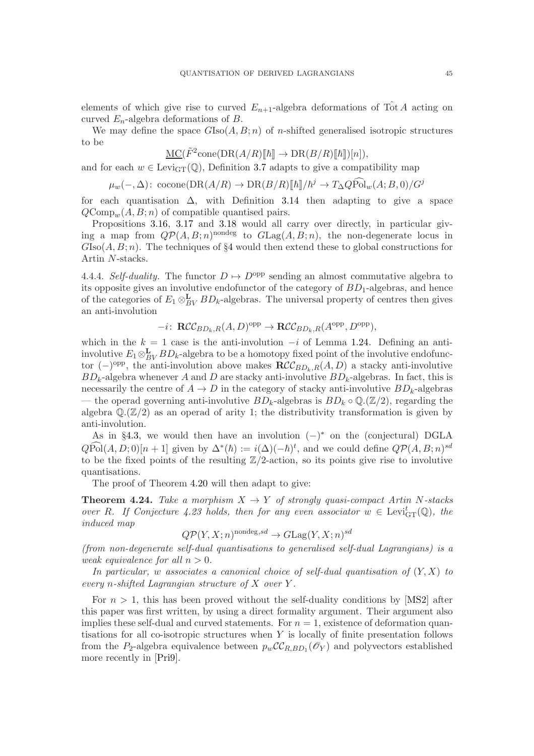elements of which give rise to curved $E_{n+1}$-algebra deformations of $\hat{\mathrm{Tot}}\, A$ acting on curved $E_n$-algebra deformations of $B$.

We may define the space $G\mathrm{Iso}(A, B; n)$ of $n$-shifted generalised isotropic structures to be

$$\underline{\mathrm{MC}}(\tilde{F}^2\mathrm{cone}(\mathrm{DR}(A/R)[\![\hbar]\!] \to \mathrm{DR}(B/R)[\![\hbar]\!])[n]),$$

and for each $w \in \mathrm{Levi}_{\mathrm{GT}}(\mathbb{Q})$, Definition 3.7 adapts to give a compatibility map

$$\mu_w(-, \Delta)\colon \mathrm{cocone}(\mathrm{DR}(A/R) \to \mathrm{DR}(B/R)[\![\hbar]\!]/\hbar^j \to T_\Delta Q\widehat{\mathrm{Pol}}_w(A; B, 0)/G^j$$

for each quantisation $\Delta$, with Definition 3.14 then adapting to give a space $Q\mathrm{Comp}_w(A, B; n)$ of compatible quantised pairs.

Propositions 3.16, 3.17 and 3.18 would all carry over directly, in particular giving a map from $Q\mathcal{P}(A, B; n)^{\mathrm{nondeg}}$ to $G\mathrm{Lag}(A, B; n)$, the non-degenerate locus in $G\mathrm{Iso}(A, B; n)$. The techniques of §4 would then extend these to global constructions for Artin $N$-stacks.

4.4.4. *Self-duality.* The functor $D \mapsto D^{\mathrm{opp}}$ sending an almost commutative algebra to its opposite gives an involutive endofunctor of the category of $BD_1$-algebras, and hence of the categories of $E_1 \otimes^{\mathbf{L}}_{BV} BD_k$-algebras. The universal property of centres then gives an anti-involution

$$-i\colon \mathbf{R}\mathcal{CC}_{BD_k,R}(A, D)^{\mathrm{opp}} \to \mathbf{R}\mathcal{CC}_{BD_k,R}(A^{\mathrm{opp}}, D^{\mathrm{opp}}),$$

which in the $k = 1$ case is the anti-involution $-i$ of Lemma 1.24. Defining an anti-involutive $E_1 \otimes^{\mathbf{L}}_{BV} BD_k$-algebra to be a homotopy fixed point of the involutive endofunctor $(-)^{\mathrm{opp}}$, the anti-involution above makes $\mathbf{R}\mathcal{CC}_{BD_k,R}(A, D)$ a stacky anti-involutive $BD_k$-algebra whenever $A$ and $D$ are stacky anti-involutive $BD_k$-algebras. In fact, this is necessarily the centre of $A \to D$ in the category of stacky anti-involutive $BD_k$-algebras — the operad governing anti-involutive $BD_k$-algebras is $BD_k \circ \mathbb{Q}.(\mathbb{Z}/2)$, regarding the algebra $\mathbb{Q}.(\mathbb{Z}/2)$ as an operad of arity 1; the distributivity transformation is given by anti-involution.

As in §4.3, we would then have an involution $(-)^*$ on the (conjectural) DGLA $Q\widehat{\mathrm{Pol}}(A, D; 0)[n+1]$ given by $\Delta^*(\hbar) := i(\Delta)(-\hbar)^t$, and we could define $Q\mathcal{P}(A, B; n)^{sd}$ to be the fixed points of the resulting $\mathbb{Z}/2$-action, so its points give rise to involutive quantisations.

The proof of Theorem 4.20 will then adapt to give:

**Theorem 4.24.** *Take a morphism $X \to Y$ of strongly quasi-compact Artin $N$-stacks over $R$. If Conjecture 4.23 holds, then for any even associator $w \in \mathrm{Levi}^t_{\mathrm{GT}}(\mathbb{Q})$, the induced map*

$$Q\mathcal{P}(Y, X; n)^{\mathrm{nondeg}, sd} \to G\mathrm{Lag}(Y, X; n)^{sd}$$

*(from non-degenerate self-dual quantisations to generalised self-dual Lagrangians) is a weak equivalence for all $n > 0$.*

*In particular, $w$ associates a canonical choice of self-dual quantisation of $(Y, X)$ to every $n$-shifted Lagrangian structure of $X$ over $Y$.*

For $n > 1$, this has been proved without the self-duality conditions by [MS2] after this paper was first written, by using a direct formality argument. Their argument also implies these self-dual and curved statements. For $n = 1$, existence of deformation quantisations for all co-isotropic structures when $Y$ is locally of finite presentation follows from the $P_2$-algebra equivalence between $p_w\mathcal{CC}_{R,BD_1}(\mathscr{O}_Y)$ and polyvectors established more recently in [Pri9].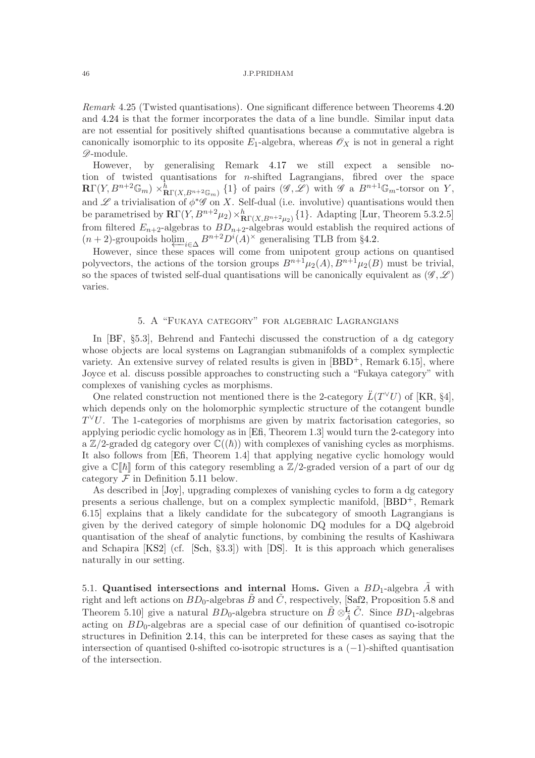*Remark* 4.25 (Twisted quantisations). One significant difference between Theorems 4.20 and 4.24 is that the former incorporates the data of a line bundle. Similar input data are not essential for positively shifted quantisations because a commutative algebra is canonically isomorphic to its opposite $E_1$-algebra, whereas $\mathscr{O}_X$ is not in general a right $\mathscr{D}$-module.

However, by generalising Remark 4.17 we still expect a sensible notion of twisted quantisations for $n$-shifted Lagrangians, fibred over the space $\mathbf{R}\Gamma(Y, B^{n+2}\mathbb{G}_m) \times^h_{\mathbf{R}\Gamma(X,B^{n+2}\mathbb{G}_m)} \{1\}$ of pairs $(\mathscr{G}, \mathscr{L})$ with $\mathscr{G}$ a $B^{n+1}\mathbb{G}_m$-torsor on $Y$, and $\mathscr{L}$ a trivialisation of $\phi^*\mathscr{G}$ on $X$. Self-dual (i.e. involutive) quantisations would then be parametrised by $\mathbf{R}\Gamma(Y, B^{n+2}\mu_2) \times^h_{\mathbf{R}\Gamma(X,B^{n+2}\mu_2)} \{1\}$. Adapting [Lur, Theorem 5.3.2.5] from filtered $E_{n+2}$-algebras to $BD_{n+2}$-algebras would establish the required actions of $(n+2)$-groupoids $\operatorname{holim}_{\longleftarrow i \in \Delta} B^{n+2} D^i(A)^\times$ generalising TLB from §4.2.

However, since these spaces will come from unipotent group actions on quantised polyvectors, the actions of the torsion groups $B^{n+1}\mu_2(A), B^{n+1}\mu_2(B)$ must be trivial, so the spaces of twisted self-dual quantisations will be canonically equivalent as $(\mathscr{G}, \mathscr{L})$ varies.

## 5. A "Fukaya category" for algebraic Lagrangians

In [BF, §5.3], Behrend and Fantechi discussed the construction of a dg category whose objects are local systems on Lagrangian submanifolds of a complex symplectic variety. An extensive survey of related results is given in [BBD+, Remark 6.15], where Joyce et al. discuss possible approaches to constructing such a "Fukaya category" with complexes of vanishing cycles as morphisms.

One related construction not mentioned there is the 2-category $\ddot{L}(T^\vee U)$ of [KR, §4], which depends only on the holomorphic symplectic structure of the cotangent bundle $T^\vee U$. The 1-categories of morphisms are given by matrix factorisation categories, so applying periodic cyclic homology as in [Efi, Theorem 1.3] would turn the 2-category into a $\mathbb{Z}/2$-graded dg category over $\mathbb{C}((\hbar))$ with complexes of vanishing cycles as morphisms. It also follows from [Efi, Theorem 1.4] that applying negative cyclic homology would give a $\mathbb{C}[\![\hbar]\!]$ form of this category resembling a $\mathbb{Z}/2$-graded version of a part of our dg category $\mathcal{F}$ in Definition 5.11 below.

As described in [Joy], upgrading complexes of vanishing cycles to form a dg category presents a serious challenge, but on a complex symplectic manifold, [BBD+, Remark 6.15] explains that a likely candidate for the subcategory of smooth Lagrangians is given by the derived category of simple holonomic DQ modules for a DQ algebroid quantisation of the sheaf of analytic functions, by combining the results of Kashiwara and Schapira [KS2] (cf. [Sch, §3.3]) with [DS]. It is this approach which generalises naturally in our setting.

5.1. **Quantised intersections and internal** Homs**.** Given a $BD_1$-algebra $\tilde{A}$ with right and left actions on $BD_0$-algebras $\tilde{B}$ and $\tilde{C}$, respectively, [Saf2, Proposition 5.8 and Theorem 5.10] give a natural $BD_0$-algebra structure on $\tilde{B} \otimes^{\mathbf{L}}_{\tilde{A}} \tilde{C}$. Since $BD_1$-algebras acting on $BD_0$-algebras are a special case of our definition of quantised co-isotropic structures in Definition 2.14, this can be interpreted for these cases as saying that the intersection of quantised 0-shifted co-isotropic structures is a $(-1)$-shifted quantisation of the intersection.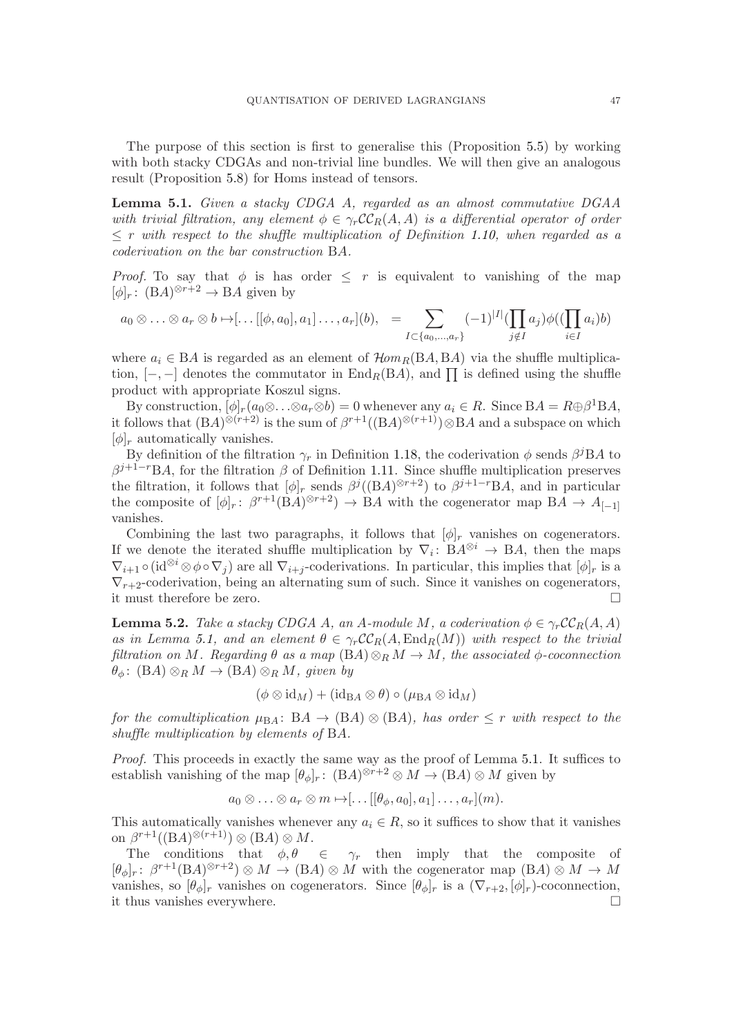The purpose of this section is first to generalise this (Proposition 5.5) by working with both stacky CDGAs and non-trivial line bundles. We will then give an analogous result (Proposition 5.8) for Homs instead of tensors.

**Lemma 5.1.** *Given a stacky CDGA $A$, regarded as an almost commutative DGAA with trivial filtration, any element $\phi \in \gamma_r \mathcal{CC}_R(A,A)$ is a differential operator of order $\leq r$ with respect to the shuffle multiplication of Definition 1.10, when regarded as a coderivation on the bar construction* $\mathrm{B}A$.

*Proof.* To say that $\phi$ is has order $\leq r$ is equivalent to vanishing of the map $[\phi]_r \colon (\mathrm{B}A)^{\otimes r+2} \to \mathrm{B}A$ given by

$$a_0 \otimes \ldots \otimes a_r \otimes b \mapsto [\ldots[[\phi, a_0], a_1]\ldots, a_r](b), \quad = \sum_{I \subset \{a_0,\ldots,a_r\}} (-1)^{|I|} (\prod_{j \notin I} a_j)\phi((\prod_{i \in I} a_i)b)$$

where $a_i \in \mathrm{B}A$ is regarded as an element of $\mathcal{H}om_R(\mathrm{B}A, \mathrm{B}A)$ via the shuffle multiplication, $[-,-]$ denotes the commutator in $\mathrm{End}_R(\mathrm{B}A)$, and $\prod$ is defined using the shuffle product with appropriate Koszul signs.

By construction, $[\phi]_r(a_0 \otimes \ldots \otimes a_r \otimes b) = 0$ whenever any $a_i \in R$. Since $\mathrm{B}A = R \oplus \beta^1 \mathrm{B}A$, it follows that $(\mathrm{B}A)^{\otimes (r+2)}$ is the sum of $\beta^{r+1}((\mathrm{B}A)^{\otimes (r+1)}) \otimes \mathrm{B}A$ and a subspace on which $[\phi]_r$ automatically vanishes.

By definition of the filtration $\gamma_r$ in Definition 1.18, the coderivation $\phi$ sends $\beta^j \mathrm{B}A$ to $\beta^{j+1-r}\mathrm{B}A$, for the filtration $\beta$ of Definition 1.11. Since shuffle multiplication preserves the filtration, it follows that $[\phi]_r$ sends $\beta^j((\mathrm{B}A)^{\otimes r+2})$ to $\beta^{j+1-r}\mathrm{B}A$, and in particular the composite of $[\phi]_r \colon \beta^{r+1}(\mathrm{B}A)^{\otimes r+2}) \to \mathrm{B}A$ with the cogenerator map $\mathrm{B}A \to A_{[-1]}$ vanishes.

Combining the last two paragraphs, it follows that $[\phi]_r$ vanishes on cogenerators. If we denote the iterated shuffle multiplication by $\nabla_i \colon \mathrm{B}A^{\otimes i} \to \mathrm{B}A$, then the maps $\nabla_{i+1} \circ (\mathrm{id}^{\otimes i} \otimes \phi \circ \nabla_j)$ are all $\nabla_{i+j}$-coderivations. In particular, this implies that $[\phi]_r$ is a $\nabla_{r+2}$-coderivation, being an alternating sum of such. Since it vanishes on cogenerators, it must therefore be zero. $\square$

**Lemma 5.2.** *Take a stacky CDGA $A$, an $A$-module $M$, a coderivation $\phi \in \gamma_r \mathcal{CC}_R(A,A)$ as in Lemma 5.1, and an element $\theta \in \gamma_r \mathcal{CC}_R(A, \mathrm{End}_R(M))$ with respect to the trivial filtration on $M$. Regarding $\theta$ as a map $(\mathrm{B}A) \otimes_R M \to M$, the associated $\phi$-coconnection $\theta_\phi \colon (\mathrm{B}A) \otimes_R M \to (\mathrm{B}A) \otimes_R M$, given by*

$$(\phi \otimes \mathrm{id}_M) + (\mathrm{id}_{\mathrm{B}A} \otimes \theta) \circ (\mu_{\mathrm{B}A} \otimes \mathrm{id}_M)$$

*for the comultiplication $\mu_{\mathrm{B}A} \colon \mathrm{B}A \to (\mathrm{B}A) \otimes (\mathrm{B}A)$, has order $\leq r$ with respect to the shuffle multiplication by elements of* $\mathrm{B}A$.

*Proof.* This proceeds in exactly the same way as the proof of Lemma 5.1. It suffices to establish vanishing of the map $[\theta_\phi]_r \colon (\mathrm{B}A)^{\otimes r+2} \otimes M \to (\mathrm{B}A) \otimes M$ given by

$$a_0 \otimes \ldots \otimes a_r \otimes m \mapsto [\ldots[[\theta_\phi, a_0], a_1]\ldots, a_r](m).$$

This automatically vanishes whenever any $a_i \in R$, so it suffices to show that it vanishes on $\beta^{r+1}((\mathrm{B}A)^{\otimes (r+1)}) \otimes (\mathrm{B}A) \otimes M$.

The conditions that $\phi, \theta \in \gamma_r$ then imply that the composite of $[\theta_\phi]_r \colon \beta^{r+1}(\mathrm{B}A)^{\otimes r+2}) \otimes M \to (\mathrm{B}A) \otimes M$ with the cogenerator map $(\mathrm{B}A) \otimes M \to M$ vanishes, so $[\theta_\phi]_r$ vanishes on cogenerators. Since $[\theta_\phi]_r$ is a $(\nabla_{r+2}, [\phi]_r)$-coconnection, it thus vanishes everywhere. $\square$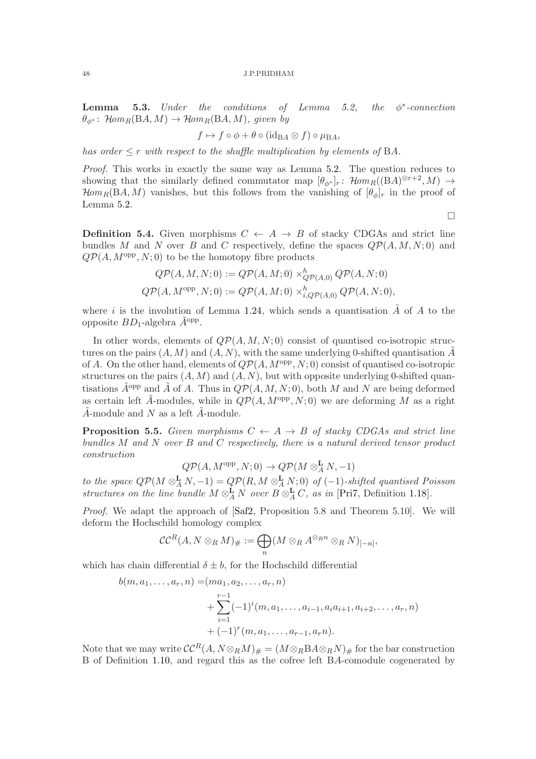**Lemma 5.3.** *Under the conditions of Lemma 5.2, the $\phi^*$-connection $\theta_{\phi^*}\colon \mathcal{H}om_R(\mathrm{B}A, M) \to \mathcal{H}om_R(\mathrm{B}A, M)$, given by*

$$f \mapsto f \circ \phi + \theta \circ (\mathrm{id}_{\mathrm{B}A} \otimes f) \circ \mu_{\mathrm{B}A},$$

*has order $\le r$ with respect to the shuffle multiplication by elements of $\mathrm{B}A$.*

*Proof.* This works in exactly the same way as Lemma 5.2. The question reduces to showing that the similarly defined commutator map $[\theta_{\phi^*}]_r\colon \mathcal{H}om_R((\mathrm{B}A)^{\otimes r+2}, M) \to \mathcal{H}om_R(\mathrm{B}A, M)$ vanishes, but this follows from the vanishing of $[\theta_\phi]_r$ in the proof of Lemma 5.2.

□

**Definition 5.4.** Given morphisms $C \leftarrow A \to B$ of stacky CDGAs and strict line bundles $M$ and $N$ over $B$ and $C$ respectively, define the spaces $Q\mathcal{P}(A, M, N; 0)$ and $Q\mathcal{P}(A, M^{\mathrm{opp}}, N; 0)$ to be the homotopy fibre products

$$Q\mathcal{P}(A, M, N; 0) := Q\mathcal{P}(A, M; 0) \times^h_{Q\mathcal{P}(A,0)} Q\mathcal{P}(A, N; 0)$$
$$Q\mathcal{P}(A, M^{\mathrm{opp}}, N; 0) := Q\mathcal{P}(A, M; 0) \times^h_{i,Q\mathcal{P}(A,0)} Q\mathcal{P}(A, N; 0),$$

where $i$ is the involution of Lemma 1.24, which sends a quantisation $\tilde{A}$ of $A$ to the opposite $BD_1$-algebra $\tilde{A}^{\mathrm{opp}}$.

In other words, elements of $Q\mathcal{P}(A, M, N; 0)$ consist of quantised co-isotropic structures on the pairs $(A, M)$ and $(A, N)$, with the same underlying 0-shifted quantisation $\tilde{A}$ of $A$. On the other hand, elements of $Q\mathcal{P}(A, M^{\mathrm{opp}}, N; 0)$ consist of quantised co-isotropic structures on the pairs $(A, M)$ and $(A, N)$, but with opposite underlying 0-shifted quantisations $\tilde{A}^{\mathrm{opp}}$ and $\tilde{A}$ of $A$. Thus in $Q\mathcal{P}(A, M, N; 0)$, both $M$ and $N$ are being deformed as certain left $\tilde{A}$-modules, while in $Q\mathcal{P}(A, M^{\mathrm{opp}}, N; 0)$ we are deforming $M$ as a right $\tilde{A}$-module and $N$ as a left $\tilde{A}$-module.

**Proposition 5.5.** *Given morphisms $C \leftarrow A \to B$ of stacky CDGAs and strict line bundles $M$ and $N$ over $B$ and $C$ respectively, there is a natural derived tensor product construction*

$$Q\mathcal{P}(A, M^{\mathrm{opp}}, N; 0) \to Q\mathcal{P}(M \otimes^{\mathbf{L}}_A N, -1)$$

*to the space $Q\mathcal{P}(M \otimes^{\mathbf{L}}_A N, -1) = Q\mathcal{P}(R, M \otimes^{\mathbf{L}}_A N; 0)$ of $(-1)$-shifted quantised Poisson structures on the line bundle $M \otimes^{\mathbf{L}}_A N$ over $B \otimes^{\mathbf{L}}_A C$, as in* [Pri7, Definition 1.18].

*Proof.* We adapt the approach of [Saf2, Proposition 5.8 and Theorem 5.10]. We will deform the Hochschild homology complex

$$\mathcal{CC}^R(A, N \otimes_R M)_\# := \bigoplus_n (M \otimes_R A^{\otimes_R n} \otimes_R N)_{[-n]},$$

which has chain differential $\delta \pm b$, for the Hochschild differential

$$\begin{aligned} b(m, a_1, \ldots, a_r, n) =& (ma_1, a_2, \ldots, a_r, n) \\ &+ \sum_{i=1}^{r-1} (-1)^i (m, a_1, \ldots, a_{i-1}, a_i a_{i+1}, a_{i+2}, \ldots, a_r, n) \\ &+ (-1)^r (m, a_1, \ldots, a_{r-1}, a_r n). \end{aligned}$$

Note that we may write $\mathcal{CC}^R(A, N \otimes_R M)_\# = (M \otimes_R \mathrm{B}A \otimes_R N)_\#$ for the bar construction $\mathrm{B}$ of Definition 1.10, and regard this as the cofree left $\mathrm{B}A$-comodule cogenerated by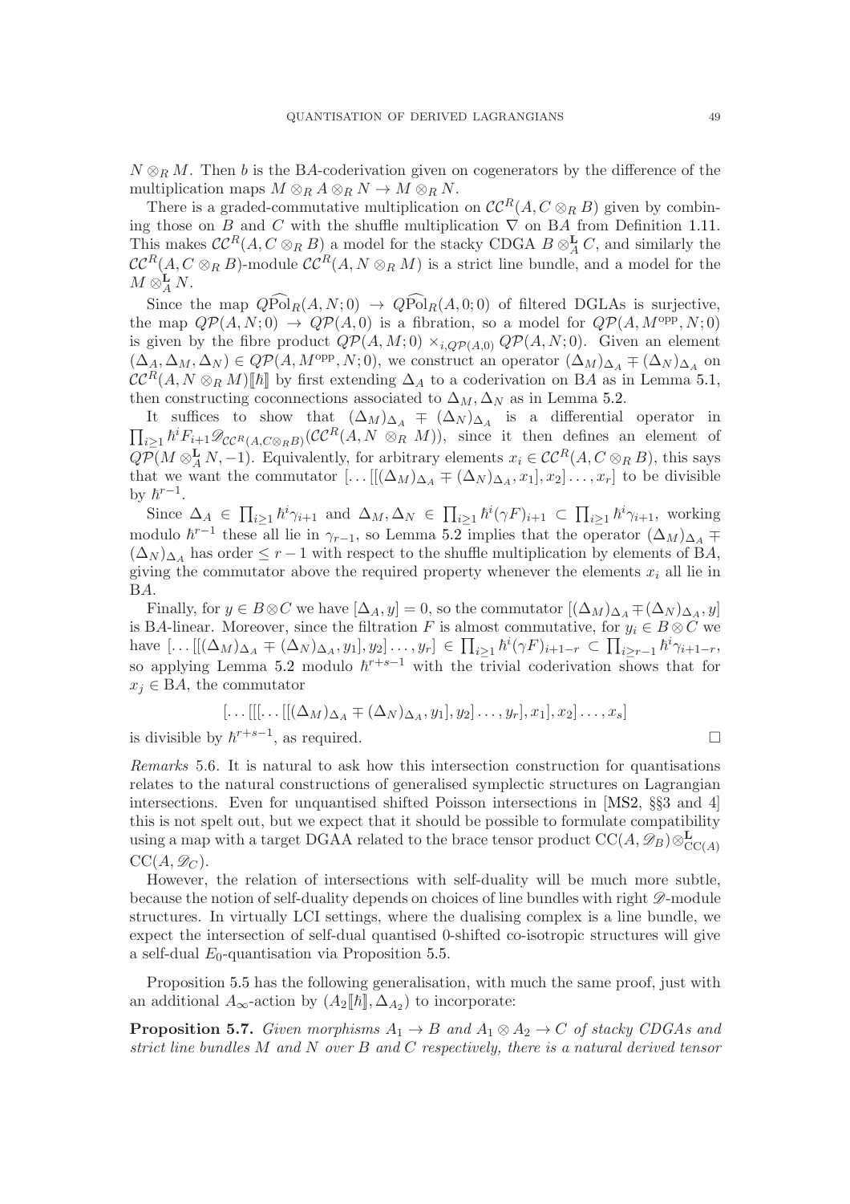$N \otimes_R M$. Then $b$ is the $\mathrm{B}A$-coderivation given on cogenerators by the difference of the multiplication maps $M \otimes_R A \otimes_R N \to M \otimes_R N$.

There is a graded-commutative multiplication on $\mathcal{CC}^R(A, C \otimes_R B)$ given by combining those on $B$ and $C$ with the shuffle multiplication $\nabla$ on $\mathrm{B}A$ from Definition 1.11. This makes $\mathcal{CC}^R(A, C \otimes_R B)$ a model for the stacky CDGA $B \otimes^{\mathbf{L}}_A C$, and similarly the $\mathcal{CC}^R(A, C \otimes_R B)$-module $\mathcal{CC}^R(A, N \otimes_R M)$ is a strict line bundle, and a model for the $M \otimes^{\mathbf{L}}_A N$.

Since the map $Q\widehat{\mathrm{Pol}}_R(A, N; 0) \to Q\widehat{\mathrm{Pol}}_R(A, 0; 0)$ of filtered DGLAs is surjective, the map $Q\mathcal{P}(A, N; 0) \to Q\mathcal{P}(A, 0)$ is a fibration, so a model for $Q\mathcal{P}(A, M^{\mathrm{opp}}, N; 0)$ is given by the fibre product $Q\mathcal{P}(A, M; 0) \times_{i, Q\mathcal{P}(A,0)} Q\mathcal{P}(A, N; 0)$. Given an element $(\Delta_A, \Delta_M, \Delta_N) \in Q\mathcal{P}(A, M^{\mathrm{opp}}, N; 0)$, we construct an operator $(\Delta_M)_{\Delta_A} \mp (\Delta_N)_{\Delta_A}$ on $\mathcal{CC}^R(A, N \otimes_R M)[\![\hbar]\!]$ by first extending $\Delta_A$ to a coderivation on $\mathrm{B}A$ as in Lemma 5.1, then constructing coconnections associated to $\Delta_M, \Delta_N$ as in Lemma 5.2.

It suffices to show that $(\Delta_M)_{\Delta_A} \mp (\Delta_N)_{\Delta_A}$ is a differential operator in $\prod_{i \ge 1} \hbar^i F_{i+1} \mathscr{D}_{\mathcal{CC}^R(A, C \otimes_R B)}(\mathcal{CC}^R(A, N \otimes_R M))$, since it then defines an element of $Q\mathcal{P}(M \otimes^{\mathbf{L}}_A N, -1)$. Equivalently, for arbitrary elements $x_i \in \mathcal{CC}^R(A, C \otimes_R B)$, this says that we want the commutator $[\ldots[[(\Delta_M)_{\Delta_A} \mp (\Delta_N)_{\Delta_A}, x_1], x_2] \ldots, x_r]$ to be divisible by $\hbar^{r-1}$.

Since $\Delta_A \in \prod_{i \ge 1} \hbar^i \gamma_{i+1}$ and $\Delta_M, \Delta_N \in \prod_{i \ge 1} \hbar^i (\gamma F)_{i+1} \subset \prod_{i \ge 1} \hbar^i \gamma_{i+1}$, working modulo $\hbar^{r-1}$ these all lie in $\gamma_{r-1}$, so Lemma 5.2 implies that the operator $(\Delta_M)_{\Delta_A} \mp (\Delta_N)_{\Delta_A}$ has order $\le r-1$ with respect to the shuffle multiplication by elements of $\mathrm{B}A$, giving the commutator above the required property whenever the elements $x_i$ all lie in $\mathrm{B}A$.

Finally, for $y \in B \otimes C$ we have $[\Delta_A, y] = 0$, so the commutator $[(\Delta_M)_{\Delta_A} \mp (\Delta_N)_{\Delta_A}, y]$ is $\mathrm{B}A$-linear. Moreover, since the filtration $F$ is almost commutative, for $y_i \in B \otimes C$ we have $[\ldots[[(\Delta_M)_{\Delta_A} \mp (\Delta_N)_{\Delta_A}, y_1], y_2] \ldots, y_r] \in \prod_{i \ge 1} \hbar^i (\gamma F)_{i+1-r} \subset \prod_{i \ge r-1} \hbar^i \gamma_{i+1-r}$, so applying Lemma 5.2 modulo $\hbar^{r+s-1}$ with the trivial coderivation shows that for $x_j \in \mathrm{B}A$, the commutator

$$[\ldots[[[\ldots[[(\Delta_M)_{\Delta_A} \mp (\Delta_N)_{\Delta_A}, y_1], y_2] \ldots, y_r], x_1], x_2] \ldots, x_s]$$

is divisible by $\hbar^{r+s-1}$, as required. □

*Remarks* 5.6. It is natural to ask how this intersection construction for quantisations relates to the natural constructions of generalised symplectic structures on Lagrangian intersections. Even for unquantised shifted Poisson intersections in [MS2, §§3 and 4] this is not spelt out, but we expect that it should be possible to formulate compatibility using a map with a target DGAA related to the brace tensor product $\mathrm{CC}(A, \mathscr{D}_B) \otimes^{\mathbf{L}}_{\mathrm{CC}(A)} \mathrm{CC}(A, \mathscr{D}_C)$.

However, the relation of intersections with self-duality will be much more subtle, because the notion of self-duality depends on choices of line bundles with right $\mathscr{D}$-module structures. In virtually LCI settings, where the dualising complex is a line bundle, we expect the intersection of self-dual quantised 0-shifted co-isotropic structures will give a self-dual $E_0$-quantisation via Proposition 5.5.

Proposition 5.5 has the following generalisation, with much the same proof, just with an additional $A_\infty$-action by $(A_2[\![\hbar]\!], \Delta_{A_2})$ to incorporate:

**Proposition 5.7.** *Given morphisms $A_1 \to B$ and $A_1 \otimes A_2 \to C$ of stacky CDGAs and strict line bundles $M$ and $N$ over $B$ and $C$ respectively, there is a natural derived tensor*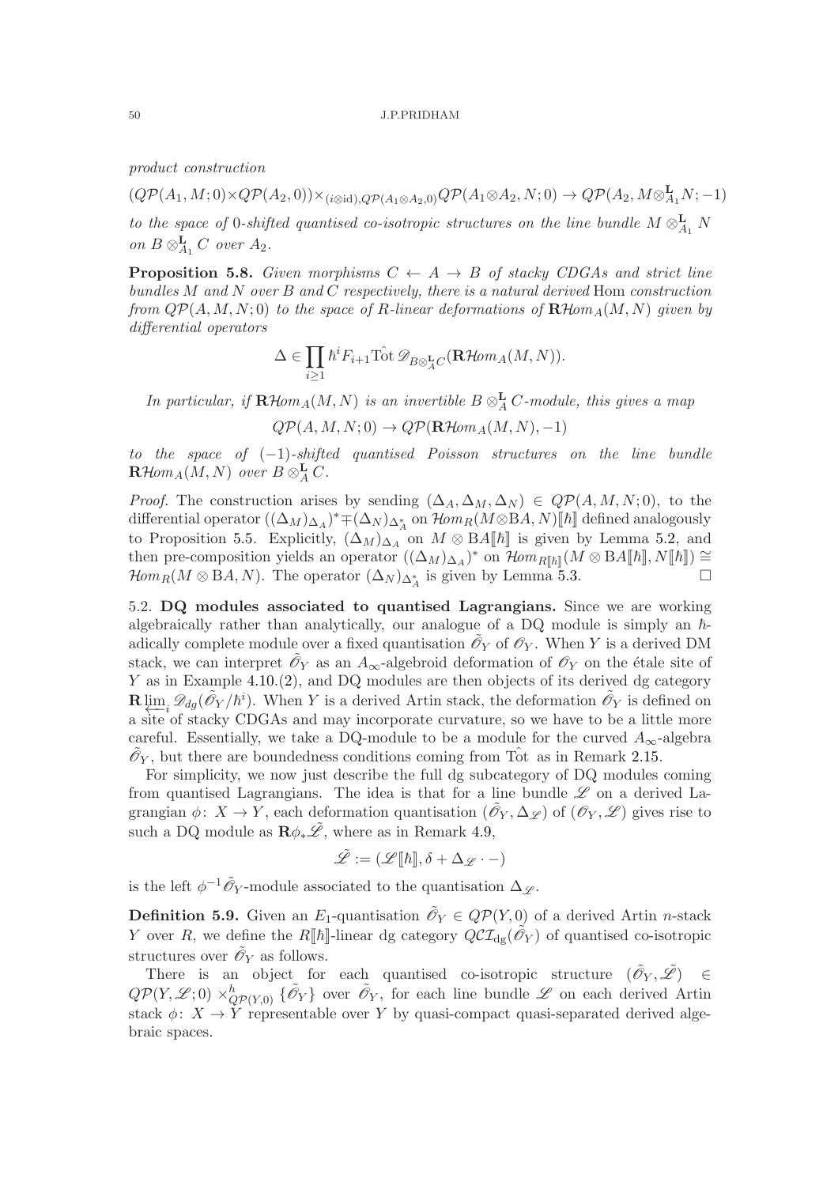*product construction*

$$(Q\mathcal{P}(A_1, M; 0) \times Q\mathcal{P}(A_2, 0)) \times_{(i \otimes \mathrm{id}), Q\mathcal{P}(A_1 \otimes A_2, 0)} Q\mathcal{P}(A_1 \otimes A_2, N; 0) \to Q\mathcal{P}(A_2, M \otimes^{\mathbf{L}}_{A_1} N; -1)$$

*to the space of* 0*-shifted quantised co-isotropic structures on the line bundle* $M \otimes^{\mathbf{L}}_{A_1} N$ *on* $B \otimes^{\mathbf{L}}_{A_1} C$ *over* $A_2$.

**Proposition 5.8.** *Given morphisms* $C \leftarrow A \to B$ *of stacky CDGAs and strict line bundles* $M$ *and* $N$ *over* $B$ *and* $C$ *respectively, there is a natural derived* Hom *construction from* $Q\mathcal{P}(A, M, N; 0)$ *to the space of* $R$*-linear deformations of* $\mathbf{R}\mathcal{H}om_A(M, N)$ *given by differential operators*

$$\Delta \in \prod_{i \geq 1} \hbar^i F_{i+1} \hat{\mathrm{Tot}}\, \mathscr{D}_{B \otimes^{\mathbf{L}}_A C}(\mathbf{R}\mathcal{H}om_A(M, N)).$$

*In particular, if* $\mathbf{R}\mathcal{H}om_A(M, N)$ *is an invertible* $B \otimes^{\mathbf{L}}_A C$*-module, this gives a map*

$$Q\mathcal{P}(A, M, N; 0) \to Q\mathcal{P}(\mathbf{R}\mathcal{H}om_A(M, N), -1)$$

*to the space of* $(-1)$*-shifted quantised Poisson structures on the line bundle* $\mathbf{R}\mathcal{H}om_A(M, N)$ *over* $B \otimes^{\mathbf{L}}_A C$.

*Proof.* The construction arises by sending $(\Delta_A, \Delta_M, \Delta_N) \in Q\mathcal{P}(A, M, N; 0)$, to the differential operator $((\Delta_M)_{\Delta_A})^* \mp (\Delta_N)_{\Delta_A^*}$ on $\mathcal{H}om_R(M \otimes \mathrm{B}A, N)[\![\hbar]\!]$ defined analogously to Proposition 5.5. Explicitly, $(\Delta_M)_{\Delta_A}$ on $M \otimes \mathrm{B}A[\![\hbar]\!]$ is given by Lemma 5.2, and then pre-composition yields an operator $((\Delta_M)_{\Delta_A})^*$ on $\mathcal{H}om_{R[\![\hbar]\!]}(M \otimes \mathrm{B}A[\![\hbar]\!], N[\![\hbar]\!]) \cong \mathcal{H}om_R(M \otimes \mathrm{B}A, N)$. The operator $(\Delta_N)_{\Delta_A^*}$ is given by Lemma 5.3. □

5.2. **DQ modules associated to quantised Lagrangians.** Since we are working algebraically rather than analytically, our analogue of a DQ module is simply an $\hbar$-adically complete module over a fixed quantisation $\tilde{\mathscr{O}}_Y$ of $\mathscr{O}_Y$. When $Y$ is a derived DM stack, we can interpret $\tilde{\mathscr{O}}_Y$ as an $A_\infty$-algebroid deformation of $\mathscr{O}_Y$ on the étale site of $Y$ as in Example 4.10.(2), and DQ modules are then objects of its derived dg category $\mathbf{R}\varprojlim_i \mathscr{D}_{dg}(\tilde{\mathscr{O}}_Y/\hbar^i)$. When $Y$ is a derived Artin stack, the deformation $\tilde{\mathscr{O}}_Y$ is defined on a site of stacky CDGAs and may incorporate curvature, so we have to be a little more careful. Essentially, we take a DQ-module to be a module for the curved $A_\infty$-algebra $\tilde{\mathscr{O}}_Y$, but there are boundedness conditions coming from $\hat{\mathrm{Tot}}$ as in Remark 2.15.

For simplicity, we now just describe the full dg subcategory of DQ modules coming from quantised Lagrangians. The idea is that for a line bundle $\mathscr{L}$ on a derived Lagrangian $\phi\colon X \to Y$, each deformation quantisation $(\tilde{\mathscr{O}}_Y, \Delta_{\mathscr{L}})$ of $(\mathscr{O}_Y, \mathscr{L})$ gives rise to such a DQ module as $\mathbf{R}\phi_* \tilde{\mathscr{L}}$, where as in Remark 4.9,

$$\tilde{\mathscr{L}} := (\mathscr{L}[\![\hbar]\!], \delta + \Delta_{\mathscr{L}} \cdot -)$$

is the left $\phi^{-1}\tilde{\mathscr{O}}_Y$-module associated to the quantisation $\Delta_{\mathscr{L}}$.

**Definition 5.9.** Given an $E_1$-quantisation $\tilde{\mathscr{O}}_Y \in Q\mathcal{P}(Y, 0)$ of a derived Artin $n$-stack $Y$ over $R$, we define the $R[\![\hbar]\!]$-linear dg category $Q\mathcal{CI}_{\mathrm{dg}}(\tilde{\mathscr{O}}_Y)$ of quantised co-isotropic structures over $\tilde{\mathscr{O}}_Y$ as follows.

There is an object for each quantised co-isotropic structure $(\tilde{\mathscr{O}}_Y, \tilde{\mathscr{L}}) \in Q\mathcal{P}(Y, \mathscr{L}; 0) \times^h_{Q\mathcal{P}(Y,0)} \{\tilde{\mathscr{O}}_Y\}$ over $\tilde{\mathscr{O}}_Y$, for each line bundle $\mathscr{L}$ on each derived Artin stack $\phi\colon X \to Y$ representable over $Y$ by quasi-compact quasi-separated derived algebraic spaces.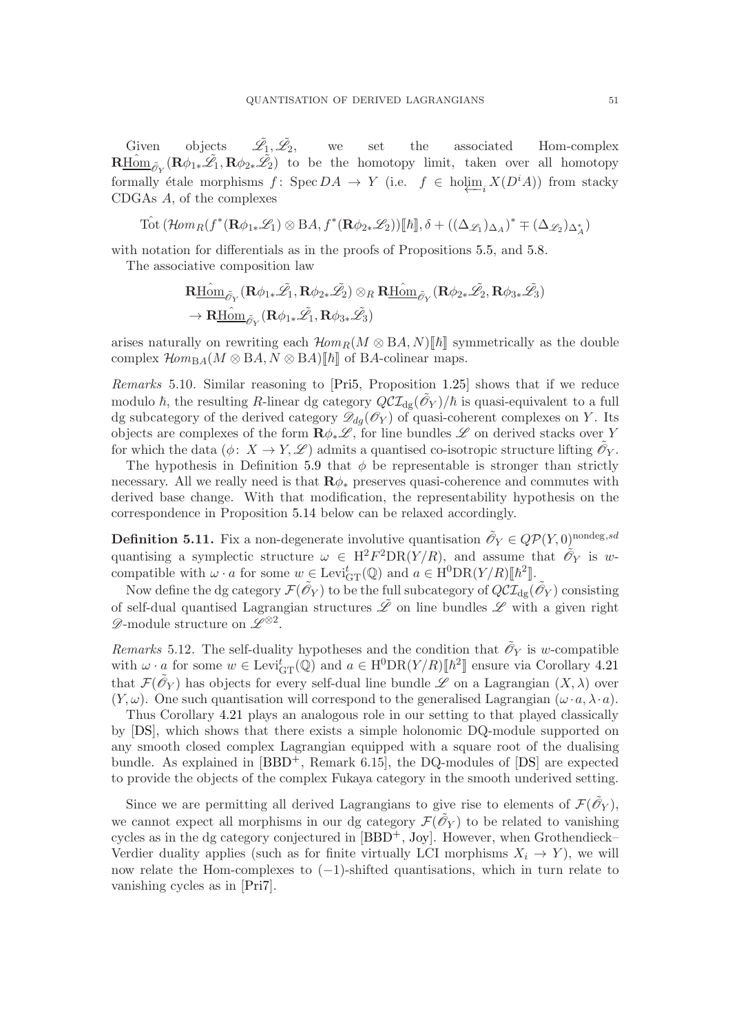Given objects $\tilde{\mathscr{L}}_1, \tilde{\mathscr{L}}_2$, we set the associated Hom-complex $\mathbf{R}\underline{\hat{\mathrm{Hom}}}_{\tilde{\mathscr{O}}_Y}(\mathbf{R}\phi_{1*}\tilde{\mathscr{L}}_1, \mathbf{R}\phi_{2*}\tilde{\mathscr{L}}_2)$ to be the homotopy limit, taken over all homotopy formally étale morphisms $f\colon \operatorname{Spec} DA \to Y$ (i.e. $f \in \operatorname{holim}_{\longleftarrow i} X(D^iA)$) from stacky CDGAs $A$, of the complexes

$$\hat{\mathrm{Tot}}\,(\mathcal{H}om_R(f^*(\mathbf{R}\phi_{1*}\mathscr{L}_1) \otimes \mathrm{B}A, f^*(\mathbf{R}\phi_{2*}\mathscr{L}_2))[\![\hbar]\!], \delta + ((\Delta_{\mathscr{L}_1})_{\Delta_A})^* \mp (\Delta_{\mathscr{L}_2})_{\Delta_A^*})$$

with notation for differentials as in the proofs of Propositions 5.5, and 5.8.

The associative composition law

$$\begin{aligned}
&\mathbf{R}\underline{\hat{\mathrm{Hom}}}_{\tilde{\mathscr{O}}_Y}(\mathbf{R}\phi_{1*}\tilde{\mathscr{L}}_1, \mathbf{R}\phi_{2*}\tilde{\mathscr{L}}_2) \otimes_R \mathbf{R}\underline{\hat{\mathrm{Hom}}}_{\tilde{\mathscr{O}}_Y}(\mathbf{R}\phi_{2*}\tilde{\mathscr{L}}_2, \mathbf{R}\phi_{3*}\tilde{\mathscr{L}}_3)\\
&\to \mathbf{R}\underline{\hat{\mathrm{Hom}}}_{\tilde{\mathscr{O}}_Y}(\mathbf{R}\phi_{1*}\tilde{\mathscr{L}}_1, \mathbf{R}\phi_{3*}\tilde{\mathscr{L}}_3)
\end{aligned}$$

arises naturally on rewriting each $\mathcal{H}om_R(M \otimes \mathrm{B}A, N)[\![\hbar]\!]$ symmetrically as the double complex $\mathcal{H}om_{\mathrm{B}A}(M \otimes \mathrm{B}A, N \otimes \mathrm{B}A)[\![\hbar]\!]$ of $\mathrm{B}A$-colinear maps.

*Remarks* 5.10. Similar reasoning to [Pri5, Proposition 1.25] shows that if we reduce modulo $\hbar$, the resulting $R$-linear dg category $Q\mathcal{CI}_{\mathrm{dg}}(\tilde{\mathscr{O}}_Y)/\hbar$ is quasi-equivalent to a full dg subcategory of the derived category $\mathscr{D}_{dg}(\mathscr{O}_Y)$ of quasi-coherent complexes on $Y$. Its objects are complexes of the form $\mathbf{R}\phi_*\mathscr{L}$, for line bundles $\mathscr{L}$ on derived stacks over $Y$ for which the data $(\phi\colon X \to Y, \mathscr{L})$ admits a quantised co-isotropic structure lifting $\tilde{\mathscr{O}}_Y$.

The hypothesis in Definition 5.9 that $\phi$ be representable is stronger than strictly necessary. All we really need is that $\mathbf{R}\phi_*$ preserves quasi-coherence and commutes with derived base change. With that modification, the representability hypothesis on the correspondence in Proposition 5.14 below can be relaxed accordingly.

**Definition 5.11.** Fix a non-degenerate involutive quantisation $\tilde{\mathscr{O}}_Y \in Q\mathcal{P}(Y,0)^{\mathrm{nondeg},sd}$ quantising a symplectic structure $\omega \in \mathrm{H}^2F^2\mathrm{DR}(Y/R)$, and assume that $\tilde{\mathscr{O}}_Y$ is $w$-compatible with $\omega \cdot a$ for some $w \in \mathrm{Levi}^t_{\mathrm{GT}}(\mathbb{Q})$ and $a \in \mathrm{H}^0\mathrm{DR}(Y/R)[\![\hbar^2]\!]$.

Now define the dg category $\mathcal{F}(\tilde{\mathscr{O}}_Y)$ to be the full subcategory of $Q\mathcal{CI}_{\mathrm{dg}}(\tilde{\mathscr{O}}_Y)$ consisting of self-dual quantised Lagrangian structures $\tilde{\mathscr{L}}$ on line bundles $\mathscr{L}$ with a given right $\mathscr{D}$-module structure on $\mathscr{L}^{\otimes 2}$.

*Remarks* 5.12. The self-duality hypotheses and the condition that $\tilde{\mathscr{O}}_Y$ is $w$-compatible with $\omega \cdot a$ for some $w \in \mathrm{Levi}^t_{\mathrm{GT}}(\mathbb{Q})$ and $a \in \mathrm{H}^0\mathrm{DR}(Y/R)[\![\hbar^2]\!]$ ensure via Corollary 4.21 that $\mathcal{F}(\tilde{\mathscr{O}}_Y)$ has objects for every self-dual line bundle $\mathscr{L}$ on a Lagrangian $(X, \lambda)$ over $(Y, \omega)$. One such quantisation will correspond to the generalised Lagrangian $(\omega \cdot a, \lambda \cdot a)$.

Thus Corollary 4.21 plays an analogous role in our setting to that played classically by [DS], which shows that there exists a simple holonomic DQ-module supported on any smooth closed complex Lagrangian equipped with a square root of the dualising bundle. As explained in [BBD+, Remark 6.15], the DQ-modules of [DS] are expected to provide the objects of the complex Fukaya category in the smooth underived setting.

Since we are permitting all derived Lagrangians to give rise to elements of $\mathcal{F}(\tilde{\mathscr{O}}_Y)$, we cannot expect all morphisms in our dg category $\mathcal{F}(\tilde{\mathscr{O}}_Y)$ to be related to vanishing cycles as in the dg category conjectured in [BBD+, Joy]. However, when Grothendieck–Verdier duality applies (such as for finite virtually LCI morphisms $X_i \to Y$), we will now relate the Hom-complexes to $(-1)$-shifted quantisations, which in turn relate to vanishing cycles as in [Pri7].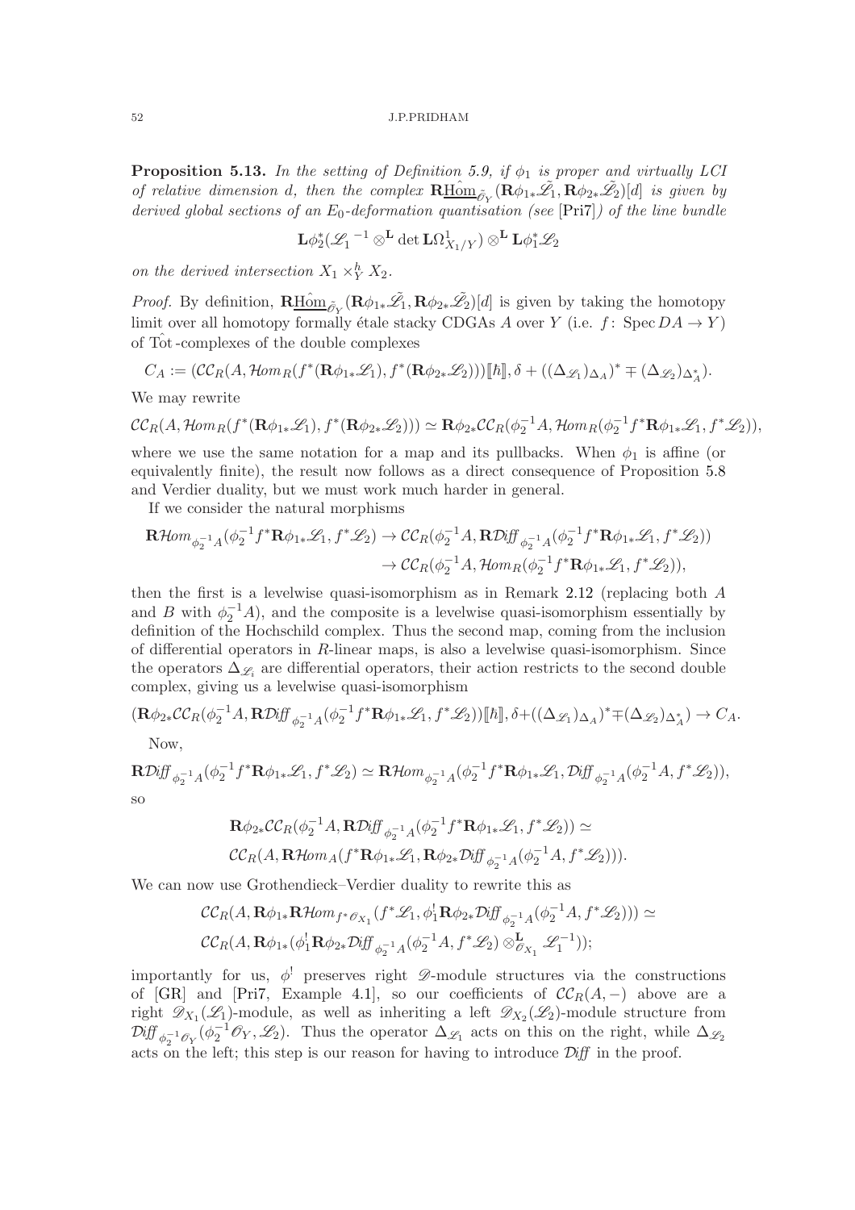**Proposition 5.13.** *In the setting of Definition 5.9, if $\phi_1$ is proper and virtually LCI of relative dimension $d$, then the complex $\mathbf{R}\hat{\underline{\mathrm{Hom}}}_{\tilde{\mathscr{O}}_Y}(\mathbf{R}\phi_{1*}\tilde{\mathscr{L}}_1, \mathbf{R}\phi_{2*}\tilde{\mathscr{L}}_2)[d]$ is given by derived global sections of an $E_0$-deformation quantisation (see* [Pri7]*) of the line bundle*

$$\mathbf{L}\phi_2^*(\mathscr{L}_1{}^{-1} \otimes^{\mathbf{L}} \det \mathbf{L}\Omega^1_{X_1/Y}) \otimes^{\mathbf{L}} \mathbf{L}\phi_1^*\mathscr{L}_2$$

*on the derived intersection $X_1 \times_Y^h X_2$.*

*Proof.* By definition, $\mathbf{R}\hat{\underline{\mathrm{Hom}}}_{\tilde{\mathscr{O}}_Y}(\mathbf{R}\phi_{1*}\tilde{\mathscr{L}}_1, \mathbf{R}\phi_{2*}\tilde{\mathscr{L}}_2)[d]$ is given by taking the homotopy limit over all homotopy formally étale stacky CDGAs $A$ over $Y$ (i.e. $f\colon \operatorname{Spec} DA \to Y$) of $\hat{\mathrm{Tot}}$-complexes of the double complexes

$$C_A := (\mathcal{CC}_R(A, \mathcal{H}om_R(f^*(\mathbf{R}\phi_{1*}\mathscr{L}_1), f^*(\mathbf{R}\phi_{2*}\mathscr{L}_2)))[\![\hbar]\!], \delta + ((\Delta_{\mathscr{L}_1})_{\Delta_A})^* \mp (\Delta_{\mathscr{L}_2})_{\Delta_A^*}).$$

We may rewrite

$$\mathcal{CC}_R(A, \mathcal{H}om_R(f^*(\mathbf{R}\phi_{1*}\mathscr{L}_1), f^*(\mathbf{R}\phi_{2*}\mathscr{L}_2))) \simeq \mathbf{R}\phi_{2*}\mathcal{CC}_R(\phi_2^{-1}A, \mathcal{H}om_R(\phi_2^{-1}f^*\mathbf{R}\phi_{1*}\mathscr{L}_1, f^*\mathscr{L}_2)),$$

where we use the same notation for a map and its pullbacks. When $\phi_1$ is affine (or equivalently finite), the result now follows as a direct consequence of Proposition 5.8 and Verdier duality, but we must work much harder in general.

If we consider the natural morphisms

$$\begin{aligned}\mathbf{R}\mathcal{H}om_{\phi_2^{-1}A}(\phi_2^{-1}f^*\mathbf{R}\phi_{1*}\mathscr{L}_1, f^*\mathscr{L}_2) &\to \mathcal{CC}_R(\phi_2^{-1}A, \mathbf{R}\mathcal{D}\!\mathit{iff}_{\phi_2^{-1}A}(\phi_2^{-1}f^*\mathbf{R}\phi_{1*}\mathscr{L}_1, f^*\mathscr{L}_2))\\ &\to \mathcal{CC}_R(\phi_2^{-1}A, \mathcal{H}om_R(\phi_2^{-1}f^*\mathbf{R}\phi_{1*}\mathscr{L}_1, f^*\mathscr{L}_2)),\end{aligned}$$

then the first is a levelwise quasi-isomorphism as in Remark 2.12 (replacing both $A$ and $B$ with $\phi_2^{-1}A$), and the composite is a levelwise quasi-isomorphism essentially by definition of the Hochschild complex. Thus the second map, coming from the inclusion of differential operators in $R$-linear maps, is also a levelwise quasi-isomorphism. Since the operators $\Delta_{\mathscr{L}_i}$ are differential operators, their action restricts to the second double complex, giving us a levelwise quasi-isomorphism

$$(\mathbf{R}\phi_{2*}\mathcal{CC}_R(\phi_2^{-1}A, \mathbf{R}\mathcal{D}\!\mathit{iff}_{\phi_2^{-1}A}(\phi_2^{-1}f^*\mathbf{R}\phi_{1*}\mathscr{L}_1, f^*\mathscr{L}_2))[\![\hbar]\!], \delta + ((\Delta_{\mathscr{L}_1})_{\Delta_A})^* \mp (\Delta_{\mathscr{L}_2})_{\Delta_A^*}) \to C_A.$$

Now,

$$\mathbf{R}\mathcal{D}\!\mathit{iff}_{\phi_2^{-1}A}(\phi_2^{-1}f^*\mathbf{R}\phi_{1*}\mathscr{L}_1, f^*\mathscr{L}_2) \simeq \mathbf{R}\mathcal{H}om_{\phi_2^{-1}A}(\phi_2^{-1}f^*\mathbf{R}\phi_{1*}\mathscr{L}_1, \mathcal{D}\!\mathit{iff}_{\phi_2^{-1}A}(\phi_2^{-1}A, f^*\mathscr{L}_2)),$$

so

$$\begin{aligned}&\mathbf{R}\phi_{2*}\mathcal{CC}_R(\phi_2^{-1}A, \mathbf{R}\mathcal{D}\!\mathit{iff}_{\phi_2^{-1}A}(\phi_2^{-1}f^*\mathbf{R}\phi_{1*}\mathscr{L}_1, f^*\mathscr{L}_2)) \simeq\\ &\mathcal{CC}_R(A, \mathbf{R}\mathcal{H}om_A(f^*\mathbf{R}\phi_{1*}\mathscr{L}_1, \mathbf{R}\phi_{2*}\mathcal{D}\!\mathit{iff}_{\phi_2^{-1}A}(\phi_2^{-1}A, f^*\mathscr{L}_2))).\end{aligned}$$

We can now use Grothendieck–Verdier duality to rewrite this as

$$\begin{aligned}&\mathcal{CC}_R(A, \mathbf{R}\phi_{1*}\mathbf{R}\mathcal{H}om_{f^*\mathscr{O}_{X_1}}(f^*\mathscr{L}_1, \phi_1^!\mathbf{R}\phi_{2*}\mathcal{D}\!\mathit{iff}_{\phi_2^{-1}A}(\phi_2^{-1}A, f^*\mathscr{L}_2))) \simeq\\ &\mathcal{CC}_R(A, \mathbf{R}\phi_{1*}(\phi_1^!\mathbf{R}\phi_{2*}\mathcal{D}\!\mathit{iff}_{\phi_2^{-1}A}(\phi_2^{-1}A, f^*\mathscr{L}_2) \otimes^{\mathbf{L}}_{\mathscr{O}_{X_1}} \mathscr{L}_1^{-1}));\end{aligned}$$

importantly for us, $\phi^!$ preserves right $\mathscr{D}$-module structures via the constructions of [GR] and [Pri7, Example 4.1], so our coefficients of $\mathcal{CC}_R(A,-)$ above are a right $\mathscr{D}_{X_1}(\mathscr{L}_1)$-module, as well as inheriting a left $\mathscr{D}_{X_2}(\mathscr{L}_2)$-module structure from $\mathcal{D}\!\mathit{iff}_{\phi_2^{-1}\mathscr{O}_Y}(\phi_2^{-1}\mathscr{O}_Y, \mathscr{L}_2)$. Thus the operator $\Delta_{\mathscr{L}_1}$ acts on this on the right, while $\Delta_{\mathscr{L}_2}$ acts on the left; this step is our reason for having to introduce $\mathcal{D}\!\mathit{iff}$ in the proof.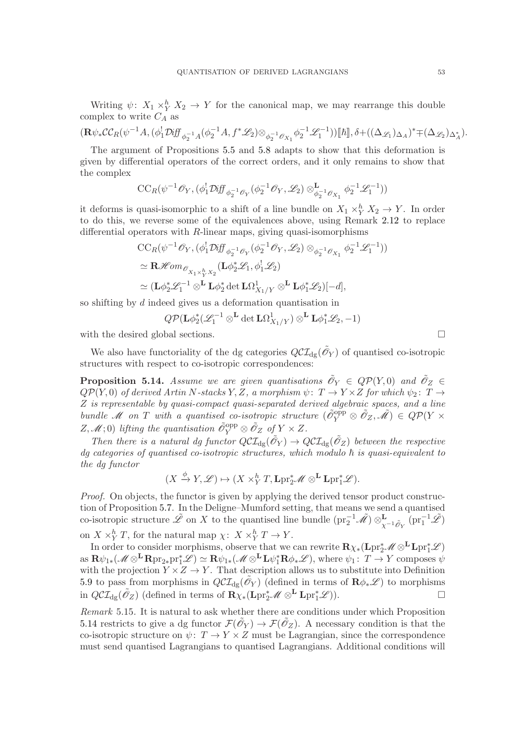Writing $\psi\colon X_1 \times^h_Y X_2 \to Y$ for the canonical map, we may rearrange this double complex to write $C_A$ as

$$(\mathbf{R}\psi_*\mathcal{CC}_R(\psi^{-1}A, (\phi_1^!\mathcal{D}\mathit{iff}_{\phi_2^{-1}A}(\phi_2^{-1}A, f^*\mathscr{L}_2)\otimes_{\phi_2^{-1}\mathscr{O}_{X_1}}\phi_2^{-1}\mathscr{L}_1^{-1}))[\![\hbar]\!], \delta+((\Delta_{\mathscr{L}_1})_{\Delta_A})^*\mp(\Delta_{\mathscr{L}_2})_{\Delta_A^*}).$$

The argument of Propositions 5.5 and 5.8 adapts to show that this deformation is given by differential operators of the correct orders, and it only remains to show that the complex

$$\mathrm{CC}_R(\psi^{-1}\mathscr{O}_Y, (\phi_1^!\mathcal{D}\mathit{iff}_{\phi_2^{-1}\mathscr{O}_Y}(\phi_2^{-1}\mathscr{O}_Y, \mathscr{L}_2)\otimes^{\mathbf{L}}_{\phi_2^{-1}\mathscr{O}_{X_1}}\phi_2^{-1}\mathscr{L}_1^{-1}))$$

it deforms is quasi-isomorphic to a shift of a line bundle on $X_1 \times^h_Y X_2 \to Y$. In order to do this, we reverse some of the equivalences above, using Remark 2.12 to replace differential operators with $R$-linear maps, giving quasi-isomorphisms

$$\begin{aligned}
&\mathrm{CC}_R(\psi^{-1}\mathscr{O}_Y, (\phi_1^!\mathcal{D}\mathit{iff}_{\phi_2^{-1}\mathscr{O}_Y}(\phi_2^{-1}\mathscr{O}_Y, \mathscr{L}_2)\otimes_{\phi_2^{-1}\mathscr{O}_{X_1}}\phi_2^{-1}\mathscr{L}_1^{-1}))\\
&\simeq \mathbf{R}\mathscr{H}\mathit{om}_{\mathscr{O}_{X_1\times^h_Y X_2}}(\mathbf{L}\phi_2^*\mathscr{L}_1, \phi_1^!\mathscr{L}_2)\\
&\simeq (\mathbf{L}\phi_2^*\mathscr{L}_1^{-1}\otimes^{\mathbf{L}}\mathbf{L}\phi_2^*\det\mathbf{L}\Omega^1_{X_1/Y}\otimes^{\mathbf{L}}\mathbf{L}\phi_1^*\mathscr{L}_2)[-d],
\end{aligned}$$

so shifting by $d$ indeed gives us a deformation quantisation in

$$Q\mathcal{P}(\mathbf{L}\phi_2^*(\mathscr{L}_1^{-1}\otimes^{\mathbf{L}}\det\mathbf{L}\Omega^1_{X_1/Y})\otimes^{\mathbf{L}}\mathbf{L}\phi_1^*\mathscr{L}_2, -1)$$

with the desired global sections. □

We also have functoriality of the dg categories $QC\mathcal{I}_{\mathrm{dg}}(\tilde{\mathscr{O}}_Y)$ of quantised co-isotropic structures with respect to co-isotropic correspondences:

**Proposition 5.14.** *Assume we are given quantisations $\tilde{\mathscr{O}}_Y \in Q\mathcal{P}(Y,0)$ and $\tilde{\mathscr{O}}_Z \in Q\mathcal{P}(Y,0)$ of derived Artin $N$-stacks $Y, Z$, a morphism $\psi\colon T \to Y\times Z$ for which $\psi_2\colon T \to Z$ is representable by quasi-compact quasi-separated derived algebraic spaces, and a line bundle $\mathscr{M}$ on $T$ with a quantised co-isotropic structure $(\tilde{\mathscr{O}}_Y^{\mathrm{opp}}\otimes\tilde{\mathscr{O}}_Z, \tilde{\mathscr{M}}) \in Q\mathcal{P}(Y\times Z, \mathscr{M}; 0)$ lifting the quantisation $\tilde{\mathscr{O}}_Y^{\mathrm{opp}}\otimes\tilde{\mathscr{O}}_Z$ of $Y\times Z$.*

*Then there is a natural dg functor $QC\mathcal{I}_{\mathrm{dg}}(\tilde{\mathscr{O}}_Y) \to QC\mathcal{I}_{\mathrm{dg}}(\tilde{\mathscr{O}}_Z)$ between the respective dg categories of quantised co-isotropic structures, which modulo $\hbar$ is quasi-equivalent to the dg functor*

$$(X \xrightarrow{\phi} Y, \mathscr{L}) \mapsto (X\times^h_Y T, \mathbf{L}\mathrm{pr}_2^*\mathscr{M}\otimes^{\mathbf{L}}\mathbf{L}\mathrm{pr}_1^*\mathscr{L}).$$

*Proof.* On objects, the functor is given by applying the derived tensor product construction of Proposition 5.7. In the Deligne–Mumford setting, that means we send a quantised co-isotropic structure $\tilde{\mathscr{L}}$ on $X$ to the quantised line bundle $(\mathrm{pr}_2^{-1}\tilde{\mathscr{M}})\otimes^{\mathbf{L}}_{\chi^{-1}\tilde{\mathscr{O}}_Y}(\mathrm{pr}_1^{-1}\tilde{\mathscr{L}})$ on $X\times^h_Y T$, for the natural map $\chi\colon X\times^h_Y T \to Y$.

In order to consider morphisms, observe that we can rewrite $\mathbf{R}\chi_*(\mathbf{L}\mathrm{pr}_2^*\mathscr{M}\otimes^{\mathbf{L}}\mathbf{L}\mathrm{pr}_1^*\mathscr{L})$ as $\mathbf{R}\psi_{1*}(\mathscr{M}\otimes^{\mathbf{L}}\mathbf{R}\mathrm{pr}_{2*}\mathrm{pr}_1^*\mathscr{L}) \simeq \mathbf{R}\psi_{1*}(\mathscr{M}\otimes^{\mathbf{L}}\mathbf{L}\psi_1^*\mathbf{R}\phi_*\mathscr{L})$, where $\psi_1\colon T \to Y$ composes $\psi$ with the projection $Y\times Z \to Y$. That description allows us to substitute into Definition 5.9 to pass from morphisms in $QC\mathcal{I}_{\mathrm{dg}}(\tilde{\mathscr{O}}_Y)$ (defined in terms of $\mathbf{R}\phi_*\mathscr{L}$) to morphisms in $QC\mathcal{I}_{\mathrm{dg}}(\tilde{\mathscr{O}}_Z)$ (defined in terms of $\mathbf{R}\chi_*(\mathbf{L}\mathrm{pr}_2^*\mathscr{M}\otimes^{\mathbf{L}}\mathbf{L}\mathrm{pr}_1^*\mathscr{L})$). □

*Remark* 5.15. It is natural to ask whether there are conditions under which Proposition 5.14 restricts to give a dg functor $\mathcal{F}(\tilde{\mathscr{O}}_Y) \to \mathcal{F}(\tilde{\mathscr{O}}_Z)$. A necessary condition is that the co-isotropic structure on $\psi\colon T \to Y\times Z$ must be Lagrangian, since the correspondence must send quantised Lagrangians to quantised Lagrangians. Additional conditions will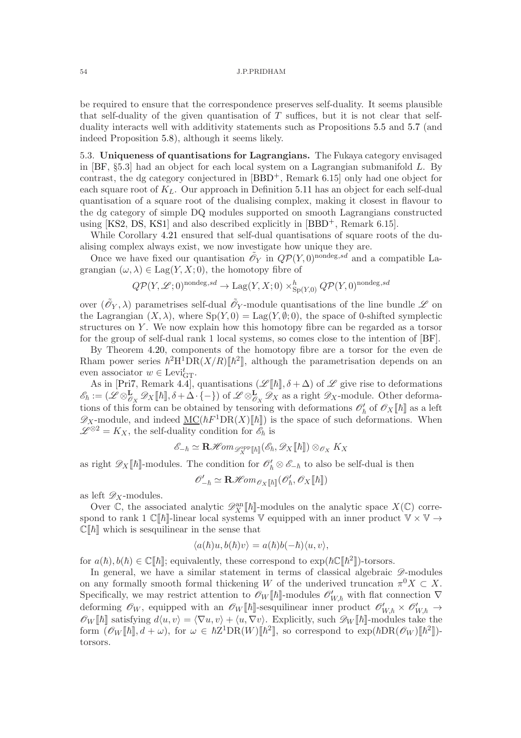be required to ensure that the correspondence preserves self-duality. It seems plausible that self-duality of the given quantisation of $T$ suffices, but it is not clear that self-duality interacts well with additivity statements such as Propositions 5.5 and 5.7 (and indeed Proposition 5.8), although it seems likely.

### 5.3. Uniqueness of quantisations for Lagrangians.

The Fukaya category envisaged in [BF, §5.3] had an object for each local system on a Lagrangian submanifold $L$. By contrast, the dg category conjectured in [BBD$^+$, Remark 6.15] only had one object for each square root of $K_L$. Our approach in Definition 5.11 has an object for each self-dual quantisation of a square root of the dualising complex, making it closest in flavour to the dg category of simple DQ modules supported on smooth Lagrangians constructed using [KS2, DS, KS1] and also described explicitly in [BBD$^+$, Remark 6.15].

While Corollary 4.21 ensured that self-dual quantisations of square roots of the dualising complex always exist, we now investigate how unique they are.

Once we have fixed our quantisation $\tilde{\mathscr{O}}_Y$ in $Q\mathcal{P}(Y,0)^{\mathrm{nondeg},sd}$ and a compatible Lagrangian $(\omega,\lambda) \in \mathrm{Lag}(Y,X;0)$, the homotopy fibre of

$$Q\mathcal{P}(Y,\mathscr{L};0)^{\mathrm{nondeg},sd} \to \mathrm{Lag}(Y,X;0) \times^h_{\mathrm{Sp}(Y,0)} Q\mathcal{P}(Y,0)^{\mathrm{nondeg},sd}$$

over $(\tilde{\mathscr{O}}_Y,\lambda)$ parametrises self-dual $\tilde{\mathscr{O}}_Y$-module quantisations of the line bundle $\mathscr{L}$ on the Lagrangian $(X,\lambda)$, where $\mathrm{Sp}(Y,0) = \mathrm{Lag}(Y,\emptyset;0)$, the space of 0-shifted symplectic structures on $Y$. We now explain how this homotopy fibre can be regarded as a torsor for the group of self-dual rank 1 local systems, so comes close to the intention of [BF].

By Theorem 4.20, components of the homotopy fibre are a torsor for the even de Rham power series $\hbar^2\mathrm{H}^1\mathrm{DR}(X/R)[\![\hbar^2]\!]$, although the parametrisation depends on an even associator $w \in \mathrm{Levi}^t_{\mathrm{GT}}$.

As in [Pri7, Remark 4.4], quantisations $(\mathscr{L}[\![\hbar]\!], \delta+\Delta)$ of $\mathscr{L}$ give rise to deformations $\mathscr{E}_\hbar := (\mathscr{L}\otimes^{\mathbf{L}}_{\mathscr{O}_X}\mathscr{D}_X[\![\hbar]\!], \delta+\Delta\cdot\{-\})$ of $\mathscr{L}\otimes^{\mathbf{L}}_{\mathscr{O}_X}\mathscr{D}_X$ as a right $\mathscr{D}_X$-module. Other deformations of this form can be obtained by tensoring with deformations $\mathscr{O}'_\hbar$ of $\mathscr{O}_X[\![\hbar]\!]$ as a left $\mathscr{D}_X$-module, and indeed $\underline{\mathrm{MC}}(\hbar F^1\mathrm{DR}(X)[\![\hbar]\!])$ is the space of such deformations. When $\mathscr{L}^{\otimes 2} = K_X$, the self-duality condition for $\mathscr{E}_\hbar$ is

$$\mathscr{E}_{-\hbar} \simeq \mathbf{R}\mathscr{H}om_{\mathscr{D}_X^{\mathrm{opp}}[\![\hbar]\!]}(\mathscr{E}_\hbar, \mathscr{D}_X[\![\hbar]\!])\otimes_{\mathscr{O}_X} K_X$$

as right $\mathscr{D}_X[\![\hbar]\!]$-modules. The condition for $\mathscr{O}'_\hbar \otimes \mathscr{E}_{-\hbar}$ to also be self-dual is then

$$\mathscr{O}'_{-\hbar} \simeq \mathbf{R}\mathscr{H}om_{\mathscr{O}_X[\![\hbar]\!]}(\mathscr{O}'_\hbar, \mathscr{O}_X[\![\hbar]\!])$$

as left $\mathscr{D}_X$-modules.

Over $\mathbb{C}$, the associated analytic $\mathscr{D}^{\mathrm{an}}_X[\![\hbar]\!]$-modules on the analytic space $X(\mathbb{C})$ correspond to rank 1 $\mathbb{C}[\![\hbar]\!]$-linear local systems $\mathbb{V}$ equipped with an inner product $\mathbb{V}\times\mathbb{V}\to\mathbb{C}[\![\hbar]\!]$ which is sesquilinear in the sense that

$$\langle a(\hbar)u, b(\hbar)v\rangle = a(\hbar)b(-\hbar)\langle u,v\rangle,$$

for $a(\hbar), b(\hbar) \in \mathbb{C}[\![\hbar]\!]$; equivalently, these correspond to $\exp(\hbar\mathbb{C}[\![\hbar^2]\!])$-torsors.

In general, we have a similar statement in terms of classical algebraic $\mathscr{D}$-modules on any formally smooth formal thickening $W$ of the underived truncation $\pi^0X \subset X$. Specifically, we may restrict attention to $\mathscr{O}_W[\![\hbar]\!]$-modules $\mathscr{O}'_{W,\hbar}$ with flat connection $\nabla$ deforming $\mathscr{O}_W$, equipped with an $\mathscr{O}_W[\![\hbar]\!]$-sesquilinear inner product $\mathscr{O}'_{W,\hbar}\times\mathscr{O}'_{W,\hbar}\to\mathscr{O}_W[\![\hbar]\!]$ satisfying $d\langle u,v\rangle = \langle\nabla u, v\rangle + \langle u,\nabla v\rangle$. Explicitly, such $\mathscr{D}_W[\![\hbar]\!]$-modules take the form $(\mathscr{O}_W[\![\hbar]\!], d+\omega)$, for $\omega \in \hbar\mathrm{Z}^1\mathrm{DR}(W)[\![\hbar^2]\!]$, so correspond to $\exp(\hbar\mathrm{DR}(\mathscr{O}_W)[\![\hbar^2]\!])$-torsors.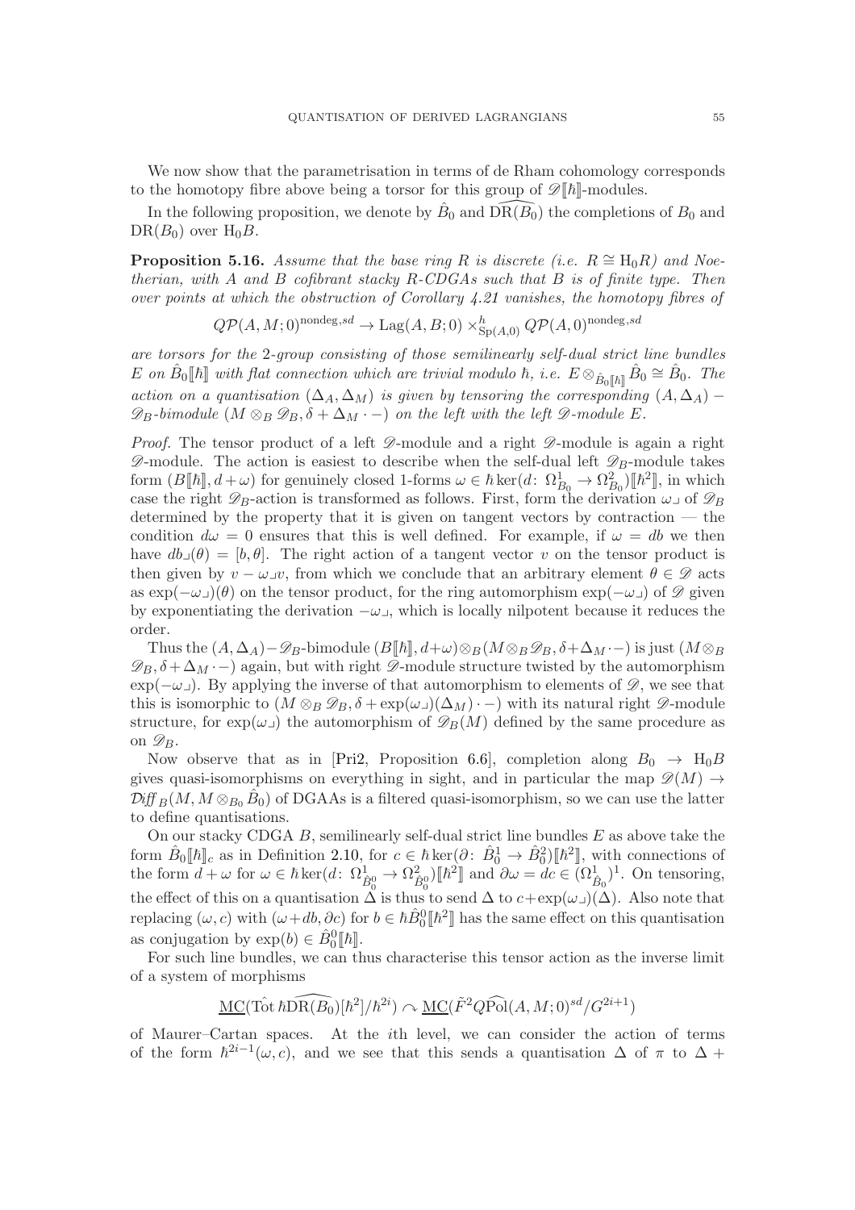We now show that the parametrisation in terms of de Rham cohomology corresponds to the homotopy fibre above being a torsor for this group of $\mathscr{D}[\![\hbar]\!]$-modules.

In the following proposition, we denote by $\hat{B}_0$ and $\widehat{\mathrm{DR}(B_0)}$ the completions of $B_0$ and $\mathrm{DR}(B_0)$ over $\mathrm{H}_0 B$.

**Proposition 5.16.** *Assume that the base ring $R$ is discrete (i.e. $R \cong \mathrm{H}_0 R$) and Noetherian, with $A$ and $B$ cofibrant stacky $R$-CDGAs such that $B$ is of finite type. Then over points at which the obstruction of Corollary 4.21 vanishes, the homotopy fibres of*

$$Q\mathcal{P}(A, M; 0)^{\mathrm{nondeg}, sd} \to \mathrm{Lag}(A, B; 0) \times^h_{\mathrm{Sp}(A,0)} Q\mathcal{P}(A, 0)^{\mathrm{nondeg}, sd}$$

*are torsors for the 2-group consisting of those semilinearly self-dual strict line bundles $E$ on $\hat{B}_0[\![\hbar]\!]$ with flat connection which are trivial modulo $\hbar$, i.e. $E \otimes_{\hat{B}_0[\![\hbar]\!]} \hat{B}_0 \cong \hat{B}_0$. The action on a quantisation $(\Delta_A, \Delta_M)$ is given by tensoring the corresponding $(A, \Delta_A) - \mathscr{D}_B$-bimodule $(M \otimes_B \mathscr{D}_B, \delta + \Delta_M \cdot -)$ on the left with the left $\mathscr{D}$-module $E$.*

*Proof.* The tensor product of a left $\mathscr{D}$-module and a right $\mathscr{D}$-module is again a right $\mathscr{D}$-module. The action is easiest to describe when the self-dual left $\mathscr{D}_B$-module takes form $(B[\![\hbar]\!], d + \omega)$ for genuinely closed 1-forms $\omega \in \hbar \ker(d\colon \Omega^1_{B_0} \to \Omega^2_{B_0})[\![\hbar^2]\!]$, in which case the right $\mathscr{D}_B$-action is transformed as follows. First, form the derivation $\omega\lrcorner$ of $\mathscr{D}_B$ determined by the property that it is given on tangent vectors by contraction — the condition $d\omega = 0$ ensures that this is well defined. For example, if $\omega = db$ we then have $db\lrcorner(\theta) = [b, \theta]$. The right action of a tangent vector $v$ on the tensor product is then given by $v - \omega\lrcorner v$, from which we conclude that an arbitrary element $\theta \in \mathscr{D}$ acts as $\exp(-\omega\lrcorner)(\theta)$ on the tensor product, for the ring automorphism $\exp(-\omega\lrcorner)$ of $\mathscr{D}$ given by exponentiating the derivation $-\omega\lrcorner$, which is locally nilpotent because it reduces the order.

Thus the $(A, \Delta_A) - \mathscr{D}_B$-bimodule $(B[\![\hbar]\!], d+\omega) \otimes_B (M \otimes_B \mathscr{D}_B, \delta + \Delta_M \cdot -)$ is just $(M \otimes_B \mathscr{D}_B, \delta + \Delta_M \cdot -)$ again, but with right $\mathscr{D}$-module structure twisted by the automorphism $\exp(-\omega\lrcorner)$. By applying the inverse of that automorphism to elements of $\mathscr{D}$, we see that this is isomorphic to $(M \otimes_B \mathscr{D}_B, \delta + \exp(\omega\lrcorner)(\Delta_M) \cdot -)$ with its natural right $\mathscr{D}$-module structure, for $\exp(\omega\lrcorner)$ the automorphism of $\mathscr{D}_B(M)$ defined by the same procedure as on $\mathscr{D}_B$.

Now observe that as in [Pri2, Proposition 6.6], completion along $B_0 \to \mathrm{H}_0 B$ gives quasi-isomorphisms on everything in sight, and in particular the map $\mathscr{D}(M) \to \mathcal{D}\!\mathit{iff}_B(M, M \otimes_{B_0} \hat{B}_0)$ of DGAAs is a filtered quasi-isomorphism, so we can use the latter to define quantisations.

On our stacky CDGA $B$, semilinearly self-dual strict line bundles $E$ as above take the form $\hat{B}_0[\![\hbar]\!]_c$ as in Definition 2.10, for $c \in \hbar \ker(\partial\colon \hat{B}^1_0 \to \hat{B}^2_0)[\![\hbar^2]\!]$, with connections of the form $d + \omega$ for $\omega \in \hbar \ker(d\colon \Omega^1_{\hat{B}^0_0} \to \Omega^2_{\hat{B}^0_0})[\![\hbar^2]\!]$ and $\partial\omega = dc \in (\Omega^1_{\hat{B}_0})^1$. On tensoring, the effect of this on a quantisation $\Delta$ is thus to send $\Delta$ to $c + \exp(\omega\lrcorner)(\Delta)$. Also note that replacing $(\omega, c)$ with $(\omega + db, \partial c)$ for $b \in \hbar \hat{B}^0_0[\![\hbar^2]\!]$ has the same effect on this quantisation as conjugation by $\exp(b) \in \hat{B}^0_0[\![\hbar]\!]$.

For such line bundles, we can thus characterise this tensor action as the inverse limit of a system of morphisms

$$\underline{\mathrm{MC}}(\hat{\mathrm{Tot}}\, \hbar \widehat{\mathrm{DR}(B_0)}[\hbar^2]/\hbar^{2i}) \curvearrowright \underline{\mathrm{MC}}(\tilde{F}^2 Q\widehat{\mathrm{Pol}}(A, M; 0)^{sd}/G^{2i+1})$$

of Maurer–Cartan spaces. At the $i$th level, we can consider the action of terms of the form $\hbar^{2i-1}(\omega, c)$, and we see that this sends a quantisation $\Delta$ of $\pi$ to $\Delta +$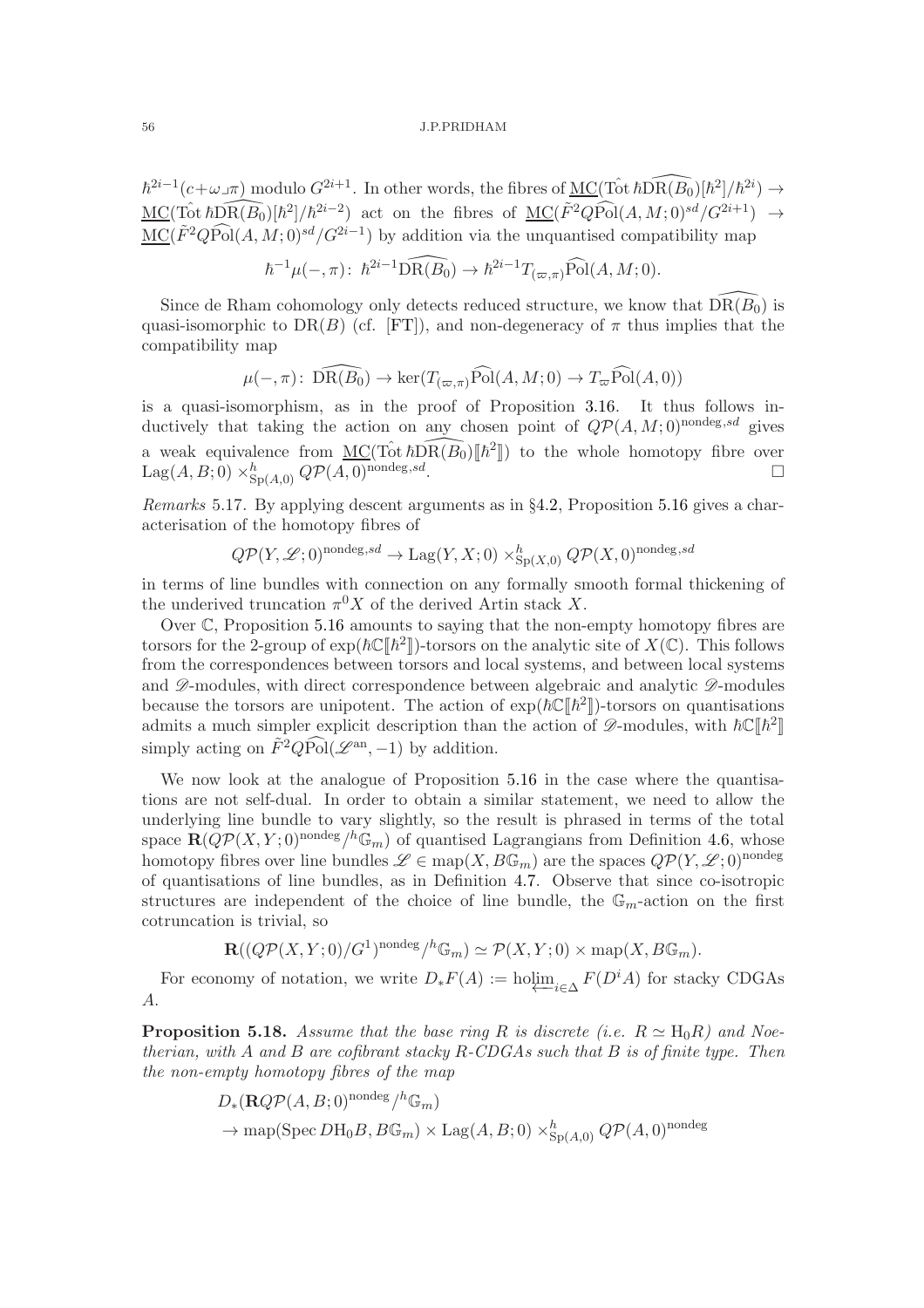$\hbar^{2i-1}(c+\omega\lrcorner\pi)$ modulo $G^{2i+1}$. In other words, the fibres of $\underline{\mathrm{MC}}(\hat{\mathrm{Tot}}\,\hbar\widehat{\mathrm{DR}(B_0)}[\hbar^2]/\hbar^{2i}) \to \underline{\mathrm{MC}}(\hat{\mathrm{Tot}}\,\hbar\widehat{\mathrm{DR}(B_0)}[\hbar^2]/\hbar^{2i-2})$ act on the fibres of $\underline{\mathrm{MC}}(\tilde{F}^2 Q\widehat{\mathrm{Pol}}(A,M;0)^{sd}/G^{2i+1}) \to \underline{\mathrm{MC}}(\tilde{F}^2 Q\widehat{\mathrm{Pol}}(A,M;0)^{sd}/G^{2i-1})$ by addition via the unquantised compatibility map

$$\hbar^{-1}\mu(-,\pi)\colon\ \hbar^{2i-1}\widehat{\mathrm{DR}(B_0)} \to \hbar^{2i-1}T_{(\varpi,\pi)}\widehat{\mathrm{Pol}}(A,M;0).$$

Since de Rham cohomology only detects reduced structure, we know that $\widehat{\mathrm{DR}(B_0)}$ is quasi-isomorphic to $\mathrm{DR}(B)$ (cf. [FT]), and non-degeneracy of $\pi$ thus implies that the compatibility map

$$\mu(-,\pi)\colon\ \widehat{\mathrm{DR}(B_0)} \to \ker(T_{(\varpi,\pi)}\widehat{\mathrm{Pol}}(A,M;0) \to T_{\varpi}\widehat{\mathrm{Pol}}(A,0))$$

is a quasi-isomorphism, as in the proof of Proposition 3.16. It thus follows inductively that taking the action on any chosen point of $Q\mathcal{P}(A,M;0)^{\mathrm{nondeg},sd}$ gives a weak equivalence from $\underline{\mathrm{MC}}(\hat{\mathrm{Tot}}\,\hbar\widehat{\mathrm{DR}(B_0)}[\![\hbar^2]\!])$ to the whole homotopy fibre over $\mathrm{Lag}(A,B;0)\times^h_{\mathrm{Sp}(A,0)} Q\mathcal{P}(A,0)^{\mathrm{nondeg},sd}$. □

*Remarks* 5.17. By applying descent arguments as in §4.2, Proposition 5.16 gives a characterisation of the homotopy fibres of

$$Q\mathcal{P}(Y,\mathscr{L};0)^{\mathrm{nondeg},sd} \to \mathrm{Lag}(Y,X;0)\times^h_{\mathrm{Sp}(X,0)} Q\mathcal{P}(X,0)^{\mathrm{nondeg},sd}$$

in terms of line bundles with connection on any formally smooth formal thickening of the underived truncation $\pi^0 X$ of the derived Artin stack $X$.

Over $\mathbb{C}$, Proposition 5.16 amounts to saying that the non-empty homotopy fibres are torsors for the 2-group of $\exp(\hbar\mathbb{C}[\![\hbar^2]\!])$-torsors on the analytic site of $X(\mathbb{C})$. This follows from the correspondences between torsors and local systems, and between local systems and $\mathscr{D}$-modules, with direct correspondence between algebraic and analytic $\mathscr{D}$-modules because the torsors are unipotent. The action of $\exp(\hbar\mathbb{C}[\![\hbar^2]\!])$-torsors on quantisations admits a much simpler explicit description than the action of $\mathscr{D}$-modules, with $\hbar\mathbb{C}[\![\hbar^2]\!]$ simply acting on $\tilde{F}^2 Q\widehat{\mathrm{Pol}}(\mathscr{L}^{\mathrm{an}},-1)$ by addition.

We now look at the analogue of Proposition 5.16 in the case where the quantisations are not self-dual. In order to obtain a similar statement, we need to allow the underlying line bundle to vary slightly, so the result is phrased in terms of the total space $\mathbf{R}(Q\mathcal{P}(X,Y;0)^{\mathrm{nondeg}}/^h\mathbb{G}_m)$ of quantised Lagrangians from Definition 4.6, whose homotopy fibres over line bundles $\mathscr{L}\in \mathrm{map}(X,B\mathbb{G}_m)$ are the spaces $Q\mathcal{P}(Y,\mathscr{L};0)^{\mathrm{nondeg}}$ of quantisations of line bundles, as in Definition 4.7. Observe that since co-isotropic structures are independent of the choice of line bundle, the $\mathbb{G}_m$-action on the first cotruncation is trivial, so

$$\mathbf{R}((Q\mathcal{P}(X,Y;0)/G^1)^{\mathrm{nondeg}}/^h\mathbb{G}_m) \simeq \mathcal{P}(X,Y;0)\times \mathrm{map}(X,B\mathbb{G}_m).$$

For economy of notation, we write $D_*F(A) := \mathrm{ho}\varprojlim_{i\in\Delta} F(D^iA)$ for stacky CDGAs $A$.

**Proposition 5.18.** *Assume that the base ring $R$ is discrete (i.e. $R\simeq \mathrm{H}_0R$) and Noetherian, with $A$ and $B$ are cofibrant stacky $R$-CDGAs such that $B$ is of finite type. Then the non-empty homotopy fibres of the map*

$$\begin{aligned}
&D_*(\mathbf{R}Q\mathcal{P}(A,B;0)^{\mathrm{nondeg}}/^h\mathbb{G}_m)\\
&\to \mathrm{map}(\mathrm{Spec}\, D\mathrm{H}_0B, B\mathbb{G}_m)\times \mathrm{Lag}(A,B;0)\times^h_{\mathrm{Sp}(A,0)} Q\mathcal{P}(A,0)^{\mathrm{nondeg}}
\end{aligned}$$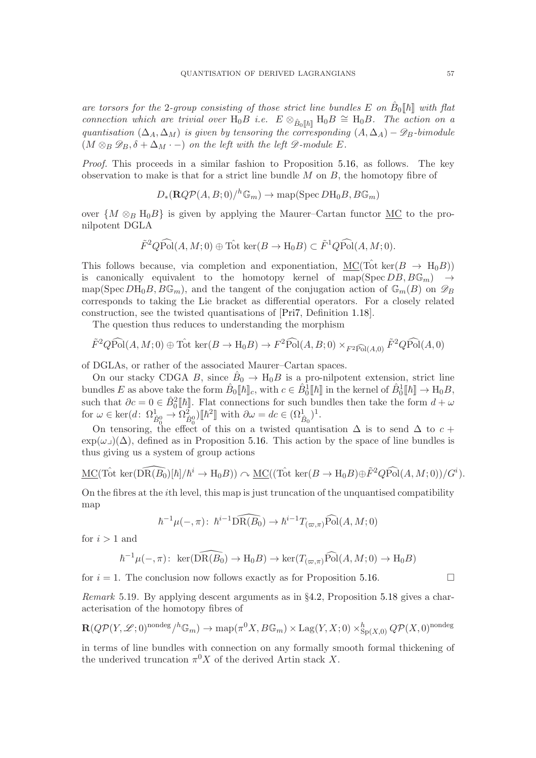*are torsors for the 2-group consisting of those strict line bundles $E$ on $\hat{B}_0[\![\hbar]\!]$ with flat connection which are trivial over $\mathrm{H}_0 B$ i.e. $E \otimes_{\hat{B}_0[\![\hbar]\!]} \mathrm{H}_0 B \cong \mathrm{H}_0 B$. The action on a quantisation $(\Delta_A, \Delta_M)$ is given by tensoring the corresponding $(A, \Delta_A) - \mathscr{D}_B$-bimodule $(M \otimes_B \mathscr{D}_B, \delta + \Delta_M \cdot -)$ on the left with the left $\mathscr{D}$-module $E$.*

*Proof.* This proceeds in a similar fashion to Proposition 5.16, as follows. The key observation to make is that for a strict line bundle $M$ on $B$, the homotopy fibre of

$$D_*(\mathbf{R}Q\mathcal{P}(A, B; 0)/^h\mathbb{G}_m) \to \mathrm{map}(\mathrm{Spec}\, D\mathrm{H}_0 B, B\mathbb{G}_m)$$

over $\{M \otimes_B \mathrm{H}_0 B\}$ is given by applying the Maurer–Cartan functor $\underline{\mathrm{MC}}$ to the pro-nilpotent DGLA

$$\tilde{F}^2 Q\widehat{\mathrm{Pol}}(A, M; 0) \oplus \hat{\mathrm{Tot}}\, \ker(B \to \mathrm{H}_0 B) \subset \tilde{F}^1 Q\widehat{\mathrm{Pol}}(A, M; 0).$$

This follows because, via completion and exponentiation, $\underline{\mathrm{MC}}(\hat{\mathrm{Tot}}\, \ker(B \to \mathrm{H}_0 B))$ is canonically equivalent to the homotopy kernel of $\mathrm{map}(\mathrm{Spec}\, DB, B\mathbb{G}_m) \to \mathrm{map}(\mathrm{Spec}\, D\mathrm{H}_0 B, B\mathbb{G}_m)$, and the tangent of the conjugation action of $\mathbb{G}_m(B)$ on $\mathscr{D}_B$ corresponds to taking the Lie bracket as differential operators. For a closely related construction, see the twisted quantisations of [Pri7, Definition 1.18].

The question thus reduces to understanding the morphism

$$\tilde{F}^2 Q\widehat{\mathrm{Pol}}(A, M; 0) \oplus \hat{\mathrm{Tot}}\, \ker(B \to \mathrm{H}_0 B) \to F^2\widehat{\mathrm{Pol}}(A, B; 0) \times_{F^2\widehat{\mathrm{Pol}}(A,0)} \tilde{F}^2 Q\widehat{\mathrm{Pol}}(A, 0)$$

of DGLAs, or rather of the associated Maurer–Cartan spaces.

On our stacky CDGA $B$, since $\hat{B}_0 \to \mathrm{H}_0 B$ is a pro-nilpotent extension, strict line bundles $E$ as above take the form $\hat{B}_0[\![\hbar]\!]_c$, with $c \in \hat{B}_0^1[\![\hbar]\!]$ in the kernel of $\hat{B}_0^1[\![\hbar]\!] \to \mathrm{H}_0 B$, such that $\partial c = 0 \in \hat{B}_0^2[\![\hbar]\!]$. Flat connections for such bundles then take the form $d + \omega$ for $\omega \in \ker(d\colon \Omega^1_{\hat{B}_0^0} \to \Omega^2_{\hat{B}_0^0})[\![\hbar^2]\!]$ with $\partial \omega = dc \in (\Omega^1_{\hat{B}_0})^1$.

On tensoring, the effect of this on a twisted quantisation $\Delta$ is to send $\Delta$ to $c + \exp(\omega_\lrcorner)(\Delta)$, defined as in Proposition 5.16. This action by the space of line bundles is thus giving us a system of group actions

$$\underline{\mathrm{MC}}(\hat{\mathrm{Tot}}\, \ker(\widehat{\mathrm{DR}(B_0)}[\hbar]/\hbar^i \to \mathrm{H}_0 B)) \curvearrowright \underline{\mathrm{MC}}((\hat{\mathrm{Tot}}\, \ker(B \to \mathrm{H}_0 B) \oplus \tilde{F}^2 Q\widehat{\mathrm{Pol}}(A, M; 0))/G^i).$$

On the fibres at the $i$th level, this map is just truncation of the unquantised compatibility map

$$\hbar^{-1}\mu(-, \pi)\colon\; \hbar^{i-1}\widehat{\mathrm{DR}(B_0)} \to \hbar^{i-1} T_{(\varpi,\pi)}\widehat{\mathrm{Pol}}(A, M; 0)$$

for $i > 1$ and

$$\hbar^{-1}\mu(-, \pi)\colon\; \ker(\widehat{\mathrm{DR}(B_0)} \to \mathrm{H}_0 B) \to \ker(T_{(\varpi,\pi)}\widehat{\mathrm{Pol}}(A, M; 0) \to \mathrm{H}_0 B)$$

for $i = 1$. The conclusion now follows exactly as for Proposition 5.16. $\square$

*Remark* 5.19. By applying descent arguments as in §4.2, Proposition 5.18 gives a characterisation of the homotopy fibres of

$$\mathbf{R}(Q\mathcal{P}(Y, \mathscr{L}; 0)^{\mathrm{nondeg}}/^h\mathbb{G}_m) \to \mathrm{map}(\pi^0 X, B\mathbb{G}_m) \times \mathrm{Lag}(Y, X; 0) \times^h_{\mathrm{Sp}(X,0)} Q\mathcal{P}(X, 0)^{\mathrm{nondeg}}$$

in terms of line bundles with connection on any formally smooth formal thickening of the underived truncation $\pi^0 X$ of the derived Artin stack $X$.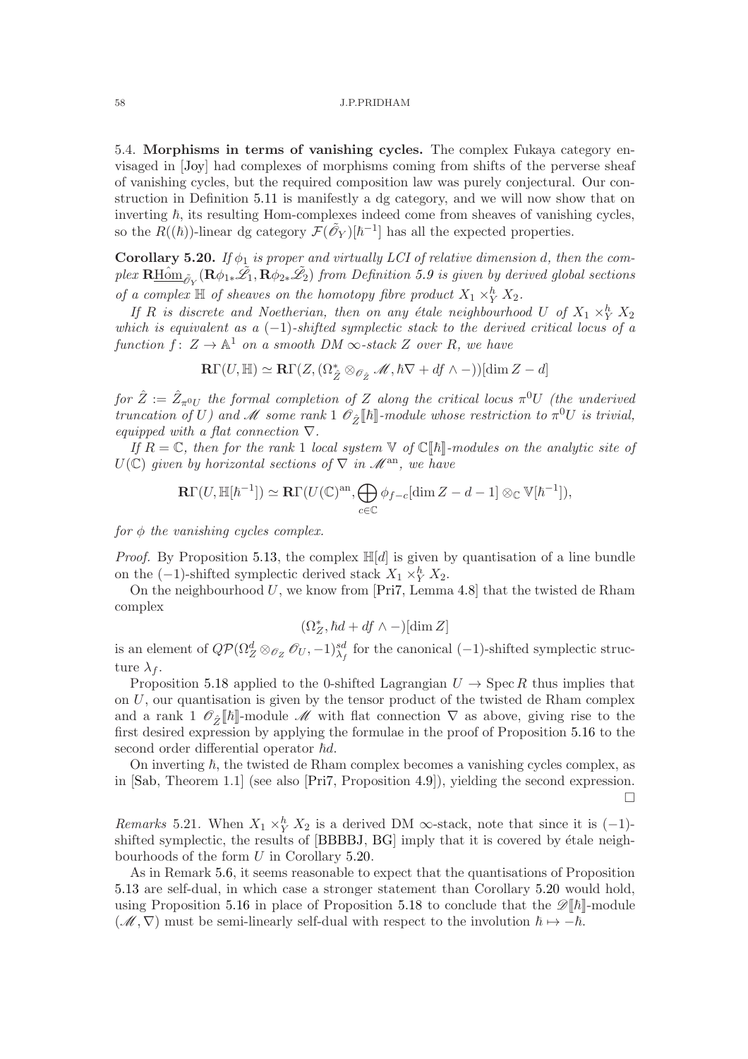5.4. **Morphisms in terms of vanishing cycles.** The complex Fukaya category envisaged in [Joy] had complexes of morphisms coming from shifts of the perverse sheaf of vanishing cycles, but the required composition law was purely conjectural. Our construction in Definition 5.11 is manifestly a dg category, and we will now show that on inverting $\hbar$, its resulting Hom-complexes indeed come from sheaves of vanishing cycles, so the $R((\hbar))$-linear dg category $\mathcal{F}(\tilde{\mathscr{O}}_Y)[\hbar^{-1}]$ has all the expected properties.

**Corollary 5.20.** *If $\phi_1$ is proper and virtually LCI of relative dimension $d$, then the complex $\mathbf{R}\underline{\hat{\mathrm{Hom}}}_{\tilde{\mathscr{O}}_Y}(\mathbf{R}\phi_{1*}\tilde{\mathscr{L}}_1, \mathbf{R}\phi_{2*}\tilde{\mathscr{L}}_2)$ from Definition 5.9 is given by derived global sections of a complex $\mathbb{H}$ of sheaves on the homotopy fibre product $X_1 \times^h_Y X_2$.*

*If $R$ is discrete and Noetherian, then on any étale neighbourhood $U$ of $X_1 \times^h_Y X_2$ which is equivalent as a $(-1)$-shifted symplectic stack to the derived critical locus of a function $f\colon Z \to \mathbb{A}^1$ on a smooth DM $\infty$-stack $Z$ over $R$, we have*

$$\mathbf{R}\Gamma(U, \mathbb{H}) \simeq \mathbf{R}\Gamma(Z, (\Omega^*_{\hat{Z}} \otimes_{\mathscr{O}_{\hat{Z}}} \mathscr{M}, \hbar\nabla + df\wedge -))[\dim Z - d]$$

*for $\hat{Z} := \hat{Z}_{\pi^0 U}$ the formal completion of $Z$ along the critical locus $\pi^0 U$ (the underived truncation of $U$) and $\mathscr{M}$ some rank 1 $\mathscr{O}_{\hat{Z}}[\![\hbar]\!]$-module whose restriction to $\pi^0 U$ is trivial, equipped with a flat connection $\nabla$.*

*If $R = \mathbb{C}$, then for the rank 1 local system $\mathbb{V}$ of $\mathbb{C}[\![\hbar]\!]$-modules on the analytic site of $U(\mathbb{C})$ given by horizontal sections of $\nabla$ in $\mathscr{M}^{\mathrm{an}}$, we have*

$$\mathbf{R}\Gamma(U, \mathbb{H}[\hbar^{-1}]) \simeq \mathbf{R}\Gamma(U(\mathbb{C})^{\mathrm{an}}, \bigoplus_{c\in\mathbb{C}} \phi_{f-c}[\dim Z - d - 1] \otimes_{\mathbb{C}} \mathbb{V}[\hbar^{-1}]),$$

*for $\phi$ the vanishing cycles complex.*

*Proof.* By Proposition 5.13, the complex $\mathbb{H}[d]$ is given by quantisation of a line bundle on the $(-1)$-shifted symplectic derived stack $X_1 \times^h_Y X_2$.

On the neighbourhood $U$, we know from [Pri7, Lemma 4.8] that the twisted de Rham complex

$$(\Omega^*_Z, \hbar d + df\wedge -)[\dim Z]$$

is an element of $Q\mathcal{P}(\Omega^d_Z \otimes_{\mathscr{O}_Z} \mathscr{O}_U, -1)^{sd}_{\lambda_f}$ for the canonical $(-1)$-shifted symplectic structure $\lambda_f$.

Proposition 5.18 applied to the 0-shifted Lagrangian $U \to \operatorname{Spec} R$ thus implies that on $U$, our quantisation is given by the tensor product of the twisted de Rham complex and a rank 1 $\mathscr{O}_{\hat{Z}}[\![\hbar]\!]$-module $\mathscr{M}$ with flat connection $\nabla$ as above, giving rise to the first desired expression by applying the formulae in the proof of Proposition 5.16 to the second order differential operator $\hbar d$.

On inverting $\hbar$, the twisted de Rham complex becomes a vanishing cycles complex, as in [Sab, Theorem 1.1] (see also [Pri7, Proposition 4.9]), yielding the second expression. □

*Remarks* 5.21. When $X_1 \times^h_Y X_2$ is a derived DM $\infty$-stack, note that since it is $(-1)$-shifted symplectic, the results of [BBBBJ, BG] imply that it is covered by étale neighbourhoods of the form $U$ in Corollary 5.20.

As in Remark 5.6, it seems reasonable to expect that the quantisations of Proposition 5.13 are self-dual, in which case a stronger statement than Corollary 5.20 would hold, using Proposition 5.16 in place of Proposition 5.18 to conclude that the $\mathscr{D}[\![\hbar]\!]$-module $(\mathscr{M}, \nabla)$ must be semi-linearly self-dual with respect to the involution $\hbar \mapsto -\hbar$.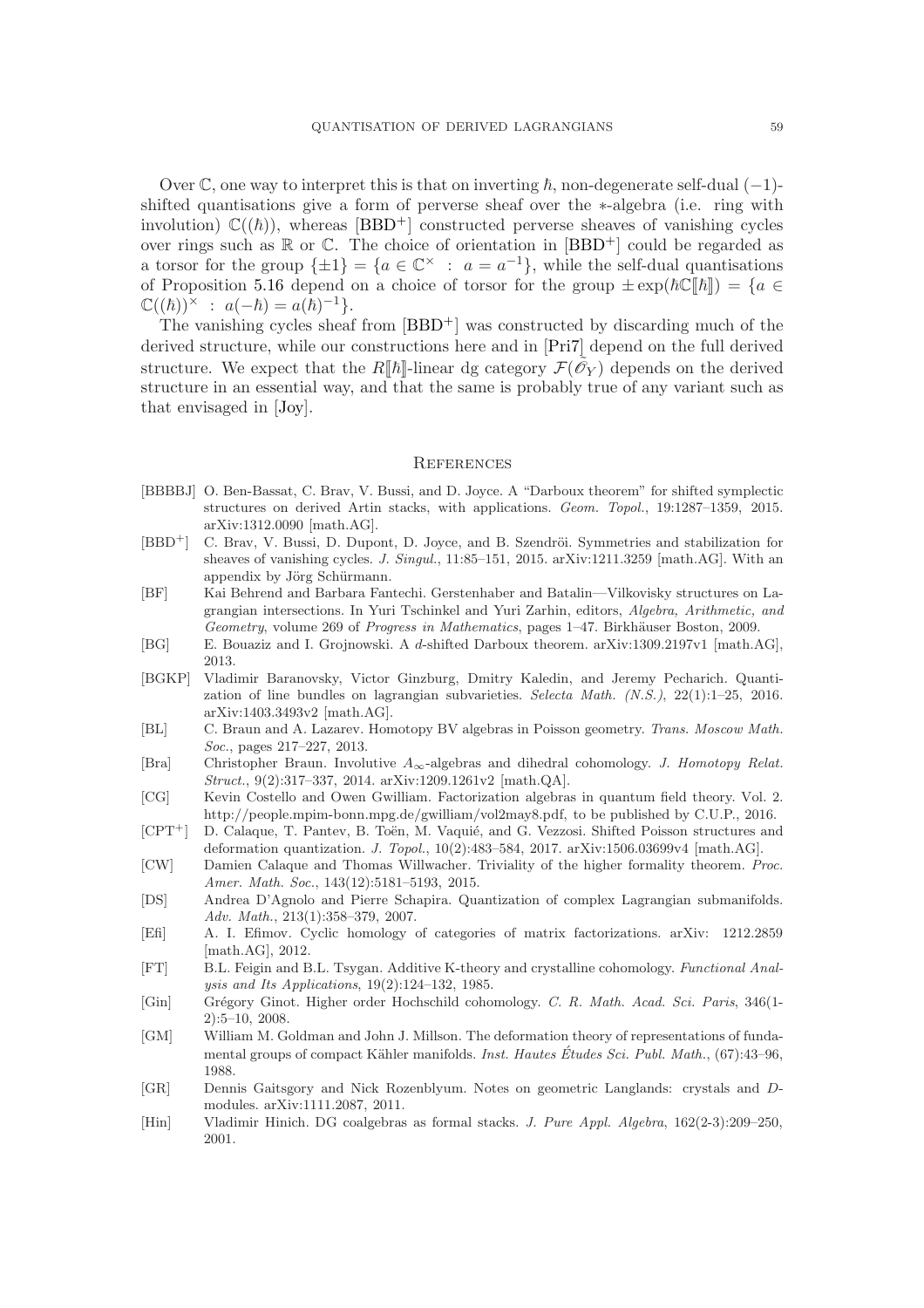Over $\mathbb{C}$, one way to interpret this is that on inverting $\hbar$, non-degenerate self-dual $(-1)$-shifted quantisations give a form of perverse sheaf over the $*$-algebra (i.e. ring with involution) $\mathbb{C}((\hbar))$, whereas [BBD+] constructed perverse sheaves of vanishing cycles over rings such as $\mathbb{R}$ or $\mathbb{C}$. The choice of orientation in [BBD+] could be regarded as a torsor for the group $\{\pm 1\} = \{a \in \mathbb{C}^\times \,:\, a = a^{-1}\}$, while the self-dual quantisations of Proposition 5.16 depend on a choice of torsor for the group $\pm \exp(\hbar\mathbb{C}[\![\hbar]\!]) = \{a \in \mathbb{C}((\hbar))^\times \,:\, a(-\hbar) = a(\hbar)^{-1}\}$.

The vanishing cycles sheaf from [BBD+] was constructed by discarding much of the derived structure, while our constructions here and in [Pri7] depend on the full derived structure. We expect that the $R[\![\hbar]\!]$-linear dg category $\mathcal{F}(\tilde{\mathscr{O}}_Y)$ depends on the derived structure in an essential way, and that the same is probably true of any variant such as that envisaged in [Joy].

## References

- [BBBBJ] O. Ben-Bassat, C. Brav, V. Bussi, and D. Joyce. A "Darboux theorem" for shifted symplectic structures on derived Artin stacks, with applications. *Geom. Topol.*, 19:1287–1359, 2015. arXiv:1312.0090 [math.AG].
- [BBD+] C. Brav, V. Bussi, D. Dupont, D. Joyce, and B. Szendrői. Symmetries and stabilization for sheaves of vanishing cycles. *J. Singul.*, 11:85–151, 2015. arXiv:1211.3259 [math.AG]. With an appendix by Jörg Schürmann.
- [BF] Kai Behrend and Barbara Fantechi. Gerstenhaber and Batalin—Vilkovisky structures on Lagrangian intersections. In Yuri Tschinkel and Yuri Zarhin, editors, *Algebra, Arithmetic, and Geometry*, volume 269 of *Progress in Mathematics*, pages 1–47. Birkhäuser Boston, 2009.
- [BG] E. Bouaziz and I. Grojnowski. A $d$-shifted Darboux theorem. arXiv:1309.2197v1 [math.AG], 2013.
- [BGKP] Vladimir Baranovsky, Victor Ginzburg, Dmitry Kaledin, and Jeremy Pecharich. Quantization of line bundles on lagrangian subvarieties. *Selecta Math. (N.S.)*, 22(1):1–25, 2016. arXiv:1403.3493v2 [math.AG].
- [BL] C. Braun and A. Lazarev. Homotopy BV algebras in Poisson geometry. *Trans. Moscow Math. Soc.*, pages 217–227, 2013.
- [Bra] Christopher Braun. Involutive $A_\infty$-algebras and dihedral cohomology. *J. Homotopy Relat. Struct.*, 9(2):317–337, 2014. arXiv:1209.1261v2 [math.QA].
- [CG] Kevin Costello and Owen Gwilliam. Factorization algebras in quantum field theory. Vol. 2. http://people.mpim-bonn.mpg.de/gwilliam/vol2may8.pdf, to be published by C.U.P., 2016.
- [CPT+] D. Calaque, T. Pantev, B. Toën, M. Vaquié, and G. Vezzosi. Shifted Poisson structures and deformation quantization. *J. Topol.*, 10(2):483–584, 2017. arXiv:1506.03699v4 [math.AG].
- [CW] Damien Calaque and Thomas Willwacher. Triviality of the higher formality theorem. *Proc. Amer. Math. Soc.*, 143(12):5181–5193, 2015.
- [DS] Andrea D'Agnolo and Pierre Schapira. Quantization of complex Lagrangian submanifolds. *Adv. Math.*, 213(1):358–379, 2007.
- [Efi] A. I. Efimov. Cyclic homology of categories of matrix factorizations. arXiv: 1212.2859 [math.AG], 2012.
- [FT] B.L. Feigin and B.L. Tsygan. Additive K-theory and crystalline cohomology. *Functional Analysis and Its Applications*, 19(2):124–132, 1985.
- [Gin] Grégory Ginot. Higher order Hochschild cohomology. *C. R. Math. Acad. Sci. Paris*, 346(1-2):5–10, 2008.
- [GM] William M. Goldman and John J. Millson. The deformation theory of representations of fundamental groups of compact Kähler manifolds. *Inst. Hautes Études Sci. Publ. Math.*, (67):43–96, 1988.
- [GR] Dennis Gaitsgory and Nick Rozenblyum. Notes on geometric Langlands: crystals and $D$-modules. arXiv:1111.2087, 2011.
- [Hin] Vladimir Hinich. DG coalgebras as formal stacks. *J. Pure Appl. Algebra*, 162(2-3):209–250, 2001.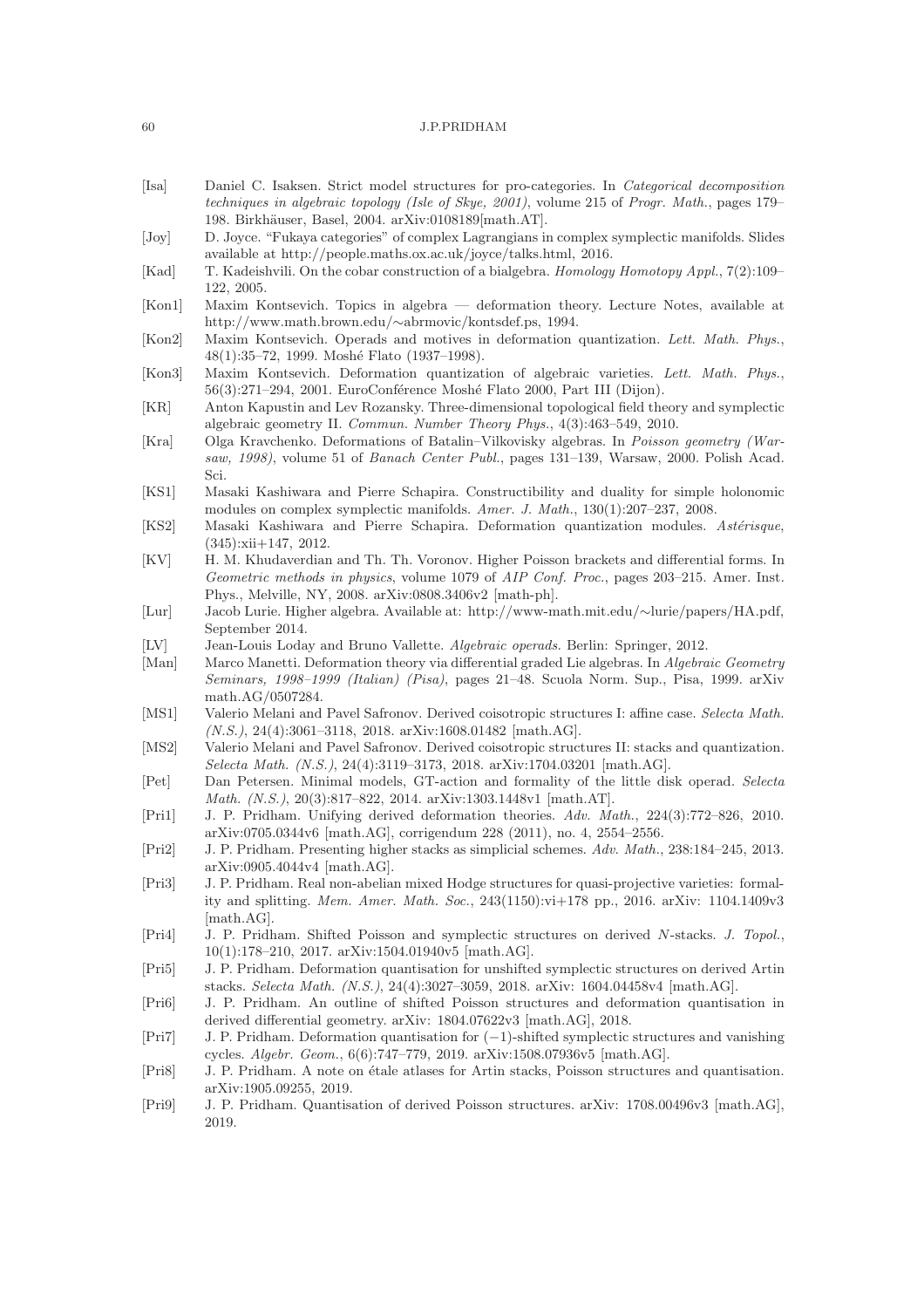[Isa] Daniel C. Isaksen. Strict model structures for pro-categories. In *Categorical decomposition techniques in algebraic topology (Isle of Skye, 2001)*, volume 215 of *Progr. Math.*, pages 179–198. Birkhäuser, Basel, 2004. arXiv:0108189[math.AT].

[Joy] D. Joyce. "Fukaya categories" of complex Lagrangians in complex symplectic manifolds. Slides available at http://people.maths.ox.ac.uk/joyce/talks.html, 2016.

[Kad] T. Kadeishvili. On the cobar construction of a bialgebra. *Homology Homotopy Appl.*, 7(2):109–122, 2005.

[Kon1] Maxim Kontsevich. Topics in algebra — deformation theory. Lecture Notes, available at http://www.math.brown.edu/∼abrmovic/kontsdef.ps, 1994.

[Kon2] Maxim Kontsevich. Operads and motives in deformation quantization. *Lett. Math. Phys.*, 48(1):35–72, 1999. Moshé Flato (1937–1998).

[Kon3] Maxim Kontsevich. Deformation quantization of algebraic varieties. *Lett. Math. Phys.*, 56(3):271–294, 2001. EuroConférence Moshé Flato 2000, Part III (Dijon).

[KR] Anton Kapustin and Lev Rozansky. Three-dimensional topological field theory and symplectic algebraic geometry II. *Commun. Number Theory Phys.*, 4(3):463–549, 2010.

[Kra] Olga Kravchenko. Deformations of Batalin–Vilkovisky algebras. In *Poisson geometry (Warsaw, 1998)*, volume 51 of *Banach Center Publ.*, pages 131–139, Warsaw, 2000. Polish Acad. Sci.

[KS1] Masaki Kashiwara and Pierre Schapira. Constructibility and duality for simple holonomic modules on complex symplectic manifolds. *Amer. J. Math.*, 130(1):207–237, 2008.

[KS2] Masaki Kashiwara and Pierre Schapira. Deformation quantization modules. *Astérisque*, (345):xii+147, 2012.

[KV] H. M. Khudaverdian and Th. Th. Voronov. Higher Poisson brackets and differential forms. In *Geometric methods in physics*, volume 1079 of *AIP Conf. Proc.*, pages 203–215. Amer. Inst. Phys., Melville, NY, 2008. arXiv:0808.3406v2 [math-ph].

[Lur] Jacob Lurie. Higher algebra. Available at: http://www-math.mit.edu/∼lurie/papers/HA.pdf, September 2014.

[LV] Jean-Louis Loday and Bruno Vallette. *Algebraic operads*. Berlin: Springer, 2012.

[Man] Marco Manetti. Deformation theory via differential graded Lie algebras. In *Algebraic Geometry Seminars, 1998–1999 (Italian) (Pisa)*, pages 21–48. Scuola Norm. Sup., Pisa, 1999. arXiv math.AG/0507284.

[MS1] Valerio Melani and Pavel Safronov. Derived coisotropic structures I: affine case. *Selecta Math. (N.S.)*, 24(4):3061–3118, 2018. arXiv:1608.01482 [math.AG].

[MS2] Valerio Melani and Pavel Safronov. Derived coisotropic structures II: stacks and quantization. *Selecta Math. (N.S.)*, 24(4):3119–3173, 2018. arXiv:1704.03201 [math.AG].

[Pet] Dan Petersen. Minimal models, GT-action and formality of the little disk operad. *Selecta Math. (N.S.)*, 20(3):817–822, 2014. arXiv:1303.1448v1 [math.AT].

[Pri1] J. P. Pridham. Unifying derived deformation theories. *Adv. Math.*, 224(3):772–826, 2010. arXiv:0705.0344v6 [math.AG], corrigendum 228 (2011), no. 4, 2554–2556.

[Pri2] J. P. Pridham. Presenting higher stacks as simplicial schemes. *Adv. Math.*, 238:184–245, 2013. arXiv:0905.4044v4 [math.AG].

[Pri3] J. P. Pridham. Real non-abelian mixed Hodge structures for quasi-projective varieties: formality and splitting. *Mem. Amer. Math. Soc.*, 243(1150):vi+178 pp., 2016. arXiv: 1104.1409v3 [math.AG].

[Pri4] J. P. Pridham. Shifted Poisson and symplectic structures on derived $N$-stacks. *J. Topol.*, 10(1):178–210, 2017. arXiv:1504.01940v5 [math.AG].

[Pri5] J. P. Pridham. Deformation quantisation for unshifted symplectic structures on derived Artin stacks. *Selecta Math. (N.S.)*, 24(4):3027–3059, 2018. arXiv: 1604.04458v4 [math.AG].

[Pri6] J. P. Pridham. An outline of shifted Poisson structures and deformation quantisation in derived differential geometry. arXiv: 1804.07622v3 [math.AG], 2018.

[Pri7] J. P. Pridham. Deformation quantisation for $(-1)$-shifted symplectic structures and vanishing cycles. *Algebr. Geom.*, 6(6):747–779, 2019. arXiv:1508.07936v5 [math.AG].

[Pri8] J. P. Pridham. A note on étale atlases for Artin stacks, Poisson structures and quantisation. arXiv:1905.09255, 2019.

[Pri9] J. P. Pridham. Quantisation of derived Poisson structures. arXiv: 1708.00496v3 [math.AG], 2019.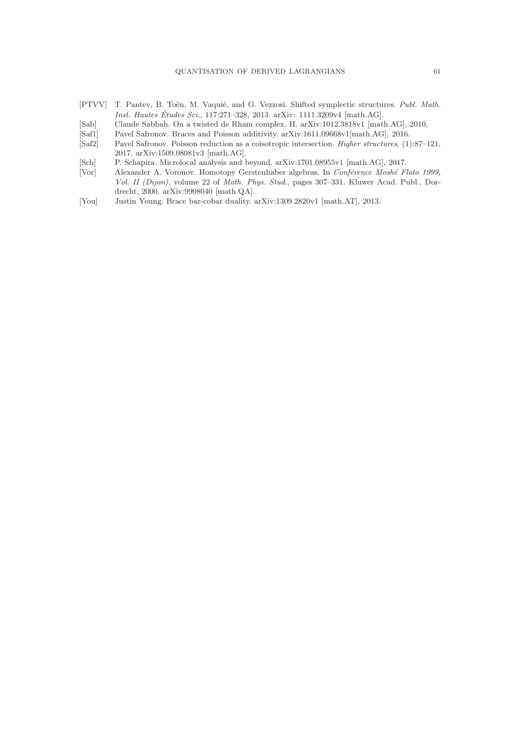[PTVV] T. Pantev, B. Toën, M. Vaquié, and G. Vezzosi. Shifted symplectic structures. *Publ. Math. Inst. Hautes Études Sci.*, 117:271–328, 2013. arXiv: 1111.3209v4 [math.AG].

[Sab] Claude Sabbah. On a twisted de Rham complex, II. arXiv:1012.3818v1 [math.AG], 2010.

[Saf1] Pavel Safronov. Braces and Poisson additivity. arXiv:1611.09668v1[math.AG], 2016.

[Saf2] Pavel Safronov. Poisson reduction as a coisotropic intersection. *Higher structures*, (1):87–121, 2017. arXiv:1509.08081v3 [math.AG].

[Sch] P. Schapira. Microlocal analysis and beyond. arXiv:1701.08955v1 [math.AG], 2017.

[Vor] Alexander A. Voronov. Homotopy Gerstenhaber algebras. In *Conférence Moshé Flato 1999, Vol. II (Dijon)*, volume 22 of *Math. Phys. Stud.*, pages 307–331. Kluwer Acad. Publ., Dordrecht, 2000. arXiv:9908040 [math.QA].

[You] Justin Young. Brace bar-cobar duality. arXiv:1309.2820v1 [math.AT], 2013.